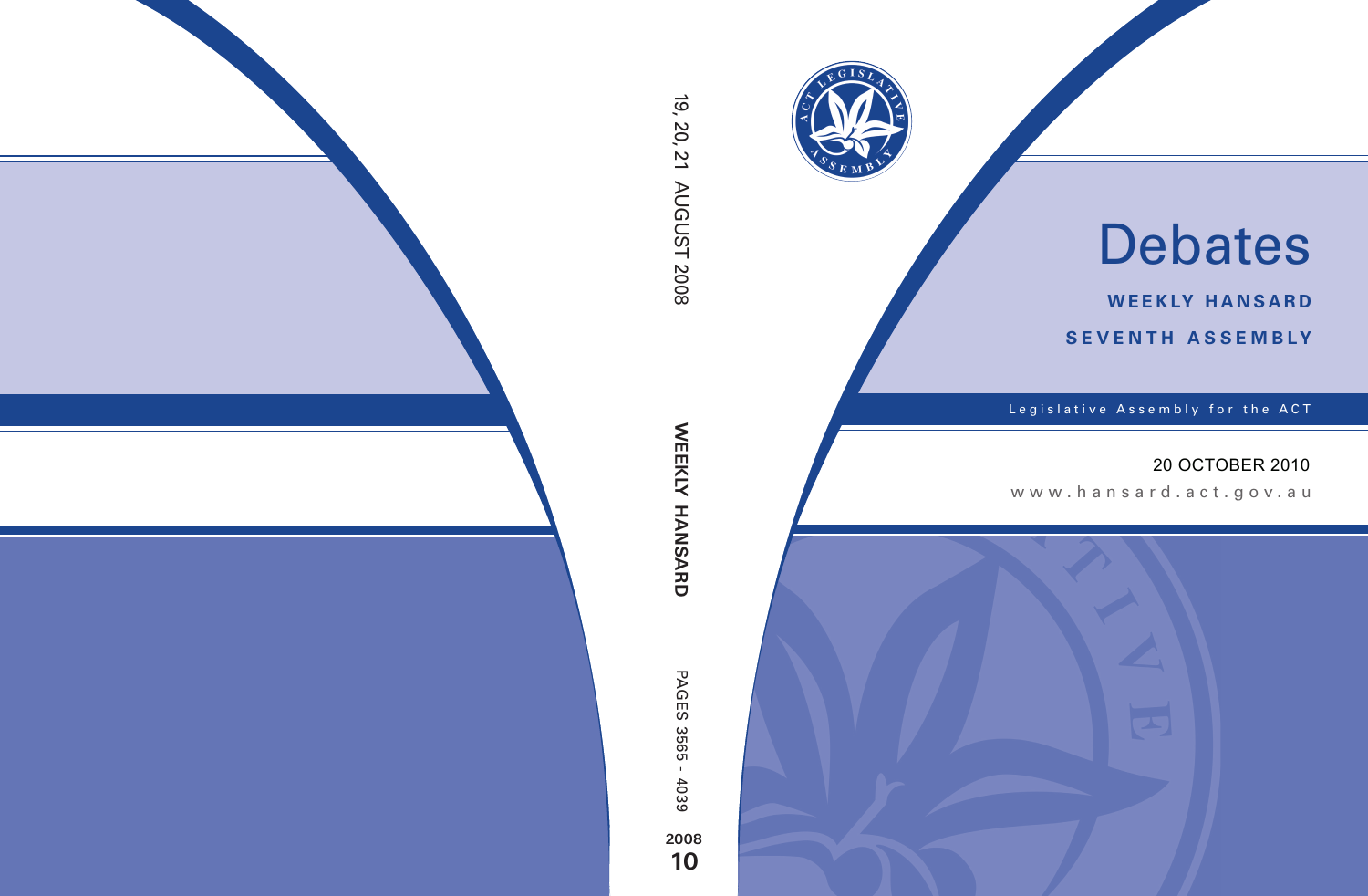# Debates

**WEEKLY HANSARD**

**SEVENTH ASSEMBLY**

Legislative Assembly for the ACT

20 OCTOBER 2010

www.hansard.act.gov.au

19, 20, 21 AUGUST 2008

**WEEKLY HANSARD**

PAGES 3565 - 4039

**2008**
**10**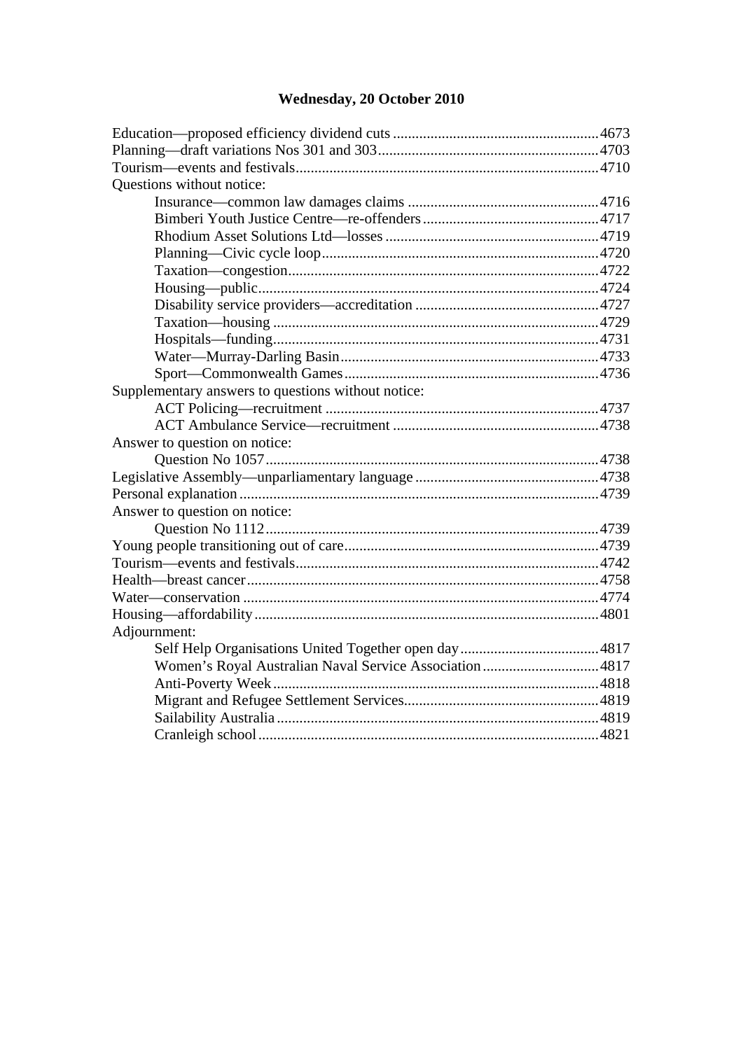## Wednesday, 20 October 2010

Education—proposed efficiency dividend cuts ....................................................... 4673
Planning—draft variations Nos 301 and 303 ........................................................... 4703
Tourism—events and festivals ................................................................................ 4710
Questions without notice:
- Insurance—common law damages claims ................................................... 4716
- Bimberi Youth Justice Centre—re-offenders ............................................... 4717
- Rhodium Asset Solutions Ltd—losses ......................................................... 4719
- Planning—Civic cycle loop .......................................................................... 4720
- Taxation—congestion ................................................................................... 4722
- Housing—public ........................................................................................... 4724
- Disability service providers—accreditation ................................................. 4727
- Taxation—housing ....................................................................................... 4729
- Hospitals—funding ....................................................................................... 4731
- Water—Murray-Darling Basin ..................................................................... 4733
- Sport—Commonwealth Games .................................................................... 4736

Supplementary answers to questions without notice:
- ACT Policing—recruitment ......................................................................... 4737
- ACT Ambulance Service—recruitment ....................................................... 4738

Answer to question on notice:
- Question No 1057 ......................................................................................... 4738

Legislative Assembly—unparliamentary language ................................................. 4738
Personal explanation ............................................................................................... 4739
Answer to question on notice:
- Question No 1112 ......................................................................................... 4739

Young people transitioning out of care ................................................................... 4739
Tourism—events and festivals ................................................................................ 4742
Health—breast cancer ............................................................................................. 4758
Water—conservation .............................................................................................. 4774
Housing—affordability ........................................................................................... 4801
Adjournment:
- Self Help Organisations United Together open day ..................................... 4817
- Women's Royal Australian Naval Service Association ............................... 4817
- Anti-Poverty Week ...................................................................................... 4818
- Migrant and Refugee Settlement Services .................................................... 4819
- Sailability Australia ..................................................................................... 4819
- Cranleigh school .......................................................................................... 4821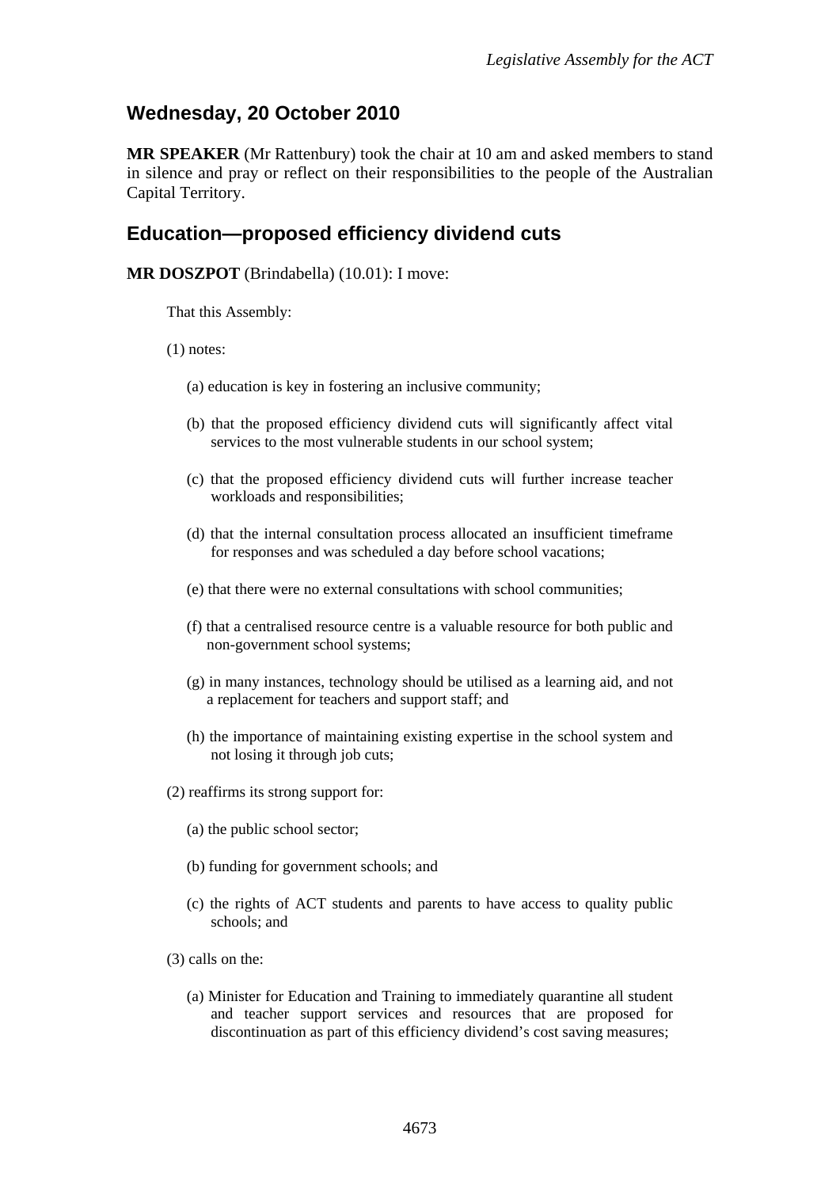## Wednesday, 20 October 2010

**MR SPEAKER** (Mr Rattenbury) took the chair at 10 am and asked members to stand in silence and pray or reflect on their responsibilities to the people of the Australian Capital Territory.

## Education—proposed efficiency dividend cuts

**MR DOSZPOT** (Brindabella) (10.01): I move:

That this Assembly:

(1) notes:

(a) education is key in fostering an inclusive community;

(b) that the proposed efficiency dividend cuts will significantly affect vital services to the most vulnerable students in our school system;

(c) that the proposed efficiency dividend cuts will further increase teacher workloads and responsibilities;

(d) that the internal consultation process allocated an insufficient timeframe for responses and was scheduled a day before school vacations;

(e) that there were no external consultations with school communities;

(f) that a centralised resource centre is a valuable resource for both public and non-government school systems;

(g) in many instances, technology should be utilised as a learning aid, and not a replacement for teachers and support staff; and

(h) the importance of maintaining existing expertise in the school system and not losing it through job cuts;

(2) reaffirms its strong support for:

(a) the public school sector;

(b) funding for government schools; and

(c) the rights of ACT students and parents to have access to quality public schools; and

(3) calls on the:

(a) Minister for Education and Training to immediately quarantine all student and teacher support services and resources that are proposed for discontinuation as part of this efficiency dividend's cost saving measures;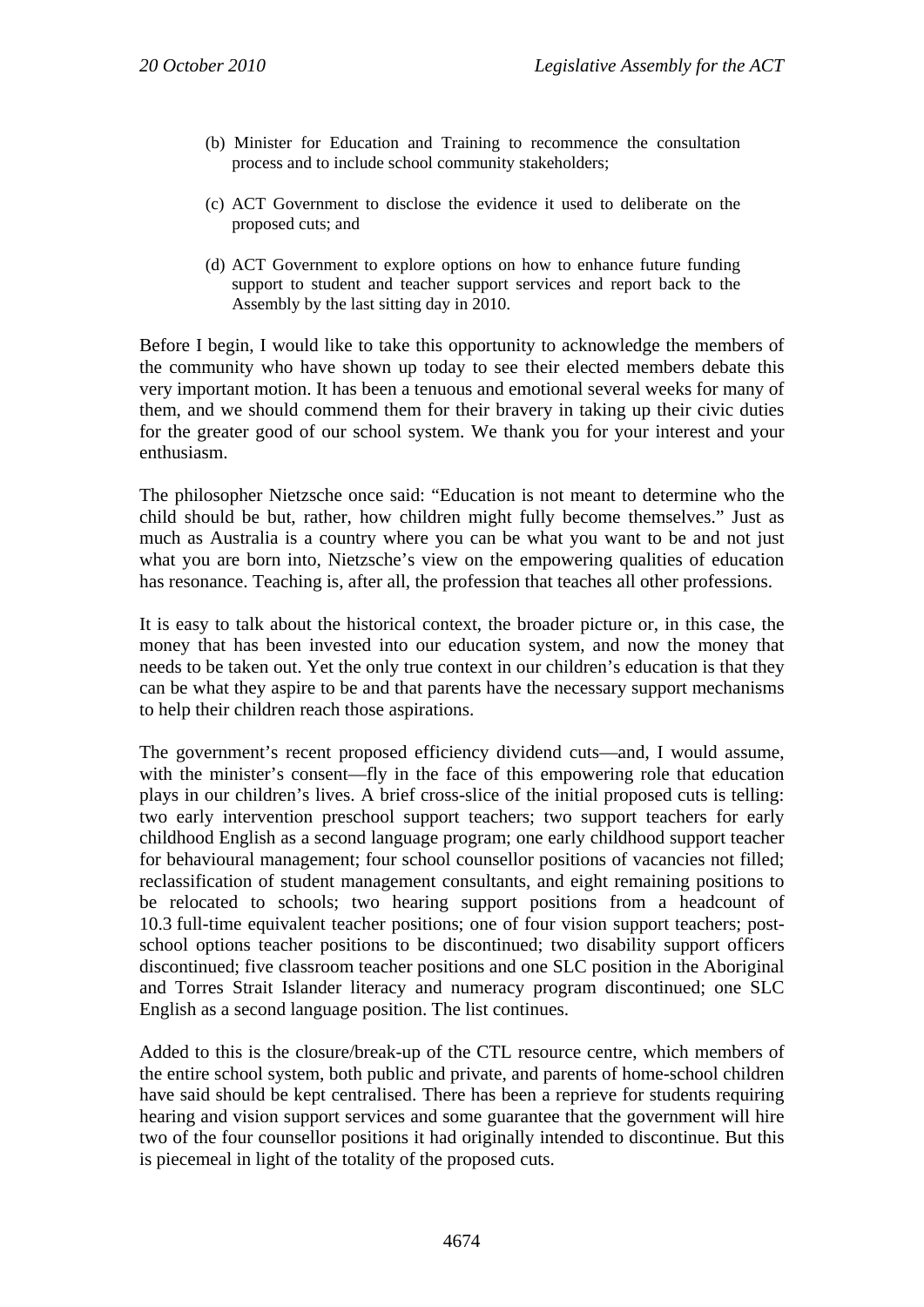(b) Minister for Education and Training to recommence the consultation process and to include school community stakeholders;

(c) ACT Government to disclose the evidence it used to deliberate on the proposed cuts; and

(d) ACT Government to explore options on how to enhance future funding support to student and teacher support services and report back to the Assembly by the last sitting day in 2010.

Before I begin, I would like to take this opportunity to acknowledge the members of the community who have shown up today to see their elected members debate this very important motion. It has been a tenuous and emotional several weeks for many of them, and we should commend them for their bravery in taking up their civic duties for the greater good of our school system. We thank you for your interest and your enthusiasm.

The philosopher Nietzsche once said: "Education is not meant to determine who the child should be but, rather, how children might fully become themselves." Just as much as Australia is a country where you can be what you want to be and not just what you are born into, Nietzsche's view on the empowering qualities of education has resonance. Teaching is, after all, the profession that teaches all other professions.

It is easy to talk about the historical context, the broader picture or, in this case, the money that has been invested into our education system, and now the money that needs to be taken out. Yet the only true context in our children's education is that they can be what they aspire to be and that parents have the necessary support mechanisms to help their children reach those aspirations.

The government's recent proposed efficiency dividend cuts—and, I would assume, with the minister's consent—fly in the face of this empowering role that education plays in our children's lives. A brief cross-slice of the initial proposed cuts is telling: two early intervention preschool support teachers; two support teachers for early childhood English as a second language program; one early childhood support teacher for behavioural management; four school counsellor positions of vacancies not filled; reclassification of student management consultants, and eight remaining positions to be relocated to schools; two hearing support positions from a headcount of 10.3 full-time equivalent teacher positions; one of four vision support teachers; post-school options teacher positions to be discontinued; two disability support officers discontinued; five classroom teacher positions and one SLC position in the Aboriginal and Torres Strait Islander literacy and numeracy program discontinued; one SLC English as a second language position. The list continues.

Added to this is the closure/break-up of the CTL resource centre, which members of the entire school system, both public and private, and parents of home-school children have said should be kept centralised. There has been a reprieve for students requiring hearing and vision support services and some guarantee that the government will hire two of the four counsellor positions it had originally intended to discontinue. But this is piecemeal in light of the totality of the proposed cuts.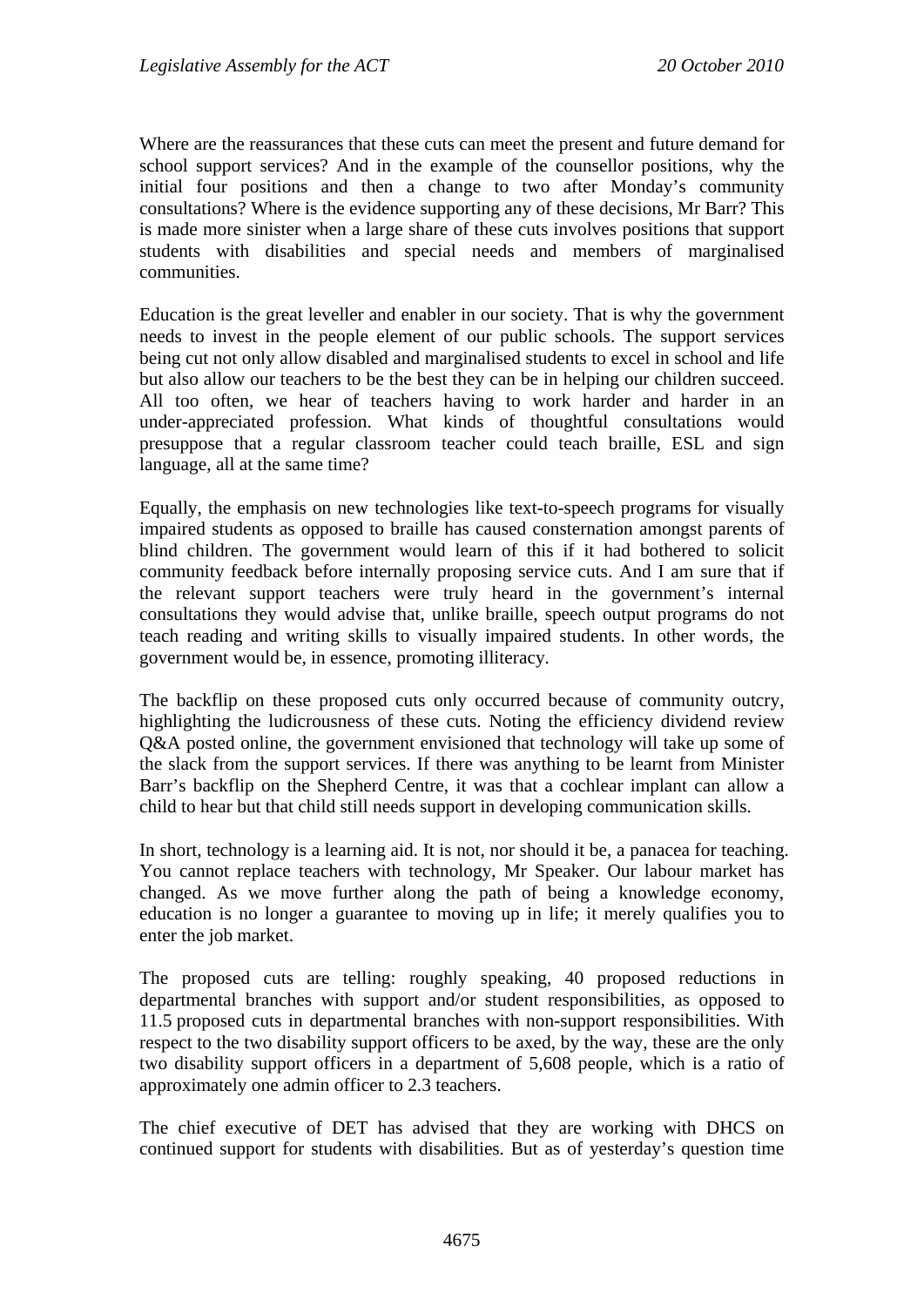Where are the reassurances that these cuts can meet the present and future demand for school support services? And in the example of the counsellor positions, why the initial four positions and then a change to two after Monday's community consultations? Where is the evidence supporting any of these decisions, Mr Barr? This is made more sinister when a large share of these cuts involves positions that support students with disabilities and special needs and members of marginalised communities.

Education is the great leveller and enabler in our society. That is why the government needs to invest in the people element of our public schools. The support services being cut not only allow disabled and marginalised students to excel in school and life but also allow our teachers to be the best they can be in helping our children succeed. All too often, we hear of teachers having to work harder and harder in an under-appreciated profession. What kinds of thoughtful consultations would presuppose that a regular classroom teacher could teach braille, ESL and sign language, all at the same time?

Equally, the emphasis on new technologies like text-to-speech programs for visually impaired students as opposed to braille has caused consternation amongst parents of blind children. The government would learn of this if it had bothered to solicit community feedback before internally proposing service cuts. And I am sure that if the relevant support teachers were truly heard in the government's internal consultations they would advise that, unlike braille, speech output programs do not teach reading and writing skills to visually impaired students. In other words, the government would be, in essence, promoting illiteracy.

The backflip on these proposed cuts only occurred because of community outcry, highlighting the ludicrousness of these cuts. Noting the efficiency dividend review Q&A posted online, the government envisioned that technology will take up some of the slack from the support services. If there was anything to be learnt from Minister Barr's backflip on the Shepherd Centre, it was that a cochlear implant can allow a child to hear but that child still needs support in developing communication skills.

In short, technology is a learning aid. It is not, nor should it be, a panacea for teaching. You cannot replace teachers with technology, Mr Speaker. Our labour market has changed. As we move further along the path of being a knowledge economy, education is no longer a guarantee to moving up in life; it merely qualifies you to enter the job market.

The proposed cuts are telling: roughly speaking, 40 proposed reductions in departmental branches with support and/or student responsibilities, as opposed to 11.5 proposed cuts in departmental branches with non-support responsibilities. With respect to the two disability support officers to be axed, by the way, these are the only two disability support officers in a department of 5,608 people, which is a ratio of approximately one admin officer to 2.3 teachers.

The chief executive of DET has advised that they are working with DHCS on continued support for students with disabilities. But as of yesterday's question time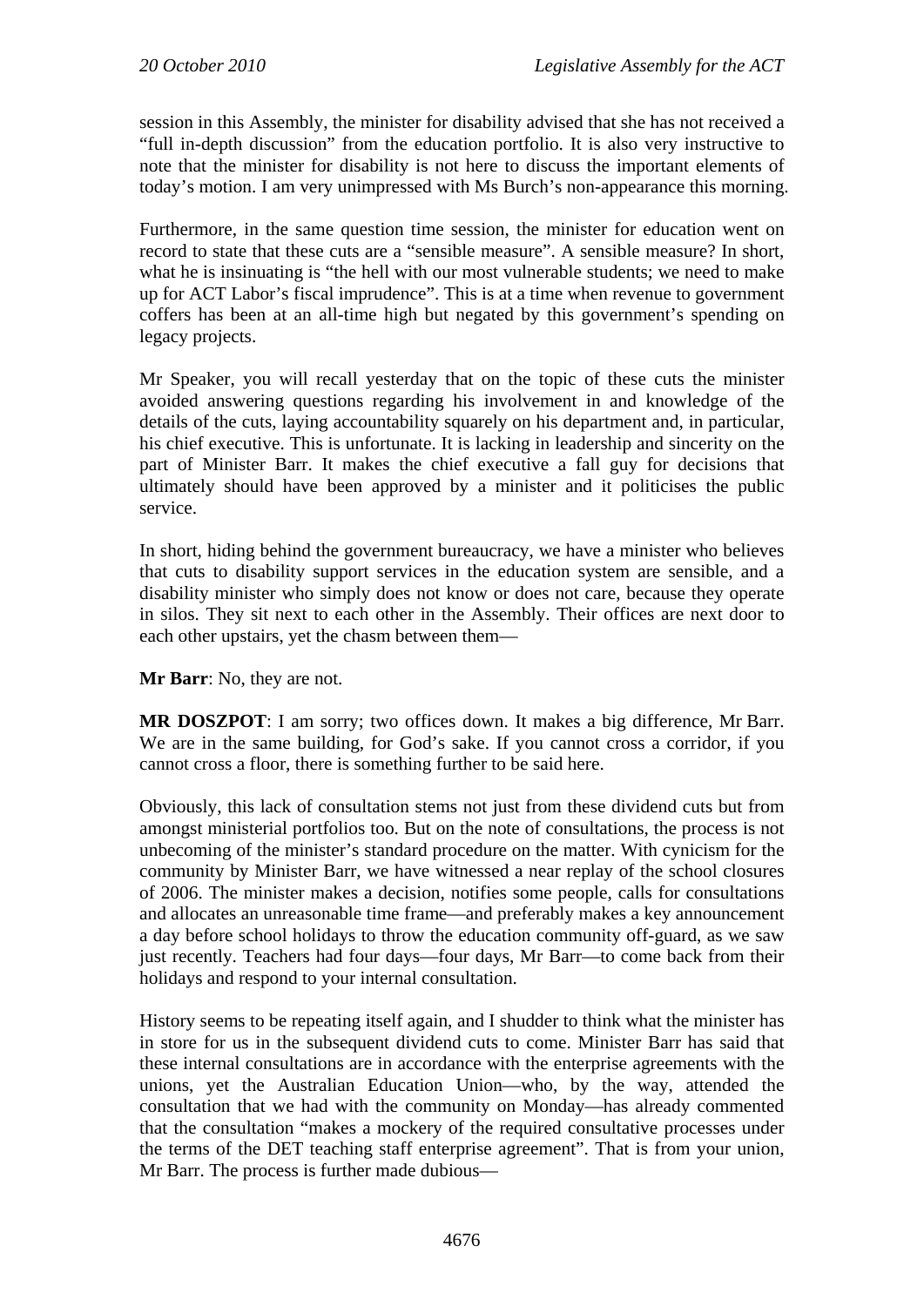session in this Assembly, the minister for disability advised that she has not received a "full in-depth discussion" from the education portfolio. It is also very instructive to note that the minister for disability is not here to discuss the important elements of today's motion. I am very unimpressed with Ms Burch's non-appearance this morning.

Furthermore, in the same question time session, the minister for education went on record to state that these cuts are a "sensible measure". A sensible measure? In short, what he is insinuating is "the hell with our most vulnerable students; we need to make up for ACT Labor's fiscal imprudence". This is at a time when revenue to government coffers has been at an all-time high but negated by this government's spending on legacy projects.

Mr Speaker, you will recall yesterday that on the topic of these cuts the minister avoided answering questions regarding his involvement in and knowledge of the details of the cuts, laying accountability squarely on his department and, in particular, his chief executive. This is unfortunate. It is lacking in leadership and sincerity on the part of Minister Barr. It makes the chief executive a fall guy for decisions that ultimately should have been approved by a minister and it politicises the public service.

In short, hiding behind the government bureaucracy, we have a minister who believes that cuts to disability support services in the education system are sensible, and a disability minister who simply does not know or does not care, because they operate in silos. They sit next to each other in the Assembly. Their offices are next door to each other upstairs, yet the chasm between them—

**Mr Barr**: No, they are not.

**MR DOSZPOT**: I am sorry; two offices down. It makes a big difference, Mr Barr. We are in the same building, for God's sake. If you cannot cross a corridor, if you cannot cross a floor, there is something further to be said here.

Obviously, this lack of consultation stems not just from these dividend cuts but from amongst ministerial portfolios too. But on the note of consultations, the process is not unbecoming of the minister's standard procedure on the matter. With cynicism for the community by Minister Barr, we have witnessed a near replay of the school closures of 2006. The minister makes a decision, notifies some people, calls for consultations and allocates an unreasonable time frame—and preferably makes a key announcement a day before school holidays to throw the education community off-guard, as we saw just recently. Teachers had four days—four days, Mr Barr—to come back from their holidays and respond to your internal consultation.

History seems to be repeating itself again, and I shudder to think what the minister has in store for us in the subsequent dividend cuts to come. Minister Barr has said that these internal consultations are in accordance with the enterprise agreements with the unions, yet the Australian Education Union—who, by the way, attended the consultation that we had with the community on Monday—has already commented that the consultation "makes a mockery of the required consultative processes under the terms of the DET teaching staff enterprise agreement". That is from your union, Mr Barr. The process is further made dubious—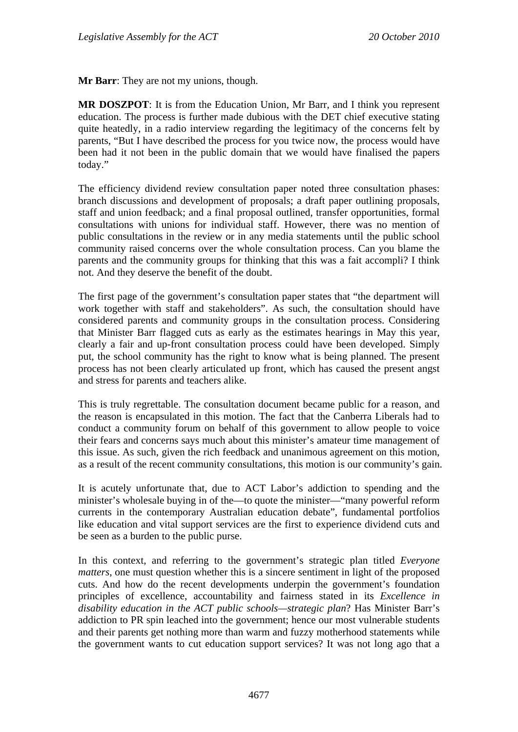**Mr Barr**: They are not my unions, though.

**MR DOSZPOT**: It is from the Education Union, Mr Barr, and I think you represent education. The process is further made dubious with the DET chief executive stating quite heatedly, in a radio interview regarding the legitimacy of the concerns felt by parents, "But I have described the process for you twice now, the process would have been had it not been in the public domain that we would have finalised the papers today."

The efficiency dividend review consultation paper noted three consultation phases: branch discussions and development of proposals; a draft paper outlining proposals, staff and union feedback; and a final proposal outlined, transfer opportunities, formal consultations with unions for individual staff. However, there was no mention of public consultations in the review or in any media statements until the public school community raised concerns over the whole consultation process. Can you blame the parents and the community groups for thinking that this was a fait accompli? I think not. And they deserve the benefit of the doubt.

The first page of the government's consultation paper states that "the department will work together with staff and stakeholders". As such, the consultation should have considered parents and community groups in the consultation process. Considering that Minister Barr flagged cuts as early as the estimates hearings in May this year, clearly a fair and up-front consultation process could have been developed. Simply put, the school community has the right to know what is being planned. The present process has not been clearly articulated up front, which has caused the present angst and stress for parents and teachers alike.

This is truly regrettable. The consultation document became public for a reason, and the reason is encapsulated in this motion. The fact that the Canberra Liberals had to conduct a community forum on behalf of this government to allow people to voice their fears and concerns says much about this minister's amateur time management of this issue. As such, given the rich feedback and unanimous agreement on this motion, as a result of the recent community consultations, this motion is our community's gain.

It is acutely unfortunate that, due to ACT Labor's addiction to spending and the minister's wholesale buying in of the—to quote the minister—"many powerful reform currents in the contemporary Australian education debate", fundamental portfolios like education and vital support services are the first to experience dividend cuts and be seen as a burden to the public purse.

In this context, and referring to the government's strategic plan titled *Everyone matters*, one must question whether this is a sincere sentiment in light of the proposed cuts. And how do the recent developments underpin the government's foundation principles of excellence, accountability and fairness stated in its *Excellence in disability education in the ACT public schools—strategic plan*? Has Minister Barr's addiction to PR spin leached into the government; hence our most vulnerable students and their parents get nothing more than warm and fuzzy motherhood statements while the government wants to cut education support services? It was not long ago that a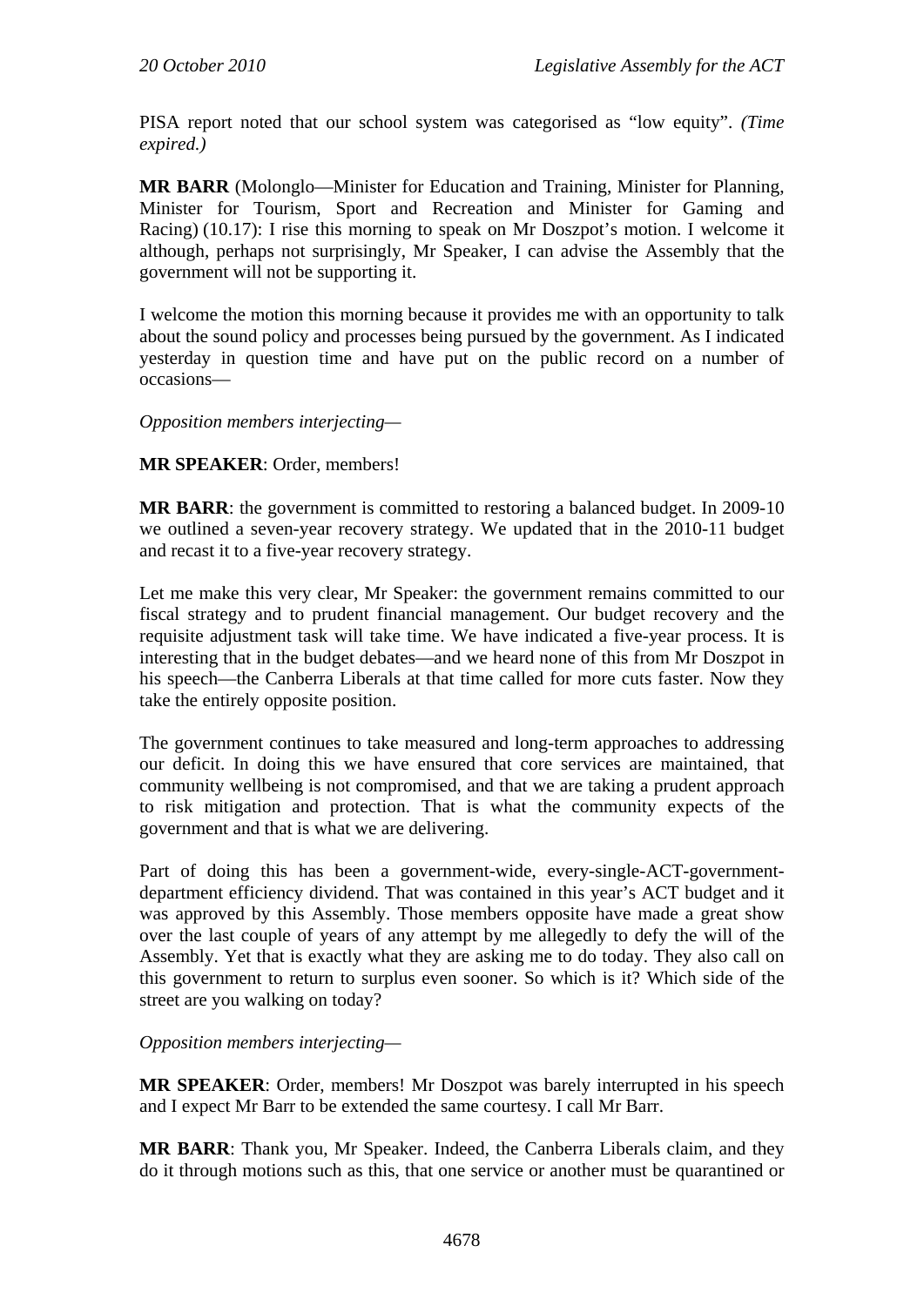PISA report noted that our school system was categorised as "low equity". *(Time expired.)*

**MR BARR** (Molonglo—Minister for Education and Training, Minister for Planning, Minister for Tourism, Sport and Recreation and Minister for Gaming and Racing) (10.17): I rise this morning to speak on Mr Doszpot's motion. I welcome it although, perhaps not surprisingly, Mr Speaker, I can advise the Assembly that the government will not be supporting it.

I welcome the motion this morning because it provides me with an opportunity to talk about the sound policy and processes being pursued by the government. As I indicated yesterday in question time and have put on the public record on a number of occasions—

*Opposition members interjecting*—

**MR SPEAKER**: Order, members!

**MR BARR**: the government is committed to restoring a balanced budget. In 2009-10 we outlined a seven-year recovery strategy. We updated that in the 2010-11 budget and recast it to a five-year recovery strategy.

Let me make this very clear, Mr Speaker: the government remains committed to our fiscal strategy and to prudent financial management. Our budget recovery and the requisite adjustment task will take time. We have indicated a five-year process. It is interesting that in the budget debates—and we heard none of this from Mr Doszpot in his speech—the Canberra Liberals at that time called for more cuts faster. Now they take the entirely opposite position.

The government continues to take measured and long-term approaches to addressing our deficit. In doing this we have ensured that core services are maintained, that community wellbeing is not compromised, and that we are taking a prudent approach to risk mitigation and protection. That is what the community expects of the government and that is what we are delivering.

Part of doing this has been a government-wide, every-single-ACT-government-department efficiency dividend. That was contained in this year's ACT budget and it was approved by this Assembly. Those members opposite have made a great show over the last couple of years of any attempt by me allegedly to defy the will of the Assembly. Yet that is exactly what they are asking me to do today. They also call on this government to return to surplus even sooner. So which is it? Which side of the street are you walking on today?

*Opposition members interjecting*—

**MR SPEAKER**: Order, members! Mr Doszpot was barely interrupted in his speech and I expect Mr Barr to be extended the same courtesy. I call Mr Barr.

**MR BARR**: Thank you, Mr Speaker. Indeed, the Canberra Liberals claim, and they do it through motions such as this, that one service or another must be quarantined or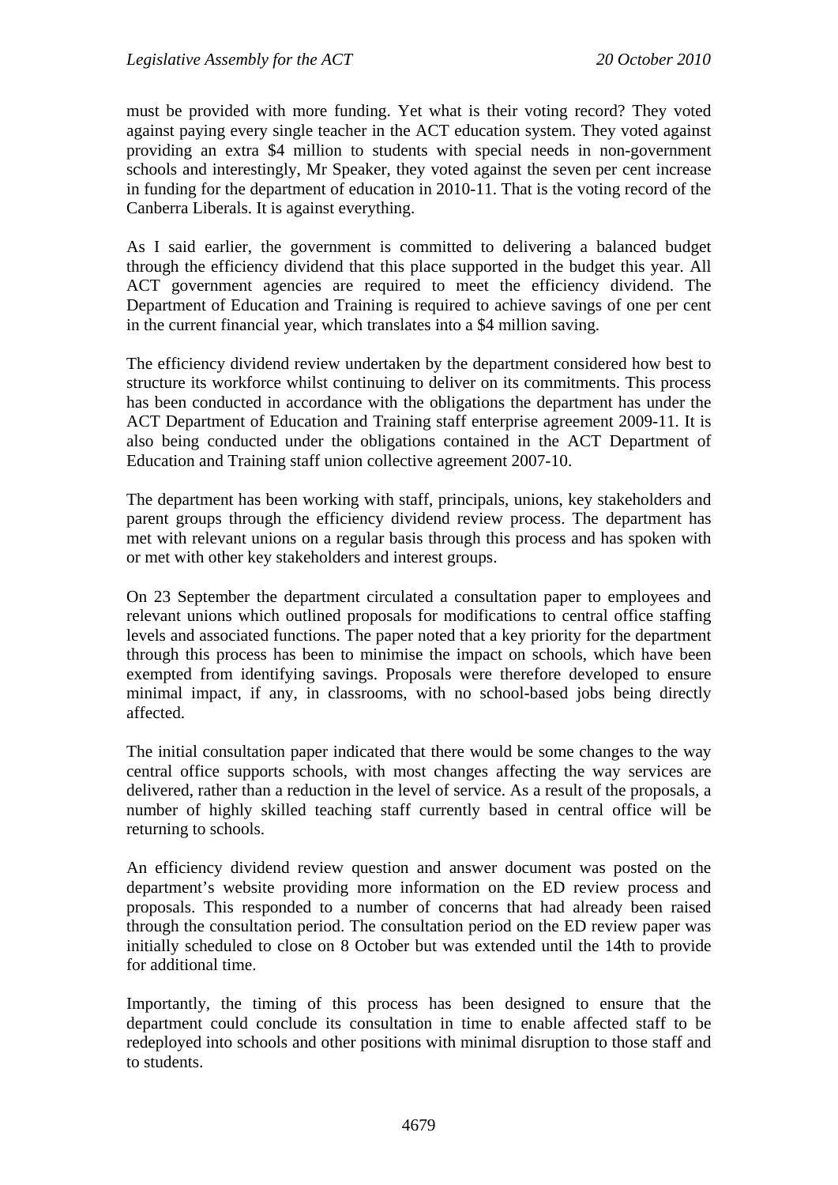must be provided with more funding. Yet what is their voting record? They voted against paying every single teacher in the ACT education system. They voted against providing an extra $4 million to students with special needs in non-government schools and interestingly, Mr Speaker, they voted against the seven per cent increase in funding for the department of education in 2010-11. That is the voting record of the Canberra Liberals. It is against everything.

As I said earlier, the government is committed to delivering a balanced budget through the efficiency dividend that this place supported in the budget this year. All ACT government agencies are required to meet the efficiency dividend. The Department of Education and Training is required to achieve savings of one per cent in the current financial year, which translates into a $4 million saving.

The efficiency dividend review undertaken by the department considered how best to structure its workforce whilst continuing to deliver on its commitments. This process has been conducted in accordance with the obligations the department has under the ACT Department of Education and Training staff enterprise agreement 2009-11. It is also being conducted under the obligations contained in the ACT Department of Education and Training staff union collective agreement 2007-10.

The department has been working with staff, principals, unions, key stakeholders and parent groups through the efficiency dividend review process. The department has met with relevant unions on a regular basis through this process and has spoken with or met with other key stakeholders and interest groups.

On 23 September the department circulated a consultation paper to employees and relevant unions which outlined proposals for modifications to central office staffing levels and associated functions. The paper noted that a key priority for the department through this process has been to minimise the impact on schools, which have been exempted from identifying savings. Proposals were therefore developed to ensure minimal impact, if any, in classrooms, with no school-based jobs being directly affected.

The initial consultation paper indicated that there would be some changes to the way central office supports schools, with most changes affecting the way services are delivered, rather than a reduction in the level of service. As a result of the proposals, a number of highly skilled teaching staff currently based in central office will be returning to schools.

An efficiency dividend review question and answer document was posted on the department's website providing more information on the ED review process and proposals. This responded to a number of concerns that had already been raised through the consultation period. The consultation period on the ED review paper was initially scheduled to close on 8 October but was extended until the 14th to provide for additional time.

Importantly, the timing of this process has been designed to ensure that the department could conclude its consultation in time to enable affected staff to be redeployed into schools and other positions with minimal disruption to those staff and to students.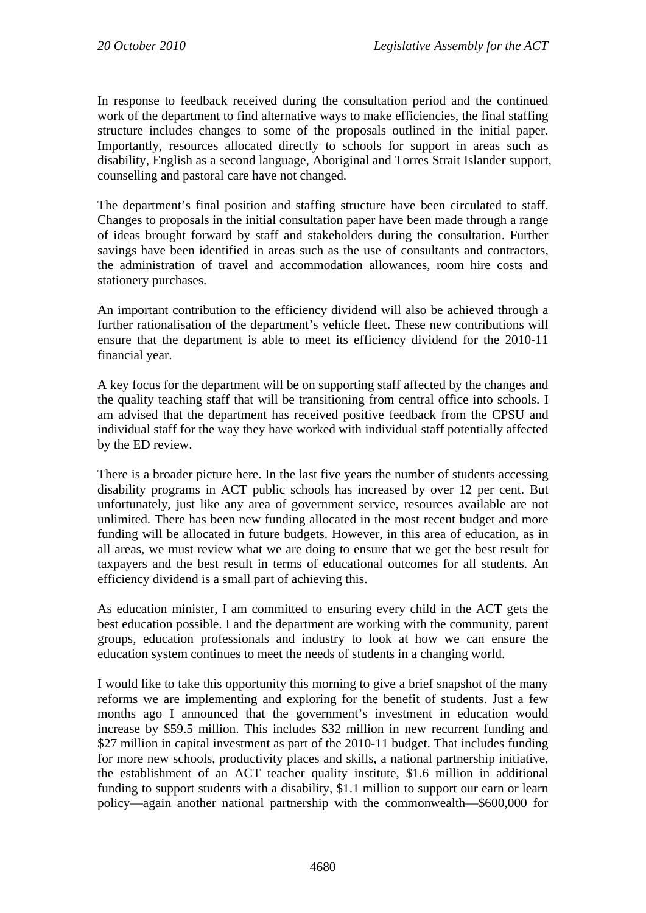In response to feedback received during the consultation period and the continued work of the department to find alternative ways to make efficiencies, the final staffing structure includes changes to some of the proposals outlined in the initial paper. Importantly, resources allocated directly to schools for support in areas such as disability, English as a second language, Aboriginal and Torres Strait Islander support, counselling and pastoral care have not changed.

The department's final position and staffing structure have been circulated to staff. Changes to proposals in the initial consultation paper have been made through a range of ideas brought forward by staff and stakeholders during the consultation. Further savings have been identified in areas such as the use of consultants and contractors, the administration of travel and accommodation allowances, room hire costs and stationery purchases.

An important contribution to the efficiency dividend will also be achieved through a further rationalisation of the department's vehicle fleet. These new contributions will ensure that the department is able to meet its efficiency dividend for the 2010-11 financial year.

A key focus for the department will be on supporting staff affected by the changes and the quality teaching staff that will be transitioning from central office into schools. I am advised that the department has received positive feedback from the CPSU and individual staff for the way they have worked with individual staff potentially affected by the ED review.

There is a broader picture here. In the last five years the number of students accessing disability programs in ACT public schools has increased by over 12 per cent. But unfortunately, just like any area of government service, resources available are not unlimited. There has been new funding allocated in the most recent budget and more funding will be allocated in future budgets. However, in this area of education, as in all areas, we must review what we are doing to ensure that we get the best result for taxpayers and the best result in terms of educational outcomes for all students. An efficiency dividend is a small part of achieving this.

As education minister, I am committed to ensuring every child in the ACT gets the best education possible. I and the department are working with the community, parent groups, education professionals and industry to look at how we can ensure the education system continues to meet the needs of students in a changing world.

I would like to take this opportunity this morning to give a brief snapshot of the many reforms we are implementing and exploring for the benefit of students. Just a few months ago I announced that the government's investment in education would increase by $59.5 million. This includes $32 million in new recurrent funding and $27 million in capital investment as part of the 2010-11 budget. That includes funding for more new schools, productivity places and skills, a national partnership initiative, the establishment of an ACT teacher quality institute, $1.6 million in additional funding to support students with a disability, $1.1 million to support our earn or learn policy—again another national partnership with the commonwealth—$600,000 for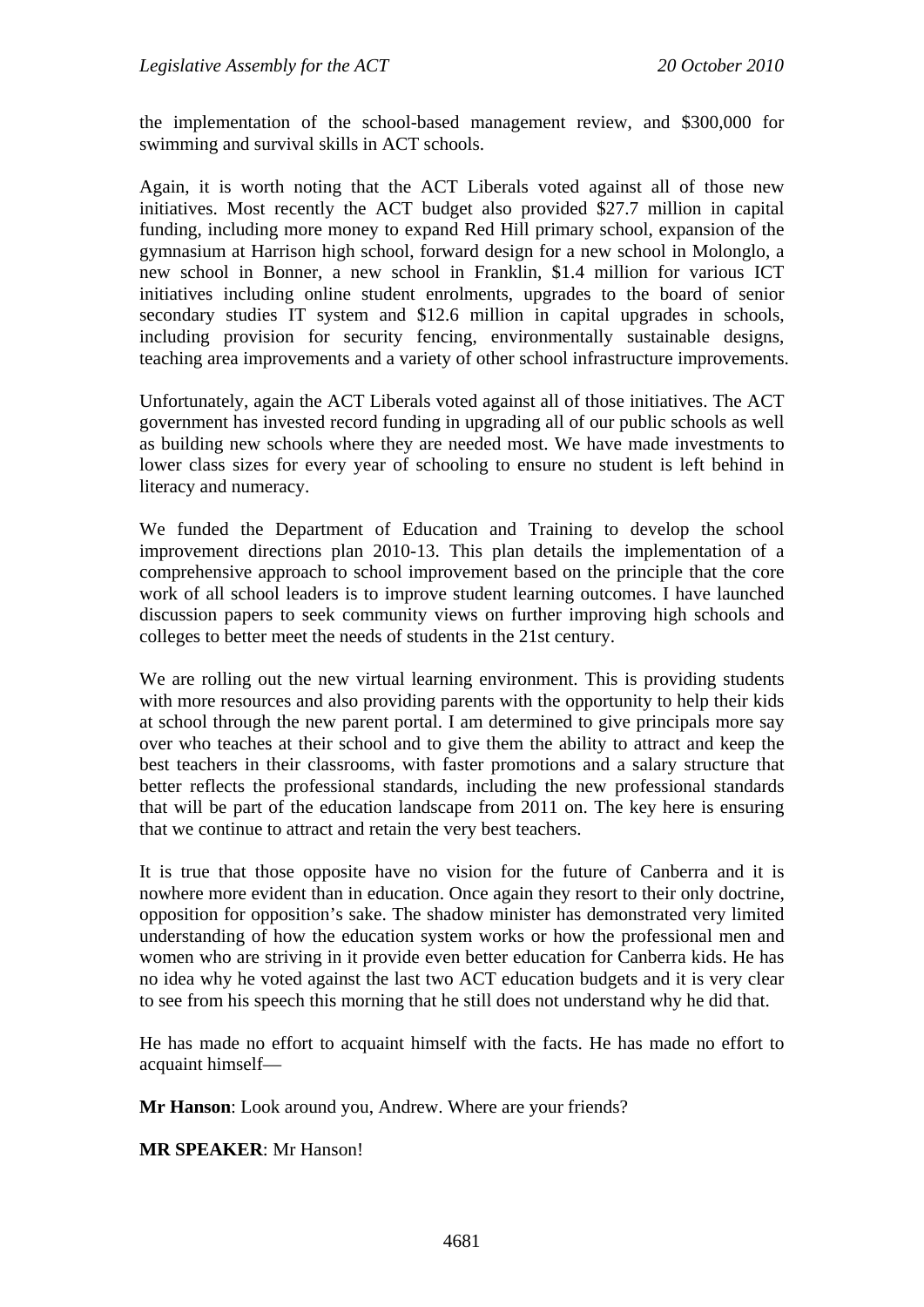the implementation of the school-based management review, and $300,000 for swimming and survival skills in ACT schools.

Again, it is worth noting that the ACT Liberals voted against all of those new initiatives. Most recently the ACT budget also provided $27.7 million in capital funding, including more money to expand Red Hill primary school, expansion of the gymnasium at Harrison high school, forward design for a new school in Molonglo, a new school in Bonner, a new school in Franklin, $1.4 million for various ICT initiatives including online student enrolments, upgrades to the board of senior secondary studies IT system and $12.6 million in capital upgrades in schools, including provision for security fencing, environmentally sustainable designs, teaching area improvements and a variety of other school infrastructure improvements.

Unfortunately, again the ACT Liberals voted against all of those initiatives. The ACT government has invested record funding in upgrading all of our public schools as well as building new schools where they are needed most. We have made investments to lower class sizes for every year of schooling to ensure no student is left behind in literacy and numeracy.

We funded the Department of Education and Training to develop the school improvement directions plan 2010-13. This plan details the implementation of a comprehensive approach to school improvement based on the principle that the core work of all school leaders is to improve student learning outcomes. I have launched discussion papers to seek community views on further improving high schools and colleges to better meet the needs of students in the 21st century.

We are rolling out the new virtual learning environment. This is providing students with more resources and also providing parents with the opportunity to help their kids at school through the new parent portal. I am determined to give principals more say over who teaches at their school and to give them the ability to attract and keep the best teachers in their classrooms, with faster promotions and a salary structure that better reflects the professional standards, including the new professional standards that will be part of the education landscape from 2011 on. The key here is ensuring that we continue to attract and retain the very best teachers.

It is true that those opposite have no vision for the future of Canberra and it is nowhere more evident than in education. Once again they resort to their only doctrine, opposition for opposition's sake. The shadow minister has demonstrated very limited understanding of how the education system works or how the professional men and women who are striving in it provide even better education for Canberra kids. He has no idea why he voted against the last two ACT education budgets and it is very clear to see from his speech this morning that he still does not understand why he did that.

He has made no effort to acquaint himself with the facts. He has made no effort to acquaint himself—

**Mr Hanson**: Look around you, Andrew. Where are your friends?

**MR SPEAKER**: Mr Hanson!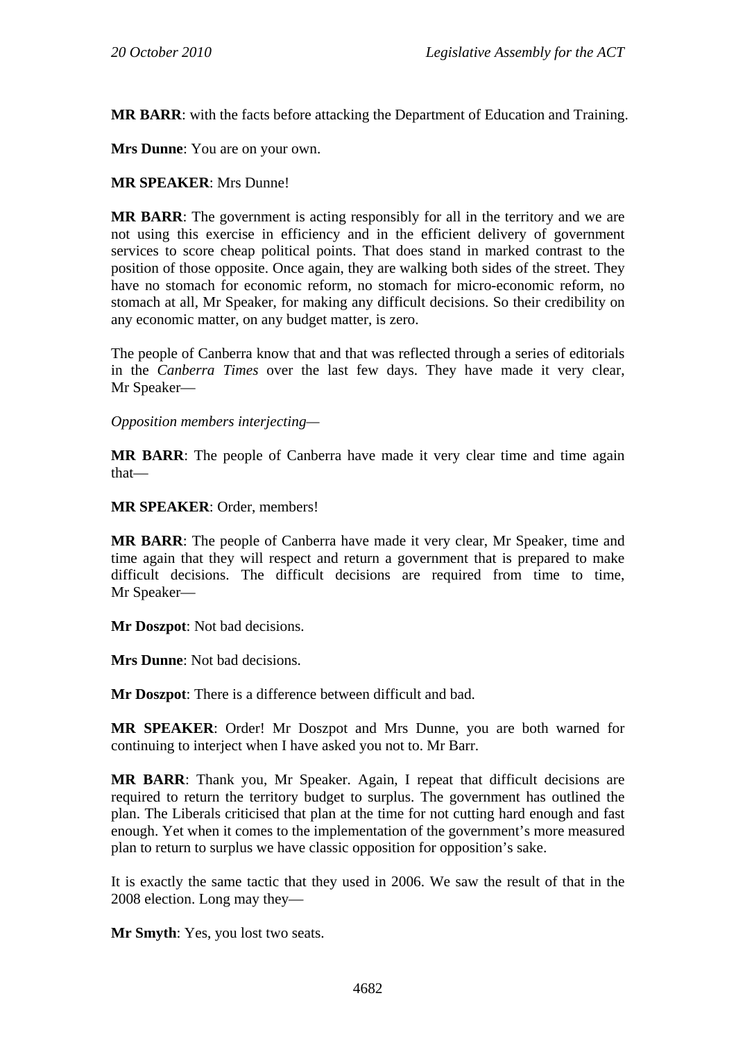**MR BARR**: with the facts before attacking the Department of Education and Training.

**Mrs Dunne**: You are on your own.

**MR SPEAKER**: Mrs Dunne!

**MR BARR**: The government is acting responsibly for all in the territory and we are not using this exercise in efficiency and in the efficient delivery of government services to score cheap political points. That does stand in marked contrast to the position of those opposite. Once again, they are walking both sides of the street. They have no stomach for economic reform, no stomach for micro-economic reform, no stomach at all, Mr Speaker, for making any difficult decisions. So their credibility on any economic matter, on any budget matter, is zero.

The people of Canberra know that and that was reflected through a series of editorials in the *Canberra Times* over the last few days. They have made it very clear, Mr Speaker—

*Opposition members interjecting*—

**MR BARR**: The people of Canberra have made it very clear time and time again that—

**MR SPEAKER**: Order, members!

**MR BARR**: The people of Canberra have made it very clear, Mr Speaker, time and time again that they will respect and return a government that is prepared to make difficult decisions. The difficult decisions are required from time to time, Mr Speaker—

**Mr Doszpot**: Not bad decisions.

**Mrs Dunne**: Not bad decisions.

**Mr Doszpot**: There is a difference between difficult and bad.

**MR SPEAKER**: Order! Mr Doszpot and Mrs Dunne, you are both warned for continuing to interject when I have asked you not to. Mr Barr.

**MR BARR**: Thank you, Mr Speaker. Again, I repeat that difficult decisions are required to return the territory budget to surplus. The government has outlined the plan. The Liberals criticised that plan at the time for not cutting hard enough and fast enough. Yet when it comes to the implementation of the government's more measured plan to return to surplus we have classic opposition for opposition's sake.

It is exactly the same tactic that they used in 2006. We saw the result of that in the 2008 election. Long may they—

**Mr Smyth**: Yes, you lost two seats.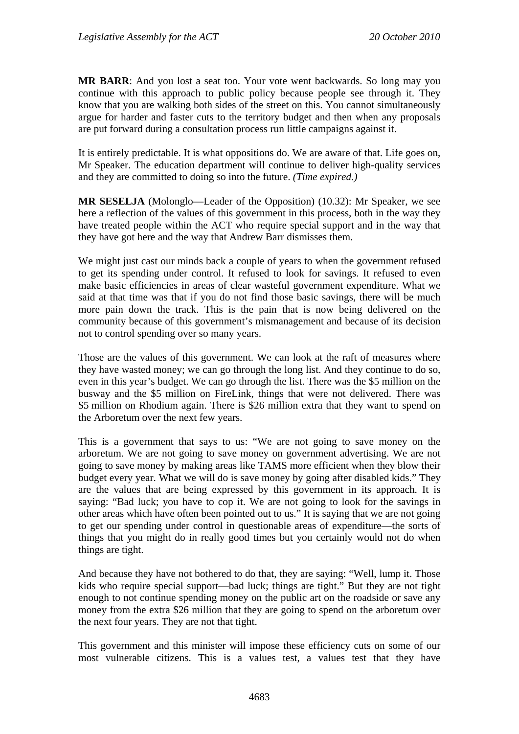**MR BARR**: And you lost a seat too. Your vote went backwards. So long may you continue with this approach to public policy because people see through it. They know that you are walking both sides of the street on this. You cannot simultaneously argue for harder and faster cuts to the territory budget and then when any proposals are put forward during a consultation process run little campaigns against it.

It is entirely predictable. It is what oppositions do. We are aware of that. Life goes on, Mr Speaker. The education department will continue to deliver high-quality services and they are committed to doing so into the future. *(Time expired.)*

**MR SESELJA** (Molonglo—Leader of the Opposition) (10.32): Mr Speaker, we see here a reflection of the values of this government in this process, both in the way they have treated people within the ACT who require special support and in the way that they have got here and the way that Andrew Barr dismisses them.

We might just cast our minds back a couple of years to when the government refused to get its spending under control. It refused to look for savings. It refused to even make basic efficiencies in areas of clear wasteful government expenditure. What we said at that time was that if you do not find those basic savings, there will be much more pain down the track. This is the pain that is now being delivered on the community because of this government's mismanagement and because of its decision not to control spending over so many years.

Those are the values of this government. We can look at the raft of measures where they have wasted money; we can go through the long list. And they continue to do so, even in this year's budget. We can go through the list. There was the $5 million on the busway and the $5 million on FireLink, things that were not delivered. There was $5 million on Rhodium again. There is $26 million extra that they want to spend on the Arboretum over the next few years.

This is a government that says to us: "We are not going to save money on the arboretum. We are not going to save money on government advertising. We are not going to save money by making areas like TAMS more efficient when they blow their budget every year. What we will do is save money by going after disabled kids." They are the values that are being expressed by this government in its approach. It is saying: "Bad luck; you have to cop it. We are not going to look for the savings in other areas which have often been pointed out to us." It is saying that we are not going to get our spending under control in questionable areas of expenditure—the sorts of things that you might do in really good times but you certainly would not do when things are tight.

And because they have not bothered to do that, they are saying: "Well, lump it. Those kids who require special support—bad luck; things are tight." But they are not tight enough to not continue spending money on the public art on the roadside or save any money from the extra $26 million that they are going to spend on the arboretum over the next four years. They are not that tight.

This government and this minister will impose these efficiency cuts on some of our most vulnerable citizens. This is a values test, a values test that they have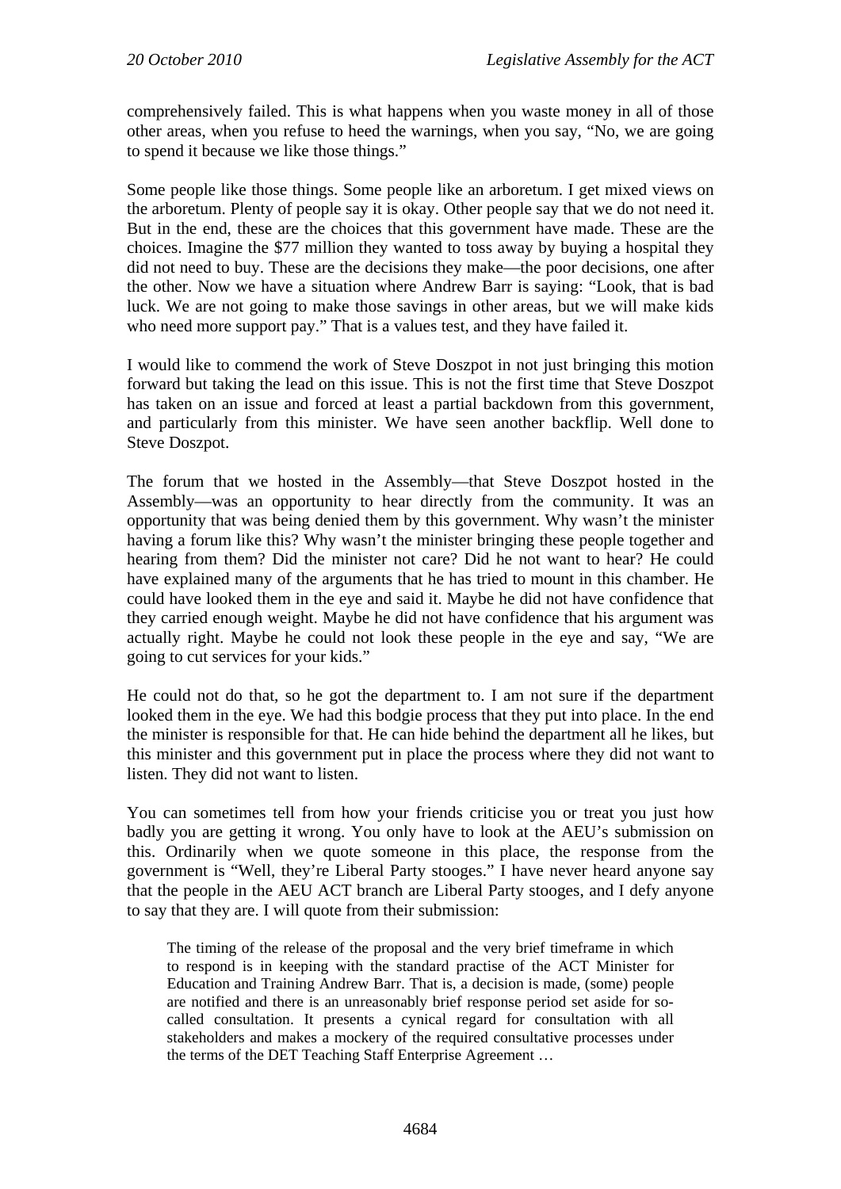comprehensively failed. This is what happens when you waste money in all of those other areas, when you refuse to heed the warnings, when you say, "No, we are going to spend it because we like those things."

Some people like those things. Some people like an arboretum. I get mixed views on the arboretum. Plenty of people say it is okay. Other people say that we do not need it. But in the end, these are the choices that this government have made. These are the choices. Imagine the $77 million they wanted to toss away by buying a hospital they did not need to buy. These are the decisions they make—the poor decisions, one after the other. Now we have a situation where Andrew Barr is saying: "Look, that is bad luck. We are not going to make those savings in other areas, but we will make kids who need more support pay." That is a values test, and they have failed it.

I would like to commend the work of Steve Doszpot in not just bringing this motion forward but taking the lead on this issue. This is not the first time that Steve Doszpot has taken on an issue and forced at least a partial backdown from this government, and particularly from this minister. We have seen another backflip. Well done to Steve Doszpot.

The forum that we hosted in the Assembly—that Steve Doszpot hosted in the Assembly—was an opportunity to hear directly from the community. It was an opportunity that was being denied them by this government. Why wasn't the minister having a forum like this? Why wasn't the minister bringing these people together and hearing from them? Did the minister not care? Did he not want to hear? He could have explained many of the arguments that he has tried to mount in this chamber. He could have looked them in the eye and said it. Maybe he did not have confidence that they carried enough weight. Maybe he did not have confidence that his argument was actually right. Maybe he could not look these people in the eye and say, "We are going to cut services for your kids."

He could not do that, so he got the department to. I am not sure if the department looked them in the eye. We had this bodgie process that they put into place. In the end the minister is responsible for that. He can hide behind the department all he likes, but this minister and this government put in place the process where they did not want to listen. They did not want to listen.

You can sometimes tell from how your friends criticise you or treat you just how badly you are getting it wrong. You only have to look at the AEU's submission on this. Ordinarily when we quote someone in this place, the response from the government is "Well, they're Liberal Party stooges." I have never heard anyone say that the people in the AEU ACT branch are Liberal Party stooges, and I defy anyone to say that they are. I will quote from their submission:

> The timing of the release of the proposal and the very brief timeframe in which to respond is in keeping with the standard practise of the ACT Minister for Education and Training Andrew Barr. That is, a decision is made, (some) people are notified and there is an unreasonably brief response period set aside for so-called consultation. It presents a cynical regard for consultation with all stakeholders and makes a mockery of the required consultative processes under the terms of the DET Teaching Staff Enterprise Agreement …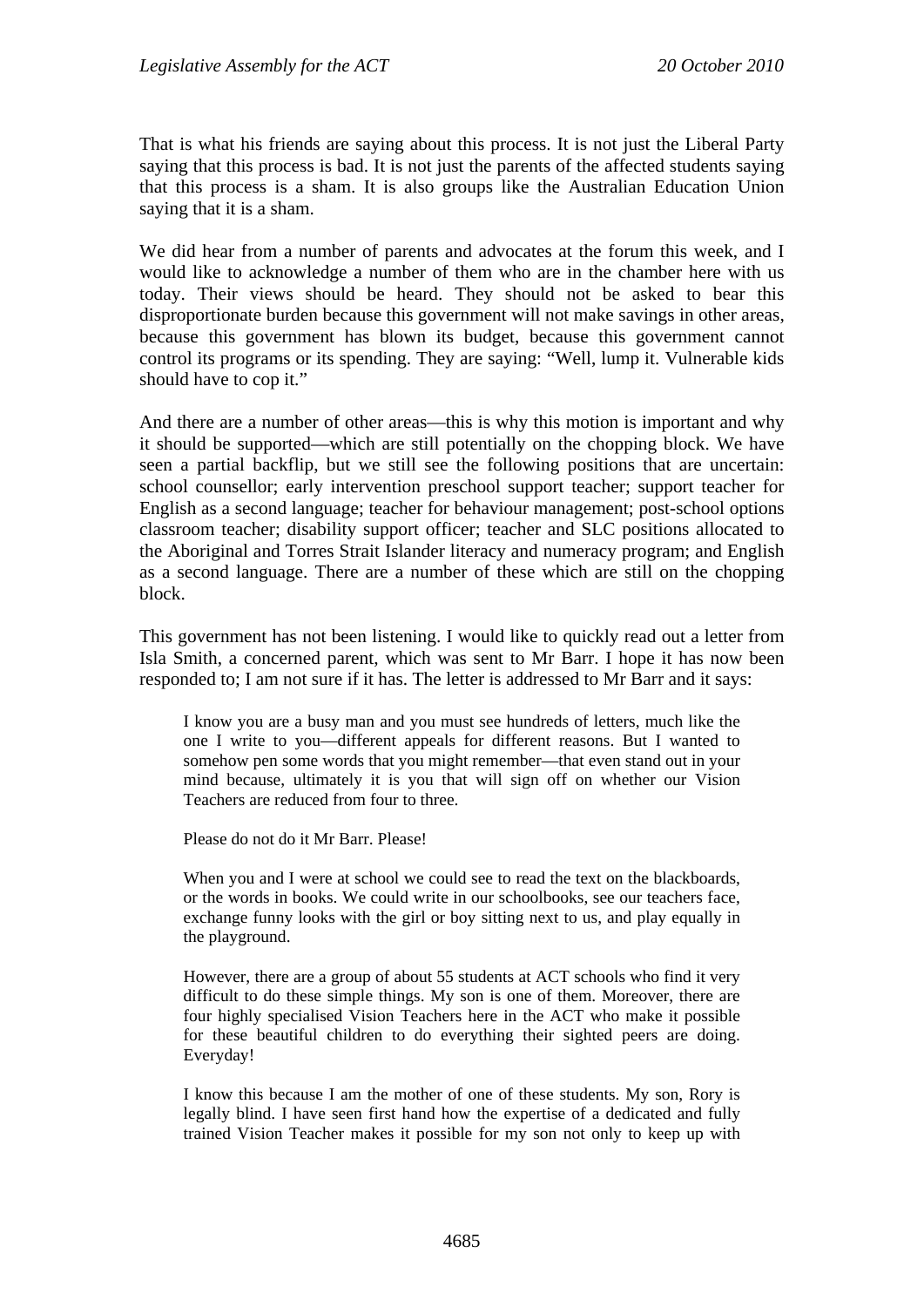That is what his friends are saying about this process. It is not just the Liberal Party saying that this process is bad. It is not just the parents of the affected students saying that this process is a sham. It is also groups like the Australian Education Union saying that it is a sham.

We did hear from a number of parents and advocates at the forum this week, and I would like to acknowledge a number of them who are in the chamber here with us today. Their views should be heard. They should not be asked to bear this disproportionate burden because this government will not make savings in other areas, because this government has blown its budget, because this government cannot control its programs or its spending. They are saying: "Well, lump it. Vulnerable kids should have to cop it."

And there are a number of other areas—this is why this motion is important and why it should be supported—which are still potentially on the chopping block. We have seen a partial backflip, but we still see the following positions that are uncertain: school counsellor; early intervention preschool support teacher; support teacher for English as a second language; teacher for behaviour management; post-school options classroom teacher; disability support officer; teacher and SLC positions allocated to the Aboriginal and Torres Strait Islander literacy and numeracy program; and English as a second language. There are a number of these which are still on the chopping block.

This government has not been listening. I would like to quickly read out a letter from Isla Smith, a concerned parent, which was sent to Mr Barr. I hope it has now been responded to; I am not sure if it has. The letter is addressed to Mr Barr and it says:

> I know you are a busy man and you must see hundreds of letters, much like the one I write to you—different appeals for different reasons. But I wanted to somehow pen some words that you might remember—that even stand out in your mind because, ultimately it is you that will sign off on whether our Vision Teachers are reduced from four to three.
>
> Please do not do it Mr Barr. Please!
>
> When you and I were at school we could see to read the text on the blackboards, or the words in books. We could write in our schoolbooks, see our teachers face, exchange funny looks with the girl or boy sitting next to us, and play equally in the playground.
>
> However, there are a group of about 55 students at ACT schools who find it very difficult to do these simple things. My son is one of them. Moreover, there are four highly specialised Vision Teachers here in the ACT who make it possible for these beautiful children to do everything their sighted peers are doing. Everyday!
>
> I know this because I am the mother of one of these students. My son, Rory is legally blind. I have seen first hand how the expertise of a dedicated and fully trained Vision Teacher makes it possible for my son not only to keep up with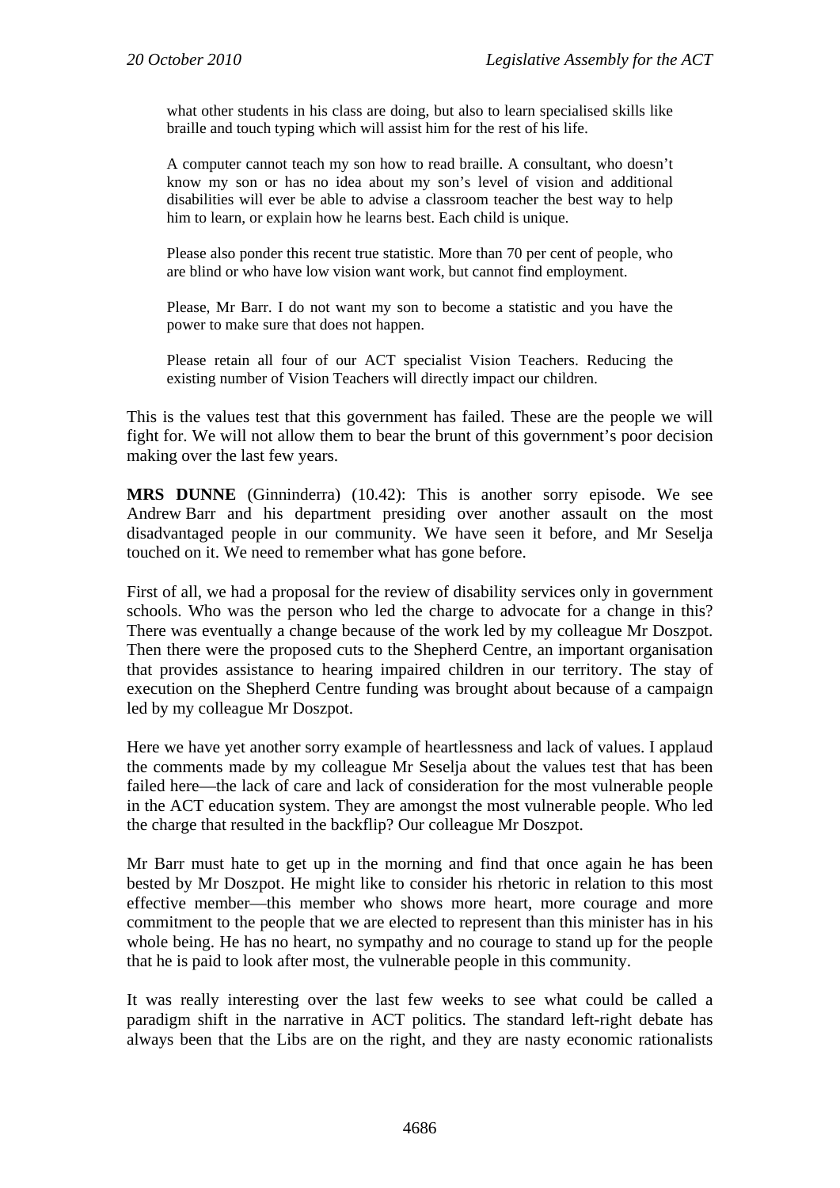> what other students in his class are doing, but also to learn specialised skills like braille and touch typing which will assist him for the rest of his life.
>
> A computer cannot teach my son how to read braille. A consultant, who doesn't know my son or has no idea about my son's level of vision and additional disabilities will ever be able to advise a classroom teacher the best way to help him to learn, or explain how he learns best. Each child is unique.
>
> Please also ponder this recent true statistic. More than 70 per cent of people, who are blind or who have low vision want work, but cannot find employment.
>
> Please, Mr Barr. I do not want my son to become a statistic and you have the power to make sure that does not happen.
>
> Please retain all four of our ACT specialist Vision Teachers. Reducing the existing number of Vision Teachers will directly impact our children.

This is the values test that this government has failed. These are the people we will fight for. We will not allow them to bear the brunt of this government's poor decision making over the last few years.

**MRS DUNNE** (Ginninderra) (10.42): This is another sorry episode. We see Andrew Barr and his department presiding over another assault on the most disadvantaged people in our community. We have seen it before, and Mr Seselja touched on it. We need to remember what has gone before.

First of all, we had a proposal for the review of disability services only in government schools. Who was the person who led the charge to advocate for a change in this? There was eventually a change because of the work led by my colleague Mr Doszpot. Then there were the proposed cuts to the Shepherd Centre, an important organisation that provides assistance to hearing impaired children in our territory. The stay of execution on the Shepherd Centre funding was brought about because of a campaign led by my colleague Mr Doszpot.

Here we have yet another sorry example of heartlessness and lack of values. I applaud the comments made by my colleague Mr Seselja about the values test that has been failed here—the lack of care and lack of consideration for the most vulnerable people in the ACT education system. They are amongst the most vulnerable people. Who led the charge that resulted in the backflip? Our colleague Mr Doszpot.

Mr Barr must hate to get up in the morning and find that once again he has been bested by Mr Doszpot. He might like to consider his rhetoric in relation to this most effective member—this member who shows more heart, more courage and more commitment to the people that we are elected to represent than this minister has in his whole being. He has no heart, no sympathy and no courage to stand up for the people that he is paid to look after most, the vulnerable people in this community.

It was really interesting over the last few weeks to see what could be called a paradigm shift in the narrative in ACT politics. The standard left-right debate has always been that the Libs are on the right, and they are nasty economic rationalists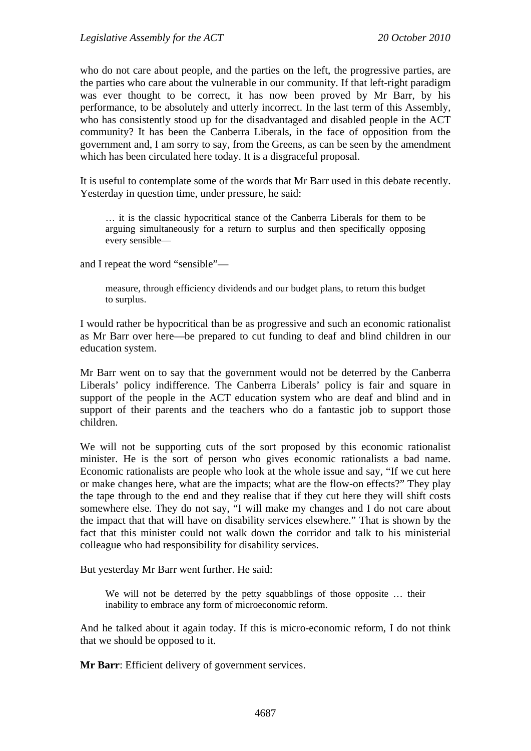who do not care about people, and the parties on the left, the progressive parties, are the parties who care about the vulnerable in our community. If that left-right paradigm was ever thought to be correct, it has now been proved by Mr Barr, by his performance, to be absolutely and utterly incorrect. In the last term of this Assembly, who has consistently stood up for the disadvantaged and disabled people in the ACT community? It has been the Canberra Liberals, in the face of opposition from the government and, I am sorry to say, from the Greens, as can be seen by the amendment which has been circulated here today. It is a disgraceful proposal.

It is useful to contemplate some of the words that Mr Barr used in this debate recently. Yesterday in question time, under pressure, he said:

> … it is the classic hypocritical stance of the Canberra Liberals for them to be arguing simultaneously for a return to surplus and then specifically opposing every sensible—

and I repeat the word "sensible"—

> measure, through efficiency dividends and our budget plans, to return this budget to surplus.

I would rather be hypocritical than be as progressive and such an economic rationalist as Mr Barr over here—be prepared to cut funding to deaf and blind children in our education system.

Mr Barr went on to say that the government would not be deterred by the Canberra Liberals' policy indifference. The Canberra Liberals' policy is fair and square in support of the people in the ACT education system who are deaf and blind and in support of their parents and the teachers who do a fantastic job to support those children.

We will not be supporting cuts of the sort proposed by this economic rationalist minister. He is the sort of person who gives economic rationalists a bad name. Economic rationalists are people who look at the whole issue and say, "If we cut here or make changes here, what are the impacts; what are the flow-on effects?" They play the tape through to the end and they realise that if they cut here they will shift costs somewhere else. They do not say, "I will make my changes and I do not care about the impact that that will have on disability services elsewhere." That is shown by the fact that this minister could not walk down the corridor and talk to his ministerial colleague who had responsibility for disability services.

But yesterday Mr Barr went further. He said:

> We will not be deterred by the petty squabblings of those opposite … their inability to embrace any form of microeconomic reform.

And he talked about it again today. If this is micro-economic reform, I do not think that we should be opposed to it.

**Mr Barr**: Efficient delivery of government services.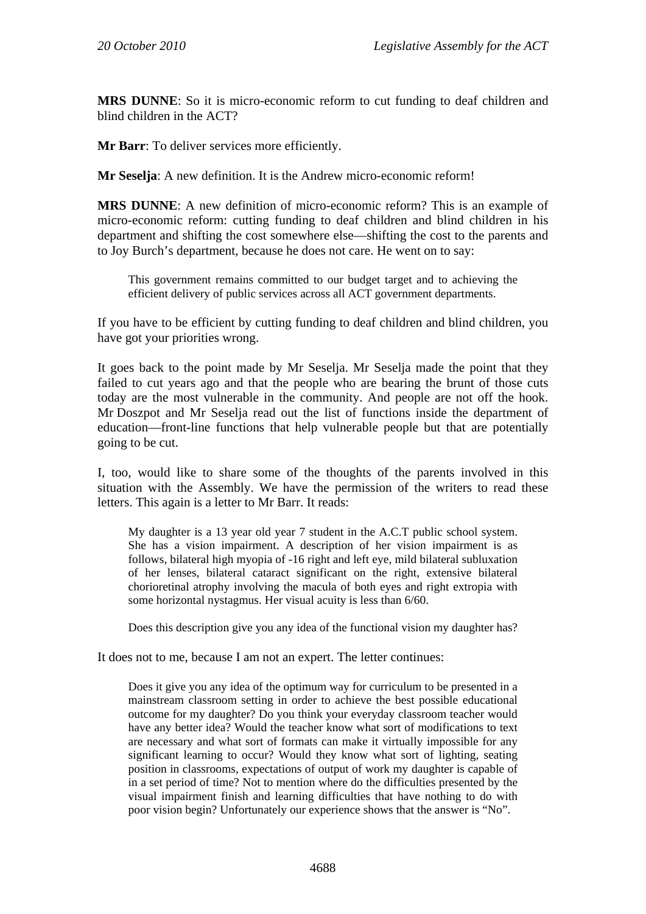**MRS DUNNE**: So it is micro-economic reform to cut funding to deaf children and blind children in the ACT?

**Mr Barr**: To deliver services more efficiently.

**Mr Seselja**: A new definition. It is the Andrew micro-economic reform!

**MRS DUNNE**: A new definition of micro-economic reform? This is an example of micro-economic reform: cutting funding to deaf children and blind children in his department and shifting the cost somewhere else—shifting the cost to the parents and to Joy Burch's department, because he does not care. He went on to say:

> This government remains committed to our budget target and to achieving the efficient delivery of public services across all ACT government departments.

If you have to be efficient by cutting funding to deaf children and blind children, you have got your priorities wrong.

It goes back to the point made by Mr Seselja. Mr Seselja made the point that they failed to cut years ago and that the people who are bearing the brunt of those cuts today are the most vulnerable in the community. And people are not off the hook. Mr Doszpot and Mr Seselja read out the list of functions inside the department of education—front-line functions that help vulnerable people but that are potentially going to be cut.

I, too, would like to share some of the thoughts of the parents involved in this situation with the Assembly. We have the permission of the writers to read these letters. This again is a letter to Mr Barr. It reads:

> My daughter is a 13 year old year 7 student in the A.C.T public school system. She has a vision impairment. A description of her vision impairment is as follows, bilateral high myopia of -16 right and left eye, mild bilateral subluxation of her lenses, bilateral cataract significant on the right, extensive bilateral chorioretinal atrophy involving the macula of both eyes and right extropia with some horizontal nystagmus. Her visual acuity is less than 6/60.
>
> Does this description give you any idea of the functional vision my daughter has?

It does not to me, because I am not an expert. The letter continues:

> Does it give you any idea of the optimum way for curriculum to be presented in a mainstream classroom setting in order to achieve the best possible educational outcome for my daughter? Do you think your everyday classroom teacher would have any better idea? Would the teacher know what sort of modifications to text are necessary and what sort of formats can make it virtually impossible for any significant learning to occur? Would they know what sort of lighting, seating position in classrooms, expectations of output of work my daughter is capable of in a set period of time? Not to mention where do the difficulties presented by the visual impairment finish and learning difficulties that have nothing to do with poor vision begin? Unfortunately our experience shows that the answer is "No".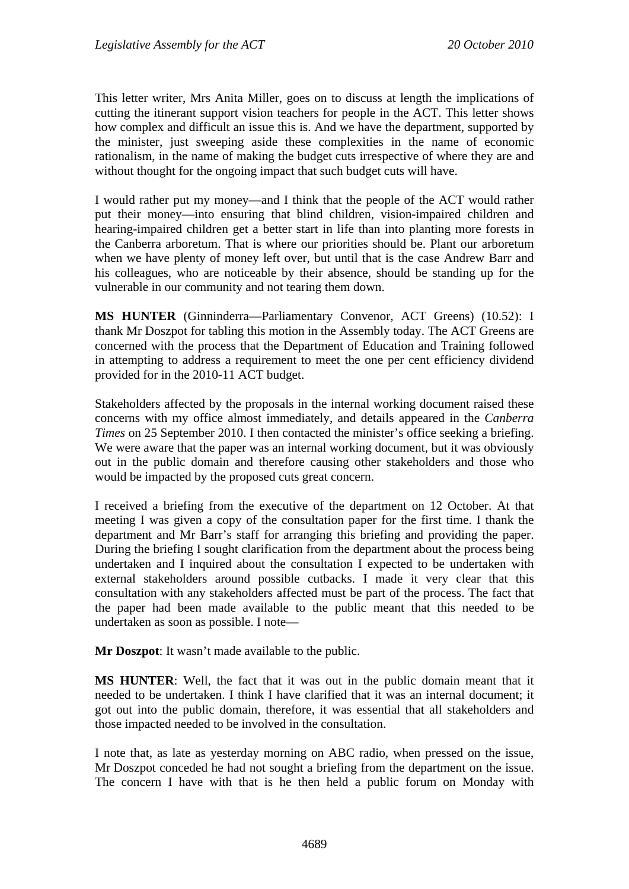This letter writer, Mrs Anita Miller, goes on to discuss at length the implications of cutting the itinerant support vision teachers for people in the ACT. This letter shows how complex and difficult an issue this is. And we have the department, supported by the minister, just sweeping aside these complexities in the name of economic rationalism, in the name of making the budget cuts irrespective of where they are and without thought for the ongoing impact that such budget cuts will have.

I would rather put my money—and I think that the people of the ACT would rather put their money—into ensuring that blind children, vision-impaired children and hearing-impaired children get a better start in life than into planting more forests in the Canberra arboretum. That is where our priorities should be. Plant our arboretum when we have plenty of money left over, but until that is the case Andrew Barr and his colleagues, who are noticeable by their absence, should be standing up for the vulnerable in our community and not tearing them down.

**MS HUNTER** (Ginninderra—Parliamentary Convenor, ACT Greens) (10.52): I thank Mr Doszpot for tabling this motion in the Assembly today. The ACT Greens are concerned with the process that the Department of Education and Training followed in attempting to address a requirement to meet the one per cent efficiency dividend provided for in the 2010-11 ACT budget.

Stakeholders affected by the proposals in the internal working document raised these concerns with my office almost immediately, and details appeared in the *Canberra Times* on 25 September 2010. I then contacted the minister's office seeking a briefing. We were aware that the paper was an internal working document, but it was obviously out in the public domain and therefore causing other stakeholders and those who would be impacted by the proposed cuts great concern.

I received a briefing from the executive of the department on 12 October. At that meeting I was given a copy of the consultation paper for the first time. I thank the department and Mr Barr's staff for arranging this briefing and providing the paper. During the briefing I sought clarification from the department about the process being undertaken and I inquired about the consultation I expected to be undertaken with external stakeholders around possible cutbacks. I made it very clear that this consultation with any stakeholders affected must be part of the process. The fact that the paper had been made available to the public meant that this needed to be undertaken as soon as possible. I note—

**Mr Doszpot**: It wasn't made available to the public.

**MS HUNTER**: Well, the fact that it was out in the public domain meant that it needed to be undertaken. I think I have clarified that it was an internal document; it got out into the public domain, therefore, it was essential that all stakeholders and those impacted needed to be involved in the consultation.

I note that, as late as yesterday morning on ABC radio, when pressed on the issue, Mr Doszpot conceded he had not sought a briefing from the department on the issue. The concern I have with that is he then held a public forum on Monday with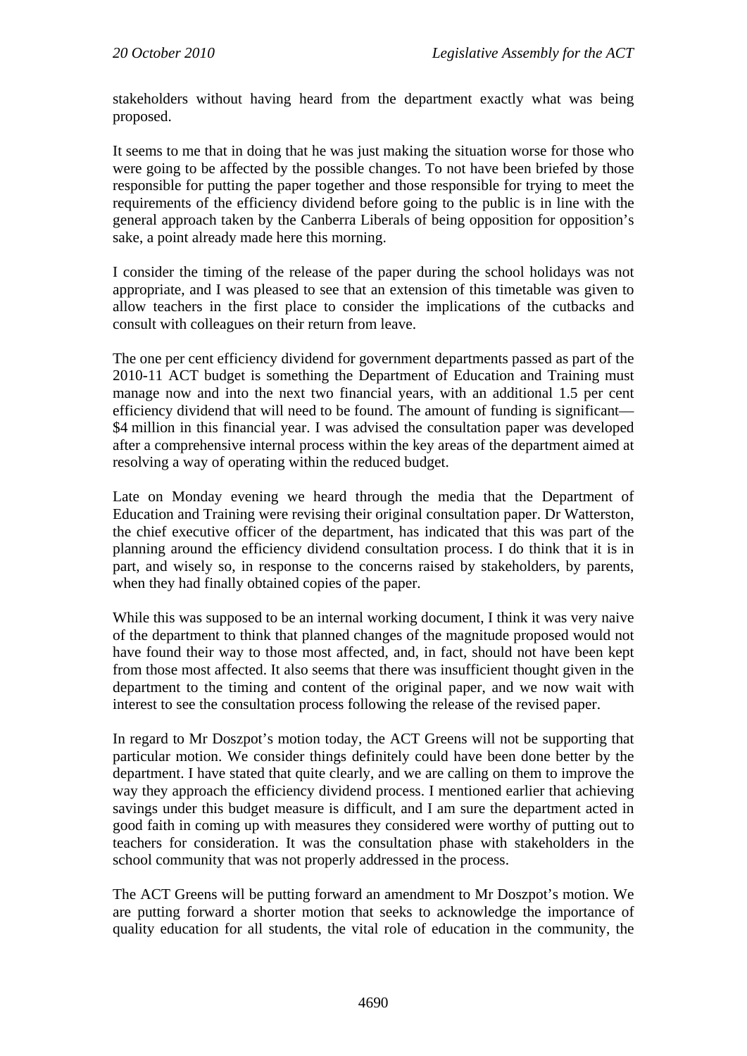stakeholders without having heard from the department exactly what was being proposed.

It seems to me that in doing that he was just making the situation worse for those who were going to be affected by the possible changes. To not have been briefed by those responsible for putting the paper together and those responsible for trying to meet the requirements of the efficiency dividend before going to the public is in line with the general approach taken by the Canberra Liberals of being opposition for opposition's sake, a point already made here this morning.

I consider the timing of the release of the paper during the school holidays was not appropriate, and I was pleased to see that an extension of this timetable was given to allow teachers in the first place to consider the implications of the cutbacks and consult with colleagues on their return from leave.

The one per cent efficiency dividend for government departments passed as part of the 2010-11 ACT budget is something the Department of Education and Training must manage now and into the next two financial years, with an additional 1.5 per cent efficiency dividend that will need to be found. The amount of funding is significant—$4 million in this financial year. I was advised the consultation paper was developed after a comprehensive internal process within the key areas of the department aimed at resolving a way of operating within the reduced budget.

Late on Monday evening we heard through the media that the Department of Education and Training were revising their original consultation paper. Dr Watterston, the chief executive officer of the department, has indicated that this was part of the planning around the efficiency dividend consultation process. I do think that it is in part, and wisely so, in response to the concerns raised by stakeholders, by parents, when they had finally obtained copies of the paper.

While this was supposed to be an internal working document, I think it was very naive of the department to think that planned changes of the magnitude proposed would not have found their way to those most affected, and, in fact, should not have been kept from those most affected. It also seems that there was insufficient thought given in the department to the timing and content of the original paper, and we now wait with interest to see the consultation process following the release of the revised paper.

In regard to Mr Doszpot's motion today, the ACT Greens will not be supporting that particular motion. We consider things definitely could have been done better by the department. I have stated that quite clearly, and we are calling on them to improve the way they approach the efficiency dividend process. I mentioned earlier that achieving savings under this budget measure is difficult, and I am sure the department acted in good faith in coming up with measures they considered were worthy of putting out to teachers for consideration. It was the consultation phase with stakeholders in the school community that was not properly addressed in the process.

The ACT Greens will be putting forward an amendment to Mr Doszpot's motion. We are putting forward a shorter motion that seeks to acknowledge the importance of quality education for all students, the vital role of education in the community, the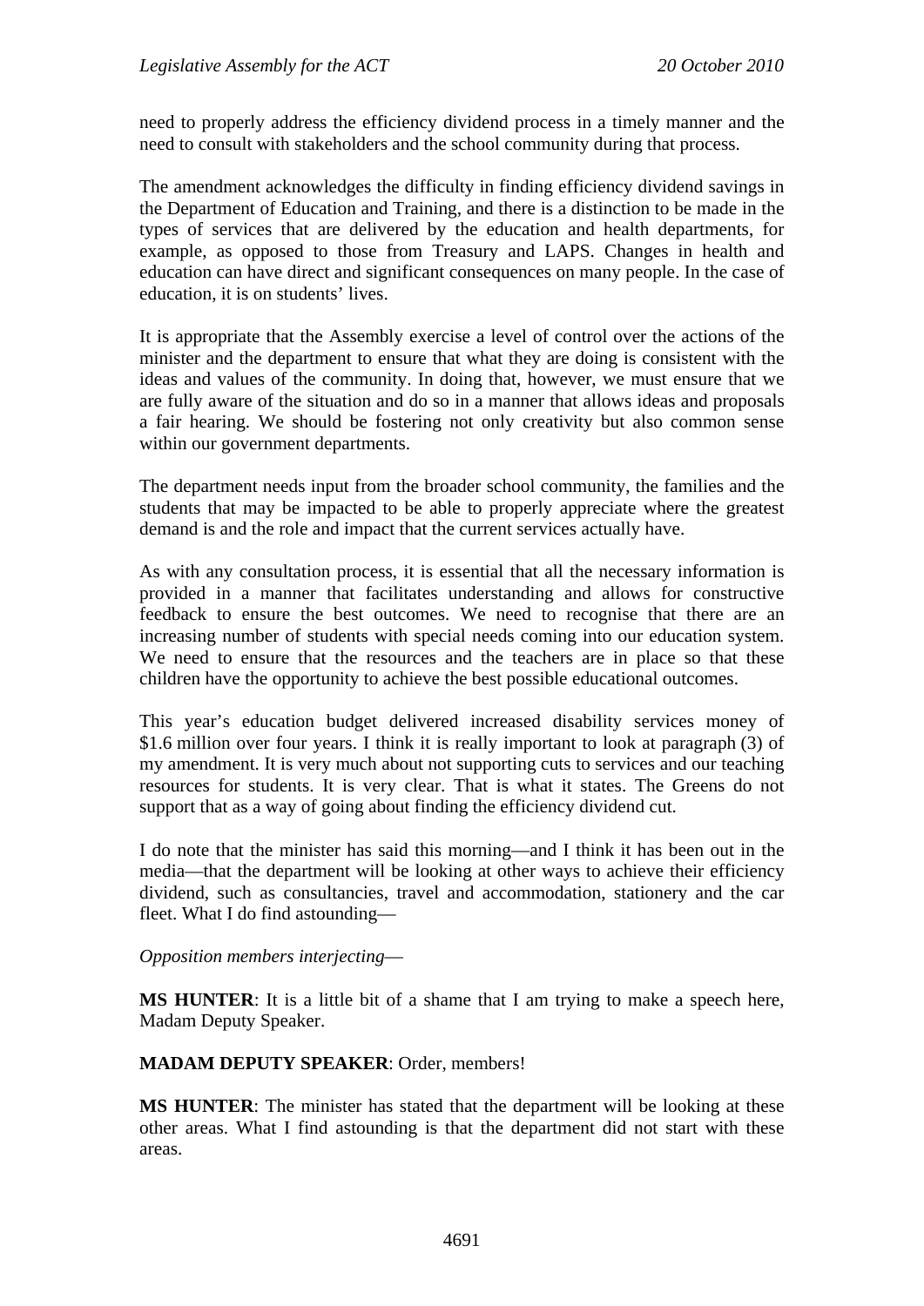need to properly address the efficiency dividend process in a timely manner and the need to consult with stakeholders and the school community during that process.

The amendment acknowledges the difficulty in finding efficiency dividend savings in the Department of Education and Training, and there is a distinction to be made in the types of services that are delivered by the education and health departments, for example, as opposed to those from Treasury and LAPS. Changes in health and education can have direct and significant consequences on many people. In the case of education, it is on students' lives.

It is appropriate that the Assembly exercise a level of control over the actions of the minister and the department to ensure that what they are doing is consistent with the ideas and values of the community. In doing that, however, we must ensure that we are fully aware of the situation and do so in a manner that allows ideas and proposals a fair hearing. We should be fostering not only creativity but also common sense within our government departments.

The department needs input from the broader school community, the families and the students that may be impacted to be able to properly appreciate where the greatest demand is and the role and impact that the current services actually have.

As with any consultation process, it is essential that all the necessary information is provided in a manner that facilitates understanding and allows for constructive feedback to ensure the best outcomes. We need to recognise that there are an increasing number of students with special needs coming into our education system. We need to ensure that the resources and the teachers are in place so that these children have the opportunity to achieve the best possible educational outcomes.

This year's education budget delivered increased disability services money of $1.6 million over four years. I think it is really important to look at paragraph (3) of my amendment. It is very much about not supporting cuts to services and our teaching resources for students. It is very clear. That is what it states. The Greens do not support that as a way of going about finding the efficiency dividend cut.

I do note that the minister has said this morning—and I think it has been out in the media—that the department will be looking at other ways to achieve their efficiency dividend, such as consultancies, travel and accommodation, stationery and the car fleet. What I do find astounding—

*Opposition members interjecting*—

**MS HUNTER**: It is a little bit of a shame that I am trying to make a speech here, Madam Deputy Speaker.

**MADAM DEPUTY SPEAKER**: Order, members!

**MS HUNTER**: The minister has stated that the department will be looking at these other areas. What I find astounding is that the department did not start with these areas.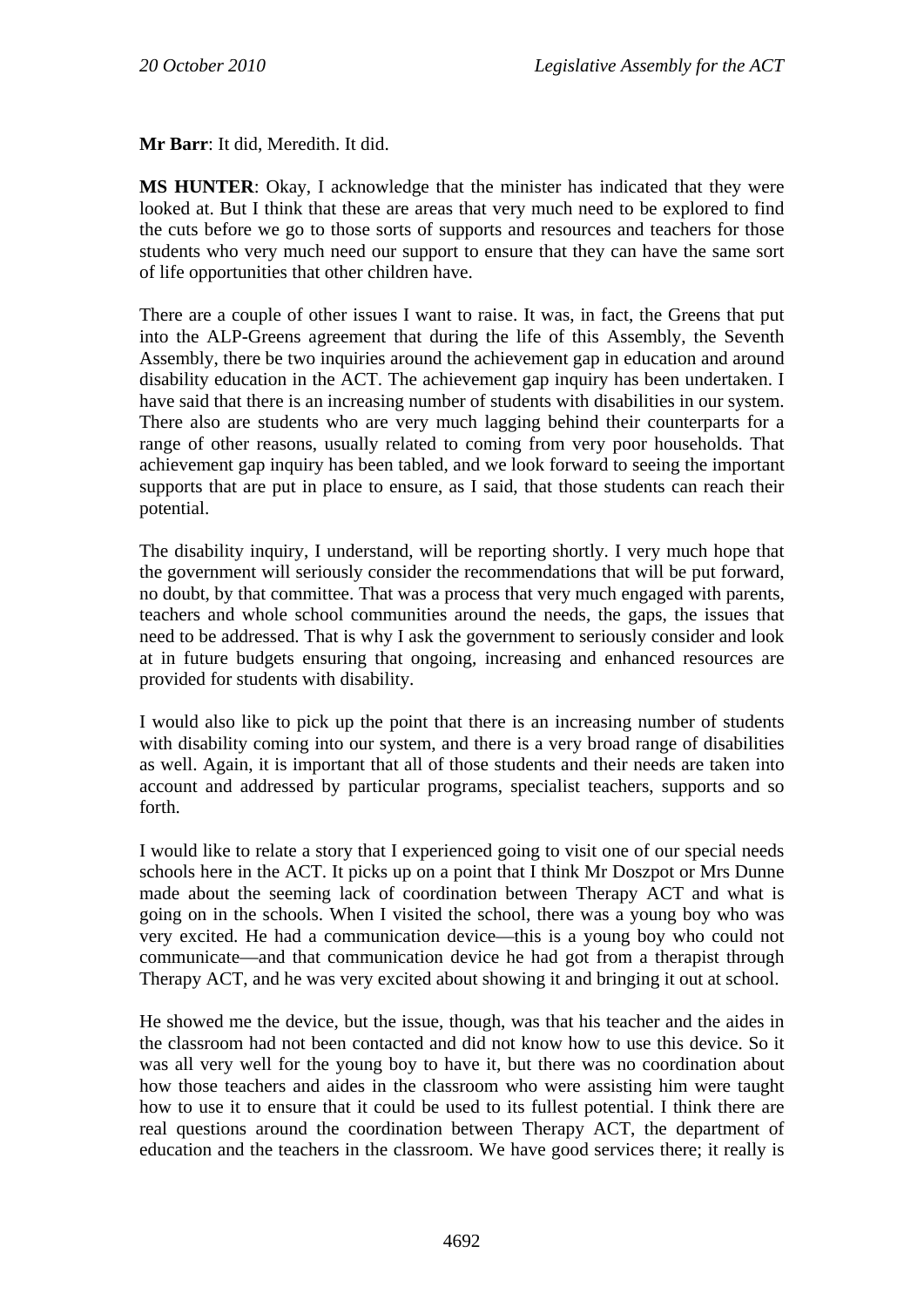**Mr Barr**: It did, Meredith. It did.

**MS HUNTER**: Okay, I acknowledge that the minister has indicated that they were looked at. But I think that these are areas that very much need to be explored to find the cuts before we go to those sorts of supports and resources and teachers for those students who very much need our support to ensure that they can have the same sort of life opportunities that other children have.

There are a couple of other issues I want to raise. It was, in fact, the Greens that put into the ALP-Greens agreement that during the life of this Assembly, the Seventh Assembly, there be two inquiries around the achievement gap in education and around disability education in the ACT. The achievement gap inquiry has been undertaken. I have said that there is an increasing number of students with disabilities in our system. There also are students who are very much lagging behind their counterparts for a range of other reasons, usually related to coming from very poor households. That achievement gap inquiry has been tabled, and we look forward to seeing the important supports that are put in place to ensure, as I said, that those students can reach their potential.

The disability inquiry, I understand, will be reporting shortly. I very much hope that the government will seriously consider the recommendations that will be put forward, no doubt, by that committee. That was a process that very much engaged with parents, teachers and whole school communities around the needs, the gaps, the issues that need to be addressed. That is why I ask the government to seriously consider and look at in future budgets ensuring that ongoing, increasing and enhanced resources are provided for students with disability.

I would also like to pick up the point that there is an increasing number of students with disability coming into our system, and there is a very broad range of disabilities as well. Again, it is important that all of those students and their needs are taken into account and addressed by particular programs, specialist teachers, supports and so forth.

I would like to relate a story that I experienced going to visit one of our special needs schools here in the ACT. It picks up on a point that I think Mr Doszpot or Mrs Dunne made about the seeming lack of coordination between Therapy ACT and what is going on in the schools. When I visited the school, there was a young boy who was very excited. He had a communication device—this is a young boy who could not communicate—and that communication device he had got from a therapist through Therapy ACT, and he was very excited about showing it and bringing it out at school.

He showed me the device, but the issue, though, was that his teacher and the aides in the classroom had not been contacted and did not know how to use this device. So it was all very well for the young boy to have it, but there was no coordination about how those teachers and aides in the classroom who were assisting him were taught how to use it to ensure that it could be used to its fullest potential. I think there are real questions around the coordination between Therapy ACT, the department of education and the teachers in the classroom. We have good services there; it really is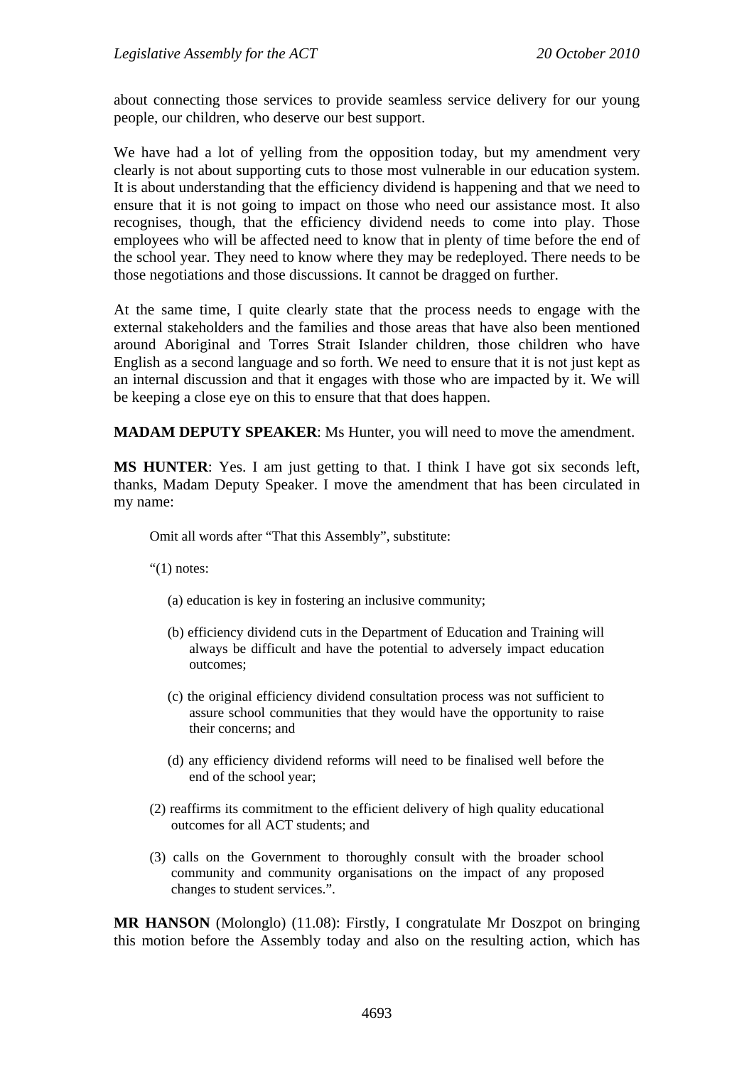about connecting those services to provide seamless service delivery for our young people, our children, who deserve our best support.

We have had a lot of yelling from the opposition today, but my amendment very clearly is not about supporting cuts to those most vulnerable in our education system. It is about understanding that the efficiency dividend is happening and that we need to ensure that it is not going to impact on those who need our assistance most. It also recognises, though, that the efficiency dividend needs to come into play. Those employees who will be affected need to know that in plenty of time before the end of the school year. They need to know where they may be redeployed. There needs to be those negotiations and those discussions. It cannot be dragged on further.

At the same time, I quite clearly state that the process needs to engage with the external stakeholders and the families and those areas that have also been mentioned around Aboriginal and Torres Strait Islander children, those children who have English as a second language and so forth. We need to ensure that it is not just kept as an internal discussion and that it engages with those who are impacted by it. We will be keeping a close eye on this to ensure that that does happen.

**MADAM DEPUTY SPEAKER**: Ms Hunter, you will need to move the amendment.

**MS HUNTER**: Yes. I am just getting to that. I think I have got six seconds left, thanks, Madam Deputy Speaker. I move the amendment that has been circulated in my name:

> Omit all words after "That this Assembly", substitute:
>
> "(1) notes:
>
> (a) education is key in fostering an inclusive community;
>
> (b) efficiency dividend cuts in the Department of Education and Training will always be difficult and have the potential to adversely impact education outcomes;
>
> (c) the original efficiency dividend consultation process was not sufficient to assure school communities that they would have the opportunity to raise their concerns; and
>
> (d) any efficiency dividend reforms will need to be finalised well before the end of the school year;
>
> (2) reaffirms its commitment to the efficient delivery of high quality educational outcomes for all ACT students; and
>
> (3) calls on the Government to thoroughly consult with the broader school community and community organisations on the impact of any proposed changes to student services.".

**MR HANSON** (Molonglo) (11.08): Firstly, I congratulate Mr Doszpot on bringing this motion before the Assembly today and also on the resulting action, which has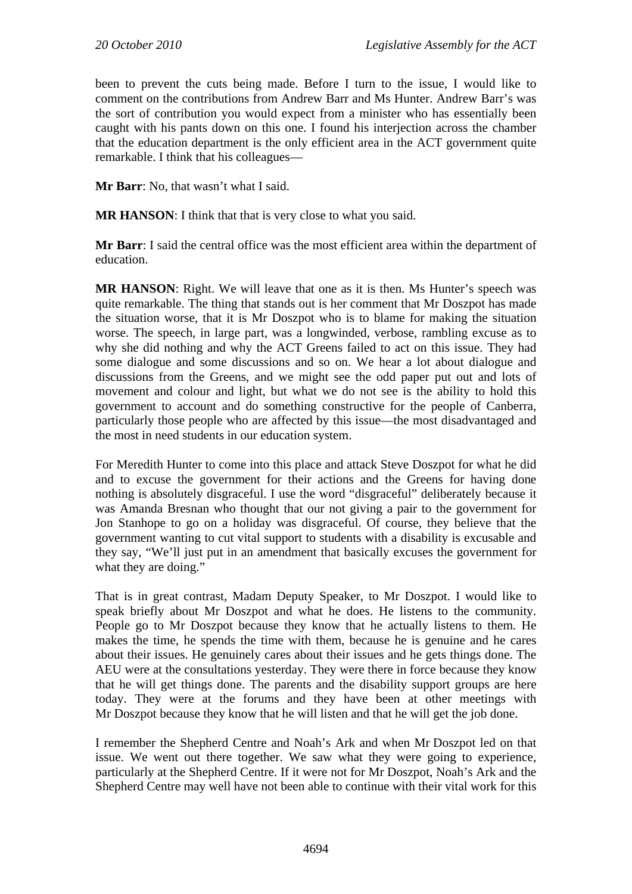been to prevent the cuts being made. Before I turn to the issue, I would like to comment on the contributions from Andrew Barr and Ms Hunter. Andrew Barr's was the sort of contribution you would expect from a minister who has essentially been caught with his pants down on this one. I found his interjection across the chamber that the education department is the only efficient area in the ACT government quite remarkable. I think that his colleagues—

**Mr Barr**: No, that wasn't what I said.

**MR HANSON**: I think that that is very close to what you said.

**Mr Barr**: I said the central office was the most efficient area within the department of education.

**MR HANSON**: Right. We will leave that one as it is then. Ms Hunter's speech was quite remarkable. The thing that stands out is her comment that Mr Doszpot has made the situation worse, that it is Mr Doszpot who is to blame for making the situation worse. The speech, in large part, was a longwinded, verbose, rambling excuse as to why she did nothing and why the ACT Greens failed to act on this issue. They had some dialogue and some discussions and so on. We hear a lot about dialogue and discussions from the Greens, and we might see the odd paper put out and lots of movement and colour and light, but what we do not see is the ability to hold this government to account and do something constructive for the people of Canberra, particularly those people who are affected by this issue—the most disadvantaged and the most in need students in our education system.

For Meredith Hunter to come into this place and attack Steve Doszpot for what he did and to excuse the government for their actions and the Greens for having done nothing is absolutely disgraceful. I use the word "disgraceful" deliberately because it was Amanda Bresnan who thought that our not giving a pair to the government for Jon Stanhope to go on a holiday was disgraceful. Of course, they believe that the government wanting to cut vital support to students with a disability is excusable and they say, "We'll just put in an amendment that basically excuses the government for what they are doing."

That is in great contrast, Madam Deputy Speaker, to Mr Doszpot. I would like to speak briefly about Mr Doszpot and what he does. He listens to the community. People go to Mr Doszpot because they know that he actually listens to them. He makes the time, he spends the time with them, because he is genuine and he cares about their issues. He genuinely cares about their issues and he gets things done. The AEU were at the consultations yesterday. They were there in force because they know that he will get things done. The parents and the disability support groups are here today. They were at the forums and they have been at other meetings with Mr Doszpot because they know that he will listen and that he will get the job done.

I remember the Shepherd Centre and Noah's Ark and when Mr Doszpot led on that issue. We went out there together. We saw what they were going to experience, particularly at the Shepherd Centre. If it were not for Mr Doszpot, Noah's Ark and the Shepherd Centre may well have not been able to continue with their vital work for this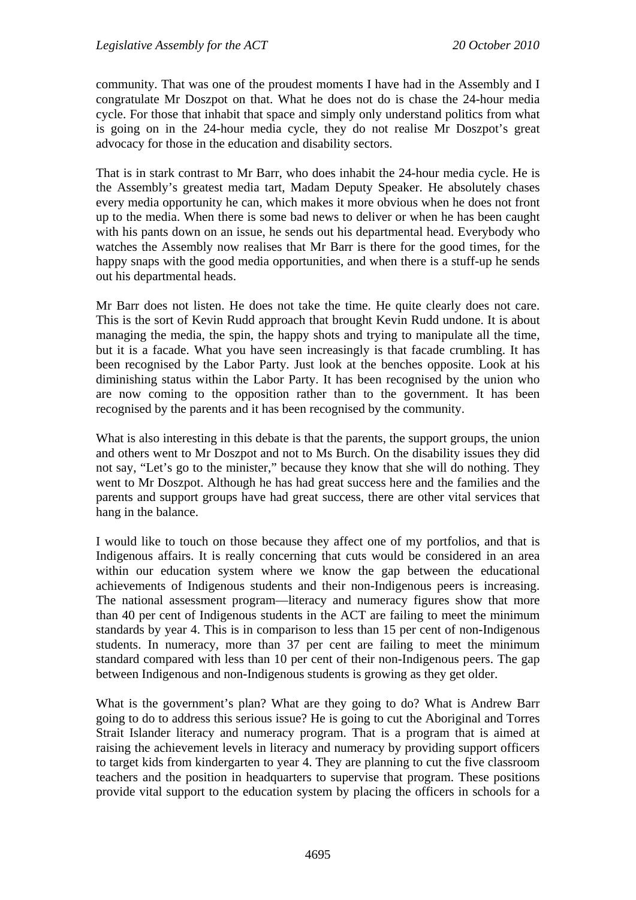community. That was one of the proudest moments I have had in the Assembly and I congratulate Mr Doszpot on that. What he does not do is chase the 24-hour media cycle. For those that inhabit that space and simply only understand politics from what is going on in the 24-hour media cycle, they do not realise Mr Doszpot's great advocacy for those in the education and disability sectors.

That is in stark contrast to Mr Barr, who does inhabit the 24-hour media cycle. He is the Assembly's greatest media tart, Madam Deputy Speaker. He absolutely chases every media opportunity he can, which makes it more obvious when he does not front up to the media. When there is some bad news to deliver or when he has been caught with his pants down on an issue, he sends out his departmental head. Everybody who watches the Assembly now realises that Mr Barr is there for the good times, for the happy snaps with the good media opportunities, and when there is a stuff-up he sends out his departmental heads.

Mr Barr does not listen. He does not take the time. He quite clearly does not care. This is the sort of Kevin Rudd approach that brought Kevin Rudd undone. It is about managing the media, the spin, the happy shots and trying to manipulate all the time, but it is a facade. What you have seen increasingly is that facade crumbling. It has been recognised by the Labor Party. Just look at the benches opposite. Look at his diminishing status within the Labor Party. It has been recognised by the union who are now coming to the opposition rather than to the government. It has been recognised by the parents and it has been recognised by the community.

What is also interesting in this debate is that the parents, the support groups, the union and others went to Mr Doszpot and not to Ms Burch. On the disability issues they did not say, "Let's go to the minister," because they know that she will do nothing. They went to Mr Doszpot. Although he has had great success here and the families and the parents and support groups have had great success, there are other vital services that hang in the balance.

I would like to touch on those because they affect one of my portfolios, and that is Indigenous affairs. It is really concerning that cuts would be considered in an area within our education system where we know the gap between the educational achievements of Indigenous students and their non-Indigenous peers is increasing. The national assessment program—literacy and numeracy figures show that more than 40 per cent of Indigenous students in the ACT are failing to meet the minimum standards by year 4. This is in comparison to less than 15 per cent of non-Indigenous students. In numeracy, more than 37 per cent are failing to meet the minimum standard compared with less than 10 per cent of their non-Indigenous peers. The gap between Indigenous and non-Indigenous students is growing as they get older.

What is the government's plan? What are they going to do? What is Andrew Barr going to do to address this serious issue? He is going to cut the Aboriginal and Torres Strait Islander literacy and numeracy program. That is a program that is aimed at raising the achievement levels in literacy and numeracy by providing support officers to target kids from kindergarten to year 4. They are planning to cut the five classroom teachers and the position in headquarters to supervise that program. These positions provide vital support to the education system by placing the officers in schools for a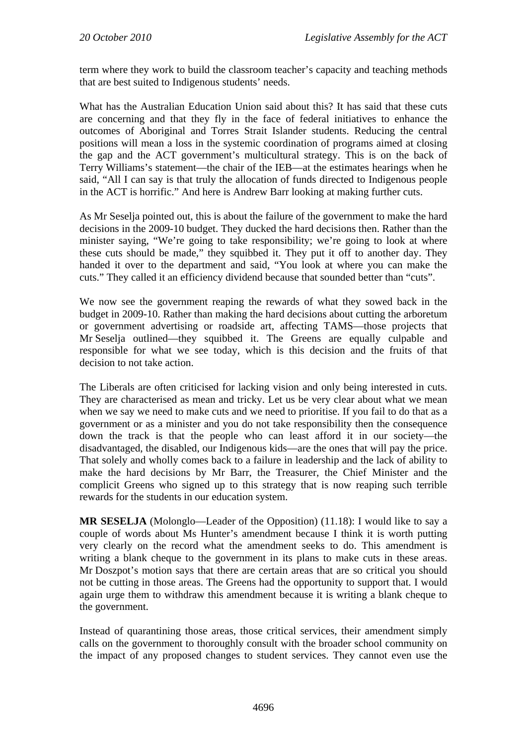term where they work to build the classroom teacher's capacity and teaching methods that are best suited to Indigenous students' needs.

What has the Australian Education Union said about this? It has said that these cuts are concerning and that they fly in the face of federal initiatives to enhance the outcomes of Aboriginal and Torres Strait Islander students. Reducing the central positions will mean a loss in the systemic coordination of programs aimed at closing the gap and the ACT government's multicultural strategy. This is on the back of Terry Williams's statement—the chair of the IEB—at the estimates hearings when he said, "All I can say is that truly the allocation of funds directed to Indigenous people in the ACT is horrific." And here is Andrew Barr looking at making further cuts.

As Mr Seselja pointed out, this is about the failure of the government to make the hard decisions in the 2009-10 budget. They ducked the hard decisions then. Rather than the minister saying, "We're going to take responsibility; we're going to look at where these cuts should be made," they squibbed it. They put it off to another day. They handed it over to the department and said, "You look at where you can make the cuts." They called it an efficiency dividend because that sounded better than "cuts".

We now see the government reaping the rewards of what they sowed back in the budget in 2009-10. Rather than making the hard decisions about cutting the arboretum or government advertising or roadside art, affecting TAMS—those projects that Mr Seselja outlined—they squibbed it. The Greens are equally culpable and responsible for what we see today, which is this decision and the fruits of that decision to not take action.

The Liberals are often criticised for lacking vision and only being interested in cuts. They are characterised as mean and tricky. Let us be very clear about what we mean when we say we need to make cuts and we need to prioritise. If you fail to do that as a government or as a minister and you do not take responsibility then the consequence down the track is that the people who can least afford it in our society—the disadvantaged, the disabled, our Indigenous kids—are the ones that will pay the price. That solely and wholly comes back to a failure in leadership and the lack of ability to make the hard decisions by Mr Barr, the Treasurer, the Chief Minister and the complicit Greens who signed up to this strategy that is now reaping such terrible rewards for the students in our education system.

**MR SESELJA** (Molonglo—Leader of the Opposition) (11.18): I would like to say a couple of words about Ms Hunter's amendment because I think it is worth putting very clearly on the record what the amendment seeks to do. This amendment is writing a blank cheque to the government in its plans to make cuts in these areas. Mr Doszpot's motion says that there are certain areas that are so critical you should not be cutting in those areas. The Greens had the opportunity to support that. I would again urge them to withdraw this amendment because it is writing a blank cheque to the government.

Instead of quarantining those areas, those critical services, their amendment simply calls on the government to thoroughly consult with the broader school community on the impact of any proposed changes to student services. They cannot even use the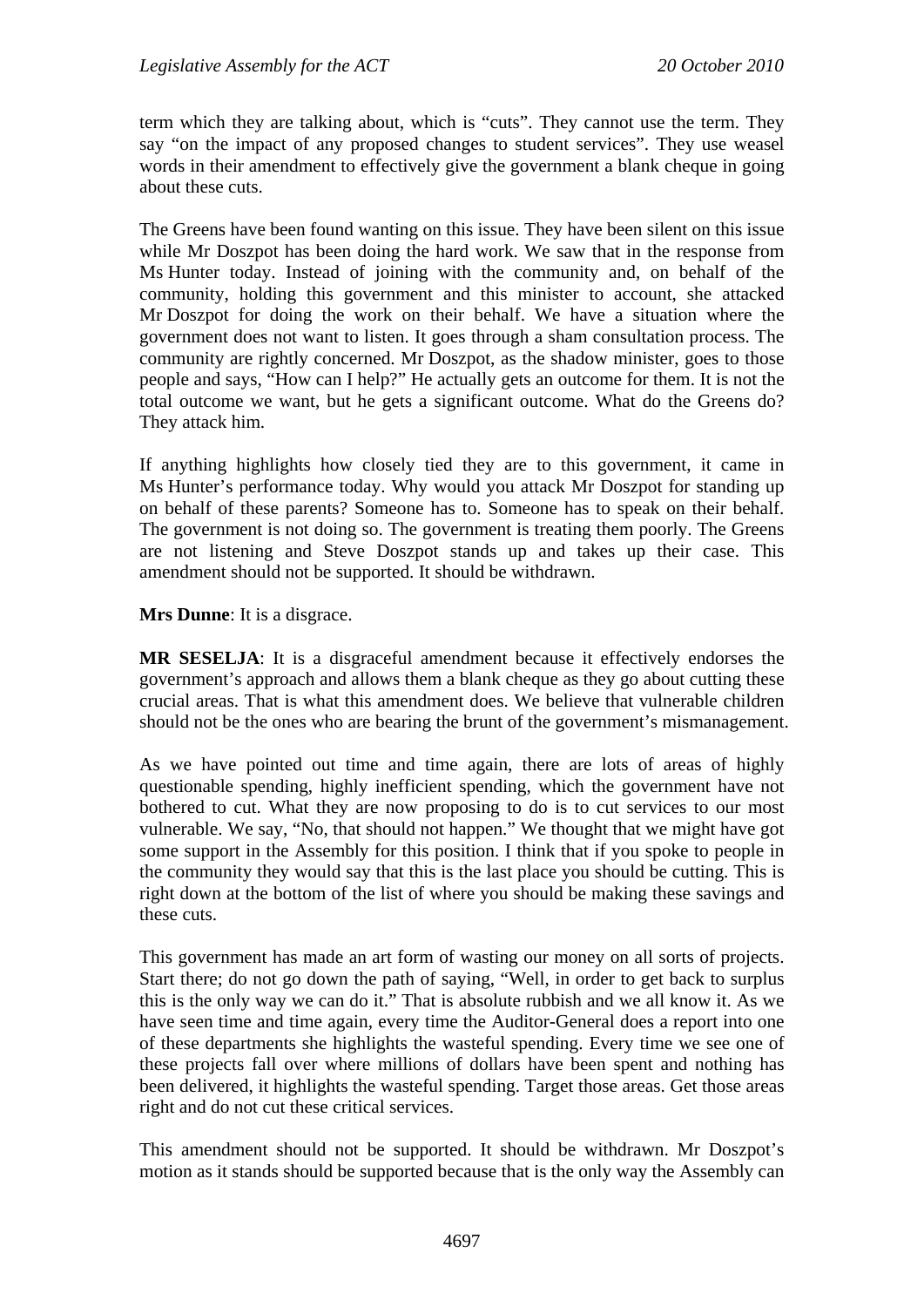term which they are talking about, which is "cuts". They cannot use the term. They say "on the impact of any proposed changes to student services". They use weasel words in their amendment to effectively give the government a blank cheque in going about these cuts.

The Greens have been found wanting on this issue. They have been silent on this issue while Mr Doszpot has been doing the hard work. We saw that in the response from Ms Hunter today. Instead of joining with the community and, on behalf of the community, holding this government and this minister to account, she attacked Mr Doszpot for doing the work on their behalf. We have a situation where the government does not want to listen. It goes through a sham consultation process. The community are rightly concerned. Mr Doszpot, as the shadow minister, goes to those people and says, "How can I help?" He actually gets an outcome for them. It is not the total outcome we want, but he gets a significant outcome. What do the Greens do? They attack him.

If anything highlights how closely tied they are to this government, it came in Ms Hunter's performance today. Why would you attack Mr Doszpot for standing up on behalf of these parents? Someone has to. Someone has to speak on their behalf. The government is not doing so. The government is treating them poorly. The Greens are not listening and Steve Doszpot stands up and takes up their case. This amendment should not be supported. It should be withdrawn.

**Mrs Dunne**: It is a disgrace.

**MR SESELJA**: It is a disgraceful amendment because it effectively endorses the government's approach and allows them a blank cheque as they go about cutting these crucial areas. That is what this amendment does. We believe that vulnerable children should not be the ones who are bearing the brunt of the government's mismanagement.

As we have pointed out time and time again, there are lots of areas of highly questionable spending, highly inefficient spending, which the government have not bothered to cut. What they are now proposing to do is to cut services to our most vulnerable. We say, "No, that should not happen." We thought that we might have got some support in the Assembly for this position. I think that if you spoke to people in the community they would say that this is the last place you should be cutting. This is right down at the bottom of the list of where you should be making these savings and these cuts.

This government has made an art form of wasting our money on all sorts of projects. Start there; do not go down the path of saying, "Well, in order to get back to surplus this is the only way we can do it." That is absolute rubbish and we all know it. As we have seen time and time again, every time the Auditor-General does a report into one of these departments she highlights the wasteful spending. Every time we see one of these projects fall over where millions of dollars have been spent and nothing has been delivered, it highlights the wasteful spending. Target those areas. Get those areas right and do not cut these critical services.

This amendment should not be supported. It should be withdrawn. Mr Doszpot's motion as it stands should be supported because that is the only way the Assembly can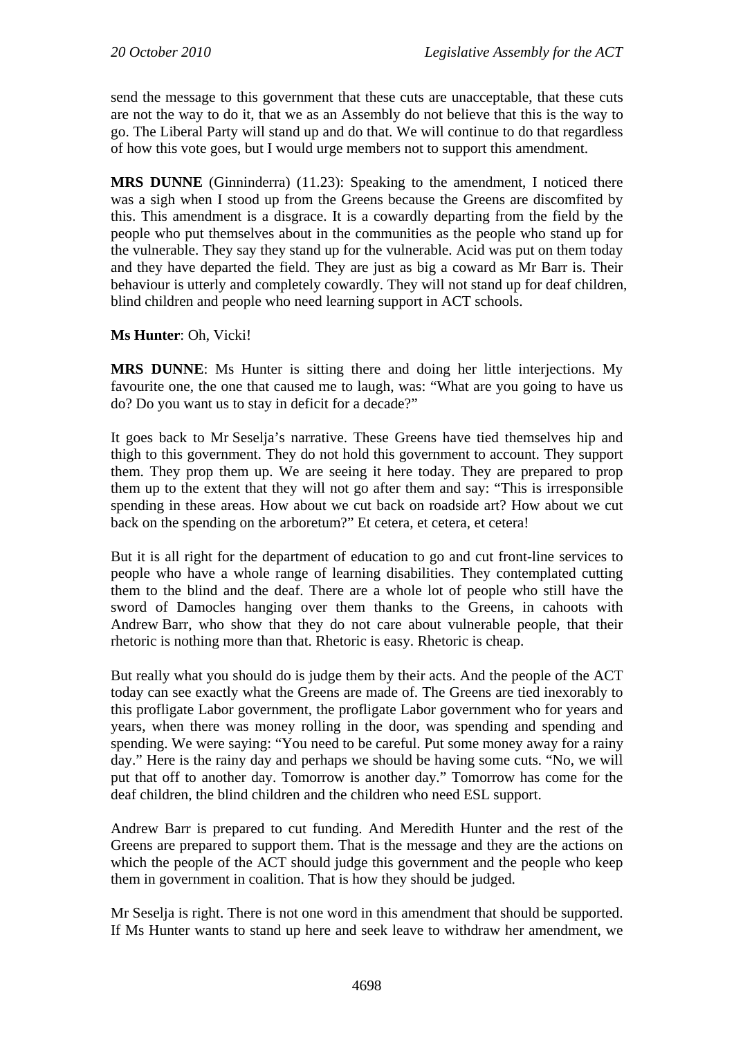send the message to this government that these cuts are unacceptable, that these cuts are not the way to do it, that we as an Assembly do not believe that this is the way to go. The Liberal Party will stand up and do that. We will continue to do that regardless of how this vote goes, but I would urge members not to support this amendment.

**MRS DUNNE** (Ginninderra) (11.23): Speaking to the amendment, I noticed there was a sigh when I stood up from the Greens because the Greens are discomfited by this. This amendment is a disgrace. It is a cowardly departing from the field by the people who put themselves about in the communities as the people who stand up for the vulnerable. They say they stand up for the vulnerable. Acid was put on them today and they have departed the field. They are just as big a coward as Mr Barr is. Their behaviour is utterly and completely cowardly. They will not stand up for deaf children, blind children and people who need learning support in ACT schools.

**Ms Hunter**: Oh, Vicki!

**MRS DUNNE**: Ms Hunter is sitting there and doing her little interjections. My favourite one, the one that caused me to laugh, was: "What are you going to have us do? Do you want us to stay in deficit for a decade?"

It goes back to Mr Seselja's narrative. These Greens have tied themselves hip and thigh to this government. They do not hold this government to account. They support them. They prop them up. We are seeing it here today. They are prepared to prop them up to the extent that they will not go after them and say: "This is irresponsible spending in these areas. How about we cut back on roadside art? How about we cut back on the spending on the arboretum?" Et cetera, et cetera, et cetera!

But it is all right for the department of education to go and cut front-line services to people who have a whole range of learning disabilities. They contemplated cutting them to the blind and the deaf. There are a whole lot of people who still have the sword of Damocles hanging over them thanks to the Greens, in cahoots with Andrew Barr, who show that they do not care about vulnerable people, that their rhetoric is nothing more than that. Rhetoric is easy. Rhetoric is cheap.

But really what you should do is judge them by their acts. And the people of the ACT today can see exactly what the Greens are made of. The Greens are tied inexorably to this profligate Labor government, the profligate Labor government who for years and years, when there was money rolling in the door, was spending and spending and spending. We were saying: "You need to be careful. Put some money away for a rainy day." Here is the rainy day and perhaps we should be having some cuts. "No, we will put that off to another day. Tomorrow is another day." Tomorrow has come for the deaf children, the blind children and the children who need ESL support.

Andrew Barr is prepared to cut funding. And Meredith Hunter and the rest of the Greens are prepared to support them. That is the message and they are the actions on which the people of the ACT should judge this government and the people who keep them in government in coalition. That is how they should be judged.

Mr Seselja is right. There is not one word in this amendment that should be supported. If Ms Hunter wants to stand up here and seek leave to withdraw her amendment, we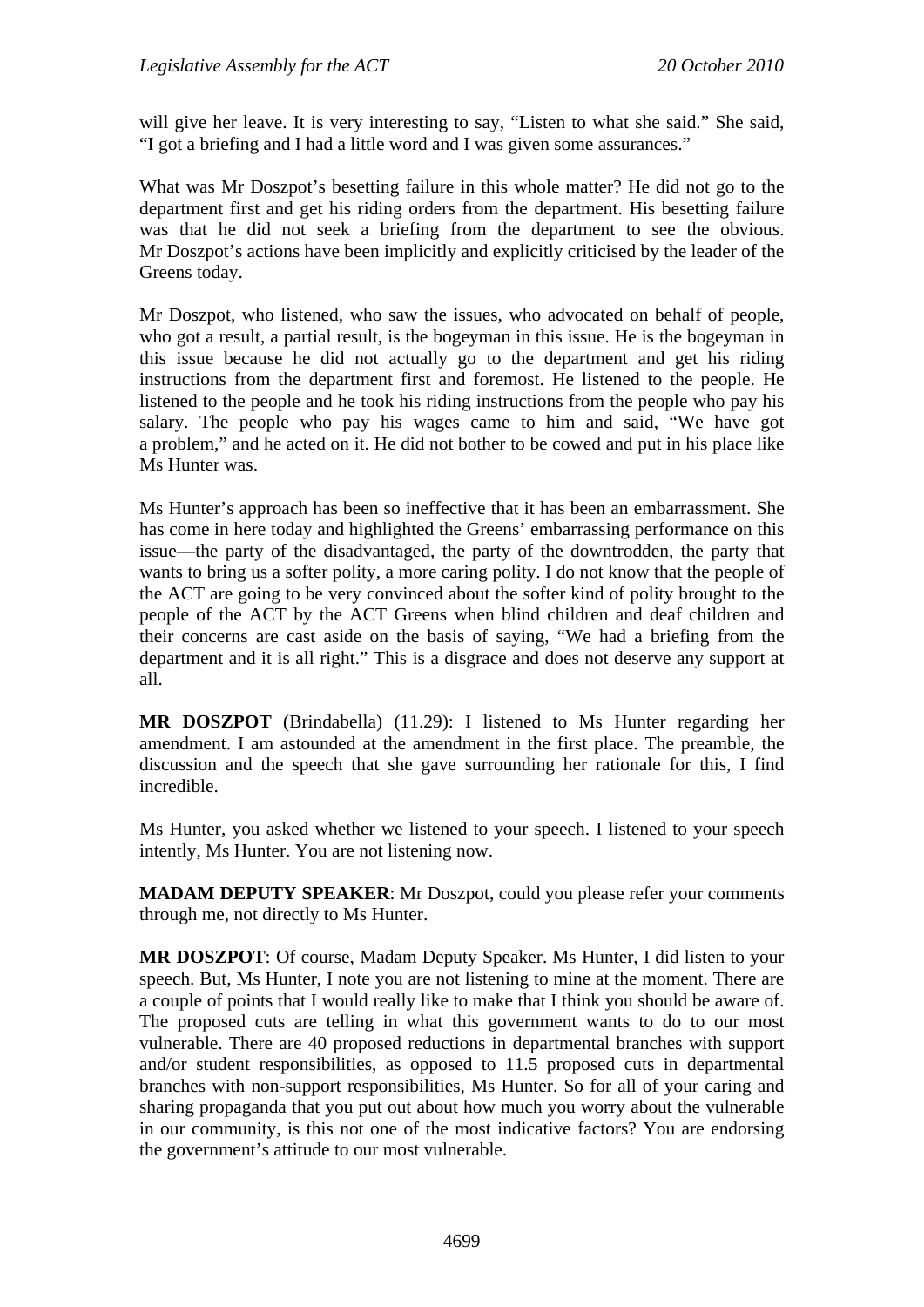will give her leave. It is very interesting to say, "Listen to what she said." She said, "I got a briefing and I had a little word and I was given some assurances."

What was Mr Doszpot's besetting failure in this whole matter? He did not go to the department first and get his riding orders from the department. His besetting failure was that he did not seek a briefing from the department to see the obvious. Mr Doszpot's actions have been implicitly and explicitly criticised by the leader of the Greens today.

Mr Doszpot, who listened, who saw the issues, who advocated on behalf of people, who got a result, a partial result, is the bogeyman in this issue. He is the bogeyman in this issue because he did not actually go to the department and get his riding instructions from the department first and foremost. He listened to the people. He listened to the people and he took his riding instructions from the people who pay his salary. The people who pay his wages came to him and said, "We have got a problem," and he acted on it. He did not bother to be cowed and put in his place like Ms Hunter was.

Ms Hunter's approach has been so ineffective that it has been an embarrassment. She has come in here today and highlighted the Greens' embarrassing performance on this issue—the party of the disadvantaged, the party of the downtrodden, the party that wants to bring us a softer polity, a more caring polity. I do not know that the people of the ACT are going to be very convinced about the softer kind of polity brought to the people of the ACT by the ACT Greens when blind children and deaf children and their concerns are cast aside on the basis of saying, "We had a briefing from the department and it is all right." This is a disgrace and does not deserve any support at all.

**MR DOSZPOT** (Brindabella) (11.29): I listened to Ms Hunter regarding her amendment. I am astounded at the amendment in the first place. The preamble, the discussion and the speech that she gave surrounding her rationale for this, I find incredible.

Ms Hunter, you asked whether we listened to your speech. I listened to your speech intently, Ms Hunter. You are not listening now.

**MADAM DEPUTY SPEAKER**: Mr Doszpot, could you please refer your comments through me, not directly to Ms Hunter.

**MR DOSZPOT**: Of course, Madam Deputy Speaker. Ms Hunter, I did listen to your speech. But, Ms Hunter, I note you are not listening to mine at the moment. There are a couple of points that I would really like to make that I think you should be aware of. The proposed cuts are telling in what this government wants to do to our most vulnerable. There are 40 proposed reductions in departmental branches with support and/or student responsibilities, as opposed to 11.5 proposed cuts in departmental branches with non-support responsibilities, Ms Hunter. So for all of your caring and sharing propaganda that you put out about how much you worry about the vulnerable in our community, is this not one of the most indicative factors? You are endorsing the government's attitude to our most vulnerable.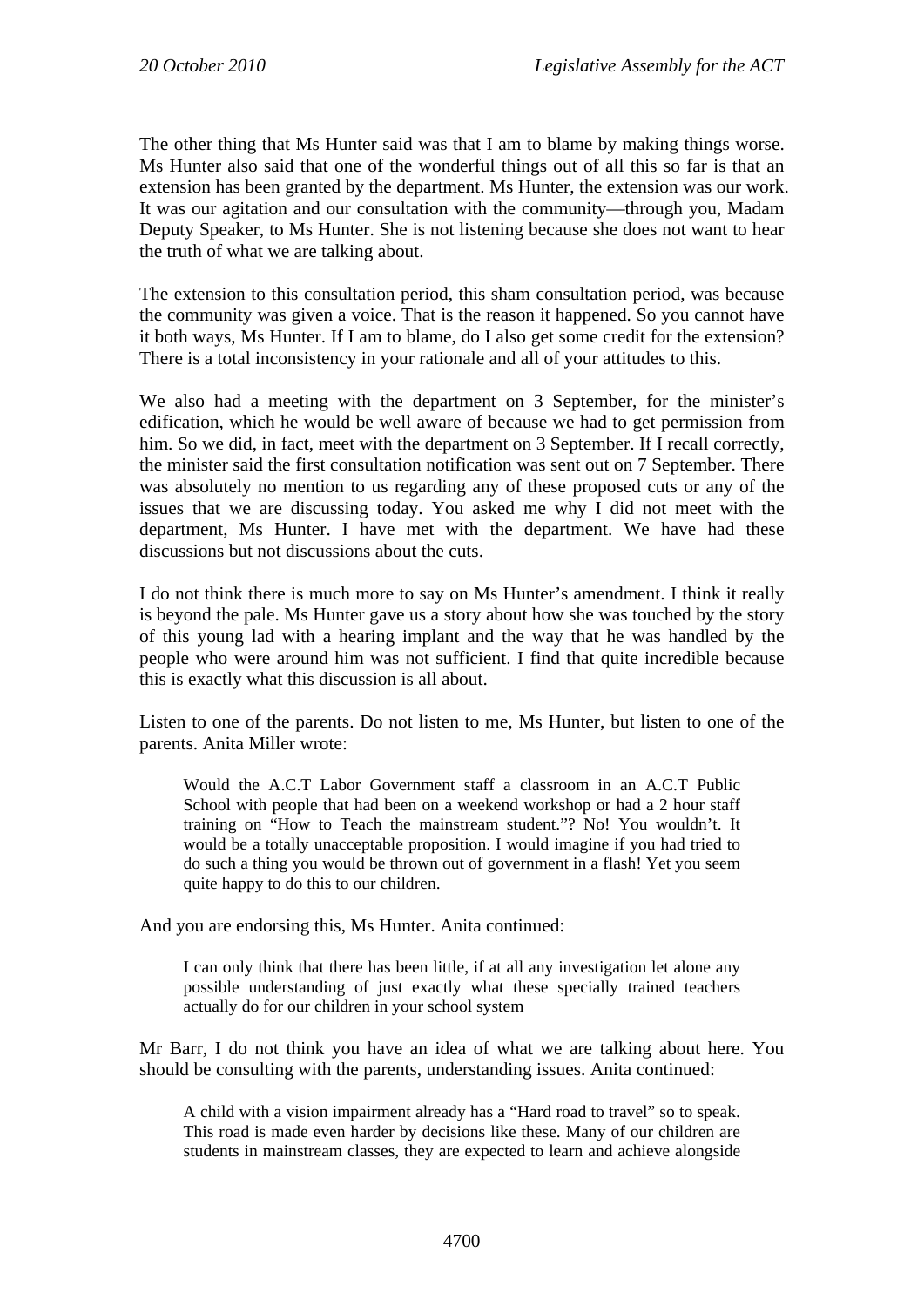The other thing that Ms Hunter said was that I am to blame by making things worse. Ms Hunter also said that one of the wonderful things out of all this so far is that an extension has been granted by the department. Ms Hunter, the extension was our work. It was our agitation and our consultation with the community—through you, Madam Deputy Speaker, to Ms Hunter. She is not listening because she does not want to hear the truth of what we are talking about.

The extension to this consultation period, this sham consultation period, was because the community was given a voice. That is the reason it happened. So you cannot have it both ways, Ms Hunter. If I am to blame, do I also get some credit for the extension? There is a total inconsistency in your rationale and all of your attitudes to this.

We also had a meeting with the department on 3 September, for the minister's edification, which he would be well aware of because we had to get permission from him. So we did, in fact, meet with the department on 3 September. If I recall correctly, the minister said the first consultation notification was sent out on 7 September. There was absolutely no mention to us regarding any of these proposed cuts or any of the issues that we are discussing today. You asked me why I did not meet with the department, Ms Hunter. I have met with the department. We have had these discussions but not discussions about the cuts.

I do not think there is much more to say on Ms Hunter's amendment. I think it really is beyond the pale. Ms Hunter gave us a story about how she was touched by the story of this young lad with a hearing implant and the way that he was handled by the people who were around him was not sufficient. I find that quite incredible because this is exactly what this discussion is all about.

Listen to one of the parents. Do not listen to me, Ms Hunter, but listen to one of the parents. Anita Miller wrote:

> Would the A.C.T Labor Government staff a classroom in an A.C.T Public School with people that had been on a weekend workshop or had a 2 hour staff training on "How to Teach the mainstream student."? No! You wouldn't. It would be a totally unacceptable proposition. I would imagine if you had tried to do such a thing you would be thrown out of government in a flash! Yet you seem quite happy to do this to our children.

And you are endorsing this, Ms Hunter. Anita continued:

> I can only think that there has been little, if at all any investigation let alone any possible understanding of just exactly what these specially trained teachers actually do for our children in your school system

Mr Barr, I do not think you have an idea of what we are talking about here. You should be consulting with the parents, understanding issues. Anita continued:

> A child with a vision impairment already has a "Hard road to travel" so to speak. This road is made even harder by decisions like these. Many of our children are students in mainstream classes, they are expected to learn and achieve alongside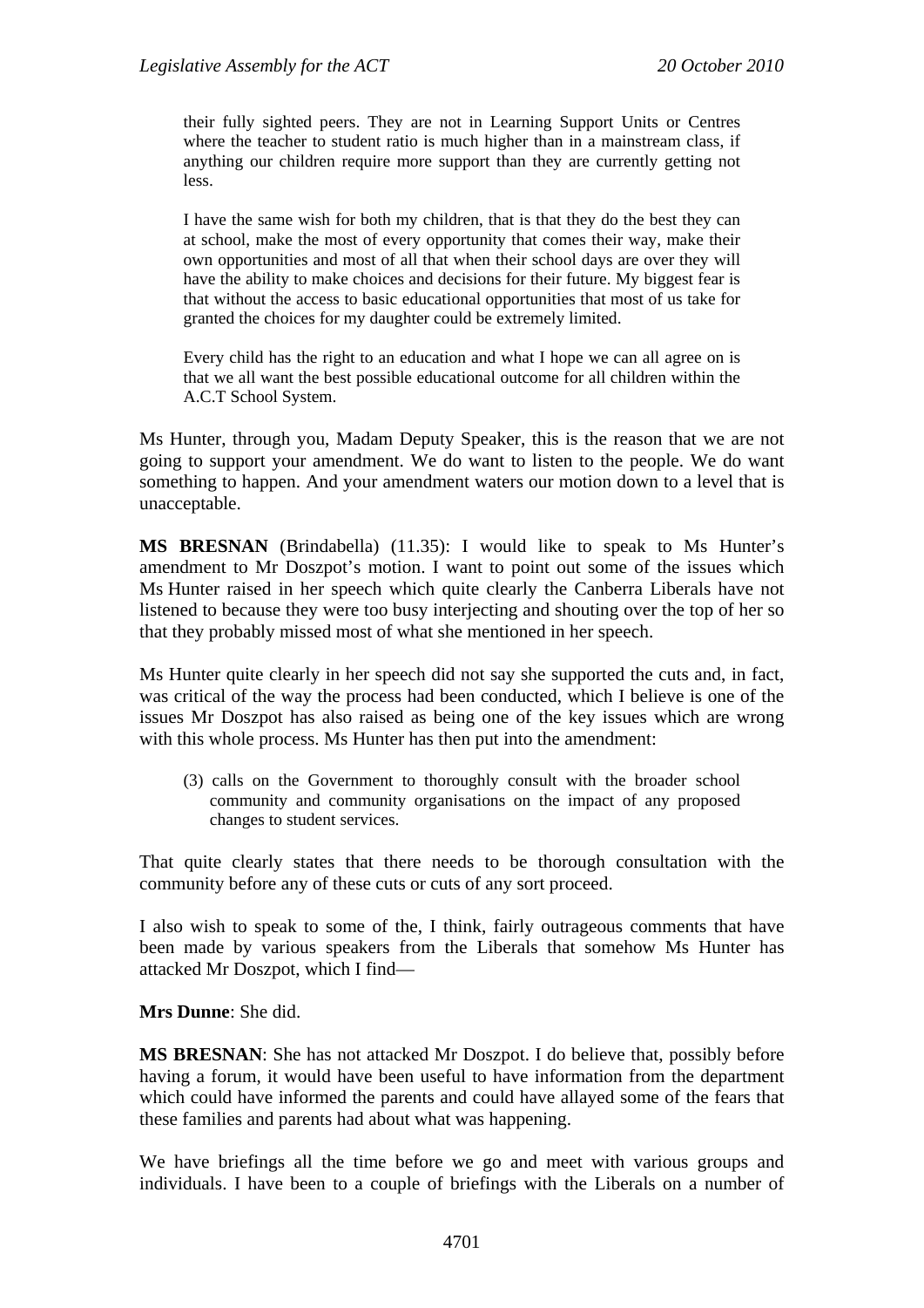> their fully sighted peers. They are not in Learning Support Units or Centres where the teacher to student ratio is much higher than in a mainstream class, if anything our children require more support than they are currently getting not less.
>
> I have the same wish for both my children, that is that they do the best they can at school, make the most of every opportunity that comes their way, make their own opportunities and most of all that when their school days are over they will have the ability to make choices and decisions for their future. My biggest fear is that without the access to basic educational opportunities that most of us take for granted the choices for my daughter could be extremely limited.
>
> Every child has the right to an education and what I hope we can all agree on is that we all want the best possible educational outcome for all children within the A.C.T School System.

Ms Hunter, through you, Madam Deputy Speaker, this is the reason that we are not going to support your amendment. We do want to listen to the people. We do want something to happen. And your amendment waters our motion down to a level that is unacceptable.

**MS BRESNAN** (Brindabella) (11.35): I would like to speak to Ms Hunter's amendment to Mr Doszpot's motion. I want to point out some of the issues which Ms Hunter raised in her speech which quite clearly the Canberra Liberals have not listened to because they were too busy interjecting and shouting over the top of her so that they probably missed most of what she mentioned in her speech.

Ms Hunter quite clearly in her speech did not say she supported the cuts and, in fact, was critical of the way the process had been conducted, which I believe is one of the issues Mr Doszpot has also raised as being one of the key issues which are wrong with this whole process. Ms Hunter has then put into the amendment:

> (3) calls on the Government to thoroughly consult with the broader school community and community organisations on the impact of any proposed changes to student services.

That quite clearly states that there needs to be thorough consultation with the community before any of these cuts or cuts of any sort proceed.

I also wish to speak to some of the, I think, fairly outrageous comments that have been made by various speakers from the Liberals that somehow Ms Hunter has attacked Mr Doszpot, which I find—

**Mrs Dunne**: She did.

**MS BRESNAN**: She has not attacked Mr Doszpot. I do believe that, possibly before having a forum, it would have been useful to have information from the department which could have informed the parents and could have allayed some of the fears that these families and parents had about what was happening.

We have briefings all the time before we go and meet with various groups and individuals. I have been to a couple of briefings with the Liberals on a number of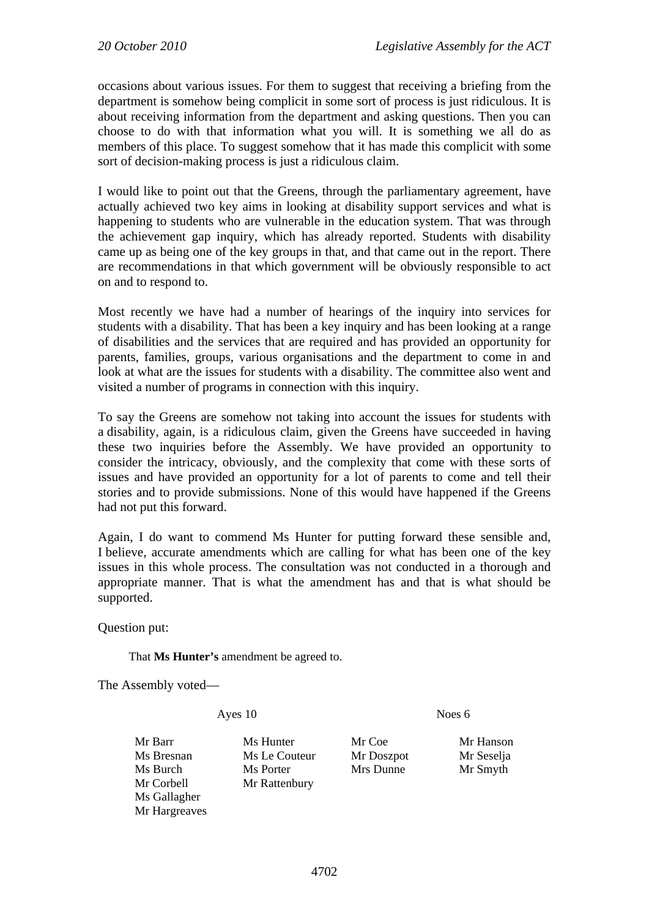occasions about various issues. For them to suggest that receiving a briefing from the department is somehow being complicit in some sort of process is just ridiculous. It is about receiving information from the department and asking questions. Then you can choose to do with that information what you will. It is something we all do as members of this place. To suggest somehow that it has made this complicit with some sort of decision-making process is just a ridiculous claim.

I would like to point out that the Greens, through the parliamentary agreement, have actually achieved two key aims in looking at disability support services and what is happening to students who are vulnerable in the education system. That was through the achievement gap inquiry, which has already reported. Students with disability came up as being one of the key groups in that, and that came out in the report. There are recommendations in that which government will be obviously responsible to act on and to respond to.

Most recently we have had a number of hearings of the inquiry into services for students with a disability. That has been a key inquiry and has been looking at a range of disabilities and the services that are required and has provided an opportunity for parents, families, groups, various organisations and the department to come in and look at what are the issues for students with a disability. The committee also went and visited a number of programs in connection with this inquiry.

To say the Greens are somehow not taking into account the issues for students with a disability, again, is a ridiculous claim, given the Greens have succeeded in having these two inquiries before the Assembly. We have provided an opportunity to consider the intricacy, obviously, and the complexity that come with these sorts of issues and have provided an opportunity for a lot of parents to come and tell their stories and to provide submissions. None of this would have happened if the Greens had not put this forward.

Again, I do want to commend Ms Hunter for putting forward these sensible and, I believe, accurate amendments which are calling for what has been one of the key issues in this whole process. The consultation was not conducted in a thorough and appropriate manner. That is what the amendment has and that is what should be supported.

Question put:

> That **Ms Hunter's** amendment be agreed to.

The Assembly voted—

| Ayes 10 | | Noes 6 | |
|---|---|---|---|
| Mr Barr | Ms Hunter | Mr Coe | Mr Hanson |
| Ms Bresnan | Ms Le Couteur | Mr Doszpot | Mr Seselja |
| Ms Burch | Ms Porter | Mrs Dunne | Mr Smyth |
| Mr Corbell | Mr Rattenbury | | |
| Ms Gallagher | | | |
| Mr Hargreaves | | | |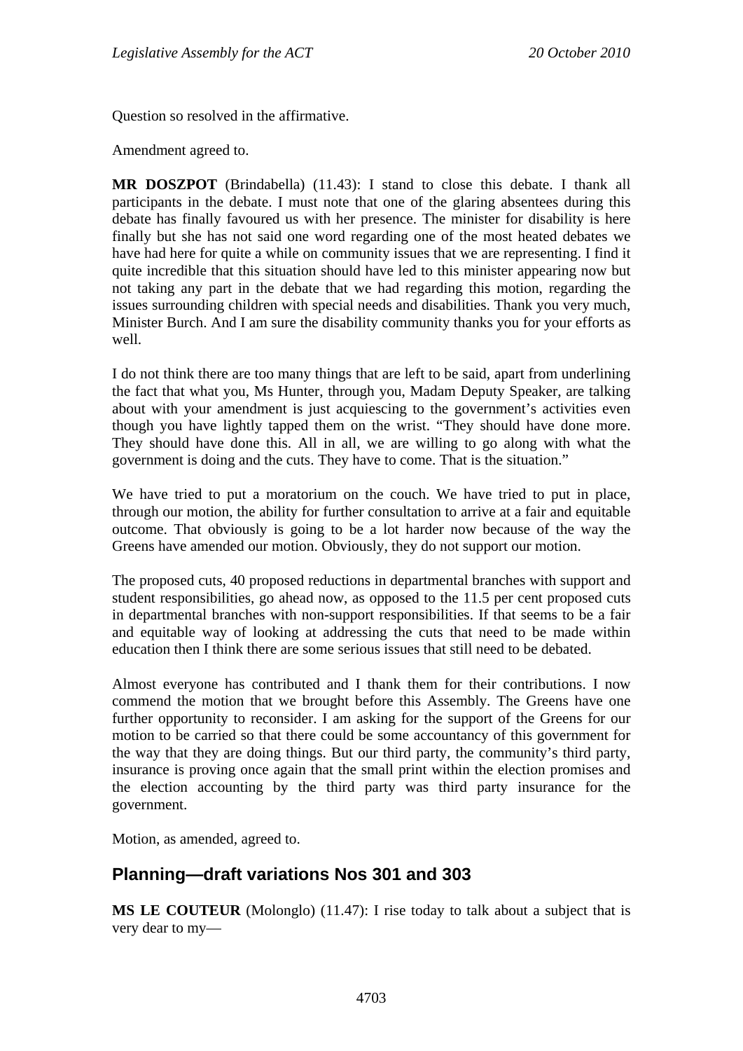Question so resolved in the affirmative.

Amendment agreed to.

**MR DOSZPOT** (Brindabella) (11.43): I stand to close this debate. I thank all participants in the debate. I must note that one of the glaring absentees during this debate has finally favoured us with her presence. The minister for disability is here finally but she has not said one word regarding one of the most heated debates we have had here for quite a while on community issues that we are representing. I find it quite incredible that this situation should have led to this minister appearing now but not taking any part in the debate that we had regarding this motion, regarding the issues surrounding children with special needs and disabilities. Thank you very much, Minister Burch. And I am sure the disability community thanks you for your efforts as well.

I do not think there are too many things that are left to be said, apart from underlining the fact that what you, Ms Hunter, through you, Madam Deputy Speaker, are talking about with your amendment is just acquiescing to the government's activities even though you have lightly tapped them on the wrist. "They should have done more. They should have done this. All in all, we are willing to go along with what the government is doing and the cuts. They have to come. That is the situation."

We have tried to put a moratorium on the couch. We have tried to put in place, through our motion, the ability for further consultation to arrive at a fair and equitable outcome. That obviously is going to be a lot harder now because of the way the Greens have amended our motion. Obviously, they do not support our motion.

The proposed cuts, 40 proposed reductions in departmental branches with support and student responsibilities, go ahead now, as opposed to the 11.5 per cent proposed cuts in departmental branches with non-support responsibilities. If that seems to be a fair and equitable way of looking at addressing the cuts that need to be made within education then I think there are some serious issues that still need to be debated.

Almost everyone has contributed and I thank them for their contributions. I now commend the motion that we brought before this Assembly. The Greens have one further opportunity to reconsider. I am asking for the support of the Greens for our motion to be carried so that there could be some accountancy of this government for the way that they are doing things. But our third party, the community's third party, insurance is proving once again that the small print within the election promises and the election accounting by the third party was third party insurance for the government.

Motion, as amended, agreed to.

## Planning—draft variations Nos 301 and 303

**MS LE COUTEUR** (Molonglo) (11.47): I rise today to talk about a subject that is very dear to my—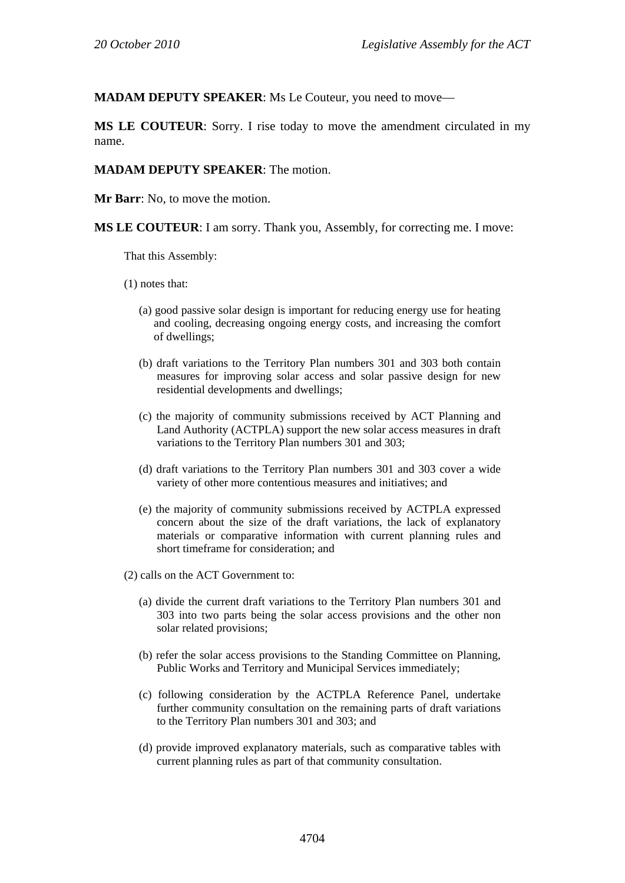**MADAM DEPUTY SPEAKER**: Ms Le Couteur, you need to move—

**MS LE COUTEUR**: Sorry. I rise today to move the amendment circulated in my name.

**MADAM DEPUTY SPEAKER**: The motion.

**Mr Barr**: No, to move the motion.

**MS LE COUTEUR**: I am sorry. Thank you, Assembly, for correcting me. I move:

> That this Assembly:
>
> (1) notes that:
>
> (a) good passive solar design is important for reducing energy use for heating and cooling, decreasing ongoing energy costs, and increasing the comfort of dwellings;
>
> (b) draft variations to the Territory Plan numbers 301 and 303 both contain measures for improving solar access and solar passive design for new residential developments and dwellings;
>
> (c) the majority of community submissions received by ACT Planning and Land Authority (ACTPLA) support the new solar access measures in draft variations to the Territory Plan numbers 301 and 303;
>
> (d) draft variations to the Territory Plan numbers 301 and 303 cover a wide variety of other more contentious measures and initiatives; and
>
> (e) the majority of community submissions received by ACTPLA expressed concern about the size of the draft variations, the lack of explanatory materials or comparative information with current planning rules and short timeframe for consideration; and
>
> (2) calls on the ACT Government to:
>
> (a) divide the current draft variations to the Territory Plan numbers 301 and 303 into two parts being the solar access provisions and the other non solar related provisions;
>
> (b) refer the solar access provisions to the Standing Committee on Planning, Public Works and Territory and Municipal Services immediately;
>
> (c) following consideration by the ACTPLA Reference Panel, undertake further community consultation on the remaining parts of draft variations to the Territory Plan numbers 301 and 303; and
>
> (d) provide improved explanatory materials, such as comparative tables with current planning rules as part of that community consultation.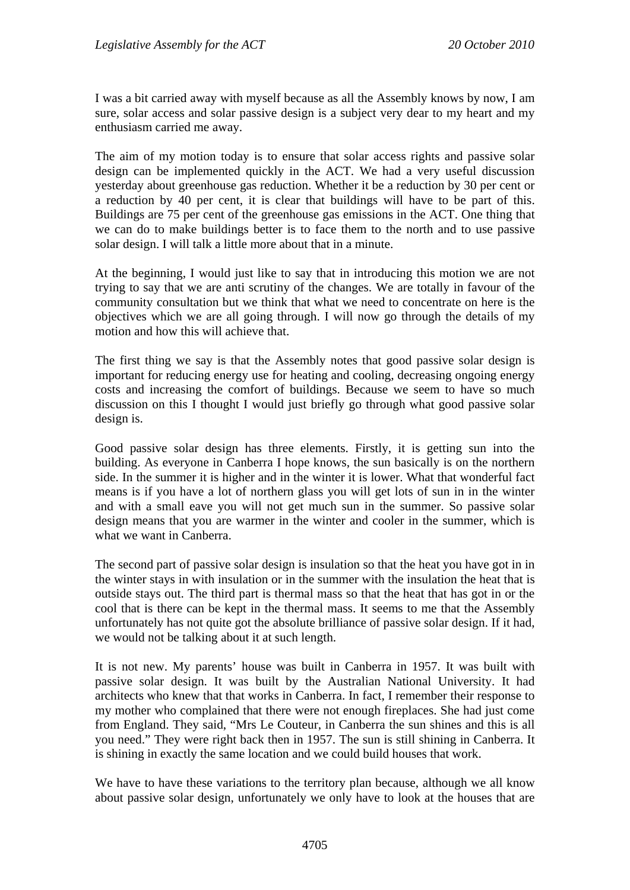I was a bit carried away with myself because as all the Assembly knows by now, I am sure, solar access and solar passive design is a subject very dear to my heart and my enthusiasm carried me away.

The aim of my motion today is to ensure that solar access rights and passive solar design can be implemented quickly in the ACT. We had a very useful discussion yesterday about greenhouse gas reduction. Whether it be a reduction by 30 per cent or a reduction by 40 per cent, it is clear that buildings will have to be part of this. Buildings are 75 per cent of the greenhouse gas emissions in the ACT. One thing that we can do to make buildings better is to face them to the north and to use passive solar design. I will talk a little more about that in a minute.

At the beginning, I would just like to say that in introducing this motion we are not trying to say that we are anti scrutiny of the changes. We are totally in favour of the community consultation but we think that what we need to concentrate on here is the objectives which we are all going through. I will now go through the details of my motion and how this will achieve that.

The first thing we say is that the Assembly notes that good passive solar design is important for reducing energy use for heating and cooling, decreasing ongoing energy costs and increasing the comfort of buildings. Because we seem to have so much discussion on this I thought I would just briefly go through what good passive solar design is.

Good passive solar design has three elements. Firstly, it is getting sun into the building. As everyone in Canberra I hope knows, the sun basically is on the northern side. In the summer it is higher and in the winter it is lower. What that wonderful fact means is if you have a lot of northern glass you will get lots of sun in in the winter and with a small eave you will not get much sun in the summer. So passive solar design means that you are warmer in the winter and cooler in the summer, which is what we want in Canberra.

The second part of passive solar design is insulation so that the heat you have got in in the winter stays in with insulation or in the summer with the insulation the heat that is outside stays out. The third part is thermal mass so that the heat that has got in or the cool that is there can be kept in the thermal mass. It seems to me that the Assembly unfortunately has not quite got the absolute brilliance of passive solar design. If it had, we would not be talking about it at such length.

It is not new. My parents' house was built in Canberra in 1957. It was built with passive solar design. It was built by the Australian National University. It had architects who knew that that works in Canberra. In fact, I remember their response to my mother who complained that there were not enough fireplaces. She had just come from England. They said, "Mrs Le Couteur, in Canberra the sun shines and this is all you need." They were right back then in 1957. The sun is still shining in Canberra. It is shining in exactly the same location and we could build houses that work.

We have to have these variations to the territory plan because, although we all know about passive solar design, unfortunately we only have to look at the houses that are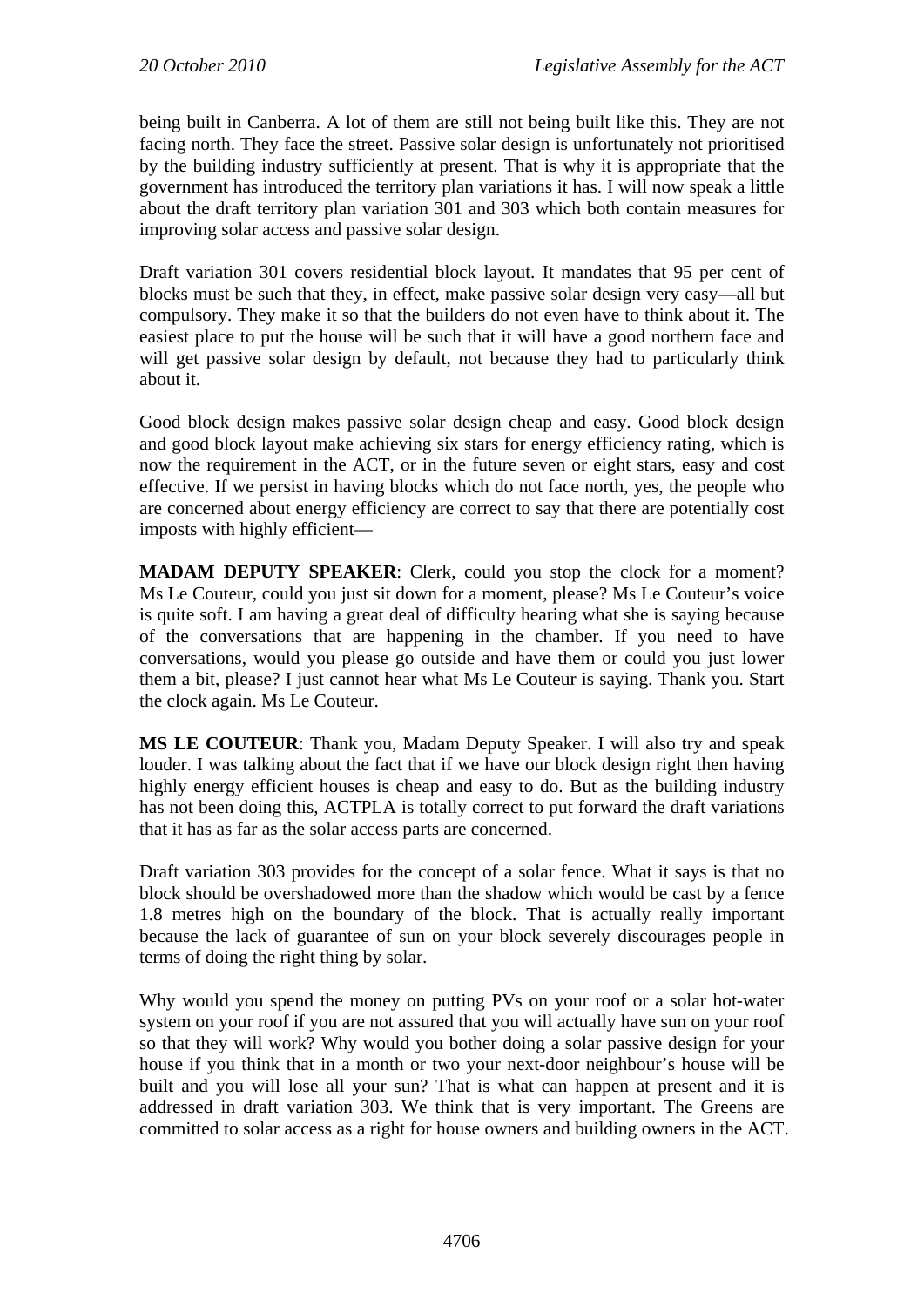being built in Canberra. A lot of them are still not being built like this. They are not facing north. They face the street. Passive solar design is unfortunately not prioritised by the building industry sufficiently at present. That is why it is appropriate that the government has introduced the territory plan variations it has. I will now speak a little about the draft territory plan variation 301 and 303 which both contain measures for improving solar access and passive solar design.

Draft variation 301 covers residential block layout. It mandates that 95 per cent of blocks must be such that they, in effect, make passive solar design very easy—all but compulsory. They make it so that the builders do not even have to think about it. The easiest place to put the house will be such that it will have a good northern face and will get passive solar design by default, not because they had to particularly think about it.

Good block design makes passive solar design cheap and easy. Good block design and good block layout make achieving six stars for energy efficiency rating, which is now the requirement in the ACT, or in the future seven or eight stars, easy and cost effective. If we persist in having blocks which do not face north, yes, the people who are concerned about energy efficiency are correct to say that there are potentially cost imposts with highly efficient—

**MADAM DEPUTY SPEAKER**: Clerk, could you stop the clock for a moment? Ms Le Couteur, could you just sit down for a moment, please? Ms Le Couteur's voice is quite soft. I am having a great deal of difficulty hearing what she is saying because of the conversations that are happening in the chamber. If you need to have conversations, would you please go outside and have them or could you just lower them a bit, please? I just cannot hear what Ms Le Couteur is saying. Thank you. Start the clock again. Ms Le Couteur.

**MS LE COUTEUR**: Thank you, Madam Deputy Speaker. I will also try and speak louder. I was talking about the fact that if we have our block design right then having highly energy efficient houses is cheap and easy to do. But as the building industry has not been doing this, ACTPLA is totally correct to put forward the draft variations that it has as far as the solar access parts are concerned.

Draft variation 303 provides for the concept of a solar fence. What it says is that no block should be overshadowed more than the shadow which would be cast by a fence 1.8 metres high on the boundary of the block. That is actually really important because the lack of guarantee of sun on your block severely discourages people in terms of doing the right thing by solar.

Why would you spend the money on putting PVs on your roof or a solar hot-water system on your roof if you are not assured that you will actually have sun on your roof so that they will work? Why would you bother doing a solar passive design for your house if you think that in a month or two your next-door neighbour's house will be built and you will lose all your sun? That is what can happen at present and it is addressed in draft variation 303. We think that is very important. The Greens are committed to solar access as a right for house owners and building owners in the ACT.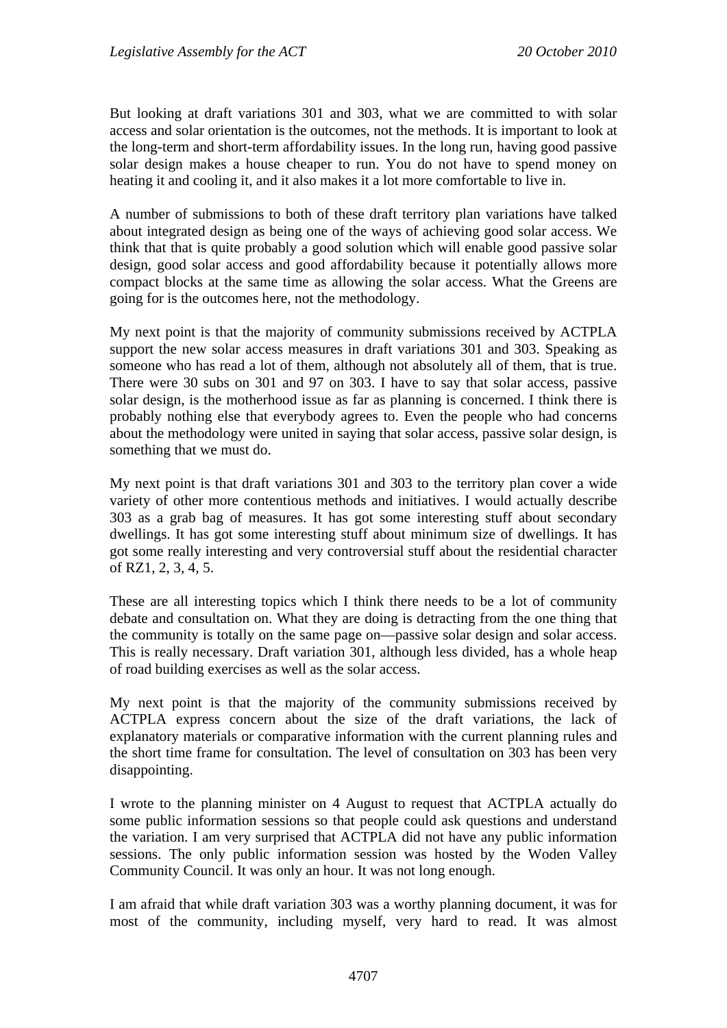But looking at draft variations 301 and 303, what we are committed to with solar access and solar orientation is the outcomes, not the methods. It is important to look at the long-term and short-term affordability issues. In the long run, having good passive solar design makes a house cheaper to run. You do not have to spend money on heating it and cooling it, and it also makes it a lot more comfortable to live in.

A number of submissions to both of these draft territory plan variations have talked about integrated design as being one of the ways of achieving good solar access. We think that that is quite probably a good solution which will enable good passive solar design, good solar access and good affordability because it potentially allows more compact blocks at the same time as allowing the solar access. What the Greens are going for is the outcomes here, not the methodology.

My next point is that the majority of community submissions received by ACTPLA support the new solar access measures in draft variations 301 and 303. Speaking as someone who has read a lot of them, although not absolutely all of them, that is true. There were 30 subs on 301 and 97 on 303. I have to say that solar access, passive solar design, is the motherhood issue as far as planning is concerned. I think there is probably nothing else that everybody agrees to. Even the people who had concerns about the methodology were united in saying that solar access, passive solar design, is something that we must do.

My next point is that draft variations 301 and 303 to the territory plan cover a wide variety of other more contentious methods and initiatives. I would actually describe 303 as a grab bag of measures. It has got some interesting stuff about secondary dwellings. It has got some interesting stuff about minimum size of dwellings. It has got some really interesting and very controversial stuff about the residential character of RZ1, 2, 3, 4, 5.

These are all interesting topics which I think there needs to be a lot of community debate and consultation on. What they are doing is detracting from the one thing that the community is totally on the same page on—passive solar design and solar access. This is really necessary. Draft variation 301, although less divided, has a whole heap of road building exercises as well as the solar access.

My next point is that the majority of the community submissions received by ACTPLA express concern about the size of the draft variations, the lack of explanatory materials or comparative information with the current planning rules and the short time frame for consultation. The level of consultation on 303 has been very disappointing.

I wrote to the planning minister on 4 August to request that ACTPLA actually do some public information sessions so that people could ask questions and understand the variation. I am very surprised that ACTPLA did not have any public information sessions. The only public information session was hosted by the Woden Valley Community Council. It was only an hour. It was not long enough.

I am afraid that while draft variation 303 was a worthy planning document, it was for most of the community, including myself, very hard to read. It was almost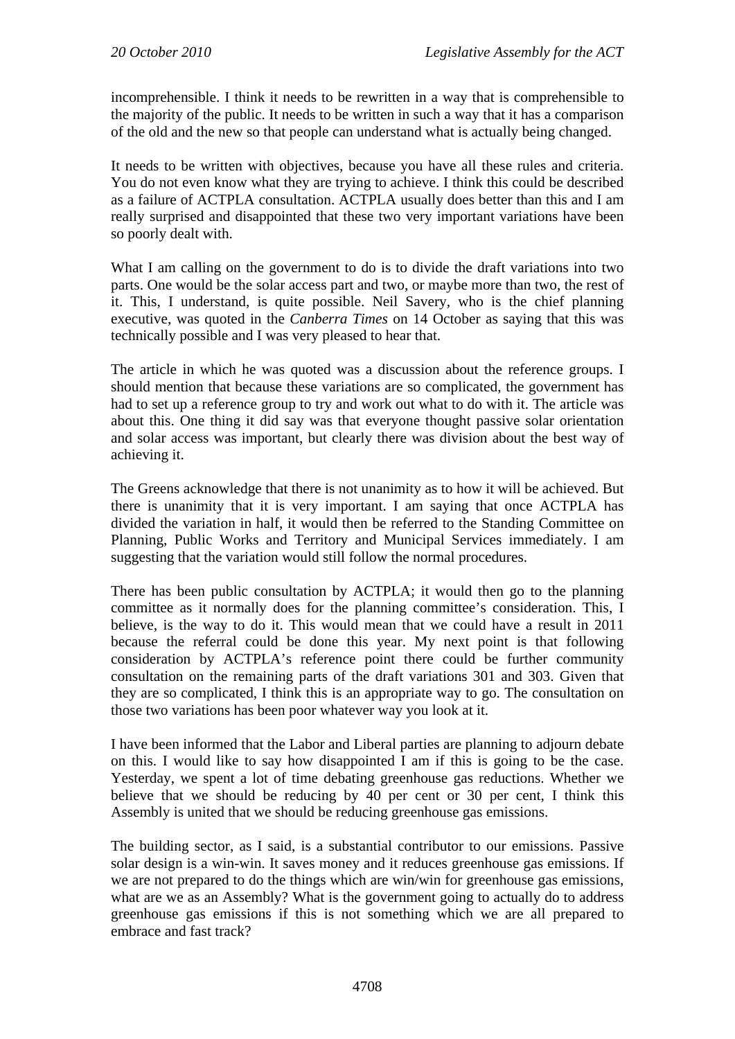incomprehensible. I think it needs to be rewritten in a way that is comprehensible to the majority of the public. It needs to be written in such a way that it has a comparison of the old and the new so that people can understand what is actually being changed.

It needs to be written with objectives, because you have all these rules and criteria. You do not even know what they are trying to achieve. I think this could be described as a failure of ACTPLA consultation. ACTPLA usually does better than this and I am really surprised and disappointed that these two very important variations have been so poorly dealt with.

What I am calling on the government to do is to divide the draft variations into two parts. One would be the solar access part and two, or maybe more than two, the rest of it. This, I understand, is quite possible. Neil Savery, who is the chief planning executive, was quoted in the *Canberra Times* on 14 October as saying that this was technically possible and I was very pleased to hear that.

The article in which he was quoted was a discussion about the reference groups. I should mention that because these variations are so complicated, the government has had to set up a reference group to try and work out what to do with it. The article was about this. One thing it did say was that everyone thought passive solar orientation and solar access was important, but clearly there was division about the best way of achieving it.

The Greens acknowledge that there is not unanimity as to how it will be achieved. But there is unanimity that it is very important. I am saying that once ACTPLA has divided the variation in half, it would then be referred to the Standing Committee on Planning, Public Works and Territory and Municipal Services immediately. I am suggesting that the variation would still follow the normal procedures.

There has been public consultation by ACTPLA; it would then go to the planning committee as it normally does for the planning committee's consideration. This, I believe, is the way to do it. This would mean that we could have a result in 2011 because the referral could be done this year. My next point is that following consideration by ACTPLA's reference point there could be further community consultation on the remaining parts of the draft variations 301 and 303. Given that they are so complicated, I think this is an appropriate way to go. The consultation on those two variations has been poor whatever way you look at it.

I have been informed that the Labor and Liberal parties are planning to adjourn debate on this. I would like to say how disappointed I am if this is going to be the case. Yesterday, we spent a lot of time debating greenhouse gas reductions. Whether we believe that we should be reducing by 40 per cent or 30 per cent, I think this Assembly is united that we should be reducing greenhouse gas emissions.

The building sector, as I said, is a substantial contributor to our emissions. Passive solar design is a win-win. It saves money and it reduces greenhouse gas emissions. If we are not prepared to do the things which are win/win for greenhouse gas emissions, what are we as an Assembly? What is the government going to actually do to address greenhouse gas emissions if this is not something which we are all prepared to embrace and fast track?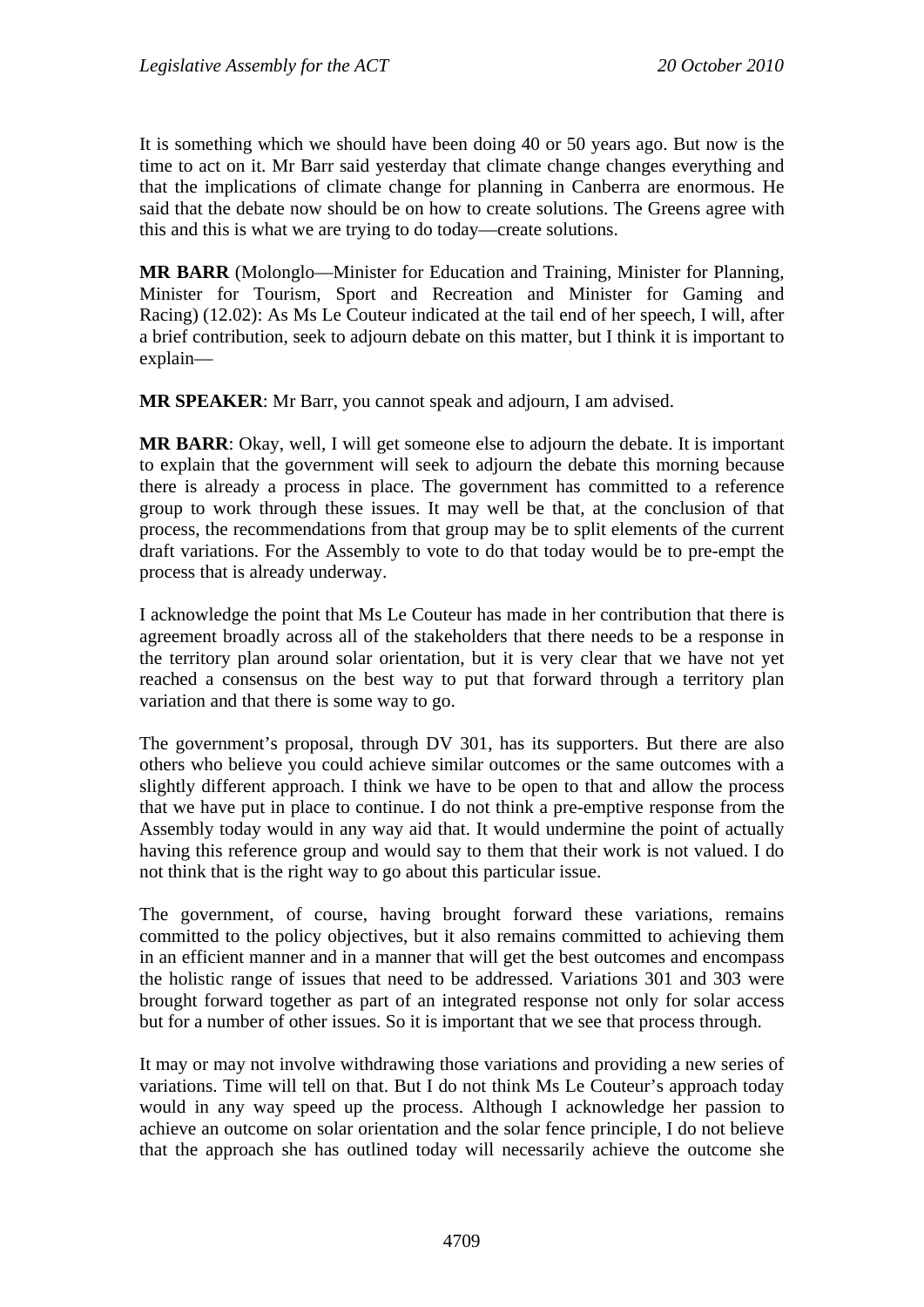It is something which we should have been doing 40 or 50 years ago. But now is the time to act on it. Mr Barr said yesterday that climate change changes everything and that the implications of climate change for planning in Canberra are enormous. He said that the debate now should be on how to create solutions. The Greens agree with this and this is what we are trying to do today—create solutions.

**MR BARR** (Molonglo—Minister for Education and Training, Minister for Planning, Minister for Tourism, Sport and Recreation and Minister for Gaming and Racing) (12.02): As Ms Le Couteur indicated at the tail end of her speech, I will, after a brief contribution, seek to adjourn debate on this matter, but I think it is important to explain—

**MR SPEAKER**: Mr Barr, you cannot speak and adjourn, I am advised.

**MR BARR**: Okay, well, I will get someone else to adjourn the debate. It is important to explain that the government will seek to adjourn the debate this morning because there is already a process in place. The government has committed to a reference group to work through these issues. It may well be that, at the conclusion of that process, the recommendations from that group may be to split elements of the current draft variations. For the Assembly to vote to do that today would be to pre-empt the process that is already underway.

I acknowledge the point that Ms Le Couteur has made in her contribution that there is agreement broadly across all of the stakeholders that there needs to be a response in the territory plan around solar orientation, but it is very clear that we have not yet reached a consensus on the best way to put that forward through a territory plan variation and that there is some way to go.

The government's proposal, through DV 301, has its supporters. But there are also others who believe you could achieve similar outcomes or the same outcomes with a slightly different approach. I think we have to be open to that and allow the process that we have put in place to continue. I do not think a pre-emptive response from the Assembly today would in any way aid that. It would undermine the point of actually having this reference group and would say to them that their work is not valued. I do not think that is the right way to go about this particular issue.

The government, of course, having brought forward these variations, remains committed to the policy objectives, but it also remains committed to achieving them in an efficient manner and in a manner that will get the best outcomes and encompass the holistic range of issues that need to be addressed. Variations 301 and 303 were brought forward together as part of an integrated response not only for solar access but for a number of other issues. So it is important that we see that process through.

It may or may not involve withdrawing those variations and providing a new series of variations. Time will tell on that. But I do not think Ms Le Couteur's approach today would in any way speed up the process. Although I acknowledge her passion to achieve an outcome on solar orientation and the solar fence principle, I do not believe that the approach she has outlined today will necessarily achieve the outcome she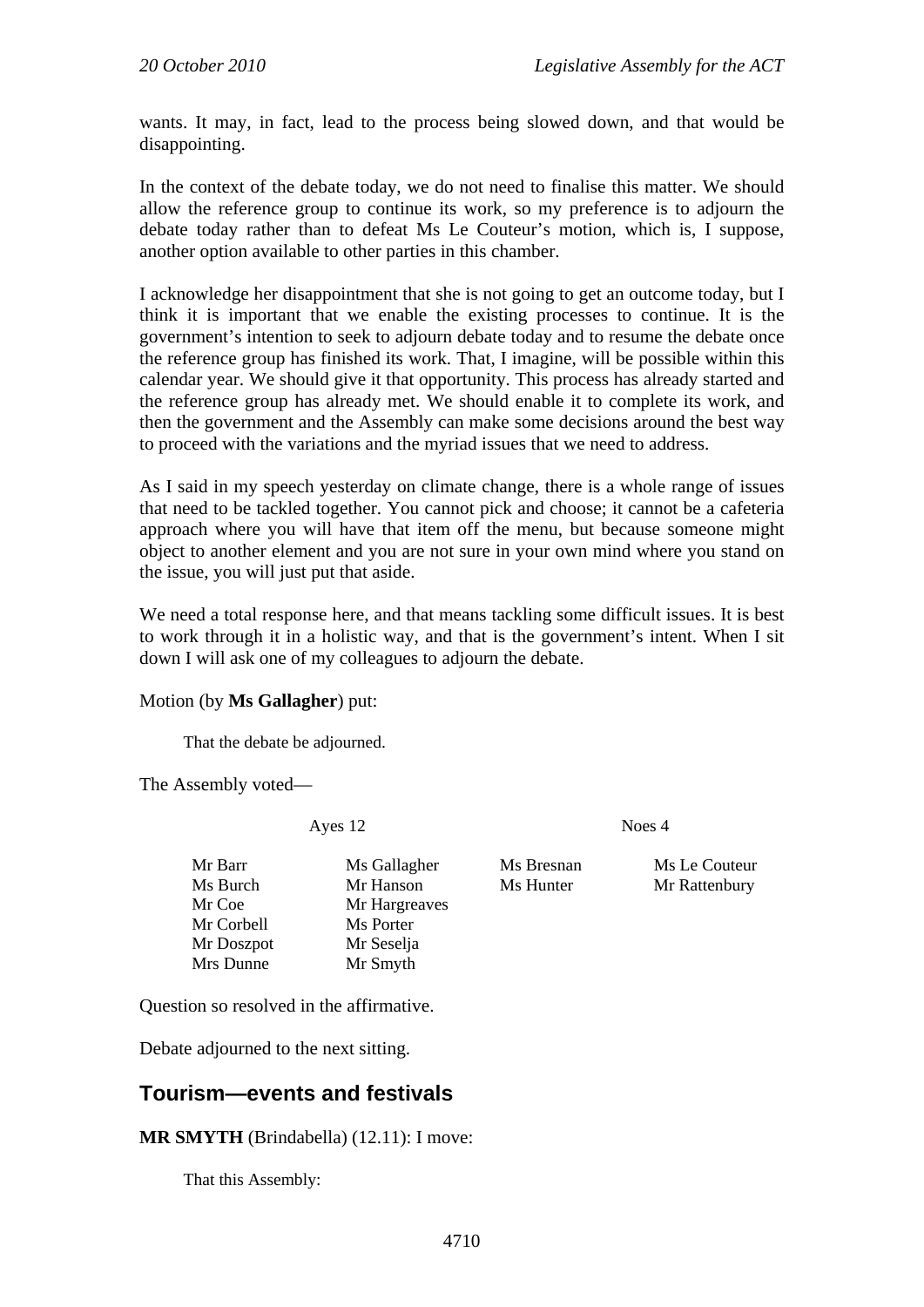wants. It may, in fact, lead to the process being slowed down, and that would be disappointing.

In the context of the debate today, we do not need to finalise this matter. We should allow the reference group to continue its work, so my preference is to adjourn the debate today rather than to defeat Ms Le Couteur's motion, which is, I suppose, another option available to other parties in this chamber.

I acknowledge her disappointment that she is not going to get an outcome today, but I think it is important that we enable the existing processes to continue. It is the government's intention to seek to adjourn debate today and to resume the debate once the reference group has finished its work. That, I imagine, will be possible within this calendar year. We should give it that opportunity. This process has already started and the reference group has already met. We should enable it to complete its work, and then the government and the Assembly can make some decisions around the best way to proceed with the variations and the myriad issues that we need to address.

As I said in my speech yesterday on climate change, there is a whole range of issues that need to be tackled together. You cannot pick and choose; it cannot be a cafeteria approach where you will have that item off the menu, but because someone might object to another element and you are not sure in your own mind where you stand on the issue, you will just put that aside.

We need a total response here, and that means tackling some difficult issues. It is best to work through it in a holistic way, and that is the government's intent. When I sit down I will ask one of my colleagues to adjourn the debate.

Motion (by **Ms Gallagher**) put:

> That the debate be adjourned.

The Assembly voted—

| Ayes 12 | | | Noes 4 | |
|---|---|---|---|---|
| Mr Barr | Ms Gallagher | | Ms Bresnan | Ms Le Couteur |
| Ms Burch | Mr Hanson | | Ms Hunter | Mr Rattenbury |
| Mr Coe | Mr Hargreaves | | | |
| Mr Corbell | Ms Porter | | | |
| Mr Doszpot | Mr Seselja | | | |
| Mrs Dunne | Mr Smyth | | | |

Question so resolved in the affirmative.

Debate adjourned to the next sitting.

## Tourism—events and festivals

**MR SMYTH** (Brindabella) (12.11): I move:

> That this Assembly: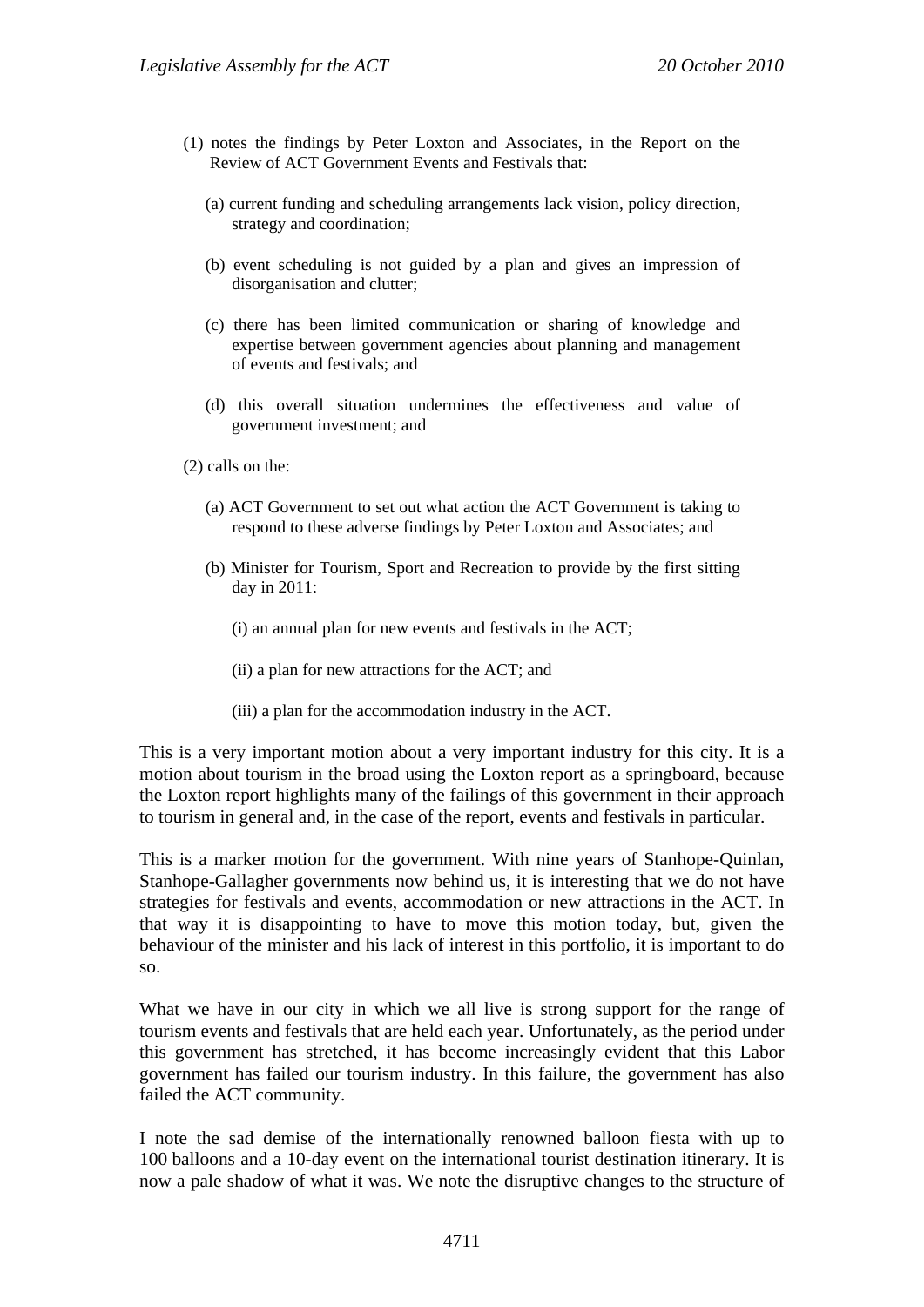(1) notes the findings by Peter Loxton and Associates, in the Report on the Review of ACT Government Events and Festivals that:

(a) current funding and scheduling arrangements lack vision, policy direction, strategy and coordination;

(b) event scheduling is not guided by a plan and gives an impression of disorganisation and clutter;

(c) there has been limited communication or sharing of knowledge and expertise between government agencies about planning and management of events and festivals; and

(d) this overall situation undermines the effectiveness and value of government investment; and

(2) calls on the:

(a) ACT Government to set out what action the ACT Government is taking to respond to these adverse findings by Peter Loxton and Associates; and

(b) Minister for Tourism, Sport and Recreation to provide by the first sitting day in 2011:

(i) an annual plan for new events and festivals in the ACT;

(ii) a plan for new attractions for the ACT; and

(iii) a plan for the accommodation industry in the ACT.

This is a very important motion about a very important industry for this city. It is a motion about tourism in the broad using the Loxton report as a springboard, because the Loxton report highlights many of the failings of this government in their approach to tourism in general and, in the case of the report, events and festivals in particular.

This is a marker motion for the government. With nine years of Stanhope-Quinlan, Stanhope-Gallagher governments now behind us, it is interesting that we do not have strategies for festivals and events, accommodation or new attractions in the ACT. In that way it is disappointing to have to move this motion today, but, given the behaviour of the minister and his lack of interest in this portfolio, it is important to do so.

What we have in our city in which we all live is strong support for the range of tourism events and festivals that are held each year. Unfortunately, as the period under this government has stretched, it has become increasingly evident that this Labor government has failed our tourism industry. In this failure, the government has also failed the ACT community.

I note the sad demise of the internationally renowned balloon fiesta with up to 100 balloons and a 10-day event on the international tourist destination itinerary. It is now a pale shadow of what it was. We note the disruptive changes to the structure of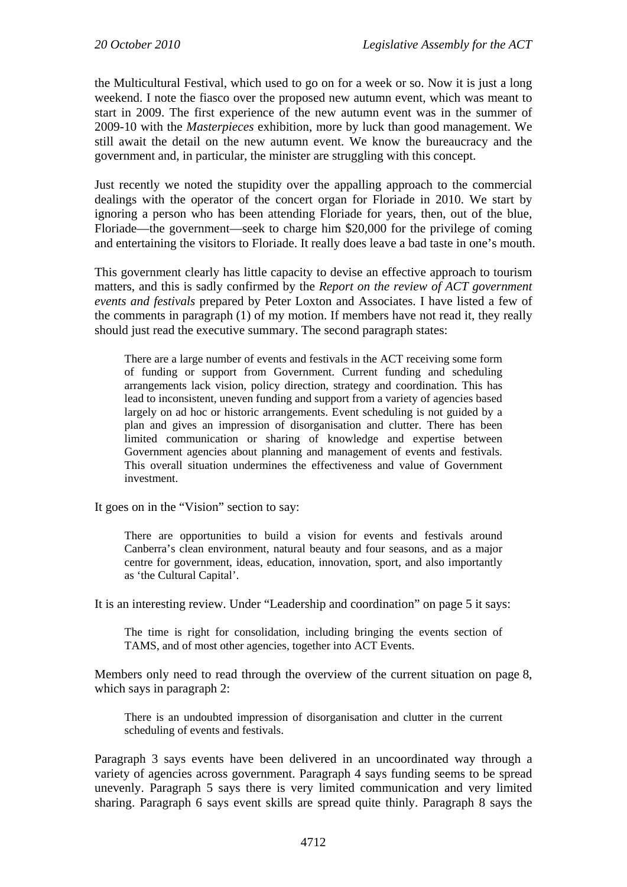the Multicultural Festival, which used to go on for a week or so. Now it is just a long weekend. I note the fiasco over the proposed new autumn event, which was meant to start in 2009. The first experience of the new autumn event was in the summer of 2009-10 with the *Masterpieces* exhibition, more by luck than good management. We still await the detail on the new autumn event. We know the bureaucracy and the government and, in particular, the minister are struggling with this concept.

Just recently we noted the stupidity over the appalling approach to the commercial dealings with the operator of the concert organ for Floriade in 2010. We start by ignoring a person who has been attending Floriade for years, then, out of the blue, Floriade—the government—seek to charge him $20,000 for the privilege of coming and entertaining the visitors to Floriade. It really does leave a bad taste in one's mouth.

This government clearly has little capacity to devise an effective approach to tourism matters, and this is sadly confirmed by the *Report on the review of ACT government events and festivals* prepared by Peter Loxton and Associates. I have listed a few of the comments in paragraph (1) of my motion. If members have not read it, they really should just read the executive summary. The second paragraph states:

> There are a large number of events and festivals in the ACT receiving some form of funding or support from Government. Current funding and scheduling arrangements lack vision, policy direction, strategy and coordination. This has lead to inconsistent, uneven funding and support from a variety of agencies based largely on ad hoc or historic arrangements. Event scheduling is not guided by a plan and gives an impression of disorganisation and clutter. There has been limited communication or sharing of knowledge and expertise between Government agencies about planning and management of events and festivals. This overall situation undermines the effectiveness and value of Government investment.

It goes on in the "Vision" section to say:

> There are opportunities to build a vision for events and festivals around Canberra's clean environment, natural beauty and four seasons, and as a major centre for government, ideas, education, innovation, sport, and also importantly as 'the Cultural Capital'.

It is an interesting review. Under "Leadership and coordination" on page 5 it says:

> The time is right for consolidation, including bringing the events section of TAMS, and of most other agencies, together into ACT Events.

Members only need to read through the overview of the current situation on page 8, which says in paragraph 2:

> There is an undoubted impression of disorganisation and clutter in the current scheduling of events and festivals.

Paragraph 3 says events have been delivered in an uncoordinated way through a variety of agencies across government. Paragraph 4 says funding seems to be spread unevenly. Paragraph 5 says there is very limited communication and very limited sharing. Paragraph 6 says event skills are spread quite thinly. Paragraph 8 says the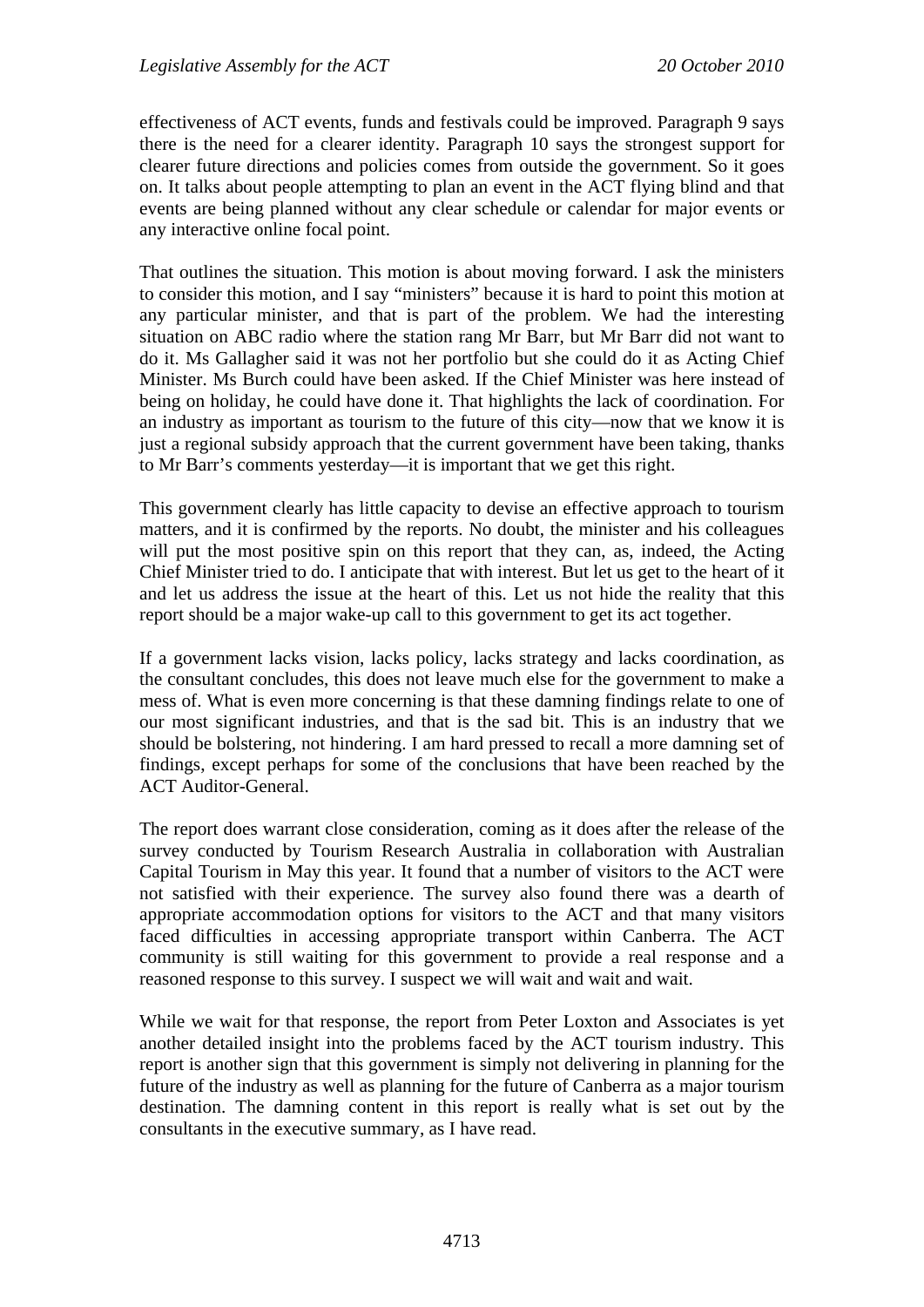effectiveness of ACT events, funds and festivals could be improved. Paragraph 9 says there is the need for a clearer identity. Paragraph 10 says the strongest support for clearer future directions and policies comes from outside the government. So it goes on. It talks about people attempting to plan an event in the ACT flying blind and that events are being planned without any clear schedule or calendar for major events or any interactive online focal point.

That outlines the situation. This motion is about moving forward. I ask the ministers to consider this motion, and I say "ministers" because it is hard to point this motion at any particular minister, and that is part of the problem. We had the interesting situation on ABC radio where the station rang Mr Barr, but Mr Barr did not want to do it. Ms Gallagher said it was not her portfolio but she could do it as Acting Chief Minister. Ms Burch could have been asked. If the Chief Minister was here instead of being on holiday, he could have done it. That highlights the lack of coordination. For an industry as important as tourism to the future of this city—now that we know it is just a regional subsidy approach that the current government have been taking, thanks to Mr Barr's comments yesterday—it is important that we get this right.

This government clearly has little capacity to devise an effective approach to tourism matters, and it is confirmed by the reports. No doubt, the minister and his colleagues will put the most positive spin on this report that they can, as, indeed, the Acting Chief Minister tried to do. I anticipate that with interest. But let us get to the heart of it and let us address the issue at the heart of this. Let us not hide the reality that this report should be a major wake-up call to this government to get its act together.

If a government lacks vision, lacks policy, lacks strategy and lacks coordination, as the consultant concludes, this does not leave much else for the government to make a mess of. What is even more concerning is that these damning findings relate to one of our most significant industries, and that is the sad bit. This is an industry that we should be bolstering, not hindering. I am hard pressed to recall a more damning set of findings, except perhaps for some of the conclusions that have been reached by the ACT Auditor-General.

The report does warrant close consideration, coming as it does after the release of the survey conducted by Tourism Research Australia in collaboration with Australian Capital Tourism in May this year. It found that a number of visitors to the ACT were not satisfied with their experience. The survey also found there was a dearth of appropriate accommodation options for visitors to the ACT and that many visitors faced difficulties in accessing appropriate transport within Canberra. The ACT community is still waiting for this government to provide a real response and a reasoned response to this survey. I suspect we will wait and wait and wait.

While we wait for that response, the report from Peter Loxton and Associates is yet another detailed insight into the problems faced by the ACT tourism industry. This report is another sign that this government is simply not delivering in planning for the future of the industry as well as planning for the future of Canberra as a major tourism destination. The damning content in this report is really what is set out by the consultants in the executive summary, as I have read.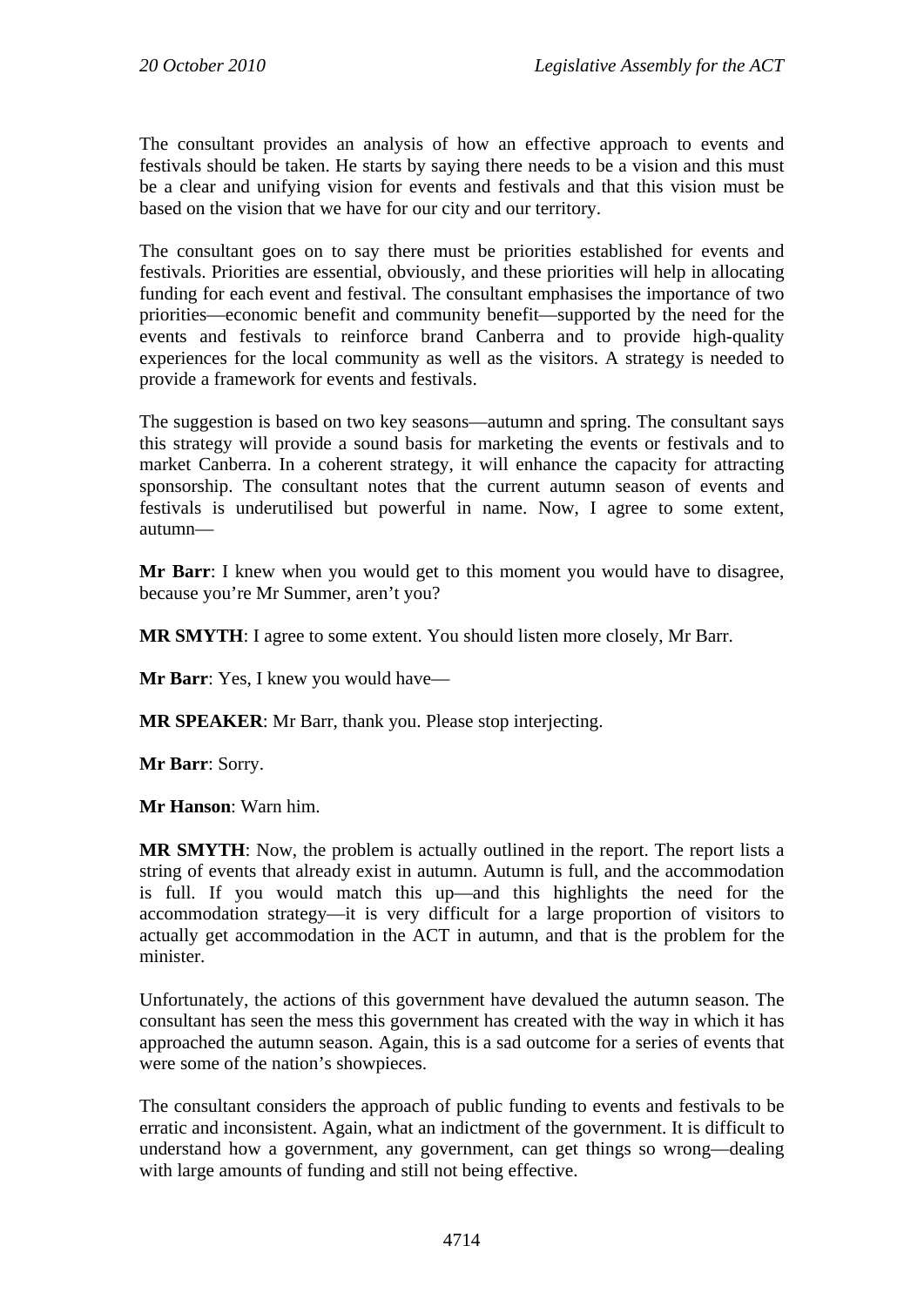The consultant provides an analysis of how an effective approach to events and festivals should be taken. He starts by saying there needs to be a vision and this must be a clear and unifying vision for events and festivals and that this vision must be based on the vision that we have for our city and our territory.

The consultant goes on to say there must be priorities established for events and festivals. Priorities are essential, obviously, and these priorities will help in allocating funding for each event and festival. The consultant emphasises the importance of two priorities—economic benefit and community benefit—supported by the need for the events and festivals to reinforce brand Canberra and to provide high-quality experiences for the local community as well as the visitors. A strategy is needed to provide a framework for events and festivals.

The suggestion is based on two key seasons—autumn and spring. The consultant says this strategy will provide a sound basis for marketing the events or festivals and to market Canberra. In a coherent strategy, it will enhance the capacity for attracting sponsorship. The consultant notes that the current autumn season of events and festivals is underutilised but powerful in name. Now, I agree to some extent, autumn—

**Mr Barr**: I knew when you would get to this moment you would have to disagree, because you're Mr Summer, aren't you?

**MR SMYTH**: I agree to some extent. You should listen more closely, Mr Barr.

**Mr Barr**: Yes, I knew you would have—

**MR SPEAKER**: Mr Barr, thank you. Please stop interjecting.

**Mr Barr**: Sorry.

**Mr Hanson**: Warn him.

**MR SMYTH**: Now, the problem is actually outlined in the report. The report lists a string of events that already exist in autumn. Autumn is full, and the accommodation is full. If you would match this up—and this highlights the need for the accommodation strategy—it is very difficult for a large proportion of visitors to actually get accommodation in the ACT in autumn, and that is the problem for the minister.

Unfortunately, the actions of this government have devalued the autumn season. The consultant has seen the mess this government has created with the way in which it has approached the autumn season. Again, this is a sad outcome for a series of events that were some of the nation's showpieces.

The consultant considers the approach of public funding to events and festivals to be erratic and inconsistent. Again, what an indictment of the government. It is difficult to understand how a government, any government, can get things so wrong—dealing with large amounts of funding and still not being effective.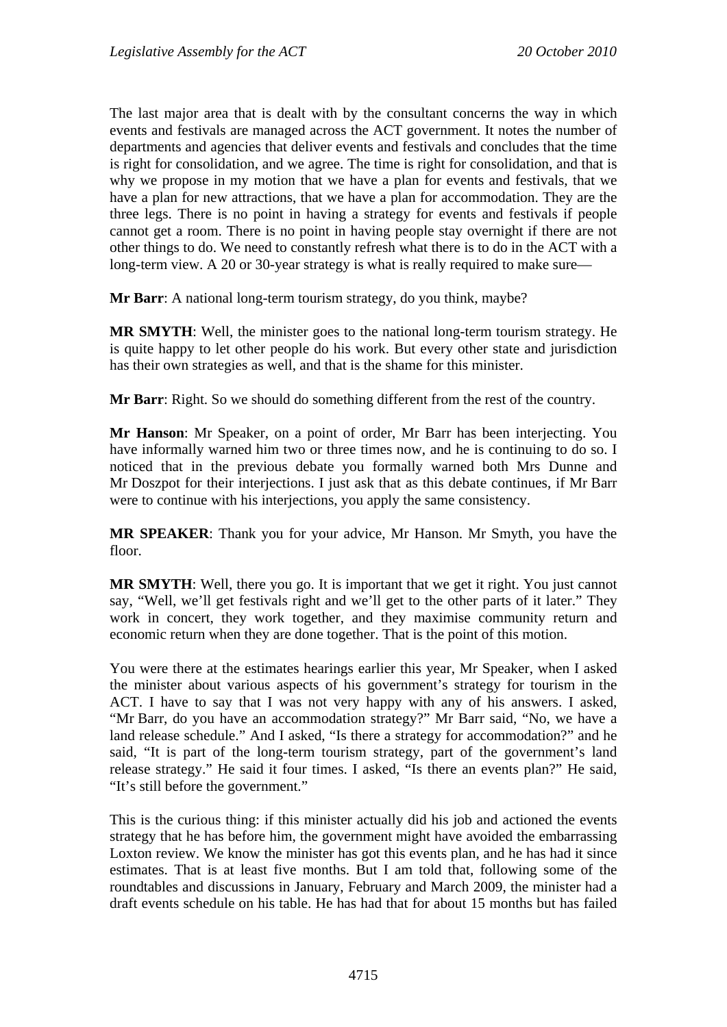The last major area that is dealt with by the consultant concerns the way in which events and festivals are managed across the ACT government. It notes the number of departments and agencies that deliver events and festivals and concludes that the time is right for consolidation, and we agree. The time is right for consolidation, and that is why we propose in my motion that we have a plan for events and festivals, that we have a plan for new attractions, that we have a plan for accommodation. They are the three legs. There is no point in having a strategy for events and festivals if people cannot get a room. There is no point in having people stay overnight if there are not other things to do. We need to constantly refresh what there is to do in the ACT with a long-term view. A 20 or 30-year strategy is what is really required to make sure—

**Mr Barr**: A national long-term tourism strategy, do you think, maybe?

**MR SMYTH**: Well, the minister goes to the national long-term tourism strategy. He is quite happy to let other people do his work. But every other state and jurisdiction has their own strategies as well, and that is the shame for this minister.

**Mr Barr**: Right. So we should do something different from the rest of the country.

**Mr Hanson**: Mr Speaker, on a point of order, Mr Barr has been interjecting. You have informally warned him two or three times now, and he is continuing to do so. I noticed that in the previous debate you formally warned both Mrs Dunne and Mr Doszpot for their interjections. I just ask that as this debate continues, if Mr Barr were to continue with his interjections, you apply the same consistency.

**MR SPEAKER**: Thank you for your advice, Mr Hanson. Mr Smyth, you have the floor.

**MR SMYTH**: Well, there you go. It is important that we get it right. You just cannot say, "Well, we'll get festivals right and we'll get to the other parts of it later." They work in concert, they work together, and they maximise community return and economic return when they are done together. That is the point of this motion.

You were there at the estimates hearings earlier this year, Mr Speaker, when I asked the minister about various aspects of his government's strategy for tourism in the ACT. I have to say that I was not very happy with any of his answers. I asked, "Mr Barr, do you have an accommodation strategy?" Mr Barr said, "No, we have a land release schedule." And I asked, "Is there a strategy for accommodation?" and he said, "It is part of the long-term tourism strategy, part of the government's land release strategy." He said it four times. I asked, "Is there an events plan?" He said, "It's still before the government."

This is the curious thing: if this minister actually did his job and actioned the events strategy that he has before him, the government might have avoided the embarrassing Loxton review. We know the minister has got this events plan, and he has had it since estimates. That is at least five months. But I am told that, following some of the roundtables and discussions in January, February and March 2009, the minister had a draft events schedule on his table. He has had that for about 15 months but has failed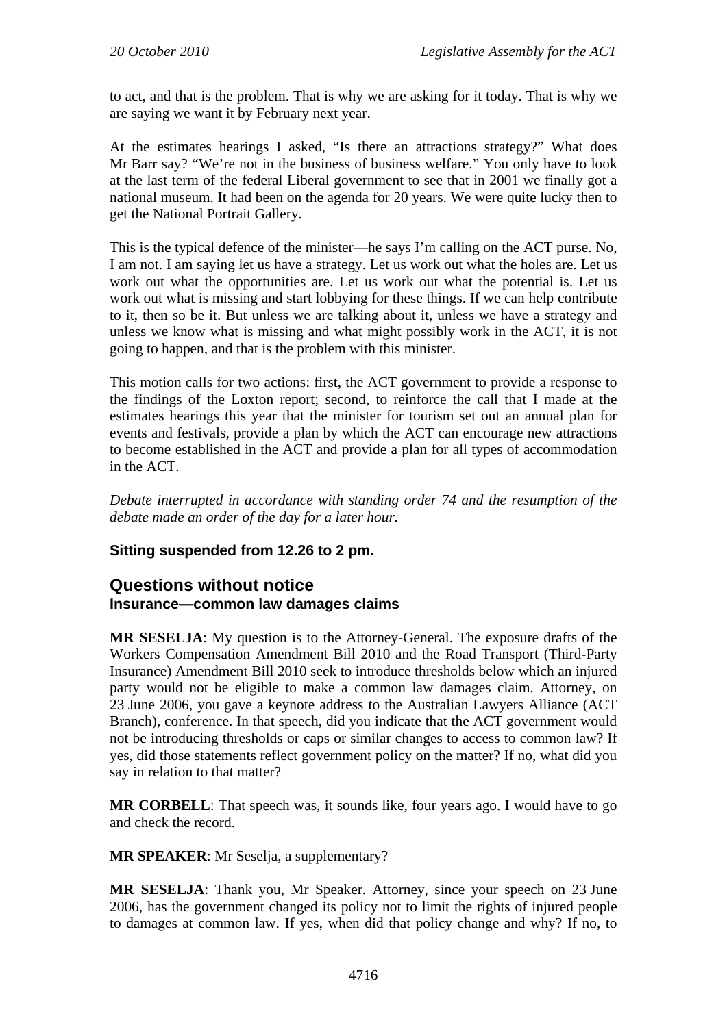to act, and that is the problem. That is why we are asking for it today. That is why we are saying we want it by February next year.

At the estimates hearings I asked, "Is there an attractions strategy?" What does Mr Barr say? "We're not in the business of business welfare." You only have to look at the last term of the federal Liberal government to see that in 2001 we finally got a national museum. It had been on the agenda for 20 years. We were quite lucky then to get the National Portrait Gallery.

This is the typical defence of the minister—he says I'm calling on the ACT purse. No, I am not. I am saying let us have a strategy. Let us work out what the holes are. Let us work out what the opportunities are. Let us work out what the potential is. Let us work out what is missing and start lobbying for these things. If we can help contribute to it, then so be it. But unless we are talking about it, unless we have a strategy and unless we know what is missing and what might possibly work in the ACT, it is not going to happen, and that is the problem with this minister.

This motion calls for two actions: first, the ACT government to provide a response to the findings of the Loxton report; second, to reinforce the call that I made at the estimates hearings this year that the minister for tourism set out an annual plan for events and festivals, provide a plan by which the ACT can encourage new attractions to become established in the ACT and provide a plan for all types of accommodation in the ACT.

*Debate interrupted in accordance with standing order 74 and the resumption of the debate made an order of the day for a later hour.*

**Sitting suspended from 12.26 to 2 pm.**

## Questions without notice

### Insurance—common law damages claims

**MR SESELJA**: My question is to the Attorney-General. The exposure drafts of the Workers Compensation Amendment Bill 2010 and the Road Transport (Third-Party Insurance) Amendment Bill 2010 seek to introduce thresholds below which an injured party would not be eligible to make a common law damages claim. Attorney, on 23 June 2006, you gave a keynote address to the Australian Lawyers Alliance (ACT Branch), conference. In that speech, did you indicate that the ACT government would not be introducing thresholds or caps or similar changes to access to common law? If yes, did those statements reflect government policy on the matter? If no, what did you say in relation to that matter?

**MR CORBELL**: That speech was, it sounds like, four years ago. I would have to go and check the record.

**MR SPEAKER**: Mr Seselja, a supplementary?

**MR SESELJA**: Thank you, Mr Speaker. Attorney, since your speech on 23 June 2006, has the government changed its policy not to limit the rights of injured people to damages at common law. If yes, when did that policy change and why? If no, to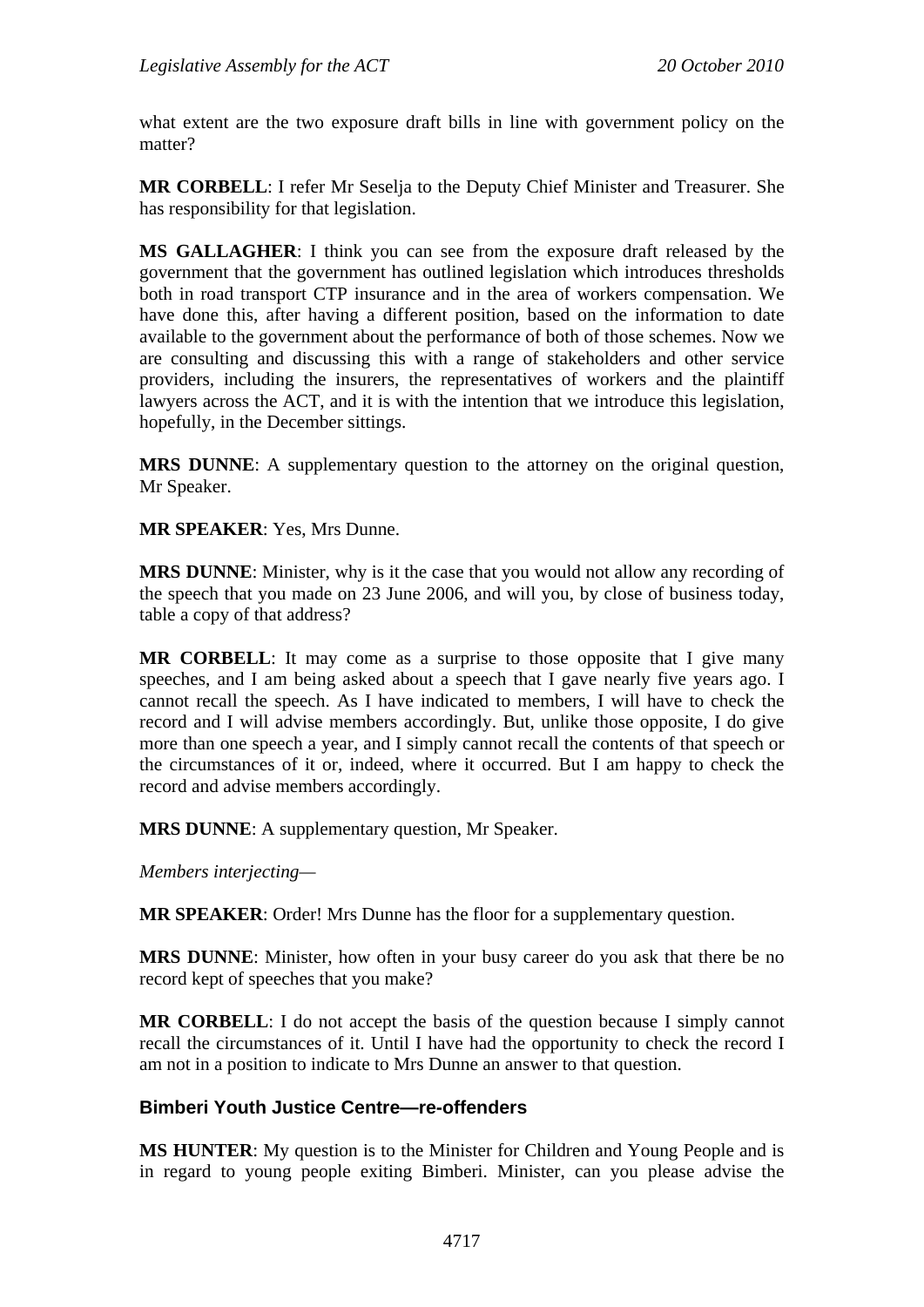what extent are the two exposure draft bills in line with government policy on the matter?

**MR CORBELL**: I refer Mr Seselja to the Deputy Chief Minister and Treasurer. She has responsibility for that legislation.

**MS GALLAGHER**: I think you can see from the exposure draft released by the government that the government has outlined legislation which introduces thresholds both in road transport CTP insurance and in the area of workers compensation. We have done this, after having a different position, based on the information to date available to the government about the performance of both of those schemes. Now we are consulting and discussing this with a range of stakeholders and other service providers, including the insurers, the representatives of workers and the plaintiff lawyers across the ACT, and it is with the intention that we introduce this legislation, hopefully, in the December sittings.

**MRS DUNNE**: A supplementary question to the attorney on the original question, Mr Speaker.

**MR SPEAKER**: Yes, Mrs Dunne.

**MRS DUNNE**: Minister, why is it the case that you would not allow any recording of the speech that you made on 23 June 2006, and will you, by close of business today, table a copy of that address?

**MR CORBELL**: It may come as a surprise to those opposite that I give many speeches, and I am being asked about a speech that I gave nearly five years ago. I cannot recall the speech. As I have indicated to members, I will have to check the record and I will advise members accordingly. But, unlike those opposite, I do give more than one speech a year, and I simply cannot recall the contents of that speech or the circumstances of it or, indeed, where it occurred. But I am happy to check the record and advise members accordingly.

**MRS DUNNE**: A supplementary question, Mr Speaker.

*Members interjecting*—

**MR SPEAKER**: Order! Mrs Dunne has the floor for a supplementary question.

**MRS DUNNE**: Minister, how often in your busy career do you ask that there be no record kept of speeches that you make?

**MR CORBELL**: I do not accept the basis of the question because I simply cannot recall the circumstances of it. Until I have had the opportunity to check the record I am not in a position to indicate to Mrs Dunne an answer to that question.

## Bimberi Youth Justice Centre—re-offenders

**MS HUNTER**: My question is to the Minister for Children and Young People and is in regard to young people exiting Bimberi. Minister, can you please advise the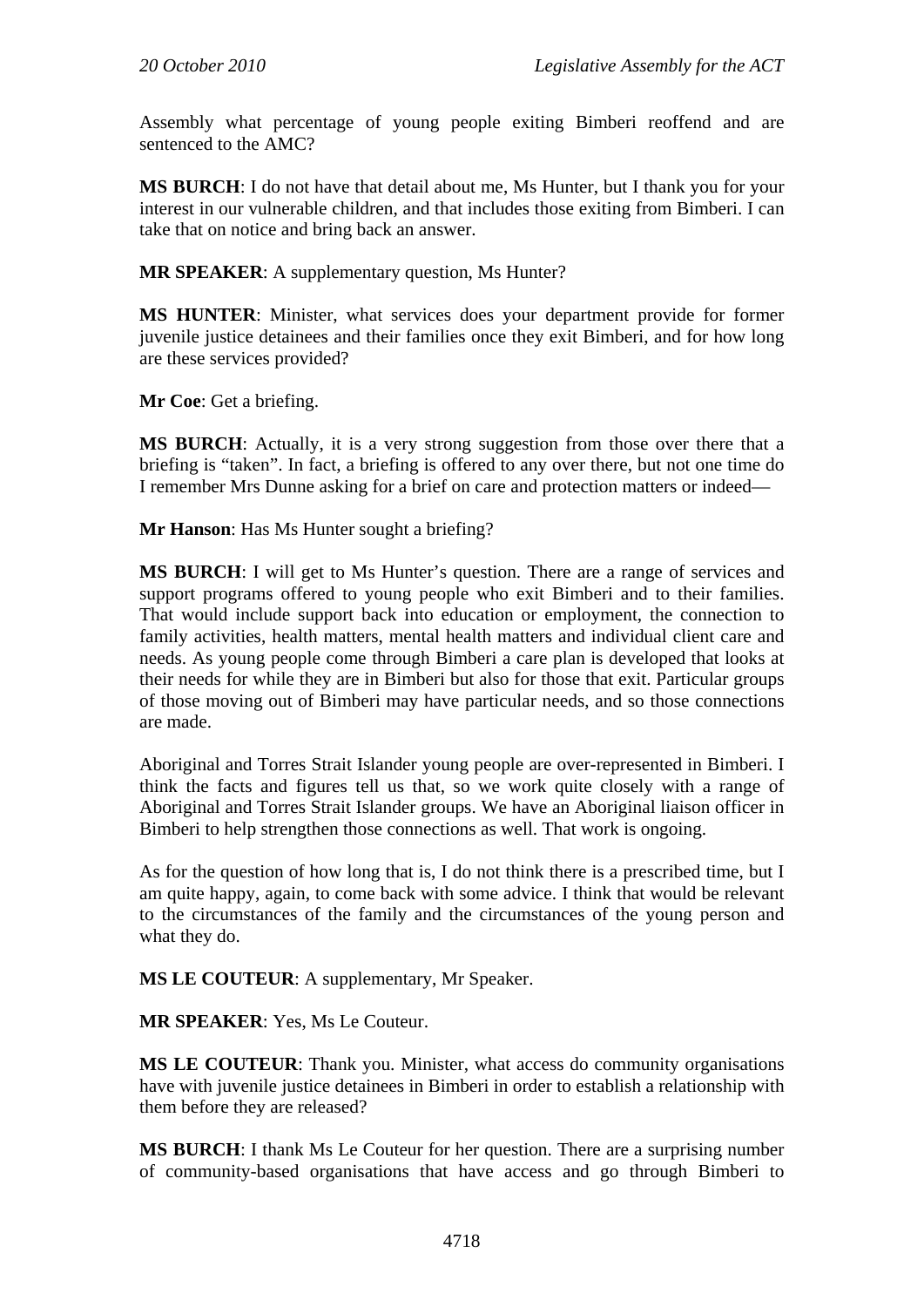Assembly what percentage of young people exiting Bimberi reoffend and are sentenced to the AMC?

**MS BURCH**: I do not have that detail about me, Ms Hunter, but I thank you for your interest in our vulnerable children, and that includes those exiting from Bimberi. I can take that on notice and bring back an answer.

**MR SPEAKER**: A supplementary question, Ms Hunter?

**MS HUNTER**: Minister, what services does your department provide for former juvenile justice detainees and their families once they exit Bimberi, and for how long are these services provided?

**Mr Coe**: Get a briefing.

**MS BURCH**: Actually, it is a very strong suggestion from those over there that a briefing is "taken". In fact, a briefing is offered to any over there, but not one time do I remember Mrs Dunne asking for a brief on care and protection matters or indeed—

**Mr Hanson**: Has Ms Hunter sought a briefing?

**MS BURCH**: I will get to Ms Hunter's question. There are a range of services and support programs offered to young people who exit Bimberi and to their families. That would include support back into education or employment, the connection to family activities, health matters, mental health matters and individual client care and needs. As young people come through Bimberi a care plan is developed that looks at their needs for while they are in Bimberi but also for those that exit. Particular groups of those moving out of Bimberi may have particular needs, and so those connections are made.

Aboriginal and Torres Strait Islander young people are over-represented in Bimberi. I think the facts and figures tell us that, so we work quite closely with a range of Aboriginal and Torres Strait Islander groups. We have an Aboriginal liaison officer in Bimberi to help strengthen those connections as well. That work is ongoing.

As for the question of how long that is, I do not think there is a prescribed time, but I am quite happy, again, to come back with some advice. I think that would be relevant to the circumstances of the family and the circumstances of the young person and what they do.

**MS LE COUTEUR**: A supplementary, Mr Speaker.

**MR SPEAKER**: Yes, Ms Le Couteur.

**MS LE COUTEUR**: Thank you. Minister, what access do community organisations have with juvenile justice detainees in Bimberi in order to establish a relationship with them before they are released?

**MS BURCH**: I thank Ms Le Couteur for her question. There are a surprising number of community-based organisations that have access and go through Bimberi to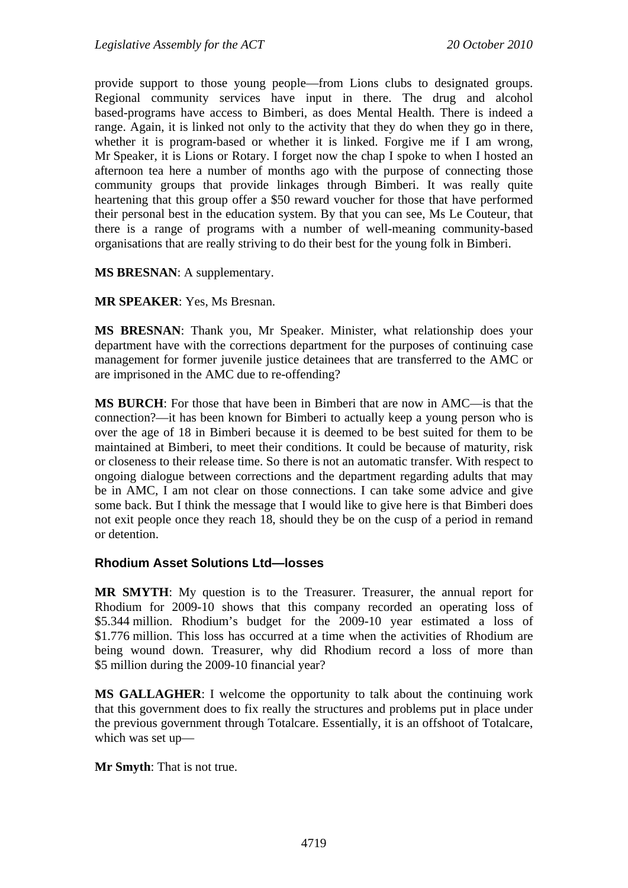provide support to those young people—from Lions clubs to designated groups. Regional community services have input in there. The drug and alcohol based-programs have access to Bimberi, as does Mental Health. There is indeed a range. Again, it is linked not only to the activity that they do when they go in there, whether it is program-based or whether it is linked. Forgive me if I am wrong, Mr Speaker, it is Lions or Rotary. I forget now the chap I spoke to when I hosted an afternoon tea here a number of months ago with the purpose of connecting those community groups that provide linkages through Bimberi. It was really quite heartening that this group offer a $50 reward voucher for those that have performed their personal best in the education system. By that you can see, Ms Le Couteur, that there is a range of programs with a number of well-meaning community-based organisations that are really striving to do their best for the young folk in Bimberi.

**MS BRESNAN**: A supplementary.

**MR SPEAKER**: Yes, Ms Bresnan.

**MS BRESNAN**: Thank you, Mr Speaker. Minister, what relationship does your department have with the corrections department for the purposes of continuing case management for former juvenile justice detainees that are transferred to the AMC or are imprisoned in the AMC due to re-offending?

**MS BURCH**: For those that have been in Bimberi that are now in AMC—is that the connection?—it has been known for Bimberi to actually keep a young person who is over the age of 18 in Bimberi because it is deemed to be best suited for them to be maintained at Bimberi, to meet their conditions. It could be because of maturity, risk or closeness to their release time. So there is not an automatic transfer. With respect to ongoing dialogue between corrections and the department regarding adults that may be in AMC, I am not clear on those connections. I can take some advice and give some back. But I think the message that I would like to give here is that Bimberi does not exit people once they reach 18, should they be on the cusp of a period in remand or detention.

### Rhodium Asset Solutions Ltd—losses

**MR SMYTH**: My question is to the Treasurer. Treasurer, the annual report for Rhodium for 2009-10 shows that this company recorded an operating loss of $5.344 million. Rhodium's budget for the 2009-10 year estimated a loss of $1.776 million. This loss has occurred at a time when the activities of Rhodium are being wound down. Treasurer, why did Rhodium record a loss of more than $5 million during the 2009-10 financial year?

**MS GALLAGHER**: I welcome the opportunity to talk about the continuing work that this government does to fix really the structures and problems put in place under the previous government through Totalcare. Essentially, it is an offshoot of Totalcare, which was set up—

**Mr Smyth**: That is not true.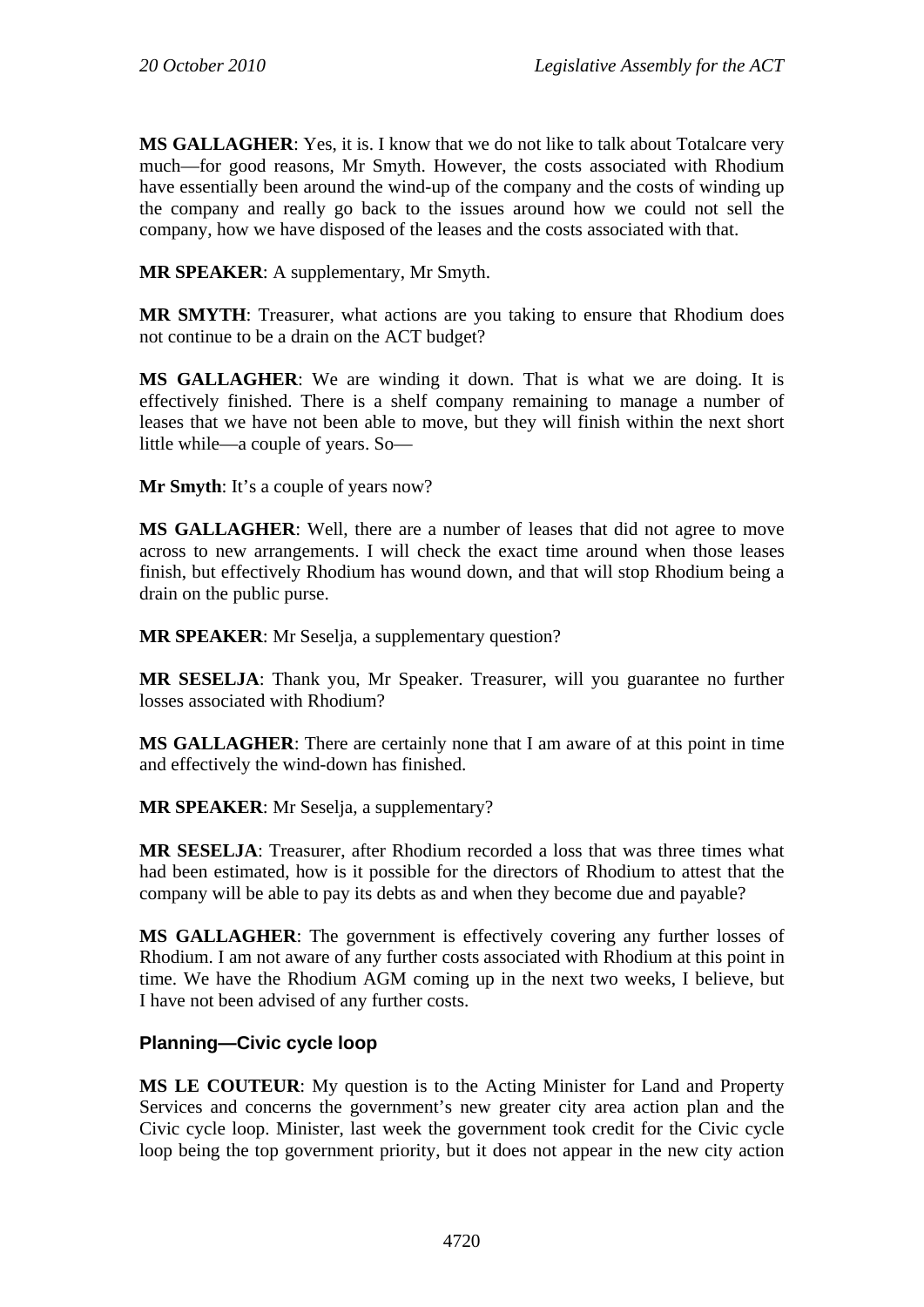**MS GALLAGHER**: Yes, it is. I know that we do not like to talk about Totalcare very much—for good reasons, Mr Smyth. However, the costs associated with Rhodium have essentially been around the wind-up of the company and the costs of winding up the company and really go back to the issues around how we could not sell the company, how we have disposed of the leases and the costs associated with that.

**MR SPEAKER**: A supplementary, Mr Smyth.

**MR SMYTH**: Treasurer, what actions are you taking to ensure that Rhodium does not continue to be a drain on the ACT budget?

**MS GALLAGHER**: We are winding it down. That is what we are doing. It is effectively finished. There is a shelf company remaining to manage a number of leases that we have not been able to move, but they will finish within the next short little while—a couple of years. So—

**Mr Smyth**: It's a couple of years now?

**MS GALLAGHER**: Well, there are a number of leases that did not agree to move across to new arrangements. I will check the exact time around when those leases finish, but effectively Rhodium has wound down, and that will stop Rhodium being a drain on the public purse.

**MR SPEAKER**: Mr Seselja, a supplementary question?

**MR SESELJA**: Thank you, Mr Speaker. Treasurer, will you guarantee no further losses associated with Rhodium?

**MS GALLAGHER**: There are certainly none that I am aware of at this point in time and effectively the wind-down has finished.

**MR SPEAKER**: Mr Seselja, a supplementary?

**MR SESELJA**: Treasurer, after Rhodium recorded a loss that was three times what had been estimated, how is it possible for the directors of Rhodium to attest that the company will be able to pay its debts as and when they become due and payable?

**MS GALLAGHER**: The government is effectively covering any further losses of Rhodium. I am not aware of any further costs associated with Rhodium at this point in time. We have the Rhodium AGM coming up in the next two weeks, I believe, but I have not been advised of any further costs.

### Planning—Civic cycle loop

**MS LE COUTEUR**: My question is to the Acting Minister for Land and Property Services and concerns the government's new greater city area action plan and the Civic cycle loop. Minister, last week the government took credit for the Civic cycle loop being the top government priority, but it does not appear in the new city action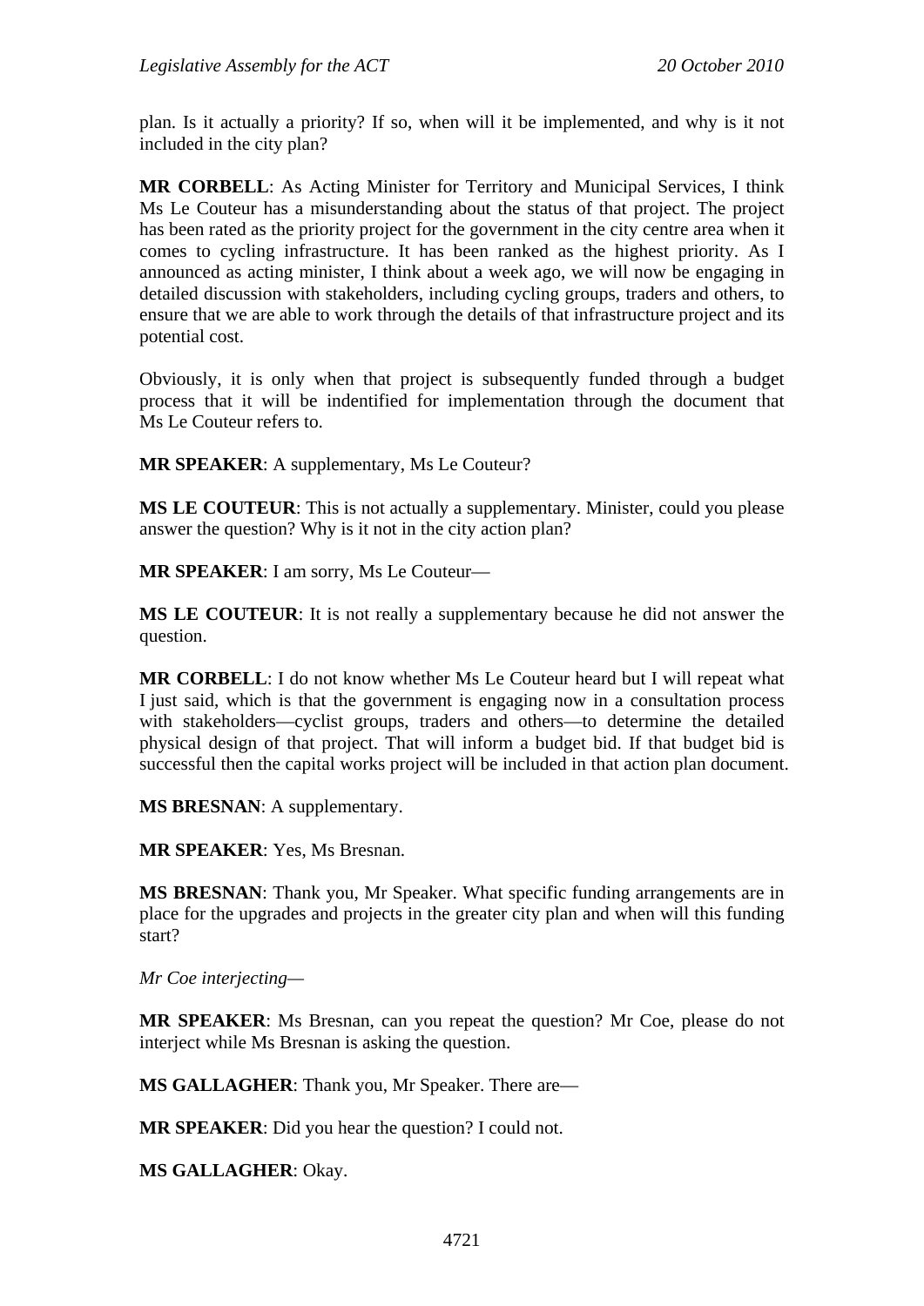plan. Is it actually a priority? If so, when will it be implemented, and why is it not included in the city plan?

**MR CORBELL**: As Acting Minister for Territory and Municipal Services, I think Ms Le Couteur has a misunderstanding about the status of that project. The project has been rated as the priority project for the government in the city centre area when it comes to cycling infrastructure. It has been ranked as the highest priority. As I announced as acting minister, I think about a week ago, we will now be engaging in detailed discussion with stakeholders, including cycling groups, traders and others, to ensure that we are able to work through the details of that infrastructure project and its potential cost.

Obviously, it is only when that project is subsequently funded through a budget process that it will be indentified for implementation through the document that Ms Le Couteur refers to.

**MR SPEAKER**: A supplementary, Ms Le Couteur?

**MS LE COUTEUR**: This is not actually a supplementary. Minister, could you please answer the question? Why is it not in the city action plan?

**MR SPEAKER**: I am sorry, Ms Le Couteur—

**MS LE COUTEUR**: It is not really a supplementary because he did not answer the question.

**MR CORBELL**: I do not know whether Ms Le Couteur heard but I will repeat what I just said, which is that the government is engaging now in a consultation process with stakeholders—cyclist groups, traders and others—to determine the detailed physical design of that project. That will inform a budget bid. If that budget bid is successful then the capital works project will be included in that action plan document.

**MS BRESNAN**: A supplementary.

**MR SPEAKER**: Yes, Ms Bresnan.

**MS BRESNAN**: Thank you, Mr Speaker. What specific funding arrangements are in place for the upgrades and projects in the greater city plan and when will this funding start?

*Mr Coe interjecting*—

**MR SPEAKER**: Ms Bresnan, can you repeat the question? Mr Coe, please do not interject while Ms Bresnan is asking the question.

**MS GALLAGHER**: Thank you, Mr Speaker. There are—

**MR SPEAKER**: Did you hear the question? I could not.

**MS GALLAGHER**: Okay.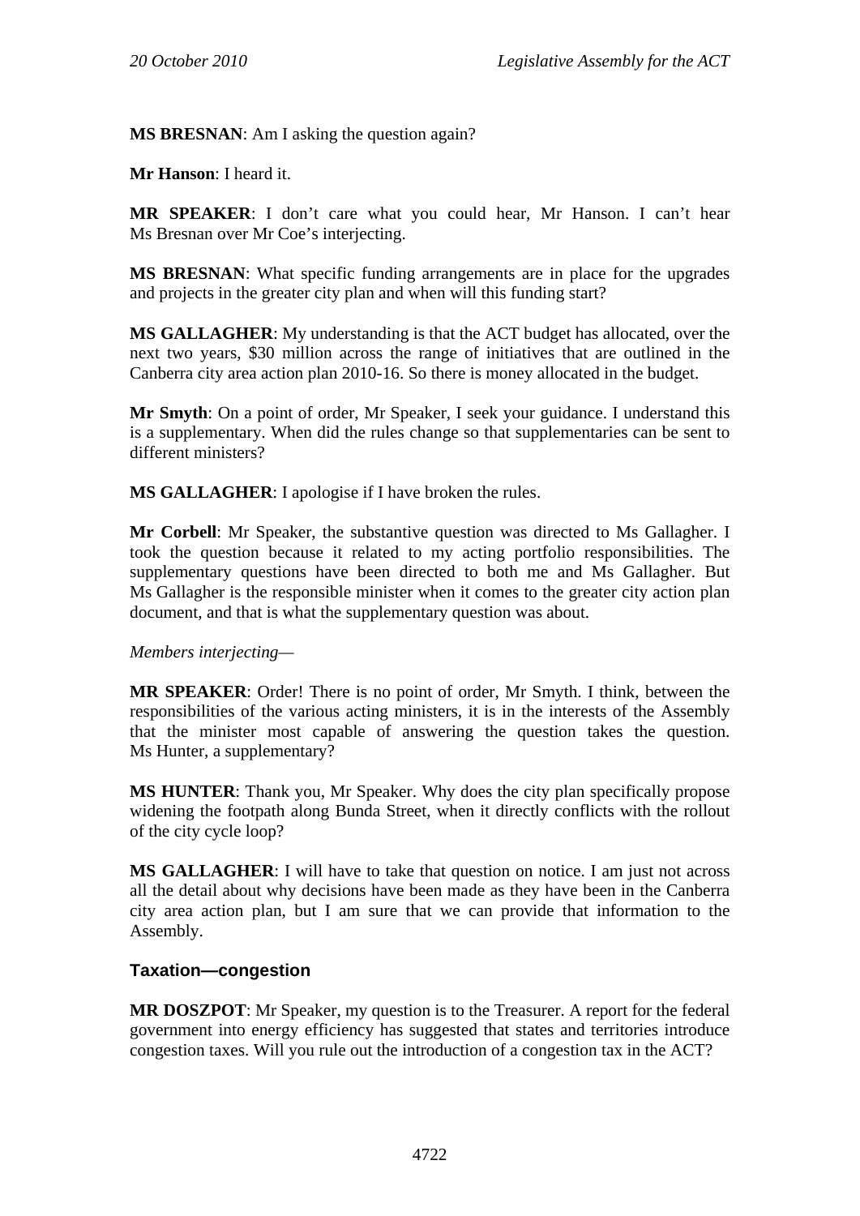**MS BRESNAN**: Am I asking the question again?

**Mr Hanson**: I heard it.

**MR SPEAKER**: I don't care what you could hear, Mr Hanson. I can't hear Ms Bresnan over Mr Coe's interjecting.

**MS BRESNAN**: What specific funding arrangements are in place for the upgrades and projects in the greater city plan and when will this funding start?

**MS GALLAGHER**: My understanding is that the ACT budget has allocated, over the next two years, $30 million across the range of initiatives that are outlined in the Canberra city area action plan 2010-16. So there is money allocated in the budget.

**Mr Smyth**: On a point of order, Mr Speaker, I seek your guidance. I understand this is a supplementary. When did the rules change so that supplementaries can be sent to different ministers?

**MS GALLAGHER**: I apologise if I have broken the rules.

**Mr Corbell**: Mr Speaker, the substantive question was directed to Ms Gallagher. I took the question because it related to my acting portfolio responsibilities. The supplementary questions have been directed to both me and Ms Gallagher. But Ms Gallagher is the responsible minister when it comes to the greater city action plan document, and that is what the supplementary question was about.

*Members interjecting—*

**MR SPEAKER**: Order! There is no point of order, Mr Smyth. I think, between the responsibilities of the various acting ministers, it is in the interests of the Assembly that the minister most capable of answering the question takes the question. Ms Hunter, a supplementary?

**MS HUNTER**: Thank you, Mr Speaker. Why does the city plan specifically propose widening the footpath along Bunda Street, when it directly conflicts with the rollout of the city cycle loop?

**MS GALLAGHER**: I will have to take that question on notice. I am just not across all the detail about why decisions have been made as they have been in the Canberra city area action plan, but I am sure that we can provide that information to the Assembly.

## Taxation—congestion

**MR DOSZPOT**: Mr Speaker, my question is to the Treasurer. A report for the federal government into energy efficiency has suggested that states and territories introduce congestion taxes. Will you rule out the introduction of a congestion tax in the ACT?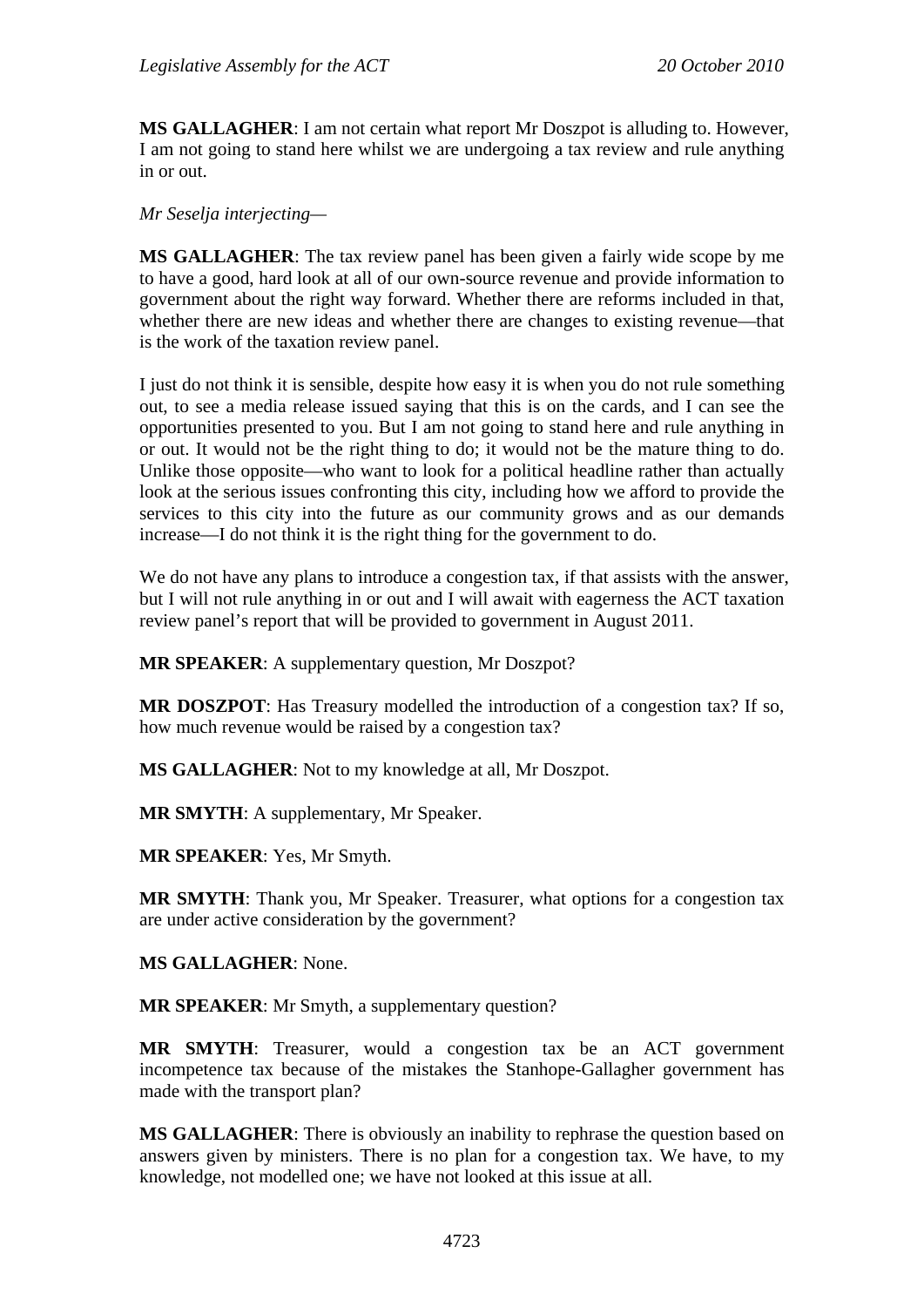**MS GALLAGHER**: I am not certain what report Mr Doszpot is alluding to. However, I am not going to stand here whilst we are undergoing a tax review and rule anything in or out.

*Mr Seselja interjecting*—

**MS GALLAGHER**: The tax review panel has been given a fairly wide scope by me to have a good, hard look at all of our own-source revenue and provide information to government about the right way forward. Whether there are reforms included in that, whether there are new ideas and whether there are changes to existing revenue—that is the work of the taxation review panel.

I just do not think it is sensible, despite how easy it is when you do not rule something out, to see a media release issued saying that this is on the cards, and I can see the opportunities presented to you. But I am not going to stand here and rule anything in or out. It would not be the right thing to do; it would not be the mature thing to do. Unlike those opposite—who want to look for a political headline rather than actually look at the serious issues confronting this city, including how we afford to provide the services to this city into the future as our community grows and as our demands increase—I do not think it is the right thing for the government to do.

We do not have any plans to introduce a congestion tax, if that assists with the answer, but I will not rule anything in or out and I will await with eagerness the ACT taxation review panel's report that will be provided to government in August 2011.

**MR SPEAKER**: A supplementary question, Mr Doszpot?

**MR DOSZPOT**: Has Treasury modelled the introduction of a congestion tax? If so, how much revenue would be raised by a congestion tax?

**MS GALLAGHER**: Not to my knowledge at all, Mr Doszpot.

**MR SMYTH**: A supplementary, Mr Speaker.

**MR SPEAKER**: Yes, Mr Smyth.

**MR SMYTH**: Thank you, Mr Speaker. Treasurer, what options for a congestion tax are under active consideration by the government?

**MS GALLAGHER**: None.

**MR SPEAKER**: Mr Smyth, a supplementary question?

**MR SMYTH**: Treasurer, would a congestion tax be an ACT government incompetence tax because of the mistakes the Stanhope-Gallagher government has made with the transport plan?

**MS GALLAGHER**: There is obviously an inability to rephrase the question based on answers given by ministers. There is no plan for a congestion tax. We have, to my knowledge, not modelled one; we have not looked at this issue at all.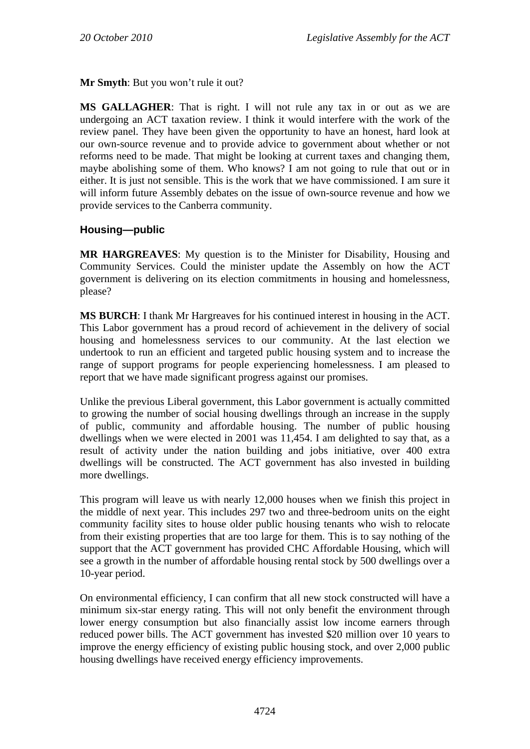**Mr Smyth**: But you won't rule it out?

**MS GALLAGHER**: That is right. I will not rule any tax in or out as we are undergoing an ACT taxation review. I think it would interfere with the work of the review panel. They have been given the opportunity to have an honest, hard look at our own-source revenue and to provide advice to government about whether or not reforms need to be made. That might be looking at current taxes and changing them, maybe abolishing some of them. Who knows? I am not going to rule that out or in either. It is just not sensible. This is the work that we have commissioned. I am sure it will inform future Assembly debates on the issue of own-source revenue and how we provide services to the Canberra community.

## Housing—public

**MR HARGREAVES**: My question is to the Minister for Disability, Housing and Community Services. Could the minister update the Assembly on how the ACT government is delivering on its election commitments in housing and homelessness, please?

**MS BURCH**: I thank Mr Hargreaves for his continued interest in housing in the ACT. This Labor government has a proud record of achievement in the delivery of social housing and homelessness services to our community. At the last election we undertook to run an efficient and targeted public housing system and to increase the range of support programs for people experiencing homelessness. I am pleased to report that we have made significant progress against our promises.

Unlike the previous Liberal government, this Labor government is actually committed to growing the number of social housing dwellings through an increase in the supply of public, community and affordable housing. The number of public housing dwellings when we were elected in 2001 was 11,454. I am delighted to say that, as a result of activity under the nation building and jobs initiative, over 400 extra dwellings will be constructed. The ACT government has also invested in building more dwellings.

This program will leave us with nearly 12,000 houses when we finish this project in the middle of next year. This includes 297 two and three-bedroom units on the eight community facility sites to house older public housing tenants who wish to relocate from their existing properties that are too large for them. This is to say nothing of the support that the ACT government has provided CHC Affordable Housing, which will see a growth in the number of affordable housing rental stock by 500 dwellings over a 10-year period.

On environmental efficiency, I can confirm that all new stock constructed will have a minimum six-star energy rating. This will not only benefit the environment through lower energy consumption but also financially assist low income earners through reduced power bills. The ACT government has invested $20 million over 10 years to improve the energy efficiency of existing public housing stock, and over 2,000 public housing dwellings have received energy efficiency improvements.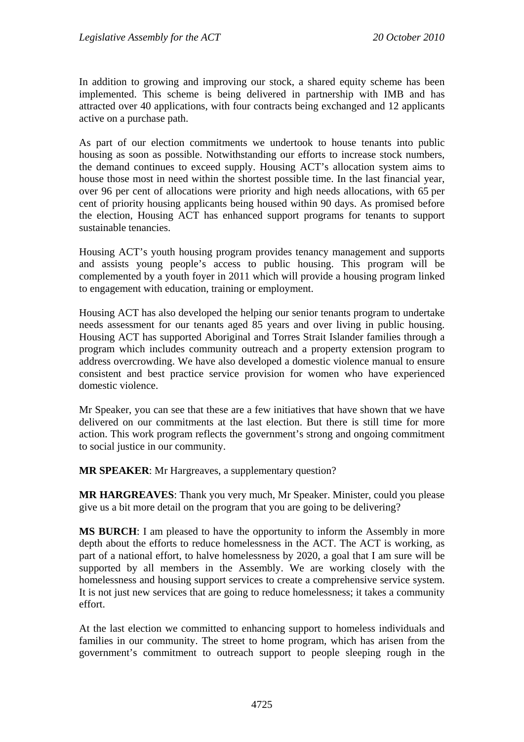In addition to growing and improving our stock, a shared equity scheme has been implemented. This scheme is being delivered in partnership with IMB and has attracted over 40 applications, with four contracts being exchanged and 12 applicants active on a purchase path.

As part of our election commitments we undertook to house tenants into public housing as soon as possible. Notwithstanding our efforts to increase stock numbers, the demand continues to exceed supply. Housing ACT's allocation system aims to house those most in need within the shortest possible time. In the last financial year, over 96 per cent of allocations were priority and high needs allocations, with 65 per cent of priority housing applicants being housed within 90 days. As promised before the election, Housing ACT has enhanced support programs for tenants to support sustainable tenancies.

Housing ACT's youth housing program provides tenancy management and supports and assists young people's access to public housing. This program will be complemented by a youth foyer in 2011 which will provide a housing program linked to engagement with education, training or employment.

Housing ACT has also developed the helping our senior tenants program to undertake needs assessment for our tenants aged 85 years and over living in public housing. Housing ACT has supported Aboriginal and Torres Strait Islander families through a program which includes community outreach and a property extension program to address overcrowding. We have also developed a domestic violence manual to ensure consistent and best practice service provision for women who have experienced domestic violence.

Mr Speaker, you can see that these are a few initiatives that have shown that we have delivered on our commitments at the last election. But there is still time for more action. This work program reflects the government's strong and ongoing commitment to social justice in our community.

**MR SPEAKER**: Mr Hargreaves, a supplementary question?

**MR HARGREAVES**: Thank you very much, Mr Speaker. Minister, could you please give us a bit more detail on the program that you are going to be delivering?

**MS BURCH**: I am pleased to have the opportunity to inform the Assembly in more depth about the efforts to reduce homelessness in the ACT. The ACT is working, as part of a national effort, to halve homelessness by 2020, a goal that I am sure will be supported by all members in the Assembly. We are working closely with the homelessness and housing support services to create a comprehensive service system. It is not just new services that are going to reduce homelessness; it takes a community effort.

At the last election we committed to enhancing support to homeless individuals and families in our community. The street to home program, which has arisen from the government's commitment to outreach support to people sleeping rough in the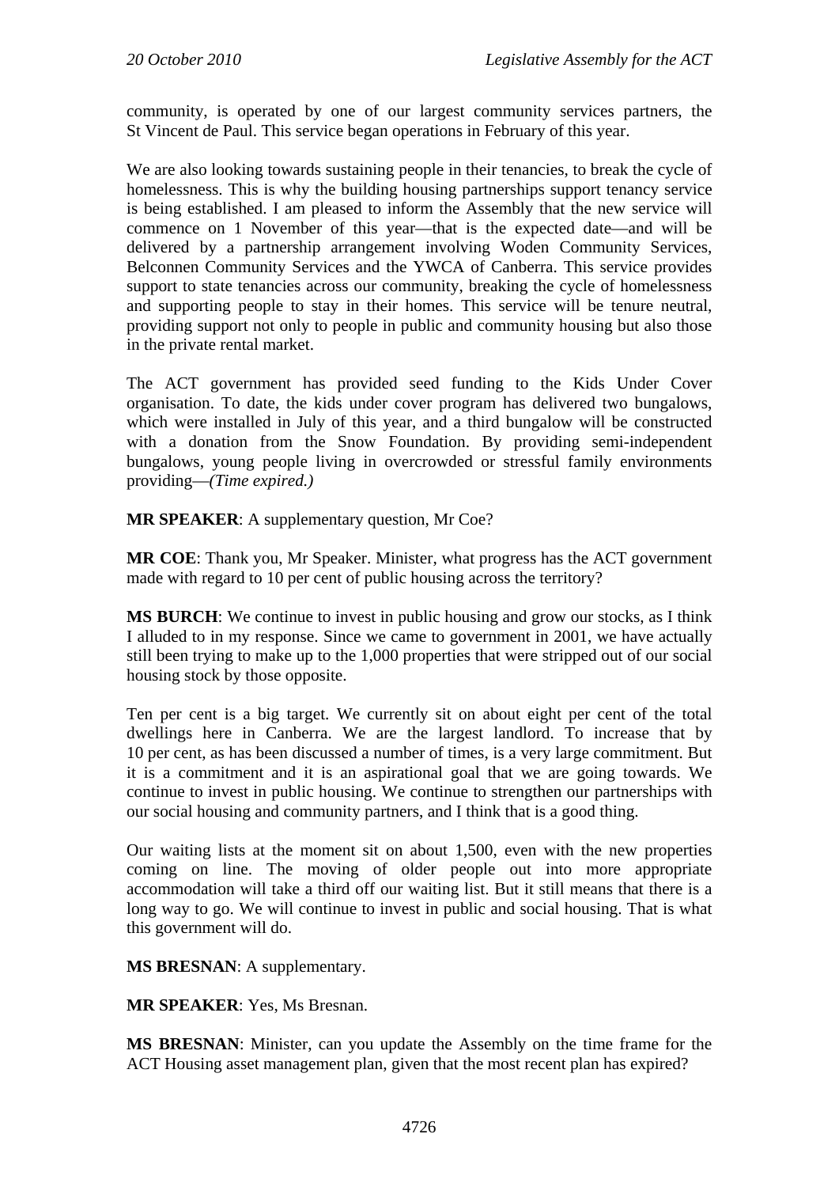community, is operated by one of our largest community services partners, the St Vincent de Paul. This service began operations in February of this year.

We are also looking towards sustaining people in their tenancies, to break the cycle of homelessness. This is why the building housing partnerships support tenancy service is being established. I am pleased to inform the Assembly that the new service will commence on 1 November of this year—that is the expected date—and will be delivered by a partnership arrangement involving Woden Community Services, Belconnen Community Services and the YWCA of Canberra. This service provides support to state tenancies across our community, breaking the cycle of homelessness and supporting people to stay in their homes. This service will be tenure neutral, providing support not only to people in public and community housing but also those in the private rental market.

The ACT government has provided seed funding to the Kids Under Cover organisation. To date, the kids under cover program has delivered two bungalows, which were installed in July of this year, and a third bungalow will be constructed with a donation from the Snow Foundation. By providing semi-independent bungalows, young people living in overcrowded or stressful family environments providing—*(Time expired.)*

**MR SPEAKER**: A supplementary question, Mr Coe?

**MR COE**: Thank you, Mr Speaker. Minister, what progress has the ACT government made with regard to 10 per cent of public housing across the territory?

**MS BURCH**: We continue to invest in public housing and grow our stocks, as I think I alluded to in my response. Since we came to government in 2001, we have actually still been trying to make up to the 1,000 properties that were stripped out of our social housing stock by those opposite.

Ten per cent is a big target. We currently sit on about eight per cent of the total dwellings here in Canberra. We are the largest landlord. To increase that by 10 per cent, as has been discussed a number of times, is a very large commitment. But it is a commitment and it is an aspirational goal that we are going towards. We continue to invest in public housing. We continue to strengthen our partnerships with our social housing and community partners, and I think that is a good thing.

Our waiting lists at the moment sit on about 1,500, even with the new properties coming on line. The moving of older people out into more appropriate accommodation will take a third off our waiting list. But it still means that there is a long way to go. We will continue to invest in public and social housing. That is what this government will do.

**MS BRESNAN**: A supplementary.

**MR SPEAKER**: Yes, Ms Bresnan.

**MS BRESNAN**: Minister, can you update the Assembly on the time frame for the ACT Housing asset management plan, given that the most recent plan has expired?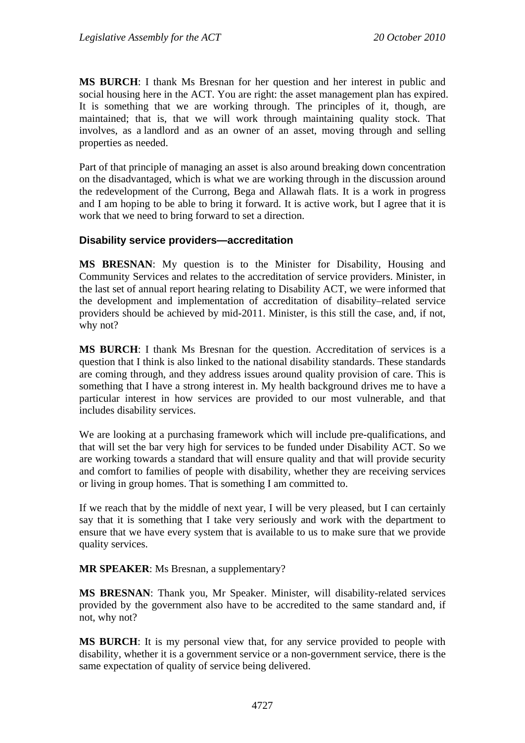**MS BURCH**: I thank Ms Bresnan for her question and her interest in public and social housing here in the ACT. You are right: the asset management plan has expired. It is something that we are working through. The principles of it, though, are maintained; that is, that we will work through maintaining quality stock. That involves, as a landlord and as an owner of an asset, moving through and selling properties as needed.

Part of that principle of managing an asset is also around breaking down concentration on the disadvantaged, which is what we are working through in the discussion around the redevelopment of the Currong, Bega and Allawah flats. It is a work in progress and I am hoping to be able to bring it forward. It is active work, but I agree that it is work that we need to bring forward to set a direction.

### Disability service providers—accreditation

**MS BRESNAN**: My question is to the Minister for Disability, Housing and Community Services and relates to the accreditation of service providers. Minister, in the last set of annual report hearing relating to Disability ACT, we were informed that the development and implementation of accreditation of disability–related service providers should be achieved by mid-2011. Minister, is this still the case, and, if not, why not?

**MS BURCH**: I thank Ms Bresnan for the question. Accreditation of services is a question that I think is also linked to the national disability standards. These standards are coming through, and they address issues around quality provision of care. This is something that I have a strong interest in. My health background drives me to have a particular interest in how services are provided to our most vulnerable, and that includes disability services.

We are looking at a purchasing framework which will include pre-qualifications, and that will set the bar very high for services to be funded under Disability ACT. So we are working towards a standard that will ensure quality and that will provide security and comfort to families of people with disability, whether they are receiving services or living in group homes. That is something I am committed to.

If we reach that by the middle of next year, I will be very pleased, but I can certainly say that it is something that I take very seriously and work with the department to ensure that we have every system that is available to us to make sure that we provide quality services.

**MR SPEAKER**: Ms Bresnan, a supplementary?

**MS BRESNAN**: Thank you, Mr Speaker. Minister, will disability-related services provided by the government also have to be accredited to the same standard and, if not, why not?

**MS BURCH**: It is my personal view that, for any service provided to people with disability, whether it is a government service or a non-government service, there is the same expectation of quality of service being delivered.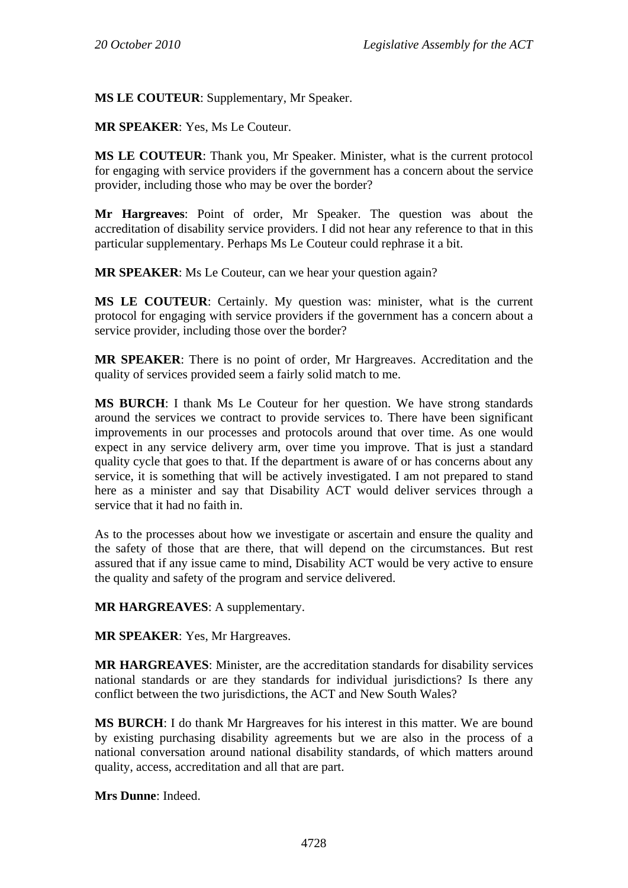**MS LE COUTEUR**: Supplementary, Mr Speaker.

**MR SPEAKER**: Yes, Ms Le Couteur.

**MS LE COUTEUR**: Thank you, Mr Speaker. Minister, what is the current protocol for engaging with service providers if the government has a concern about the service provider, including those who may be over the border?

**Mr Hargreaves**: Point of order, Mr Speaker. The question was about the accreditation of disability service providers. I did not hear any reference to that in this particular supplementary. Perhaps Ms Le Couteur could rephrase it a bit.

**MR SPEAKER**: Ms Le Couteur, can we hear your question again?

**MS LE COUTEUR**: Certainly. My question was: minister, what is the current protocol for engaging with service providers if the government has a concern about a service provider, including those over the border?

**MR SPEAKER**: There is no point of order, Mr Hargreaves. Accreditation and the quality of services provided seem a fairly solid match to me.

**MS BURCH**: I thank Ms Le Couteur for her question. We have strong standards around the services we contract to provide services to. There have been significant improvements in our processes and protocols around that over time. As one would expect in any service delivery arm, over time you improve. That is just a standard quality cycle that goes to that. If the department is aware of or has concerns about any service, it is something that will be actively investigated. I am not prepared to stand here as a minister and say that Disability ACT would deliver services through a service that it had no faith in.

As to the processes about how we investigate or ascertain and ensure the quality and the safety of those that are there, that will depend on the circumstances. But rest assured that if any issue came to mind, Disability ACT would be very active to ensure the quality and safety of the program and service delivered.

**MR HARGREAVES**: A supplementary.

**MR SPEAKER**: Yes, Mr Hargreaves.

**MR HARGREAVES**: Minister, are the accreditation standards for disability services national standards or are they standards for individual jurisdictions? Is there any conflict between the two jurisdictions, the ACT and New South Wales?

**MS BURCH**: I do thank Mr Hargreaves for his interest in this matter. We are bound by existing purchasing disability agreements but we are also in the process of a national conversation around national disability standards, of which matters around quality, access, accreditation and all that are part.

**Mrs Dunne**: Indeed.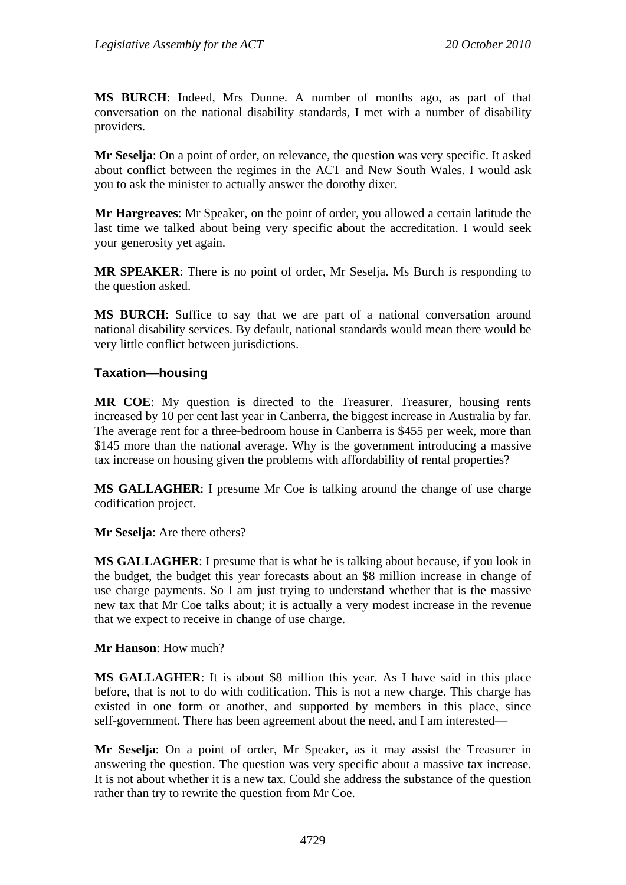**MS BURCH**: Indeed, Mrs Dunne. A number of months ago, as part of that conversation on the national disability standards, I met with a number of disability providers.

**Mr Seselja**: On a point of order, on relevance, the question was very specific. It asked about conflict between the regimes in the ACT and New South Wales. I would ask you to ask the minister to actually answer the dorothy dixer.

**Mr Hargreaves**: Mr Speaker, on the point of order, you allowed a certain latitude the last time we talked about being very specific about the accreditation. I would seek your generosity yet again.

**MR SPEAKER**: There is no point of order, Mr Seselja. Ms Burch is responding to the question asked.

**MS BURCH**: Suffice to say that we are part of a national conversation around national disability services. By default, national standards would mean there would be very little conflict between jurisdictions.

### Taxation—housing

**MR COE**: My question is directed to the Treasurer. Treasurer, housing rents increased by 10 per cent last year in Canberra, the biggest increase in Australia by far. The average rent for a three-bedroom house in Canberra is $455 per week, more than $145 more than the national average. Why is the government introducing a massive tax increase on housing given the problems with affordability of rental properties?

**MS GALLAGHER**: I presume Mr Coe is talking around the change of use charge codification project.

**Mr Seselja**: Are there others?

**MS GALLAGHER**: I presume that is what he is talking about because, if you look in the budget, the budget this year forecasts about an $8 million increase in change of use charge payments. So I am just trying to understand whether that is the massive new tax that Mr Coe talks about; it is actually a very modest increase in the revenue that we expect to receive in change of use charge.

**Mr Hanson**: How much?

**MS GALLAGHER**: It is about $8 million this year. As I have said in this place before, that is not to do with codification. This is not a new charge. This charge has existed in one form or another, and supported by members in this place, since self-government. There has been agreement about the need, and I am interested—

**Mr Seselja**: On a point of order, Mr Speaker, as it may assist the Treasurer in answering the question. The question was very specific about a massive tax increase. It is not about whether it is a new tax. Could she address the substance of the question rather than try to rewrite the question from Mr Coe.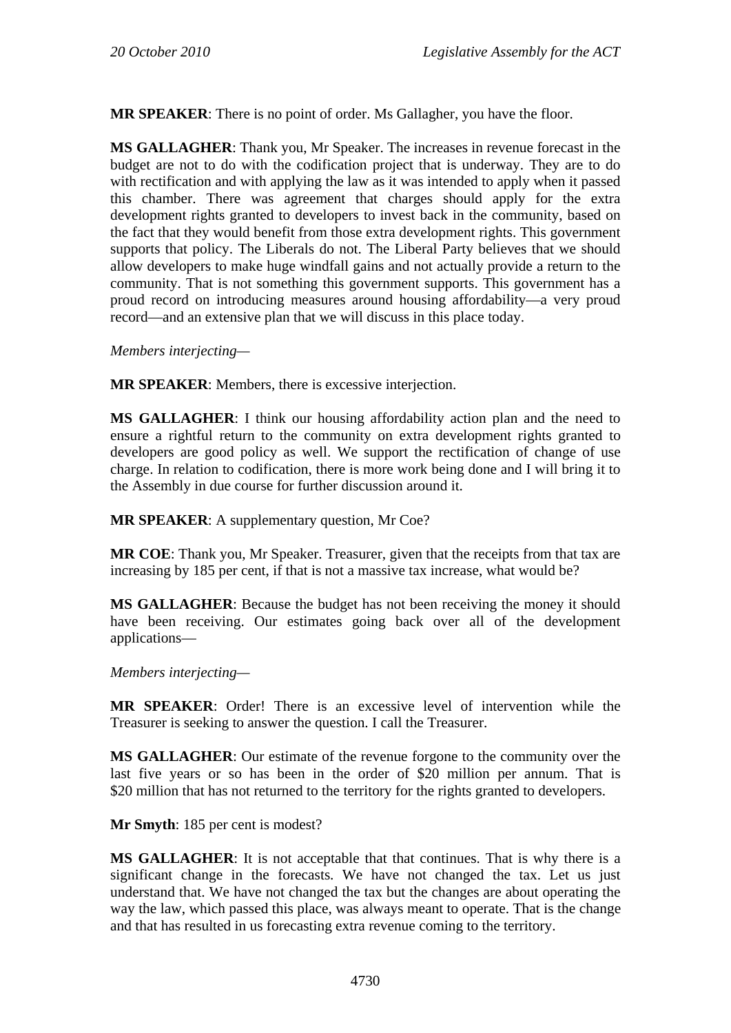**MR SPEAKER**: There is no point of order. Ms Gallagher, you have the floor.

**MS GALLAGHER**: Thank you, Mr Speaker. The increases in revenue forecast in the budget are not to do with the codification project that is underway. They are to do with rectification and with applying the law as it was intended to apply when it passed this chamber. There was agreement that charges should apply for the extra development rights granted to developers to invest back in the community, based on the fact that they would benefit from those extra development rights. This government supports that policy. The Liberals do not. The Liberal Party believes that we should allow developers to make huge windfall gains and not actually provide a return to the community. That is not something this government supports. This government has a proud record on introducing measures around housing affordability—a very proud record—and an extensive plan that we will discuss in this place today.

*Members interjecting*—

**MR SPEAKER**: Members, there is excessive interjection.

**MS GALLAGHER**: I think our housing affordability action plan and the need to ensure a rightful return to the community on extra development rights granted to developers are good policy as well. We support the rectification of change of use charge. In relation to codification, there is more work being done and I will bring it to the Assembly in due course for further discussion around it.

**MR SPEAKER**: A supplementary question, Mr Coe?

**MR COE**: Thank you, Mr Speaker. Treasurer, given that the receipts from that tax are increasing by 185 per cent, if that is not a massive tax increase, what would be?

**MS GALLAGHER**: Because the budget has not been receiving the money it should have been receiving. Our estimates going back over all of the development applications—

*Members interjecting*—

**MR SPEAKER**: Order! There is an excessive level of intervention while the Treasurer is seeking to answer the question. I call the Treasurer.

**MS GALLAGHER**: Our estimate of the revenue forgone to the community over the last five years or so has been in the order of $20 million per annum. That is $20 million that has not returned to the territory for the rights granted to developers.

**Mr Smyth**: 185 per cent is modest?

**MS GALLAGHER**: It is not acceptable that that continues. That is why there is a significant change in the forecasts. We have not changed the tax. Let us just understand that. We have not changed the tax but the changes are about operating the way the law, which passed this place, was always meant to operate. That is the change and that has resulted in us forecasting extra revenue coming to the territory.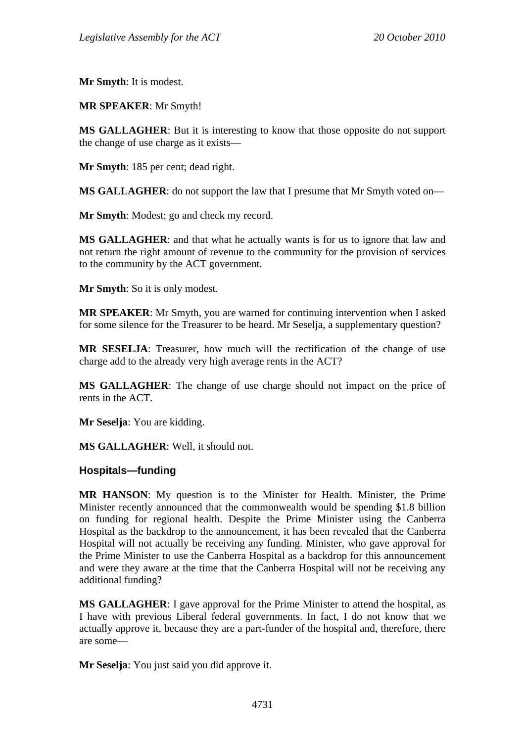**Mr Smyth**: It is modest.

**MR SPEAKER**: Mr Smyth!

**MS GALLAGHER**: But it is interesting to know that those opposite do not support the change of use charge as it exists—

**Mr Smyth**: 185 per cent; dead right.

**MS GALLAGHER**: do not support the law that I presume that Mr Smyth voted on—

**Mr Smyth**: Modest; go and check my record.

**MS GALLAGHER**: and that what he actually wants is for us to ignore that law and not return the right amount of revenue to the community for the provision of services to the community by the ACT government.

**Mr Smyth**: So it is only modest.

**MR SPEAKER**: Mr Smyth, you are warned for continuing intervention when I asked for some silence for the Treasurer to be heard. Mr Seselja, a supplementary question?

**MR SESELJA**: Treasurer, how much will the rectification of the change of use charge add to the already very high average rents in the ACT?

**MS GALLAGHER**: The change of use charge should not impact on the price of rents in the ACT.

**Mr Seselja**: You are kidding.

**MS GALLAGHER**: Well, it should not.

### Hospitals—funding

**MR HANSON**: My question is to the Minister for Health. Minister, the Prime Minister recently announced that the commonwealth would be spending $1.8 billion on funding for regional health. Despite the Prime Minister using the Canberra Hospital as the backdrop to the announcement, it has been revealed that the Canberra Hospital will not actually be receiving any funding. Minister, who gave approval for the Prime Minister to use the Canberra Hospital as a backdrop for this announcement and were they aware at the time that the Canberra Hospital will not be receiving any additional funding?

**MS GALLAGHER**: I gave approval for the Prime Minister to attend the hospital, as I have with previous Liberal federal governments. In fact, I do not know that we actually approve it, because they are a part-funder of the hospital and, therefore, there are some—

**Mr Seselja**: You just said you did approve it.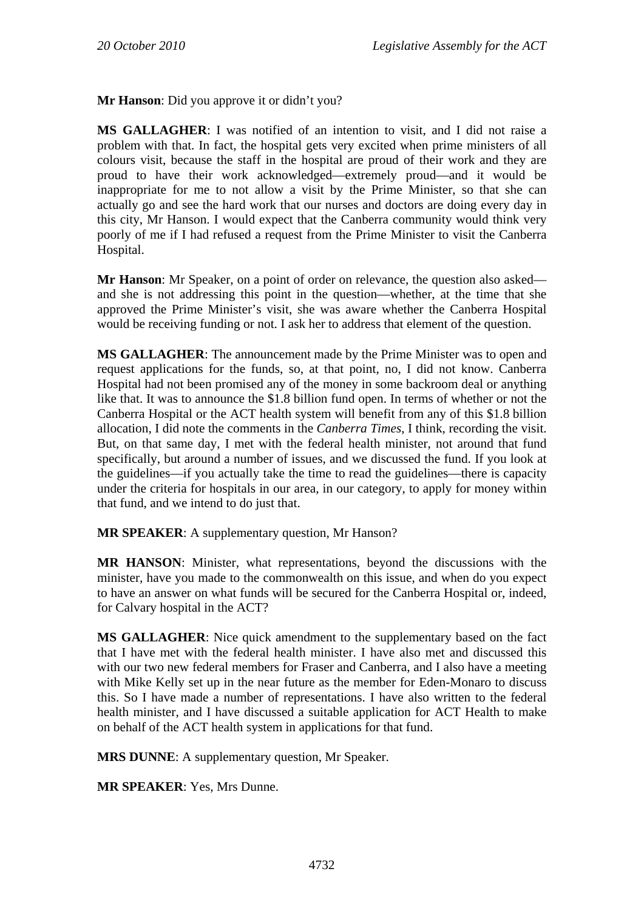**Mr Hanson**: Did you approve it or didn't you?

**MS GALLAGHER**: I was notified of an intention to visit, and I did not raise a problem with that. In fact, the hospital gets very excited when prime ministers of all colours visit, because the staff in the hospital are proud of their work and they are proud to have their work acknowledged—extremely proud—and it would be inappropriate for me to not allow a visit by the Prime Minister, so that she can actually go and see the hard work that our nurses and doctors are doing every day in this city, Mr Hanson. I would expect that the Canberra community would think very poorly of me if I had refused a request from the Prime Minister to visit the Canberra Hospital.

**Mr Hanson**: Mr Speaker, on a point of order on relevance, the question also asked—and she is not addressing this point in the question—whether, at the time that she approved the Prime Minister's visit, she was aware whether the Canberra Hospital would be receiving funding or not. I ask her to address that element of the question.

**MS GALLAGHER**: The announcement made by the Prime Minister was to open and request applications for the funds, so, at that point, no, I did not know. Canberra Hospital had not been promised any of the money in some backroom deal or anything like that. It was to announce the $1.8 billion fund open. In terms of whether or not the Canberra Hospital or the ACT health system will benefit from any of this $1.8 billion allocation, I did note the comments in the *Canberra Times*, I think, recording the visit. But, on that same day, I met with the federal health minister, not around that fund specifically, but around a number of issues, and we discussed the fund. If you look at the guidelines—if you actually take the time to read the guidelines—there is capacity under the criteria for hospitals in our area, in our category, to apply for money within that fund, and we intend to do just that.

**MR SPEAKER**: A supplementary question, Mr Hanson?

**MR HANSON**: Minister, what representations, beyond the discussions with the minister, have you made to the commonwealth on this issue, and when do you expect to have an answer on what funds will be secured for the Canberra Hospital or, indeed, for Calvary hospital in the ACT?

**MS GALLAGHER**: Nice quick amendment to the supplementary based on the fact that I have met with the federal health minister. I have also met and discussed this with our two new federal members for Fraser and Canberra, and I also have a meeting with Mike Kelly set up in the near future as the member for Eden-Monaro to discuss this. So I have made a number of representations. I have also written to the federal health minister, and I have discussed a suitable application for ACT Health to make on behalf of the ACT health system in applications for that fund.

**MRS DUNNE**: A supplementary question, Mr Speaker.

**MR SPEAKER**: Yes, Mrs Dunne.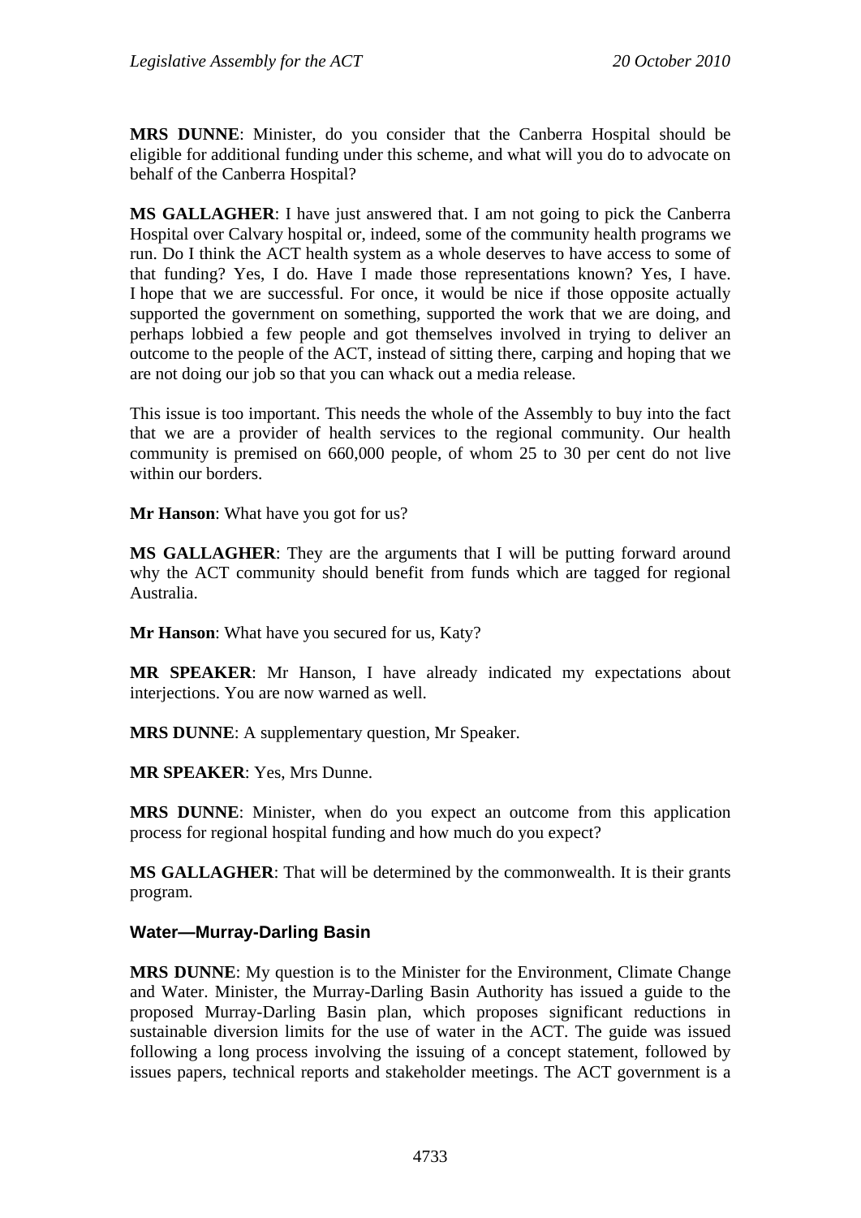**MRS DUNNE**: Minister, do you consider that the Canberra Hospital should be eligible for additional funding under this scheme, and what will you do to advocate on behalf of the Canberra Hospital?

**MS GALLAGHER**: I have just answered that. I am not going to pick the Canberra Hospital over Calvary hospital or, indeed, some of the community health programs we run. Do I think the ACT health system as a whole deserves to have access to some of that funding? Yes, I do. Have I made those representations known? Yes, I have. I hope that we are successful. For once, it would be nice if those opposite actually supported the government on something, supported the work that we are doing, and perhaps lobbied a few people and got themselves involved in trying to deliver an outcome to the people of the ACT, instead of sitting there, carping and hoping that we are not doing our job so that you can whack out a media release.

This issue is too important. This needs the whole of the Assembly to buy into the fact that we are a provider of health services to the regional community. Our health community is premised on 660,000 people, of whom 25 to 30 per cent do not live within our borders.

**Mr Hanson**: What have you got for us?

**MS GALLAGHER**: They are the arguments that I will be putting forward around why the ACT community should benefit from funds which are tagged for regional Australia.

**Mr Hanson**: What have you secured for us, Katy?

**MR SPEAKER**: Mr Hanson, I have already indicated my expectations about interjections. You are now warned as well.

**MRS DUNNE**: A supplementary question, Mr Speaker.

**MR SPEAKER**: Yes, Mrs Dunne.

**MRS DUNNE**: Minister, when do you expect an outcome from this application process for regional hospital funding and how much do you expect?

**MS GALLAGHER**: That will be determined by the commonwealth. It is their grants program.

### Water—Murray-Darling Basin

**MRS DUNNE**: My question is to the Minister for the Environment, Climate Change and Water. Minister, the Murray-Darling Basin Authority has issued a guide to the proposed Murray-Darling Basin plan, which proposes significant reductions in sustainable diversion limits for the use of water in the ACT. The guide was issued following a long process involving the issuing of a concept statement, followed by issues papers, technical reports and stakeholder meetings. The ACT government is a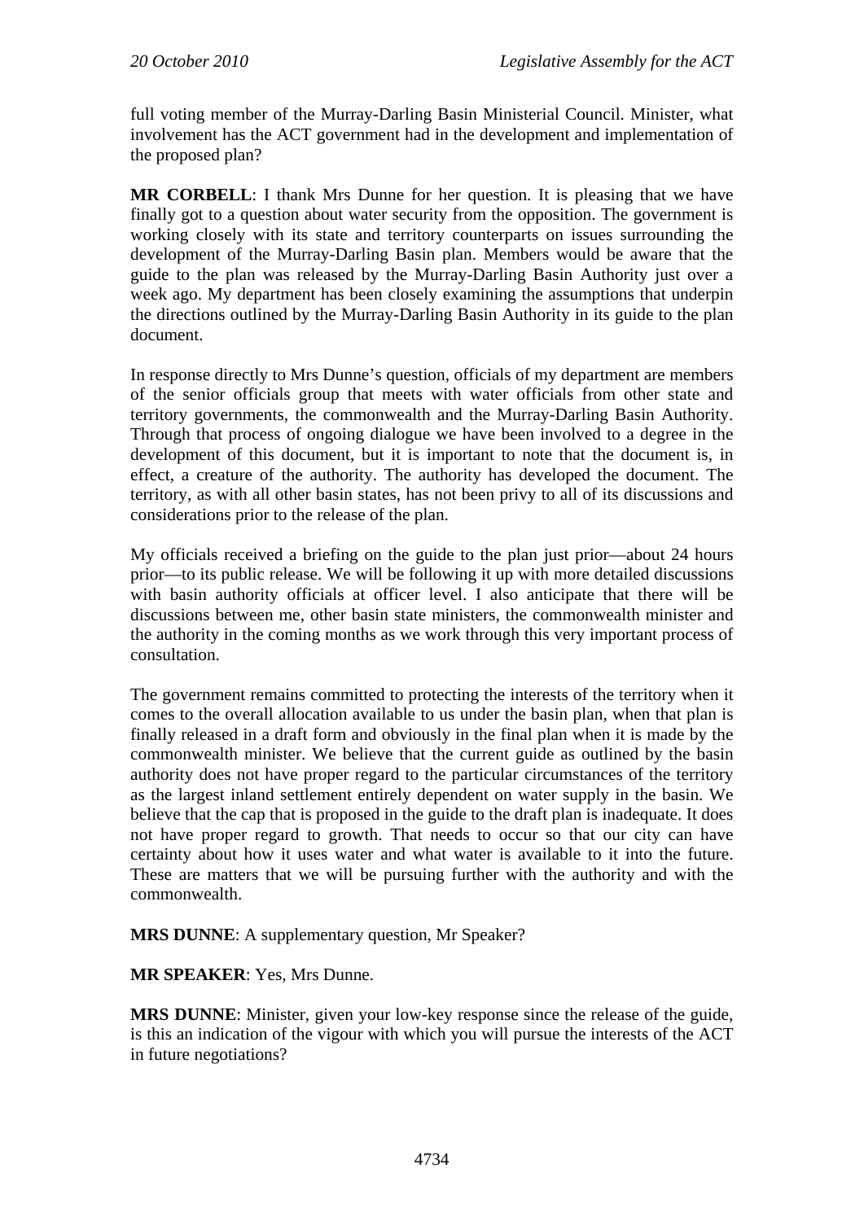full voting member of the Murray-Darling Basin Ministerial Council. Minister, what involvement has the ACT government had in the development and implementation of the proposed plan?

**MR CORBELL**: I thank Mrs Dunne for her question. It is pleasing that we have finally got to a question about water security from the opposition. The government is working closely with its state and territory counterparts on issues surrounding the development of the Murray-Darling Basin plan. Members would be aware that the guide to the plan was released by the Murray-Darling Basin Authority just over a week ago. My department has been closely examining the assumptions that underpin the directions outlined by the Murray-Darling Basin Authority in its guide to the plan document.

In response directly to Mrs Dunne's question, officials of my department are members of the senior officials group that meets with water officials from other state and territory governments, the commonwealth and the Murray-Darling Basin Authority. Through that process of ongoing dialogue we have been involved to a degree in the development of this document, but it is important to note that the document is, in effect, a creature of the authority. The authority has developed the document. The territory, as with all other basin states, has not been privy to all of its discussions and considerations prior to the release of the plan.

My officials received a briefing on the guide to the plan just prior—about 24 hours prior—to its public release. We will be following it up with more detailed discussions with basin authority officials at officer level. I also anticipate that there will be discussions between me, other basin state ministers, the commonwealth minister and the authority in the coming months as we work through this very important process of consultation.

The government remains committed to protecting the interests of the territory when it comes to the overall allocation available to us under the basin plan, when that plan is finally released in a draft form and obviously in the final plan when it is made by the commonwealth minister. We believe that the current guide as outlined by the basin authority does not have proper regard to the particular circumstances of the territory as the largest inland settlement entirely dependent on water supply in the basin. We believe that the cap that is proposed in the guide to the draft plan is inadequate. It does not have proper regard to growth. That needs to occur so that our city can have certainty about how it uses water and what water is available to it into the future. These are matters that we will be pursuing further with the authority and with the commonwealth.

**MRS DUNNE**: A supplementary question, Mr Speaker?

**MR SPEAKER**: Yes, Mrs Dunne.

**MRS DUNNE**: Minister, given your low-key response since the release of the guide, is this an indication of the vigour with which you will pursue the interests of the ACT in future negotiations?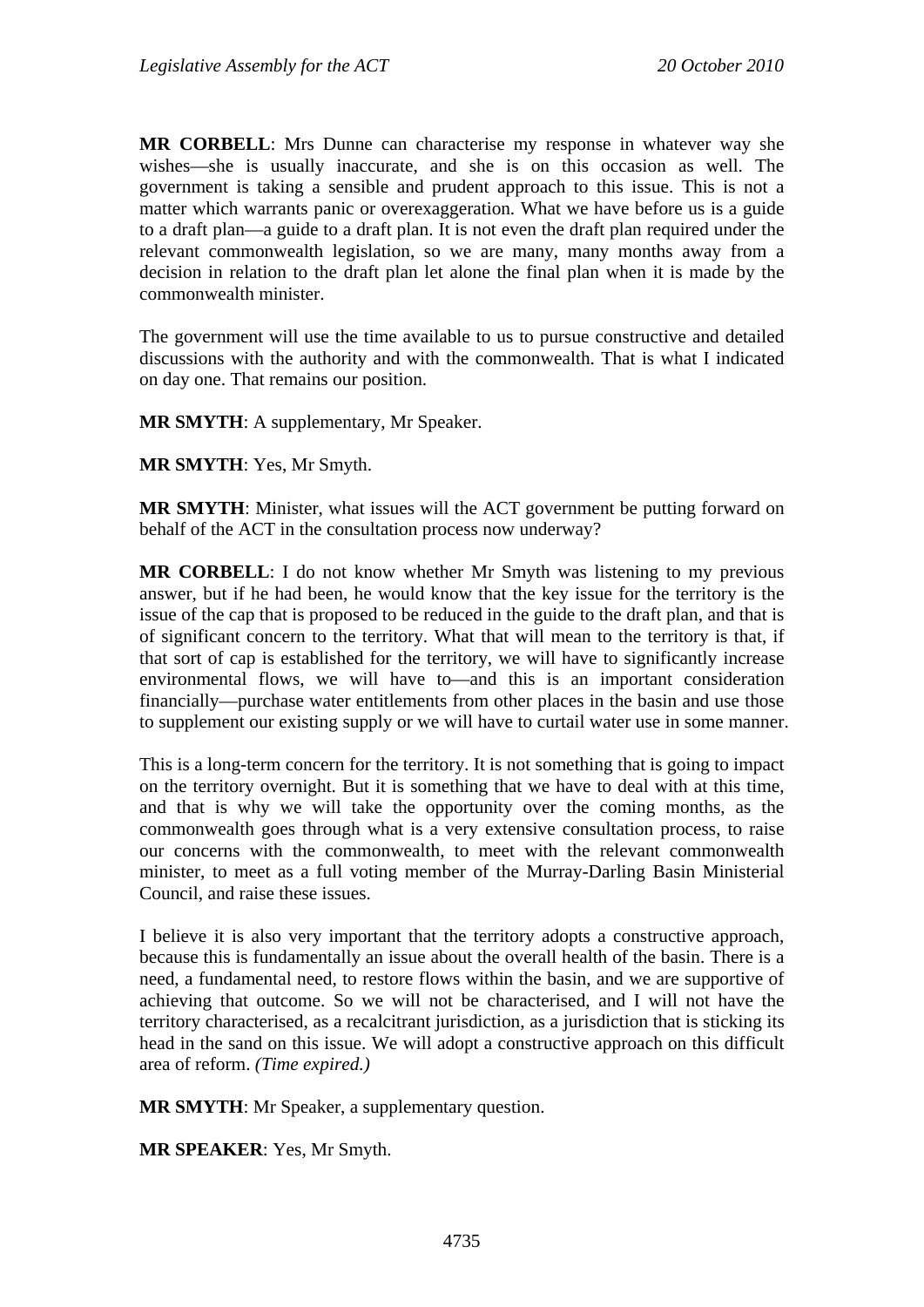**MR CORBELL**: Mrs Dunne can characterise my response in whatever way she wishes—she is usually inaccurate, and she is on this occasion as well. The government is taking a sensible and prudent approach to this issue. This is not a matter which warrants panic or overexaggeration. What we have before us is a guide to a draft plan—a guide to a draft plan. It is not even the draft plan required under the relevant commonwealth legislation, so we are many, many months away from a decision in relation to the draft plan let alone the final plan when it is made by the commonwealth minister.

The government will use the time available to us to pursue constructive and detailed discussions with the authority and with the commonwealth. That is what I indicated on day one. That remains our position.

**MR SMYTH**: A supplementary, Mr Speaker.

**MR SMYTH**: Yes, Mr Smyth.

**MR SMYTH**: Minister, what issues will the ACT government be putting forward on behalf of the ACT in the consultation process now underway?

**MR CORBELL**: I do not know whether Mr Smyth was listening to my previous answer, but if he had been, he would know that the key issue for the territory is the issue of the cap that is proposed to be reduced in the guide to the draft plan, and that is of significant concern to the territory. What that will mean to the territory is that, if that sort of cap is established for the territory, we will have to significantly increase environmental flows, we will have to—and this is an important consideration financially—purchase water entitlements from other places in the basin and use those to supplement our existing supply or we will have to curtail water use in some manner.

This is a long-term concern for the territory. It is not something that is going to impact on the territory overnight. But it is something that we have to deal with at this time, and that is why we will take the opportunity over the coming months, as the commonwealth goes through what is a very extensive consultation process, to raise our concerns with the commonwealth, to meet with the relevant commonwealth minister, to meet as a full voting member of the Murray-Darling Basin Ministerial Council, and raise these issues.

I believe it is also very important that the territory adopts a constructive approach, because this is fundamentally an issue about the overall health of the basin. There is a need, a fundamental need, to restore flows within the basin, and we are supportive of achieving that outcome. So we will not be characterised, and I will not have the territory characterised, as a recalcitrant jurisdiction, as a jurisdiction that is sticking its head in the sand on this issue. We will adopt a constructive approach on this difficult area of reform. *(Time expired.)*

**MR SMYTH**: Mr Speaker, a supplementary question.

**MR SPEAKER**: Yes, Mr Smyth.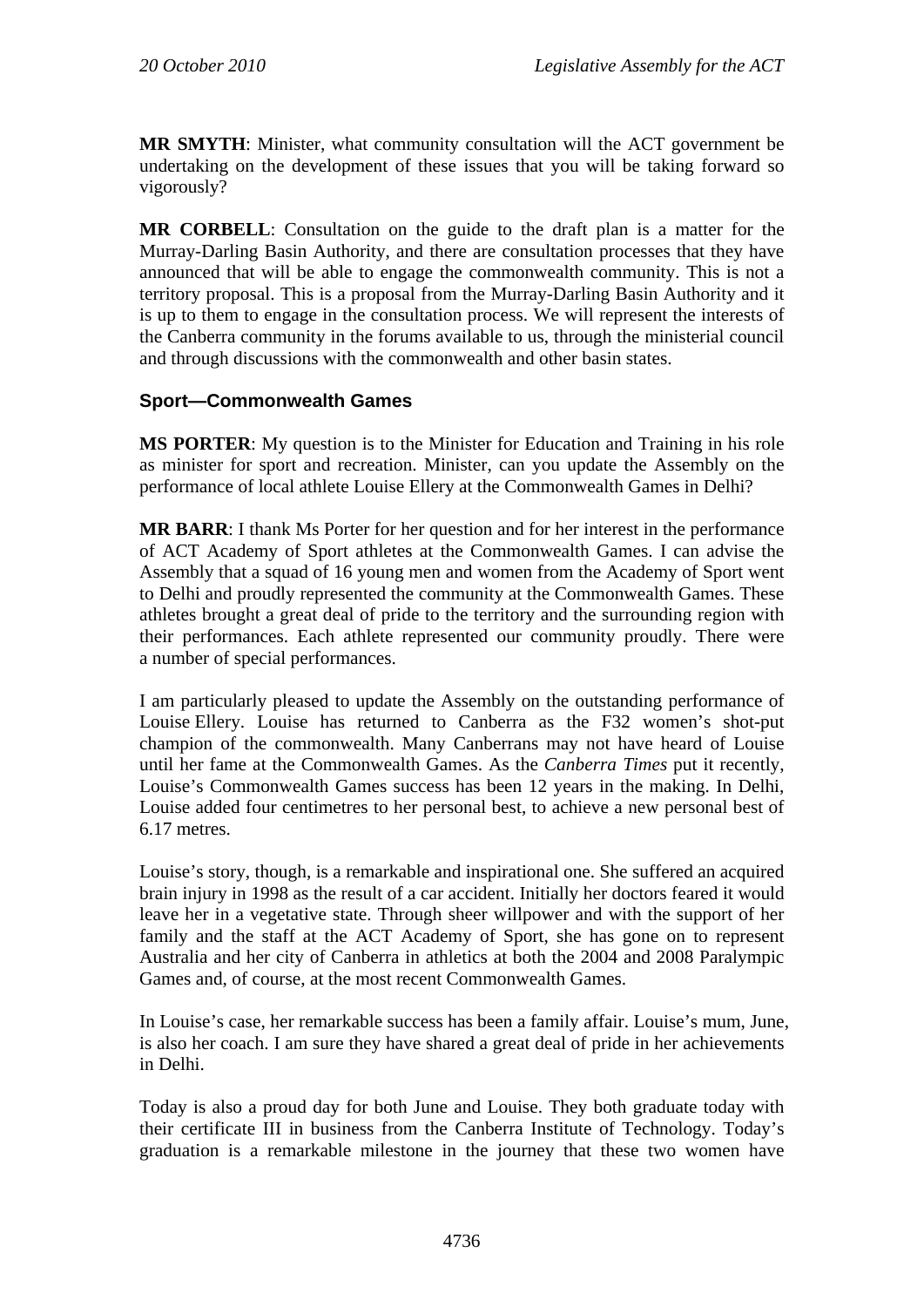**MR SMYTH**: Minister, what community consultation will the ACT government be undertaking on the development of these issues that you will be taking forward so vigorously?

**MR CORBELL**: Consultation on the guide to the draft plan is a matter for the Murray-Darling Basin Authority, and there are consultation processes that they have announced that will be able to engage the commonwealth community. This is not a territory proposal. This is a proposal from the Murray-Darling Basin Authority and it is up to them to engage in the consultation process. We will represent the interests of the Canberra community in the forums available to us, through the ministerial council and through discussions with the commonwealth and other basin states.

## Sport—Commonwealth Games

**MS PORTER**: My question is to the Minister for Education and Training in his role as minister for sport and recreation. Minister, can you update the Assembly on the performance of local athlete Louise Ellery at the Commonwealth Games in Delhi?

**MR BARR**: I thank Ms Porter for her question and for her interest in the performance of ACT Academy of Sport athletes at the Commonwealth Games. I can advise the Assembly that a squad of 16 young men and women from the Academy of Sport went to Delhi and proudly represented the community at the Commonwealth Games. These athletes brought a great deal of pride to the territory and the surrounding region with their performances. Each athlete represented our community proudly. There were a number of special performances.

I am particularly pleased to update the Assembly on the outstanding performance of Louise Ellery. Louise has returned to Canberra as the F32 women's shot-put champion of the commonwealth. Many Canberrans may not have heard of Louise until her fame at the Commonwealth Games. As the *Canberra Times* put it recently, Louise's Commonwealth Games success has been 12 years in the making. In Delhi, Louise added four centimetres to her personal best, to achieve a new personal best of 6.17 metres.

Louise's story, though, is a remarkable and inspirational one. She suffered an acquired brain injury in 1998 as the result of a car accident. Initially her doctors feared it would leave her in a vegetative state. Through sheer willpower and with the support of her family and the staff at the ACT Academy of Sport, she has gone on to represent Australia and her city of Canberra in athletics at both the 2004 and 2008 Paralympic Games and, of course, at the most recent Commonwealth Games.

In Louise's case, her remarkable success has been a family affair. Louise's mum, June, is also her coach. I am sure they have shared a great deal of pride in her achievements in Delhi.

Today is also a proud day for both June and Louise. They both graduate today with their certificate III in business from the Canberra Institute of Technology. Today's graduation is a remarkable milestone in the journey that these two women have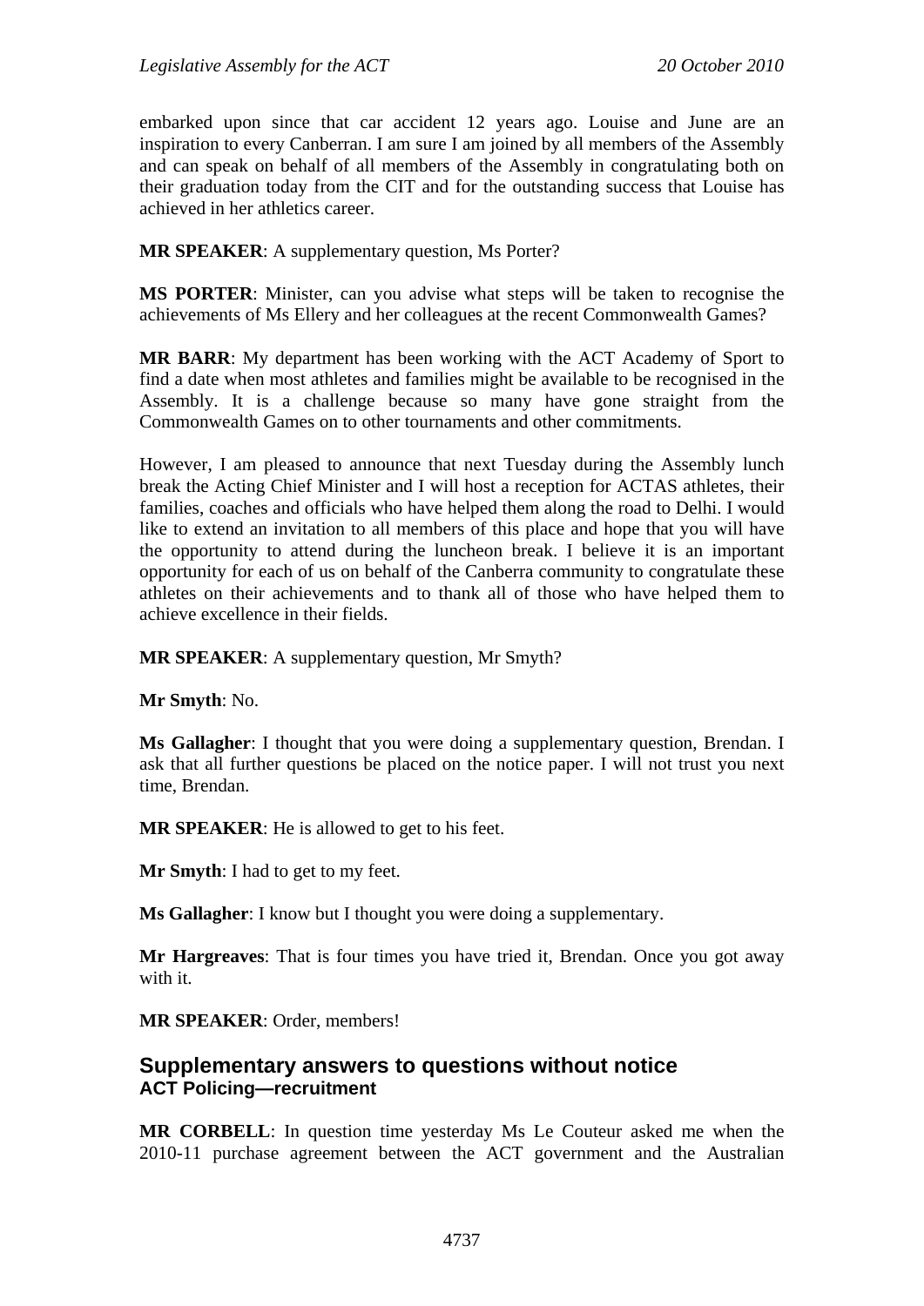embarked upon since that car accident 12 years ago. Louise and June are an inspiration to every Canberran. I am sure I am joined by all members of the Assembly and can speak on behalf of all members of the Assembly in congratulating both on their graduation today from the CIT and for the outstanding success that Louise has achieved in her athletics career.

**MR SPEAKER**: A supplementary question, Ms Porter?

**MS PORTER**: Minister, can you advise what steps will be taken to recognise the achievements of Ms Ellery and her colleagues at the recent Commonwealth Games?

**MR BARR**: My department has been working with the ACT Academy of Sport to find a date when most athletes and families might be available to be recognised in the Assembly. It is a challenge because so many have gone straight from the Commonwealth Games on to other tournaments and other commitments.

However, I am pleased to announce that next Tuesday during the Assembly lunch break the Acting Chief Minister and I will host a reception for ACTAS athletes, their families, coaches and officials who have helped them along the road to Delhi. I would like to extend an invitation to all members of this place and hope that you will have the opportunity to attend during the luncheon break. I believe it is an important opportunity for each of us on behalf of the Canberra community to congratulate these athletes on their achievements and to thank all of those who have helped them to achieve excellence in their fields.

**MR SPEAKER**: A supplementary question, Mr Smyth?

**Mr Smyth**: No.

**Ms Gallagher**: I thought that you were doing a supplementary question, Brendan. I ask that all further questions be placed on the notice paper. I will not trust you next time, Brendan.

**MR SPEAKER**: He is allowed to get to his feet.

**Mr Smyth**: I had to get to my feet.

**Ms Gallagher**: I know but I thought you were doing a supplementary.

**Mr Hargreaves**: That is four times you have tried it, Brendan. Once you got away with it.

**MR SPEAKER**: Order, members!

## Supplementary answers to questions without notice

### ACT Policing—recruitment

**MR CORBELL**: In question time yesterday Ms Le Couteur asked me when the 2010-11 purchase agreement between the ACT government and the Australian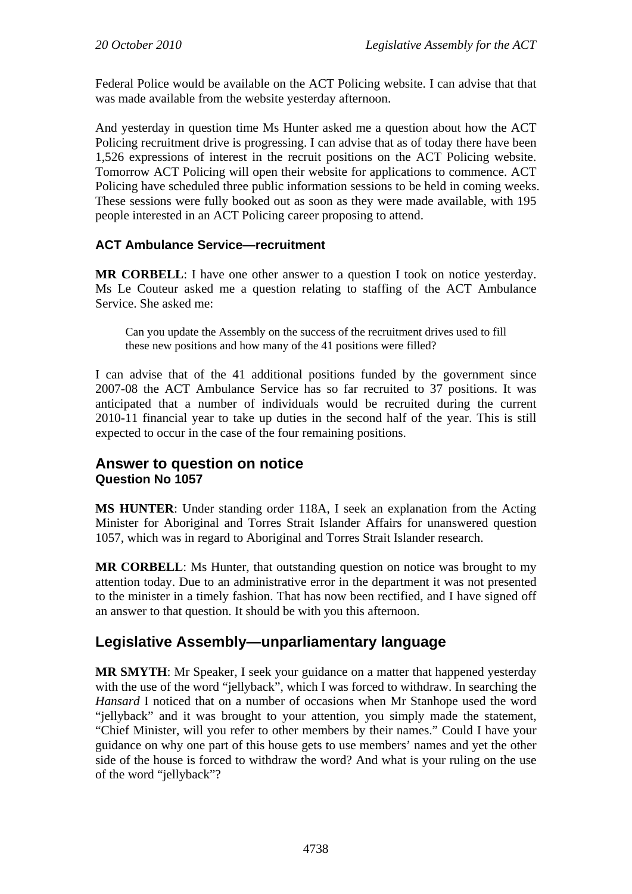Federal Police would be available on the ACT Policing website. I can advise that that was made available from the website yesterday afternoon.

And yesterday in question time Ms Hunter asked me a question about how the ACT Policing recruitment drive is progressing. I can advise that as of today there have been 1,526 expressions of interest in the recruit positions on the ACT Policing website. Tomorrow ACT Policing will open their website for applications to commence. ACT Policing have scheduled three public information sessions to be held in coming weeks. These sessions were fully booked out as soon as they were made available, with 195 people interested in an ACT Policing career proposing to attend.

### ACT Ambulance Service—recruitment

**MR CORBELL**: I have one other answer to a question I took on notice yesterday. Ms Le Couteur asked me a question relating to staffing of the ACT Ambulance Service. She asked me:

> Can you update the Assembly on the success of the recruitment drives used to fill these new positions and how many of the 41 positions were filled?

I can advise that of the 41 additional positions funded by the government since 2007-08 the ACT Ambulance Service has so far recruited to 37 positions. It was anticipated that a number of individuals would be recruited during the current 2010-11 financial year to take up duties in the second half of the year. This is still expected to occur in the case of the four remaining positions.

## Answer to question on notice
### Question No 1057

**MS HUNTER**: Under standing order 118A, I seek an explanation from the Acting Minister for Aboriginal and Torres Strait Islander Affairs for unanswered question 1057, which was in regard to Aboriginal and Torres Strait Islander research.

**MR CORBELL**: Ms Hunter, that outstanding question on notice was brought to my attention today. Due to an administrative error in the department it was not presented to the minister in a timely fashion. That has now been rectified, and I have signed off an answer to that question. It should be with you this afternoon.

## Legislative Assembly—unparliamentary language

**MR SMYTH**: Mr Speaker, I seek your guidance on a matter that happened yesterday with the use of the word "jellyback", which I was forced to withdraw. In searching the *Hansard* I noticed that on a number of occasions when Mr Stanhope used the word "jellyback" and it was brought to your attention, you simply made the statement, "Chief Minister, will you refer to other members by their names." Could I have your guidance on why one part of this house gets to use members' names and yet the other side of the house is forced to withdraw the word? And what is your ruling on the use of the word "jellyback"?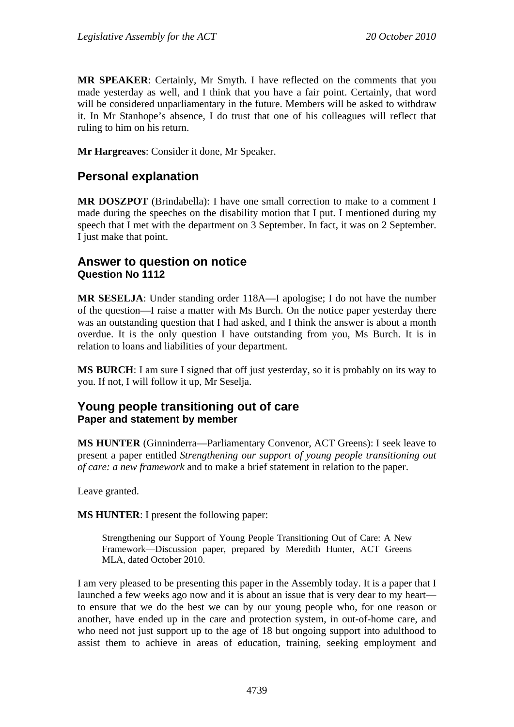**MR SPEAKER**: Certainly, Mr Smyth. I have reflected on the comments that you made yesterday as well, and I think that you have a fair point. Certainly, that word will be considered unparliamentary in the future. Members will be asked to withdraw it. In Mr Stanhope's absence, I do trust that one of his colleagues will reflect that ruling to him on his return.

**Mr Hargreaves**: Consider it done, Mr Speaker.

## Personal explanation

**MR DOSZPOT** (Brindabella): I have one small correction to make to a comment I made during the speeches on the disability motion that I put. I mentioned during my speech that I met with the department on 3 September. In fact, it was on 2 September. I just make that point.

## Answer to question on notice
### Question No 1112

**MR SESELJA**: Under standing order 118A—I apologise; I do not have the number of the question—I raise a matter with Ms Burch. On the notice paper yesterday there was an outstanding question that I had asked, and I think the answer is about a month overdue. It is the only question I have outstanding from you, Ms Burch. It is in relation to loans and liabilities of your department.

**MS BURCH**: I am sure I signed that off just yesterday, so it is probably on its way to you. If not, I will follow it up, Mr Seselja.

## Young people transitioning out of care
### Paper and statement by member

**MS HUNTER** (Ginninderra—Parliamentary Convenor, ACT Greens): I seek leave to present a paper entitled *Strengthening our support of young people transitioning out of care: a new framework* and to make a brief statement in relation to the paper.

Leave granted.

**MS HUNTER**: I present the following paper:

> Strengthening our Support of Young People Transitioning Out of Care: A New Framework—Discussion paper, prepared by Meredith Hunter, ACT Greens MLA, dated October 2010.

I am very pleased to be presenting this paper in the Assembly today. It is a paper that I launched a few weeks ago now and it is about an issue that is very dear to my heart—to ensure that we do the best we can by our young people who, for one reason or another, have ended up in the care and protection system, in out-of-home care, and who need not just support up to the age of 18 but ongoing support into adulthood to assist them to achieve in areas of education, training, seeking employment and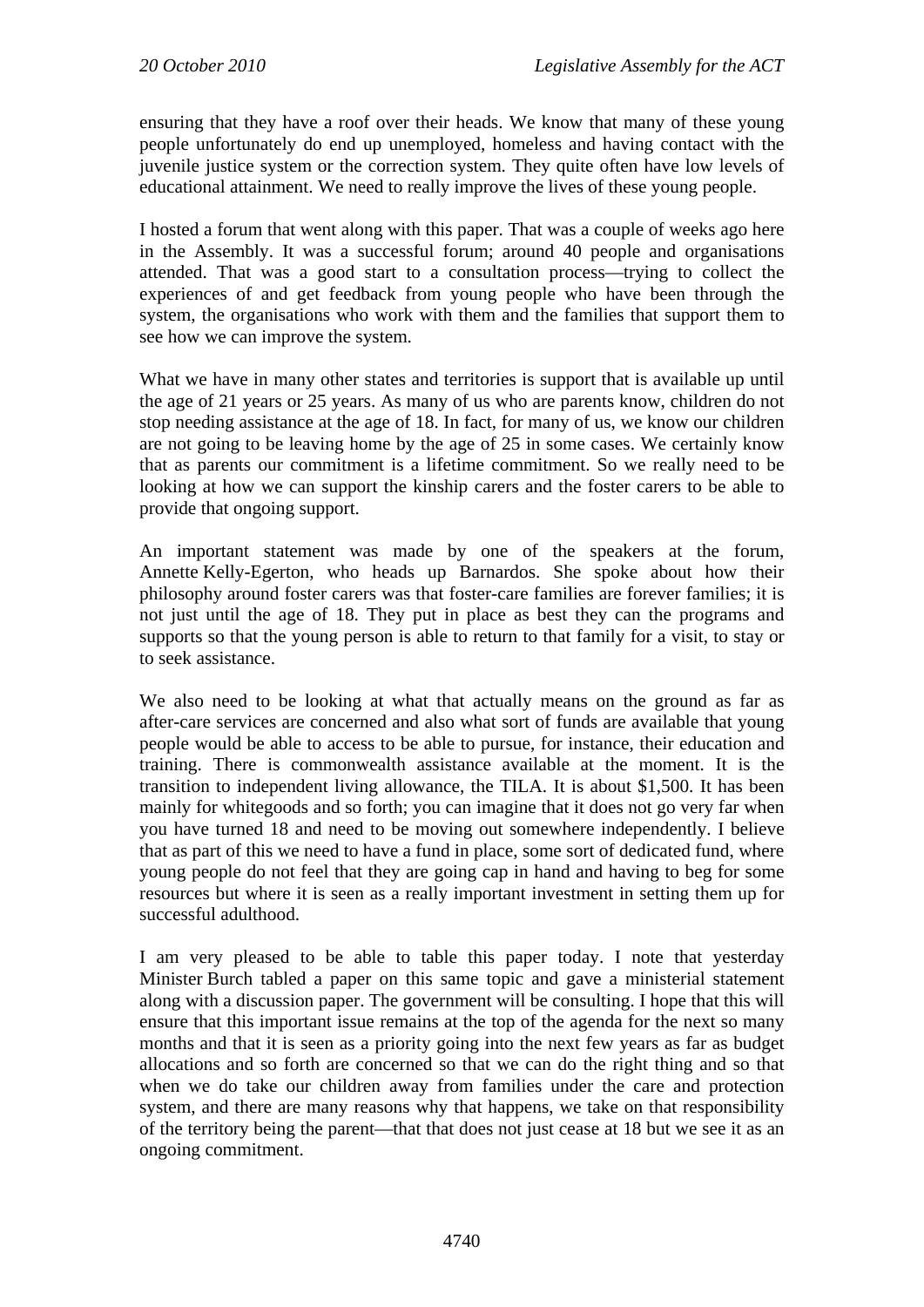ensuring that they have a roof over their heads. We know that many of these young people unfortunately do end up unemployed, homeless and having contact with the juvenile justice system or the correction system. They quite often have low levels of educational attainment. We need to really improve the lives of these young people.

I hosted a forum that went along with this paper. That was a couple of weeks ago here in the Assembly. It was a successful forum; around 40 people and organisations attended. That was a good start to a consultation process—trying to collect the experiences of and get feedback from young people who have been through the system, the organisations who work with them and the families that support them to see how we can improve the system.

What we have in many other states and territories is support that is available up until the age of 21 years or 25 years. As many of us who are parents know, children do not stop needing assistance at the age of 18. In fact, for many of us, we know our children are not going to be leaving home by the age of 25 in some cases. We certainly know that as parents our commitment is a lifetime commitment. So we really need to be looking at how we can support the kinship carers and the foster carers to be able to provide that ongoing support.

An important statement was made by one of the speakers at the forum, Annette Kelly-Egerton, who heads up Barnardos. She spoke about how their philosophy around foster carers was that foster-care families are forever families; it is not just until the age of 18. They put in place as best they can the programs and supports so that the young person is able to return to that family for a visit, to stay or to seek assistance.

We also need to be looking at what that actually means on the ground as far as after-care services are concerned and also what sort of funds are available that young people would be able to access to be able to pursue, for instance, their education and training. There is commonwealth assistance available at the moment. It is the transition to independent living allowance, the TILA. It is about $1,500. It has been mainly for whitegoods and so forth; you can imagine that it does not go very far when you have turned 18 and need to be moving out somewhere independently. I believe that as part of this we need to have a fund in place, some sort of dedicated fund, where young people do not feel that they are going cap in hand and having to beg for some resources but where it is seen as a really important investment in setting them up for successful adulthood.

I am very pleased to be able to table this paper today. I note that yesterday Minister Burch tabled a paper on this same topic and gave a ministerial statement along with a discussion paper. The government will be consulting. I hope that this will ensure that this important issue remains at the top of the agenda for the next so many months and that it is seen as a priority going into the next few years as far as budget allocations and so forth are concerned so that we can do the right thing and so that when we do take our children away from families under the care and protection system, and there are many reasons why that happens, we take on that responsibility of the territory being the parent—that that does not just cease at 18 but we see it as an ongoing commitment.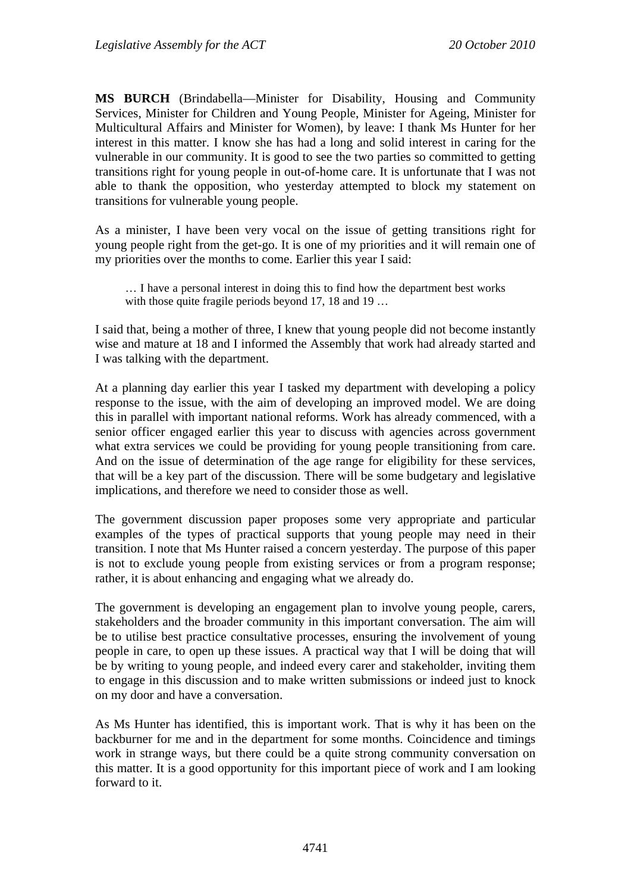**MS BURCH** (Brindabella—Minister for Disability, Housing and Community Services, Minister for Children and Young People, Minister for Ageing, Minister for Multicultural Affairs and Minister for Women), by leave: I thank Ms Hunter for her interest in this matter. I know she has had a long and solid interest in caring for the vulnerable in our community. It is good to see the two parties so committed to getting transitions right for young people in out-of-home care. It is unfortunate that I was not able to thank the opposition, who yesterday attempted to block my statement on transitions for vulnerable young people.

As a minister, I have been very vocal on the issue of getting transitions right for young people right from the get-go. It is one of my priorities and it will remain one of my priorities over the months to come. Earlier this year I said:

> … I have a personal interest in doing this to find how the department best works with those quite fragile periods beyond 17, 18 and 19 …

I said that, being a mother of three, I knew that young people did not become instantly wise and mature at 18 and I informed the Assembly that work had already started and I was talking with the department.

At a planning day earlier this year I tasked my department with developing a policy response to the issue, with the aim of developing an improved model. We are doing this in parallel with important national reforms. Work has already commenced, with a senior officer engaged earlier this year to discuss with agencies across government what extra services we could be providing for young people transitioning from care. And on the issue of determination of the age range for eligibility for these services, that will be a key part of the discussion. There will be some budgetary and legislative implications, and therefore we need to consider those as well.

The government discussion paper proposes some very appropriate and particular examples of the types of practical supports that young people may need in their transition. I note that Ms Hunter raised a concern yesterday. The purpose of this paper is not to exclude young people from existing services or from a program response; rather, it is about enhancing and engaging what we already do.

The government is developing an engagement plan to involve young people, carers, stakeholders and the broader community in this important conversation. The aim will be to utilise best practice consultative processes, ensuring the involvement of young people in care, to open up these issues. A practical way that I will be doing that will be by writing to young people, and indeed every carer and stakeholder, inviting them to engage in this discussion and to make written submissions or indeed just to knock on my door and have a conversation.

As Ms Hunter has identified, this is important work. That is why it has been on the backburner for me and in the department for some months. Coincidence and timings work in strange ways, but there could be a quite strong community conversation on this matter. It is a good opportunity for this important piece of work and I am looking forward to it.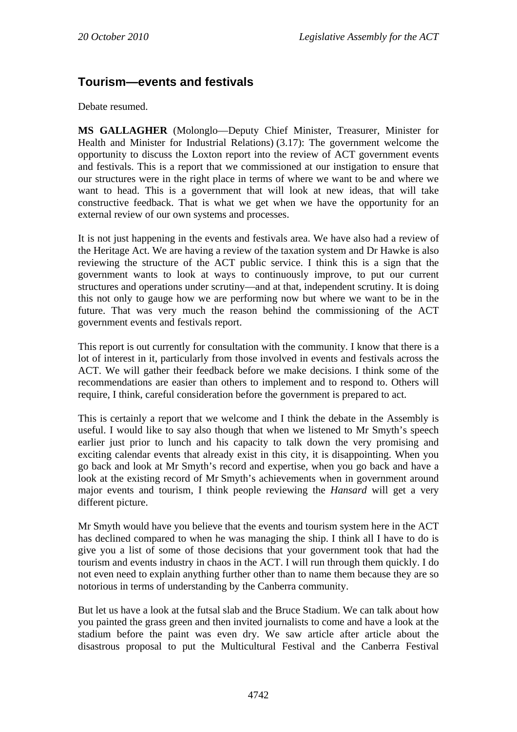## Tourism—events and festivals

Debate resumed.

**MS GALLAGHER** (Molonglo—Deputy Chief Minister, Treasurer, Minister for Health and Minister for Industrial Relations) (3.17): The government welcome the opportunity to discuss the Loxton report into the review of ACT government events and festivals. This is a report that we commissioned at our instigation to ensure that our structures were in the right place in terms of where we want to be and where we want to head. This is a government that will look at new ideas, that will take constructive feedback. That is what we get when we have the opportunity for an external review of our own systems and processes.

It is not just happening in the events and festivals area. We have also had a review of the Heritage Act. We are having a review of the taxation system and Dr Hawke is also reviewing the structure of the ACT public service. I think this is a sign that the government wants to look at ways to continuously improve, to put our current structures and operations under scrutiny—and at that, independent scrutiny. It is doing this not only to gauge how we are performing now but where we want to be in the future. That was very much the reason behind the commissioning of the ACT government events and festivals report.

This report is out currently for consultation with the community. I know that there is a lot of interest in it, particularly from those involved in events and festivals across the ACT. We will gather their feedback before we make decisions. I think some of the recommendations are easier than others to implement and to respond to. Others will require, I think, careful consideration before the government is prepared to act.

This is certainly a report that we welcome and I think the debate in the Assembly is useful. I would like to say also though that when we listened to Mr Smyth's speech earlier just prior to lunch and his capacity to talk down the very promising and exciting calendar events that already exist in this city, it is disappointing. When you go back and look at Mr Smyth's record and expertise, when you go back and have a look at the existing record of Mr Smyth's achievements when in government around major events and tourism, I think people reviewing the *Hansard* will get a very different picture.

Mr Smyth would have you believe that the events and tourism system here in the ACT has declined compared to when he was managing the ship. I think all I have to do is give you a list of some of those decisions that your government took that had the tourism and events industry in chaos in the ACT. I will run through them quickly. I do not even need to explain anything further other than to name them because they are so notorious in terms of understanding by the Canberra community.

But let us have a look at the futsal slab and the Bruce Stadium. We can talk about how you painted the grass green and then invited journalists to come and have a look at the stadium before the paint was even dry. We saw article after article about the disastrous proposal to put the Multicultural Festival and the Canberra Festival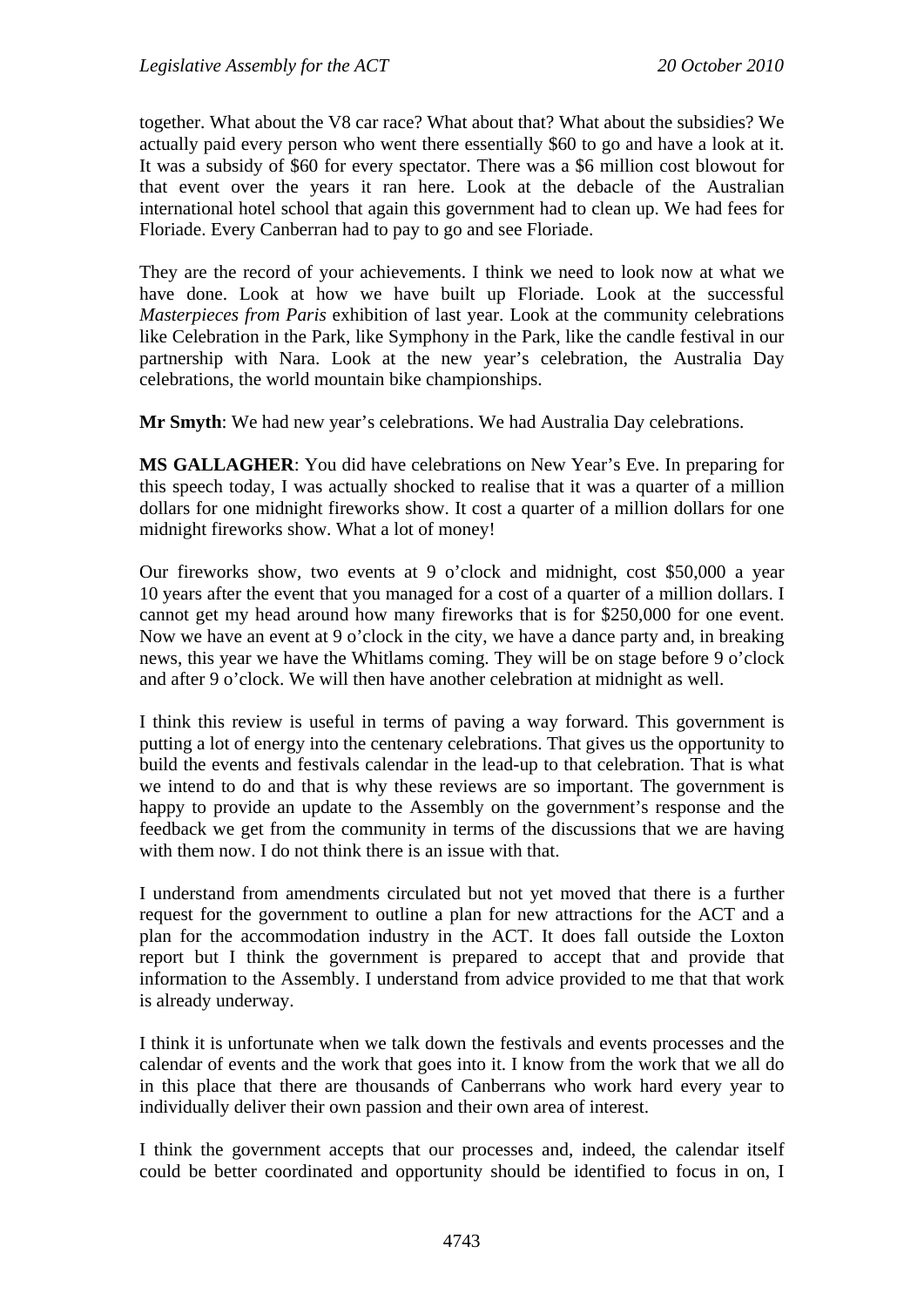together. What about the V8 car race? What about that? What about the subsidies? We actually paid every person who went there essentially $60 to go and have a look at it. It was a subsidy of $60 for every spectator. There was a $6 million cost blowout for that event over the years it ran here. Look at the debacle of the Australian international hotel school that again this government had to clean up. We had fees for Floriade. Every Canberran had to pay to go and see Floriade.

They are the record of your achievements. I think we need to look now at what we have done. Look at how we have built up Floriade. Look at the successful *Masterpieces from Paris* exhibition of last year. Look at the community celebrations like Celebration in the Park, like Symphony in the Park, like the candle festival in our partnership with Nara. Look at the new year's celebration, the Australia Day celebrations, the world mountain bike championships.

**Mr Smyth**: We had new year's celebrations. We had Australia Day celebrations.

**MS GALLAGHER**: You did have celebrations on New Year's Eve. In preparing for this speech today, I was actually shocked to realise that it was a quarter of a million dollars for one midnight fireworks show. It cost a quarter of a million dollars for one midnight fireworks show. What a lot of money!

Our fireworks show, two events at 9 o'clock and midnight, cost $50,000 a year 10 years after the event that you managed for a cost of a quarter of a million dollars. I cannot get my head around how many fireworks that is for $250,000 for one event. Now we have an event at 9 o'clock in the city, we have a dance party and, in breaking news, this year we have the Whitlams coming. They will be on stage before 9 o'clock and after 9 o'clock. We will then have another celebration at midnight as well.

I think this review is useful in terms of paving a way forward. This government is putting a lot of energy into the centenary celebrations. That gives us the opportunity to build the events and festivals calendar in the lead-up to that celebration. That is what we intend to do and that is why these reviews are so important. The government is happy to provide an update to the Assembly on the government's response and the feedback we get from the community in terms of the discussions that we are having with them now. I do not think there is an issue with that.

I understand from amendments circulated but not yet moved that there is a further request for the government to outline a plan for new attractions for the ACT and a plan for the accommodation industry in the ACT. It does fall outside the Loxton report but I think the government is prepared to accept that and provide that information to the Assembly. I understand from advice provided to me that that work is already underway.

I think it is unfortunate when we talk down the festivals and events processes and the calendar of events and the work that goes into it. I know from the work that we all do in this place that there are thousands of Canberrans who work hard every year to individually deliver their own passion and their own area of interest.

I think the government accepts that our processes and, indeed, the calendar itself could be better coordinated and opportunity should be identified to focus in on, I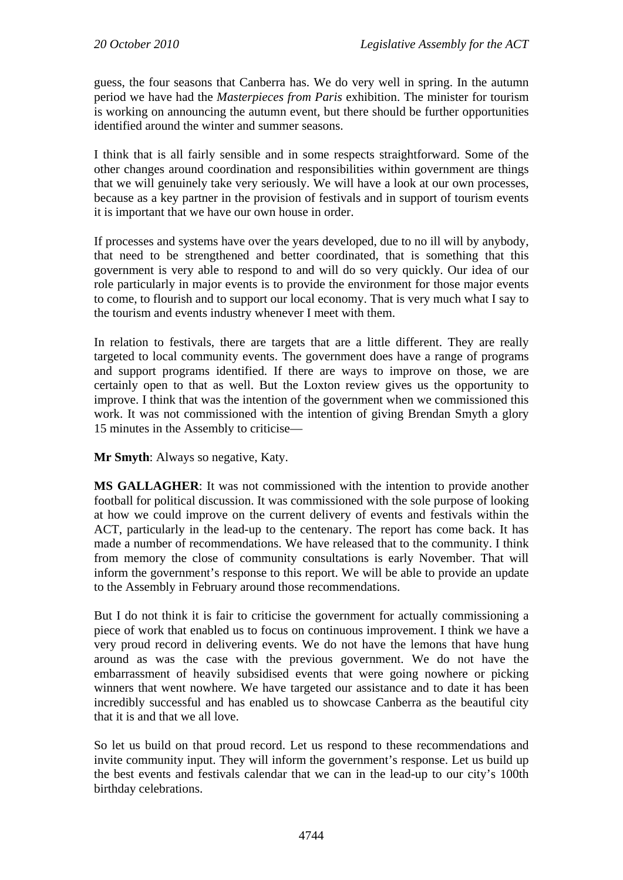guess, the four seasons that Canberra has. We do very well in spring. In the autumn period we have had the *Masterpieces from Paris* exhibition. The minister for tourism is working on announcing the autumn event, but there should be further opportunities identified around the winter and summer seasons.

I think that is all fairly sensible and in some respects straightforward. Some of the other changes around coordination and responsibilities within government are things that we will genuinely take very seriously. We will have a look at our own processes, because as a key partner in the provision of festivals and in support of tourism events it is important that we have our own house in order.

If processes and systems have over the years developed, due to no ill will by anybody, that need to be strengthened and better coordinated, that is something that this government is very able to respond to and will do so very quickly. Our idea of our role particularly in major events is to provide the environment for those major events to come, to flourish and to support our local economy. That is very much what I say to the tourism and events industry whenever I meet with them.

In relation to festivals, there are targets that are a little different. They are really targeted to local community events. The government does have a range of programs and support programs identified. If there are ways to improve on those, we are certainly open to that as well. But the Loxton review gives us the opportunity to improve. I think that was the intention of the government when we commissioned this work. It was not commissioned with the intention of giving Brendan Smyth a glory 15 minutes in the Assembly to criticise—

**Mr Smyth**: Always so negative, Katy.

**MS GALLAGHER**: It was not commissioned with the intention to provide another football for political discussion. It was commissioned with the sole purpose of looking at how we could improve on the current delivery of events and festivals within the ACT, particularly in the lead-up to the centenary. The report has come back. It has made a number of recommendations. We have released that to the community. I think from memory the close of community consultations is early November. That will inform the government's response to this report. We will be able to provide an update to the Assembly in February around those recommendations.

But I do not think it is fair to criticise the government for actually commissioning a piece of work that enabled us to focus on continuous improvement. I think we have a very proud record in delivering events. We do not have the lemons that have hung around as was the case with the previous government. We do not have the embarrassment of heavily subsidised events that were going nowhere or picking winners that went nowhere. We have targeted our assistance and to date it has been incredibly successful and has enabled us to showcase Canberra as the beautiful city that it is and that we all love.

So let us build on that proud record. Let us respond to these recommendations and invite community input. They will inform the government's response. Let us build up the best events and festivals calendar that we can in the lead-up to our city's 100th birthday celebrations.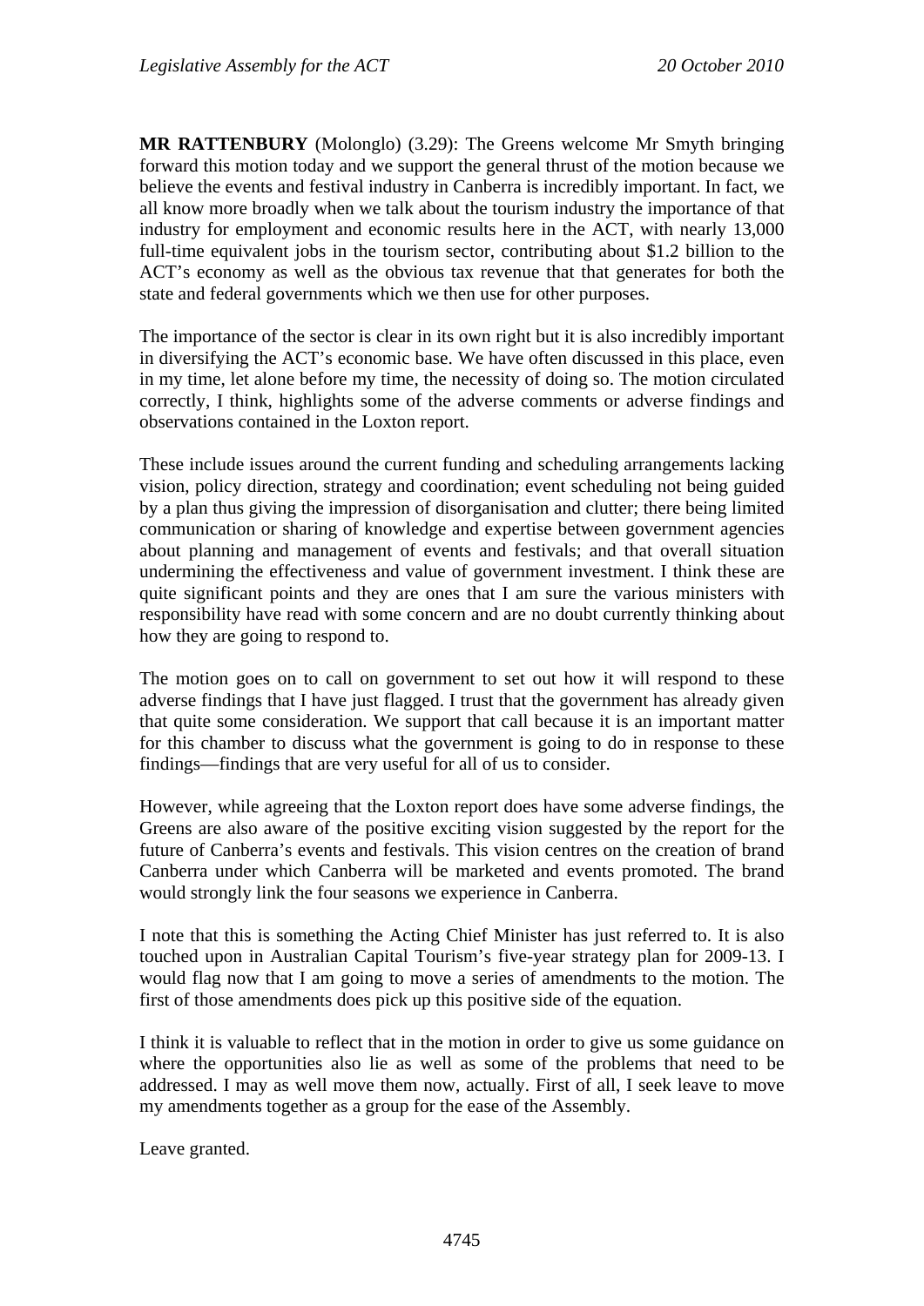**MR RATTENBURY** (Molonglo) (3.29): The Greens welcome Mr Smyth bringing forward this motion today and we support the general thrust of the motion because we believe the events and festival industry in Canberra is incredibly important. In fact, we all know more broadly when we talk about the tourism industry the importance of that industry for employment and economic results here in the ACT, with nearly 13,000 full-time equivalent jobs in the tourism sector, contributing about $1.2 billion to the ACT's economy as well as the obvious tax revenue that that generates for both the state and federal governments which we then use for other purposes.

The importance of the sector is clear in its own right but it is also incredibly important in diversifying the ACT's economic base. We have often discussed in this place, even in my time, let alone before my time, the necessity of doing so. The motion circulated correctly, I think, highlights some of the adverse comments or adverse findings and observations contained in the Loxton report.

These include issues around the current funding and scheduling arrangements lacking vision, policy direction, strategy and coordination; event scheduling not being guided by a plan thus giving the impression of disorganisation and clutter; there being limited communication or sharing of knowledge and expertise between government agencies about planning and management of events and festivals; and that overall situation undermining the effectiveness and value of government investment. I think these are quite significant points and they are ones that I am sure the various ministers with responsibility have read with some concern and are no doubt currently thinking about how they are going to respond to.

The motion goes on to call on government to set out how it will respond to these adverse findings that I have just flagged. I trust that the government has already given that quite some consideration. We support that call because it is an important matter for this chamber to discuss what the government is going to do in response to these findings—findings that are very useful for all of us to consider.

However, while agreeing that the Loxton report does have some adverse findings, the Greens are also aware of the positive exciting vision suggested by the report for the future of Canberra's events and festivals. This vision centres on the creation of brand Canberra under which Canberra will be marketed and events promoted. The brand would strongly link the four seasons we experience in Canberra.

I note that this is something the Acting Chief Minister has just referred to. It is also touched upon in Australian Capital Tourism's five-year strategy plan for 2009-13. I would flag now that I am going to move a series of amendments to the motion. The first of those amendments does pick up this positive side of the equation.

I think it is valuable to reflect that in the motion in order to give us some guidance on where the opportunities also lie as well as some of the problems that need to be addressed. I may as well move them now, actually. First of all, I seek leave to move my amendments together as a group for the ease of the Assembly.

Leave granted.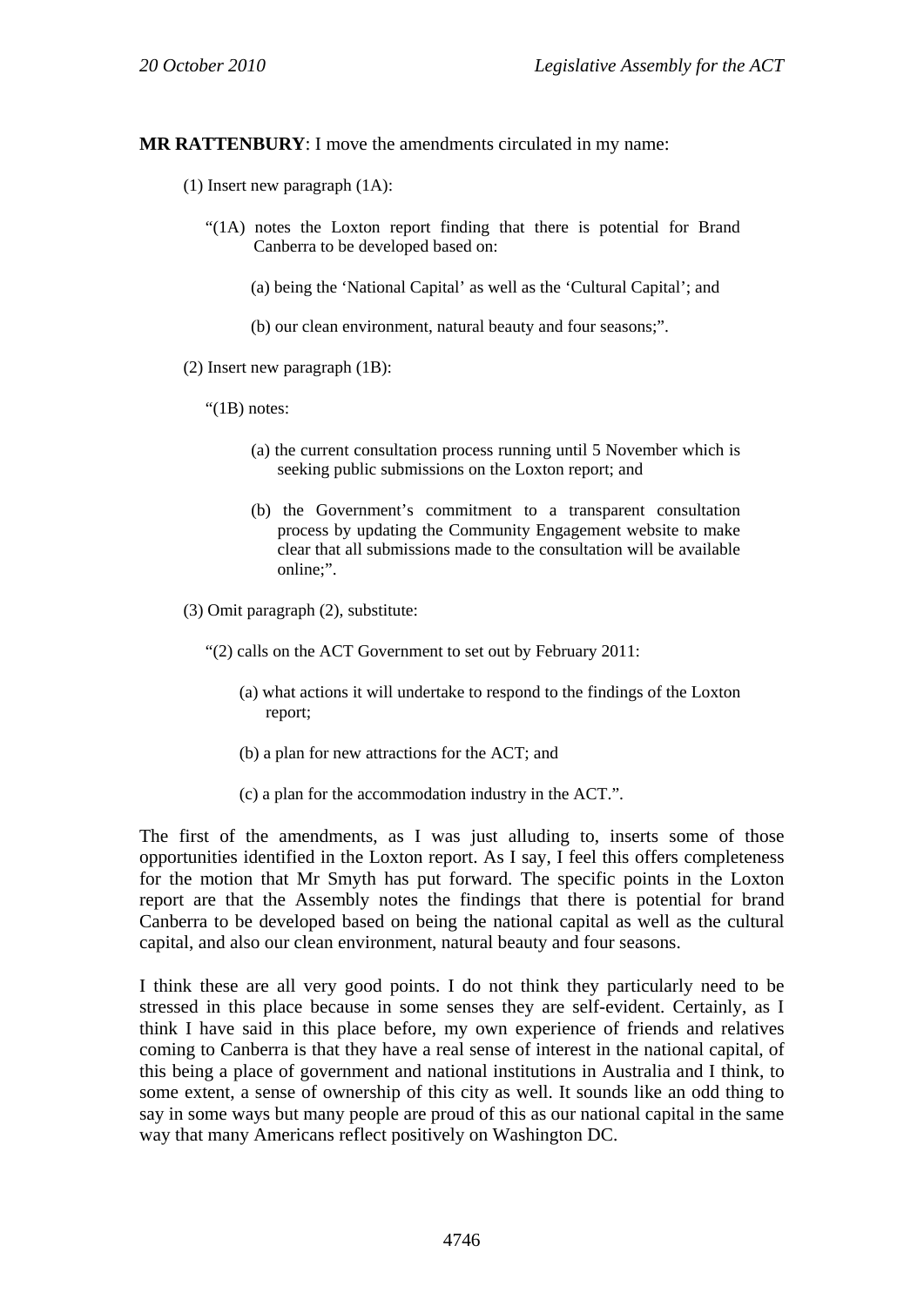**MR RATTENBURY**: I move the amendments circulated in my name:

(1) Insert new paragraph (1A):

"(1A) notes the Loxton report finding that there is potential for Brand Canberra to be developed based on:

(a) being the 'National Capital' as well as the 'Cultural Capital'; and

(b) our clean environment, natural beauty and four seasons;".

(2) Insert new paragraph (1B):

"(1B) notes:

(a) the current consultation process running until 5 November which is seeking public submissions on the Loxton report; and

(b) the Government's commitment to a transparent consultation process by updating the Community Engagement website to make clear that all submissions made to the consultation will be available online;".

(3) Omit paragraph (2), substitute:

"(2) calls on the ACT Government to set out by February 2011:

(a) what actions it will undertake to respond to the findings of the Loxton report;

(b) a plan for new attractions for the ACT; and

(c) a plan for the accommodation industry in the ACT.".

The first of the amendments, as I was just alluding to, inserts some of those opportunities identified in the Loxton report. As I say, I feel this offers completeness for the motion that Mr Smyth has put forward. The specific points in the Loxton report are that the Assembly notes the findings that there is potential for brand Canberra to be developed based on being the national capital as well as the cultural capital, and also our clean environment, natural beauty and four seasons.

I think these are all very good points. I do not think they particularly need to be stressed in this place because in some senses they are self-evident. Certainly, as I think I have said in this place before, my own experience of friends and relatives coming to Canberra is that they have a real sense of interest in the national capital, of this being a place of government and national institutions in Australia and I think, to some extent, a sense of ownership of this city as well. It sounds like an odd thing to say in some ways but many people are proud of this as our national capital in the same way that many Americans reflect positively on Washington DC.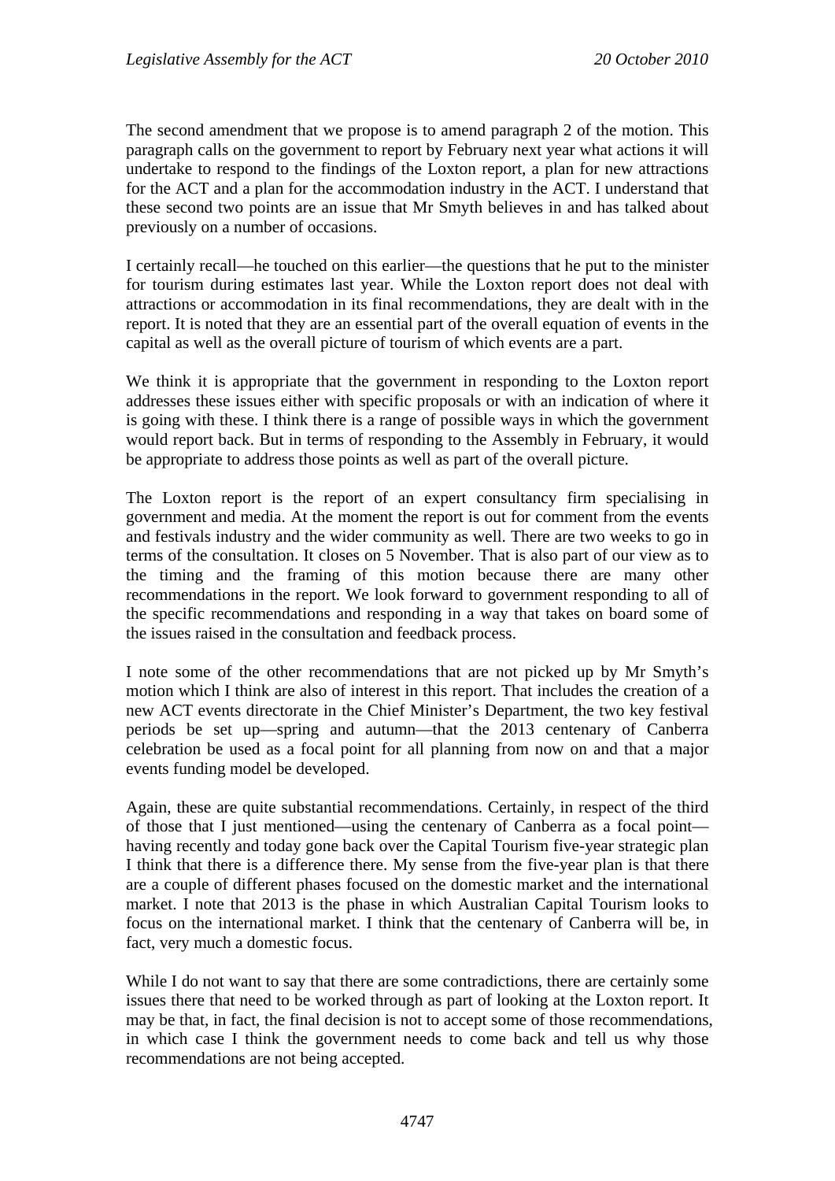The second amendment that we propose is to amend paragraph 2 of the motion. This paragraph calls on the government to report by February next year what actions it will undertake to respond to the findings of the Loxton report, a plan for new attractions for the ACT and a plan for the accommodation industry in the ACT. I understand that these second two points are an issue that Mr Smyth believes in and has talked about previously on a number of occasions.

I certainly recall—he touched on this earlier—the questions that he put to the minister for tourism during estimates last year. While the Loxton report does not deal with attractions or accommodation in its final recommendations, they are dealt with in the report. It is noted that they are an essential part of the overall equation of events in the capital as well as the overall picture of tourism of which events are a part.

We think it is appropriate that the government in responding to the Loxton report addresses these issues either with specific proposals or with an indication of where it is going with these. I think there is a range of possible ways in which the government would report back. But in terms of responding to the Assembly in February, it would be appropriate to address those points as well as part of the overall picture.

The Loxton report is the report of an expert consultancy firm specialising in government and media. At the moment the report is out for comment from the events and festivals industry and the wider community as well. There are two weeks to go in terms of the consultation. It closes on 5 November. That is also part of our view as to the timing and the framing of this motion because there are many other recommendations in the report. We look forward to government responding to all of the specific recommendations and responding in a way that takes on board some of the issues raised in the consultation and feedback process.

I note some of the other recommendations that are not picked up by Mr Smyth's motion which I think are also of interest in this report. That includes the creation of a new ACT events directorate in the Chief Minister's Department, the two key festival periods be set up—spring and autumn—that the 2013 centenary of Canberra celebration be used as a focal point for all planning from now on and that a major events funding model be developed.

Again, these are quite substantial recommendations. Certainly, in respect of the third of those that I just mentioned—using the centenary of Canberra as a focal point—having recently and today gone back over the Capital Tourism five-year strategic plan I think that there is a difference there. My sense from the five-year plan is that there are a couple of different phases focused on the domestic market and the international market. I note that 2013 is the phase in which Australian Capital Tourism looks to focus on the international market. I think that the centenary of Canberra will be, in fact, very much a domestic focus.

While I do not want to say that there are some contradictions, there are certainly some issues there that need to be worked through as part of looking at the Loxton report. It may be that, in fact, the final decision is not to accept some of those recommendations, in which case I think the government needs to come back and tell us why those recommendations are not being accepted.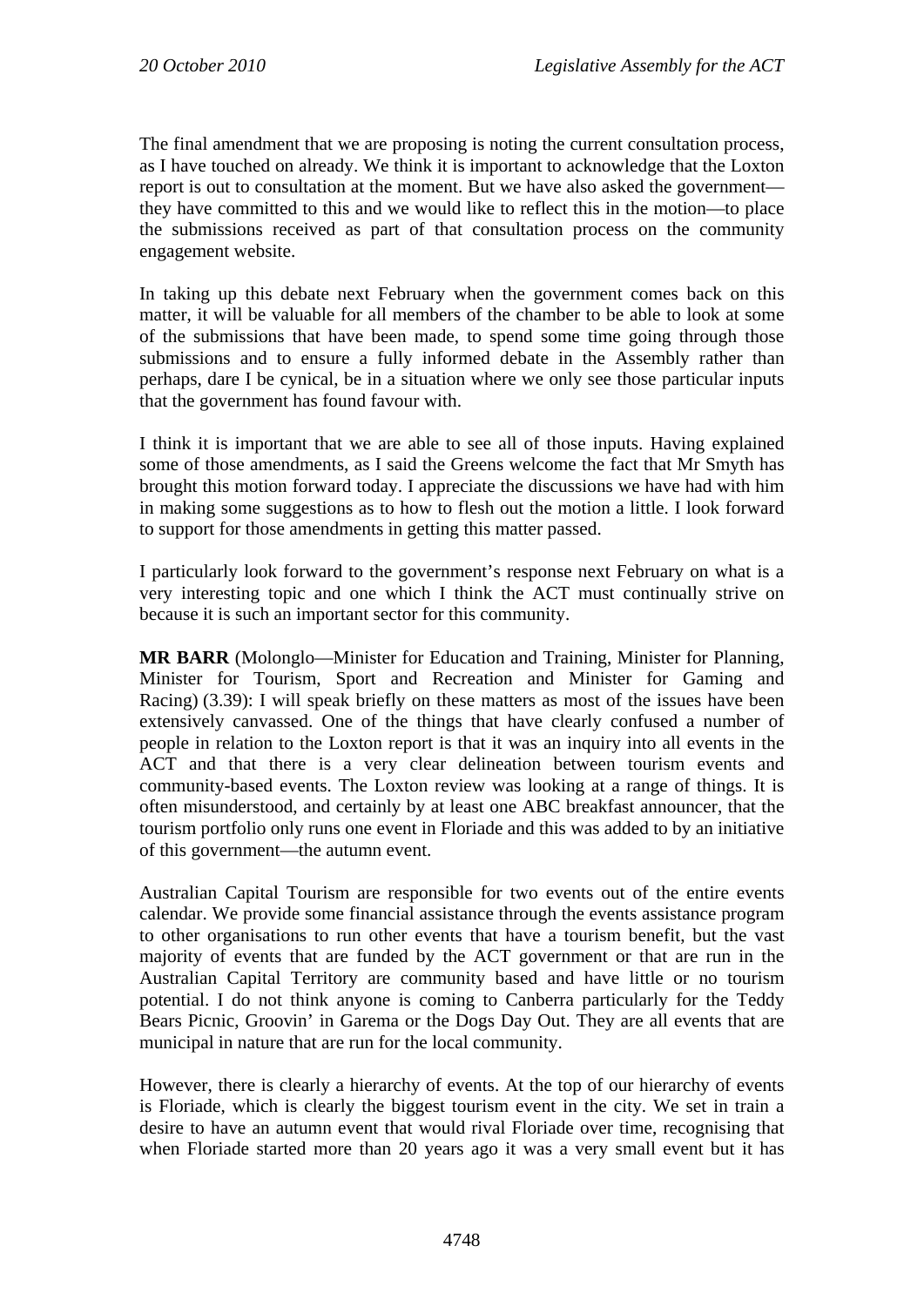The final amendment that we are proposing is noting the current consultation process, as I have touched on already. We think it is important to acknowledge that the Loxton report is out to consultation at the moment. But we have also asked the government—they have committed to this and we would like to reflect this in the motion—to place the submissions received as part of that consultation process on the community engagement website.

In taking up this debate next February when the government comes back on this matter, it will be valuable for all members of the chamber to be able to look at some of the submissions that have been made, to spend some time going through those submissions and to ensure a fully informed debate in the Assembly rather than perhaps, dare I be cynical, be in a situation where we only see those particular inputs that the government has found favour with.

I think it is important that we are able to see all of those inputs. Having explained some of those amendments, as I said the Greens welcome the fact that Mr Smyth has brought this motion forward today. I appreciate the discussions we have had with him in making some suggestions as to how to flesh out the motion a little. I look forward to support for those amendments in getting this matter passed.

I particularly look forward to the government's response next February on what is a very interesting topic and one which I think the ACT must continually strive on because it is such an important sector for this community.

**MR BARR** (Molonglo—Minister for Education and Training, Minister for Planning, Minister for Tourism, Sport and Recreation and Minister for Gaming and Racing) (3.39): I will speak briefly on these matters as most of the issues have been extensively canvassed. One of the things that have clearly confused a number of people in relation to the Loxton report is that it was an inquiry into all events in the ACT and that there is a very clear delineation between tourism events and community-based events. The Loxton review was looking at a range of things. It is often misunderstood, and certainly by at least one ABC breakfast announcer, that the tourism portfolio only runs one event in Floriade and this was added to by an initiative of this government—the autumn event.

Australian Capital Tourism are responsible for two events out of the entire events calendar. We provide some financial assistance through the events assistance program to other organisations to run other events that have a tourism benefit, but the vast majority of events that are funded by the ACT government or that are run in the Australian Capital Territory are community based and have little or no tourism potential. I do not think anyone is coming to Canberra particularly for the Teddy Bears Picnic, Groovin' in Garema or the Dogs Day Out. They are all events that are municipal in nature that are run for the local community.

However, there is clearly a hierarchy of events. At the top of our hierarchy of events is Floriade, which is clearly the biggest tourism event in the city. We set in train a desire to have an autumn event that would rival Floriade over time, recognising that when Floriade started more than 20 years ago it was a very small event but it has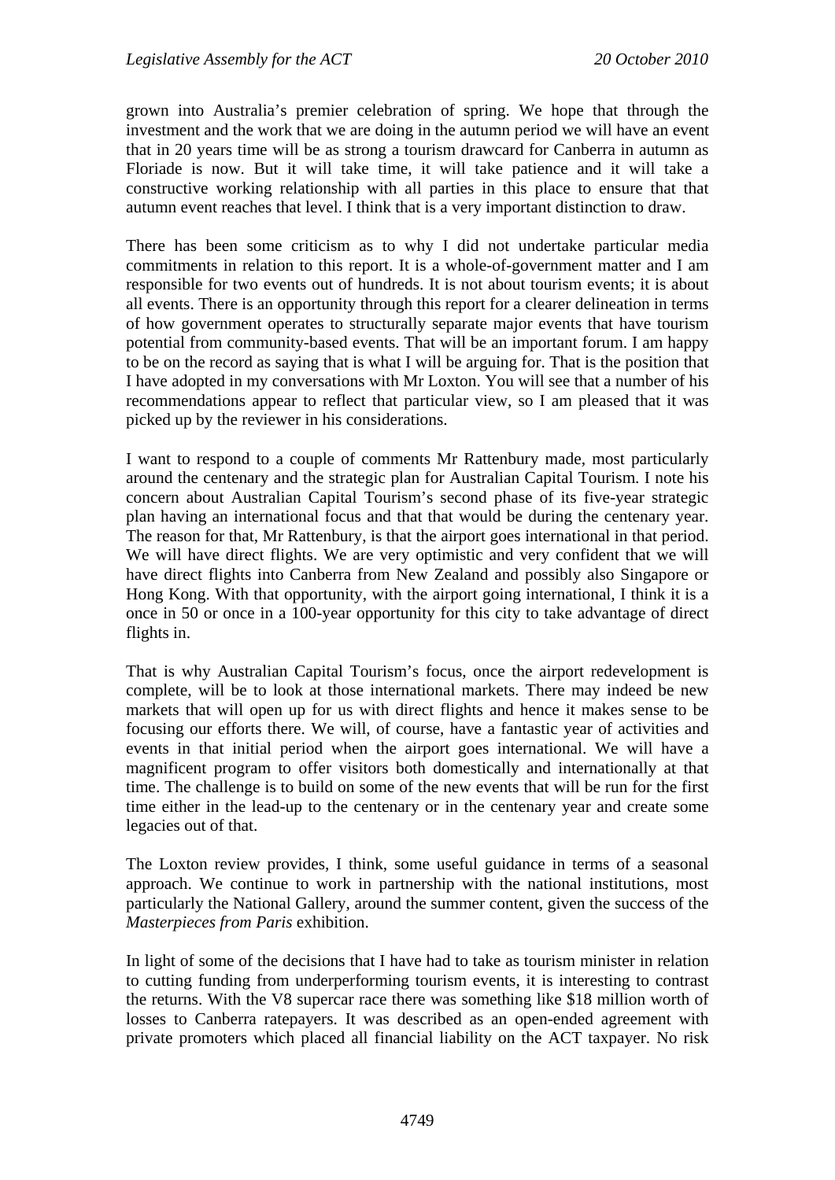grown into Australia's premier celebration of spring. We hope that through the investment and the work that we are doing in the autumn period we will have an event that in 20 years time will be as strong a tourism drawcard for Canberra in autumn as Floriade is now. But it will take time, it will take patience and it will take a constructive working relationship with all parties in this place to ensure that that autumn event reaches that level. I think that is a very important distinction to draw.

There has been some criticism as to why I did not undertake particular media commitments in relation to this report. It is a whole-of-government matter and I am responsible for two events out of hundreds. It is not about tourism events; it is about all events. There is an opportunity through this report for a clearer delineation in terms of how government operates to structurally separate major events that have tourism potential from community-based events. That will be an important forum. I am happy to be on the record as saying that is what I will be arguing for. That is the position that I have adopted in my conversations with Mr Loxton. You will see that a number of his recommendations appear to reflect that particular view, so I am pleased that it was picked up by the reviewer in his considerations.

I want to respond to a couple of comments Mr Rattenbury made, most particularly around the centenary and the strategic plan for Australian Capital Tourism. I note his concern about Australian Capital Tourism's second phase of its five-year strategic plan having an international focus and that that would be during the centenary year. The reason for that, Mr Rattenbury, is that the airport goes international in that period. We will have direct flights. We are very optimistic and very confident that we will have direct flights into Canberra from New Zealand and possibly also Singapore or Hong Kong. With that opportunity, with the airport going international, I think it is a once in 50 or once in a 100-year opportunity for this city to take advantage of direct flights in.

That is why Australian Capital Tourism's focus, once the airport redevelopment is complete, will be to look at those international markets. There may indeed be new markets that will open up for us with direct flights and hence it makes sense to be focusing our efforts there. We will, of course, have a fantastic year of activities and events in that initial period when the airport goes international. We will have a magnificent program to offer visitors both domestically and internationally at that time. The challenge is to build on some of the new events that will be run for the first time either in the lead-up to the centenary or in the centenary year and create some legacies out of that.

The Loxton review provides, I think, some useful guidance in terms of a seasonal approach. We continue to work in partnership with the national institutions, most particularly the National Gallery, around the summer content, given the success of the *Masterpieces from Paris* exhibition.

In light of some of the decisions that I have had to take as tourism minister in relation to cutting funding from underperforming tourism events, it is interesting to contrast the returns. With the V8 supercar race there was something like $18 million worth of losses to Canberra ratepayers. It was described as an open-ended agreement with private promoters which placed all financial liability on the ACT taxpayer. No risk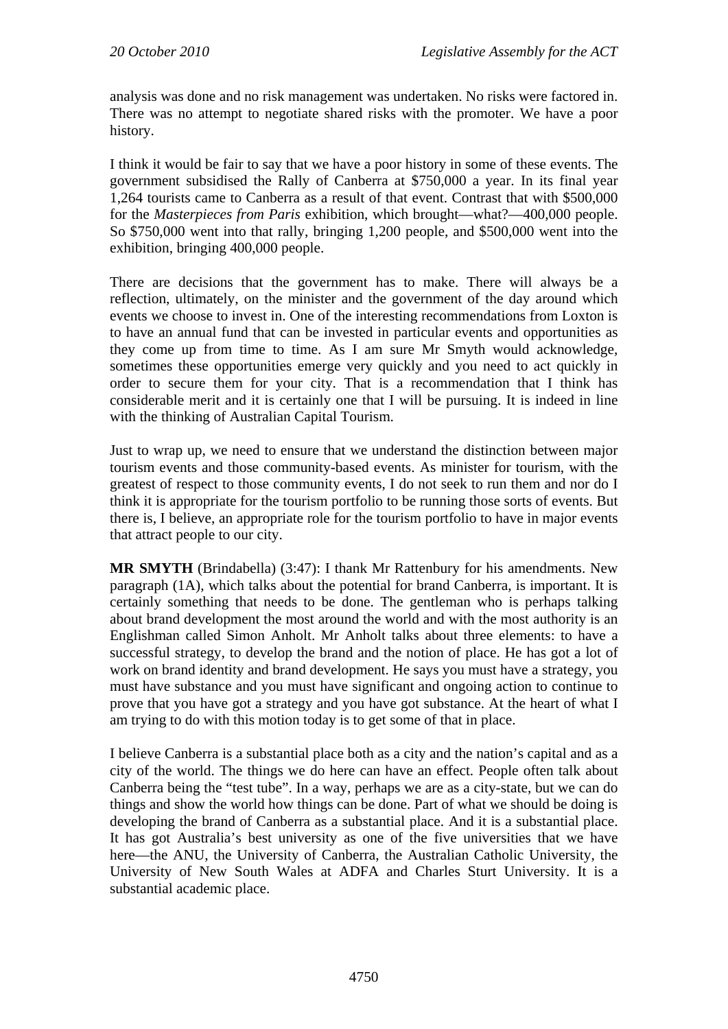analysis was done and no risk management was undertaken. No risks were factored in. There was no attempt to negotiate shared risks with the promoter. We have a poor history.

I think it would be fair to say that we have a poor history in some of these events. The government subsidised the Rally of Canberra at $750,000 a year. In its final year 1,264 tourists came to Canberra as a result of that event. Contrast that with $500,000 for the *Masterpieces from Paris* exhibition, which brought—what?—400,000 people. So $750,000 went into that rally, bringing 1,200 people, and $500,000 went into the exhibition, bringing 400,000 people.

There are decisions that the government has to make. There will always be a reflection, ultimately, on the minister and the government of the day around which events we choose to invest in. One of the interesting recommendations from Loxton is to have an annual fund that can be invested in particular events and opportunities as they come up from time to time. As I am sure Mr Smyth would acknowledge, sometimes these opportunities emerge very quickly and you need to act quickly in order to secure them for your city. That is a recommendation that I think has considerable merit and it is certainly one that I will be pursuing. It is indeed in line with the thinking of Australian Capital Tourism.

Just to wrap up, we need to ensure that we understand the distinction between major tourism events and those community-based events. As minister for tourism, with the greatest of respect to those community events, I do not seek to run them and nor do I think it is appropriate for the tourism portfolio to be running those sorts of events. But there is, I believe, an appropriate role for the tourism portfolio to have in major events that attract people to our city.

**MR SMYTH** (Brindabella) (3:47): I thank Mr Rattenbury for his amendments. New paragraph (1A), which talks about the potential for brand Canberra, is important. It is certainly something that needs to be done. The gentleman who is perhaps talking about brand development the most around the world and with the most authority is an Englishman called Simon Anholt. Mr Anholt talks about three elements: to have a successful strategy, to develop the brand and the notion of place. He has got a lot of work on brand identity and brand development. He says you must have a strategy, you must have substance and you must have significant and ongoing action to continue to prove that you have got a strategy and you have got substance. At the heart of what I am trying to do with this motion today is to get some of that in place.

I believe Canberra is a substantial place both as a city and the nation's capital and as a city of the world. The things we do here can have an effect. People often talk about Canberra being the "test tube". In a way, perhaps we are as a city-state, but we can do things and show the world how things can be done. Part of what we should be doing is developing the brand of Canberra as a substantial place. And it is a substantial place. It has got Australia's best university as one of the five universities that we have here—the ANU, the University of Canberra, the Australian Catholic University, the University of New South Wales at ADFA and Charles Sturt University. It is a substantial academic place.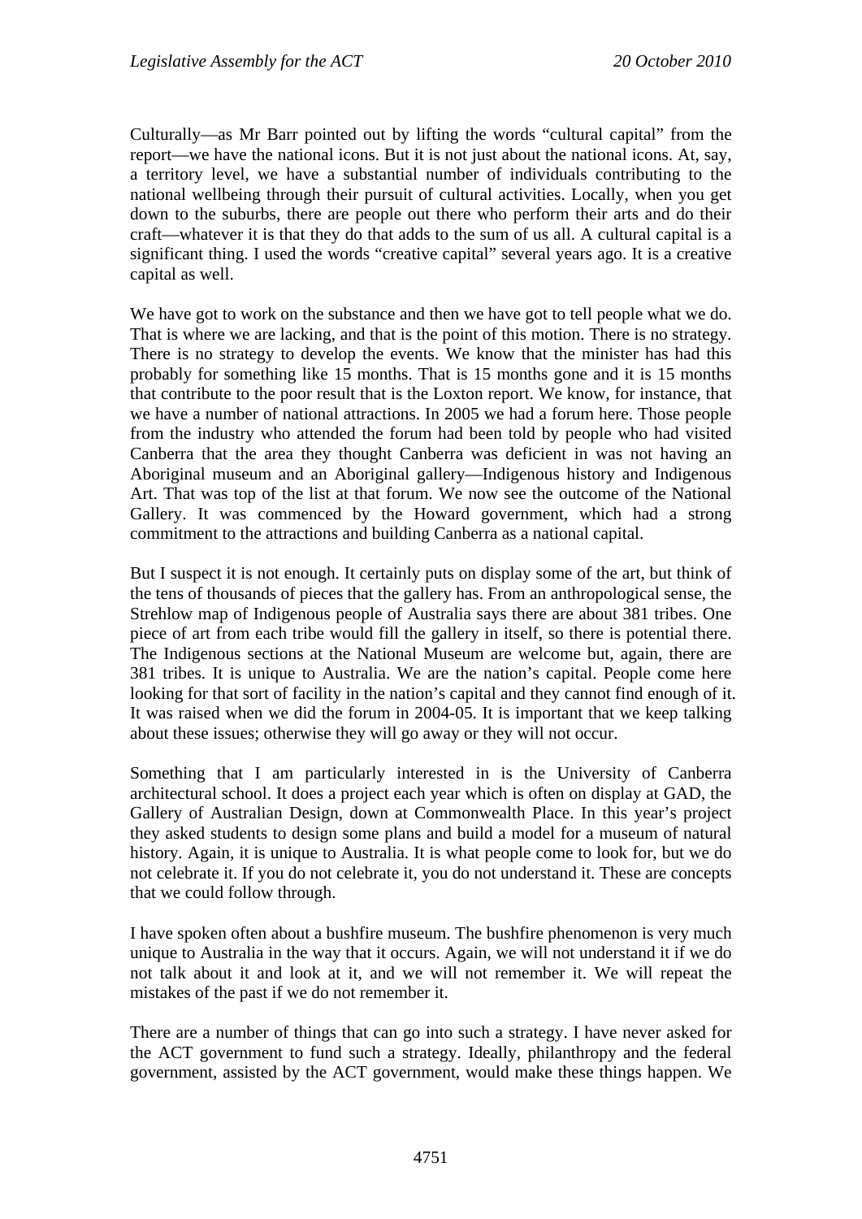Culturally—as Mr Barr pointed out by lifting the words "cultural capital" from the report—we have the national icons. But it is not just about the national icons. At, say, a territory level, we have a substantial number of individuals contributing to the national wellbeing through their pursuit of cultural activities. Locally, when you get down to the suburbs, there are people out there who perform their arts and do their craft—whatever it is that they do that adds to the sum of us all. A cultural capital is a significant thing. I used the words "creative capital" several years ago. It is a creative capital as well.

We have got to work on the substance and then we have got to tell people what we do. That is where we are lacking, and that is the point of this motion. There is no strategy. There is no strategy to develop the events. We know that the minister has had this probably for something like 15 months. That is 15 months gone and it is 15 months that contribute to the poor result that is the Loxton report. We know, for instance, that we have a number of national attractions. In 2005 we had a forum here. Those people from the industry who attended the forum had been told by people who had visited Canberra that the area they thought Canberra was deficient in was not having an Aboriginal museum and an Aboriginal gallery—Indigenous history and Indigenous Art. That was top of the list at that forum. We now see the outcome of the National Gallery. It was commenced by the Howard government, which had a strong commitment to the attractions and building Canberra as a national capital.

But I suspect it is not enough. It certainly puts on display some of the art, but think of the tens of thousands of pieces that the gallery has. From an anthropological sense, the Strehlow map of Indigenous people of Australia says there are about 381 tribes. One piece of art from each tribe would fill the gallery in itself, so there is potential there. The Indigenous sections at the National Museum are welcome but, again, there are 381 tribes. It is unique to Australia. We are the nation's capital. People come here looking for that sort of facility in the nation's capital and they cannot find enough of it. It was raised when we did the forum in 2004-05. It is important that we keep talking about these issues; otherwise they will go away or they will not occur.

Something that I am particularly interested in is the University of Canberra architectural school. It does a project each year which is often on display at GAD, the Gallery of Australian Design, down at Commonwealth Place. In this year's project they asked students to design some plans and build a model for a museum of natural history. Again, it is unique to Australia. It is what people come to look for, but we do not celebrate it. If you do not celebrate it, you do not understand it. These are concepts that we could follow through.

I have spoken often about a bushfire museum. The bushfire phenomenon is very much unique to Australia in the way that it occurs. Again, we will not understand it if we do not talk about it and look at it, and we will not remember it. We will repeat the mistakes of the past if we do not remember it.

There are a number of things that can go into such a strategy. I have never asked for the ACT government to fund such a strategy. Ideally, philanthropy and the federal government, assisted by the ACT government, would make these things happen. We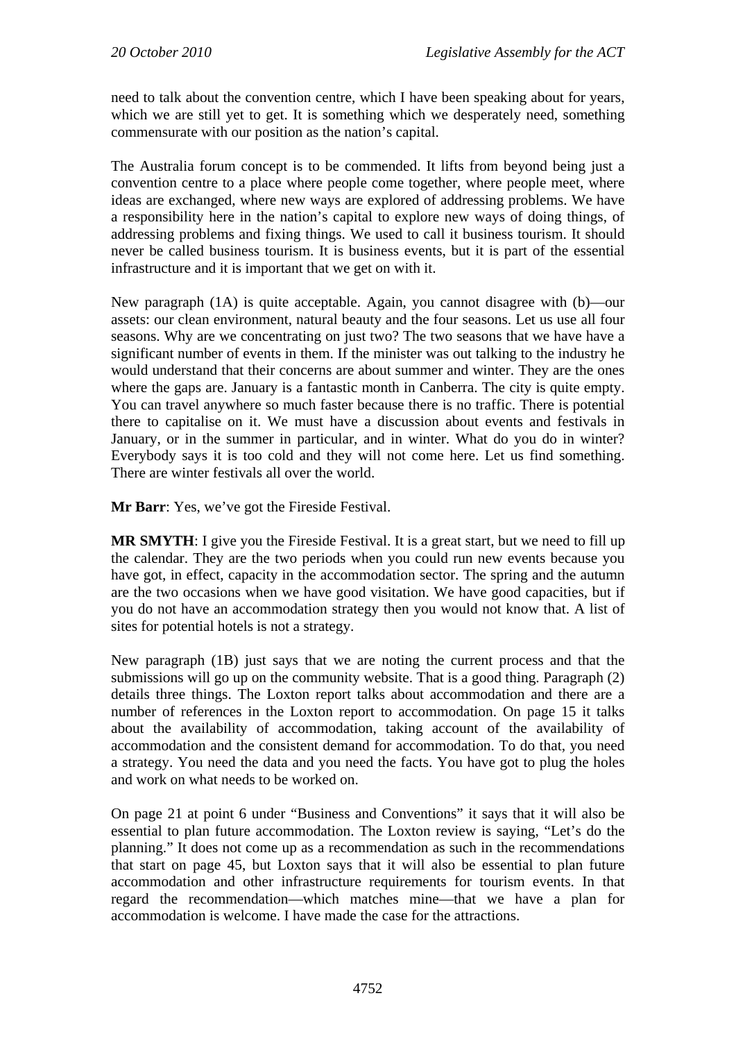need to talk about the convention centre, which I have been speaking about for years, which we are still yet to get. It is something which we desperately need, something commensurate with our position as the nation's capital.

The Australia forum concept is to be commended. It lifts from beyond being just a convention centre to a place where people come together, where people meet, where ideas are exchanged, where new ways are explored of addressing problems. We have a responsibility here in the nation's capital to explore new ways of doing things, of addressing problems and fixing things. We used to call it business tourism. It should never be called business tourism. It is business events, but it is part of the essential infrastructure and it is important that we get on with it.

New paragraph (1A) is quite acceptable. Again, you cannot disagree with (b)—our assets: our clean environment, natural beauty and the four seasons. Let us use all four seasons. Why are we concentrating on just two? The two seasons that we have have a significant number of events in them. If the minister was out talking to the industry he would understand that their concerns are about summer and winter. They are the ones where the gaps are. January is a fantastic month in Canberra. The city is quite empty. You can travel anywhere so much faster because there is no traffic. There is potential there to capitalise on it. We must have a discussion about events and festivals in January, or in the summer in particular, and in winter. What do you do in winter? Everybody says it is too cold and they will not come here. Let us find something. There are winter festivals all over the world.

**Mr Barr**: Yes, we've got the Fireside Festival.

**MR SMYTH**: I give you the Fireside Festival. It is a great start, but we need to fill up the calendar. They are the two periods when you could run new events because you have got, in effect, capacity in the accommodation sector. The spring and the autumn are the two occasions when we have good visitation. We have good capacities, but if you do not have an accommodation strategy then you would not know that. A list of sites for potential hotels is not a strategy.

New paragraph (1B) just says that we are noting the current process and that the submissions will go up on the community website. That is a good thing. Paragraph (2) details three things. The Loxton report talks about accommodation and there are a number of references in the Loxton report to accommodation. On page 15 it talks about the availability of accommodation, taking account of the availability of accommodation and the consistent demand for accommodation. To do that, you need a strategy. You need the data and you need the facts. You have got to plug the holes and work on what needs to be worked on.

On page 21 at point 6 under "Business and Conventions" it says that it will also be essential to plan future accommodation. The Loxton review is saying, "Let's do the planning." It does not come up as a recommendation as such in the recommendations that start on page 45, but Loxton says that it will also be essential to plan future accommodation and other infrastructure requirements for tourism events. In that regard the recommendation—which matches mine—that we have a plan for accommodation is welcome. I have made the case for the attractions.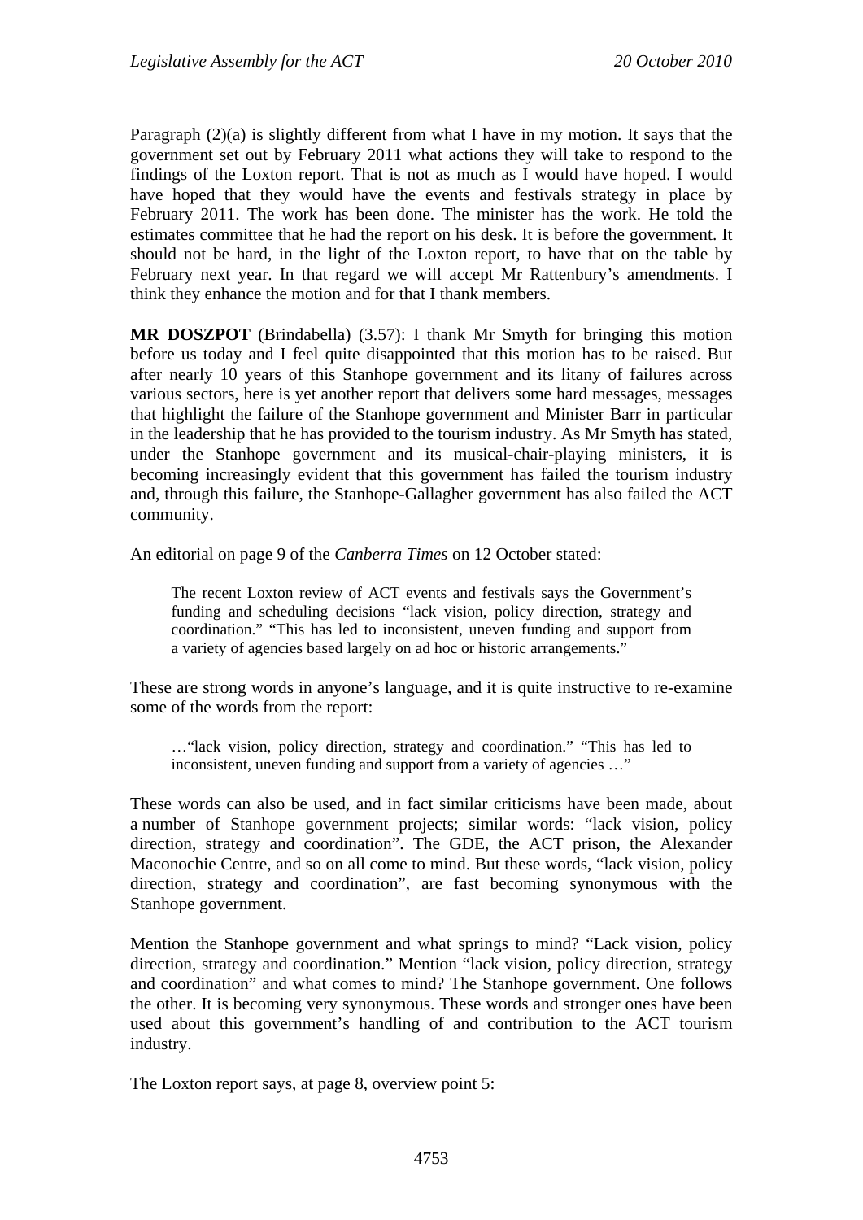Paragraph (2)(a) is slightly different from what I have in my motion. It says that the government set out by February 2011 what actions they will take to respond to the findings of the Loxton report. That is not as much as I would have hoped. I would have hoped that they would have the events and festivals strategy in place by February 2011. The work has been done. The minister has the work. He told the estimates committee that he had the report on his desk. It is before the government. It should not be hard, in the light of the Loxton report, to have that on the table by February next year. In that regard we will accept Mr Rattenbury's amendments. I think they enhance the motion and for that I thank members.

**MR DOSZPOT** (Brindabella) (3.57): I thank Mr Smyth for bringing this motion before us today and I feel quite disappointed that this motion has to be raised. But after nearly 10 years of this Stanhope government and its litany of failures across various sectors, here is yet another report that delivers some hard messages, messages that highlight the failure of the Stanhope government and Minister Barr in particular in the leadership that he has provided to the tourism industry. As Mr Smyth has stated, under the Stanhope government and its musical-chair-playing ministers, it is becoming increasingly evident that this government has failed the tourism industry and, through this failure, the Stanhope-Gallagher government has also failed the ACT community.

An editorial on page 9 of the *Canberra Times* on 12 October stated:

> The recent Loxton review of ACT events and festivals says the Government's funding and scheduling decisions "lack vision, policy direction, strategy and coordination." "This has led to inconsistent, uneven funding and support from a variety of agencies based largely on ad hoc or historic arrangements."

These are strong words in anyone's language, and it is quite instructive to re-examine some of the words from the report:

> …"lack vision, policy direction, strategy and coordination." "This has led to inconsistent, uneven funding and support from a variety of agencies …"

These words can also be used, and in fact similar criticisms have been made, about a number of Stanhope government projects; similar words: "lack vision, policy direction, strategy and coordination". The GDE, the ACT prison, the Alexander Maconochie Centre, and so on all come to mind. But these words, "lack vision, policy direction, strategy and coordination", are fast becoming synonymous with the Stanhope government.

Mention the Stanhope government and what springs to mind? "Lack vision, policy direction, strategy and coordination." Mention "lack vision, policy direction, strategy and coordination" and what comes to mind? The Stanhope government. One follows the other. It is becoming very synonymous. These words and stronger ones have been used about this government's handling of and contribution to the ACT tourism industry.

The Loxton report says, at page 8, overview point 5: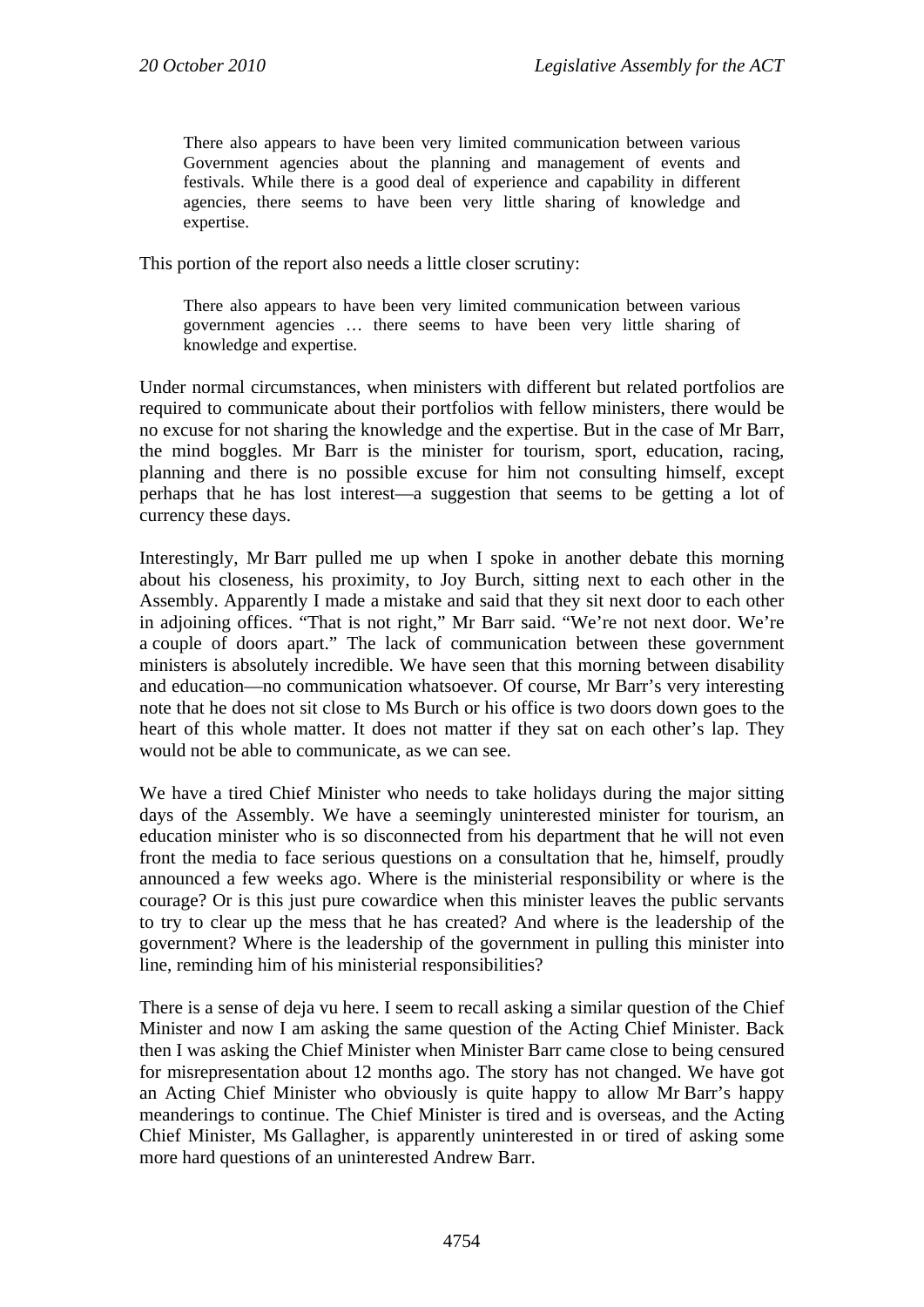> There also appears to have been very limited communication between various Government agencies about the planning and management of events and festivals. While there is a good deal of experience and capability in different agencies, there seems to have been very little sharing of knowledge and expertise.

This portion of the report also needs a little closer scrutiny:

> There also appears to have been very limited communication between various government agencies … there seems to have been very little sharing of knowledge and expertise.

Under normal circumstances, when ministers with different but related portfolios are required to communicate about their portfolios with fellow ministers, there would be no excuse for not sharing the knowledge and the expertise. But in the case of Mr Barr, the mind boggles. Mr Barr is the minister for tourism, sport, education, racing, planning and there is no possible excuse for him not consulting himself, except perhaps that he has lost interest—a suggestion that seems to be getting a lot of currency these days.

Interestingly, Mr Barr pulled me up when I spoke in another debate this morning about his closeness, his proximity, to Joy Burch, sitting next to each other in the Assembly. Apparently I made a mistake and said that they sit next door to each other in adjoining offices. "That is not right," Mr Barr said. "We're not next door. We're a couple of doors apart." The lack of communication between these government ministers is absolutely incredible. We have seen that this morning between disability and education—no communication whatsoever. Of course, Mr Barr's very interesting note that he does not sit close to Ms Burch or his office is two doors down goes to the heart of this whole matter. It does not matter if they sat on each other's lap. They would not be able to communicate, as we can see.

We have a tired Chief Minister who needs to take holidays during the major sitting days of the Assembly. We have a seemingly uninterested minister for tourism, an education minister who is so disconnected from his department that he will not even front the media to face serious questions on a consultation that he, himself, proudly announced a few weeks ago. Where is the ministerial responsibility or where is the courage? Or is this just pure cowardice when this minister leaves the public servants to try to clear up the mess that he has created? And where is the leadership of the government? Where is the leadership of the government in pulling this minister into line, reminding him of his ministerial responsibilities?

There is a sense of deja vu here. I seem to recall asking a similar question of the Chief Minister and now I am asking the same question of the Acting Chief Minister. Back then I was asking the Chief Minister when Minister Barr came close to being censured for misrepresentation about 12 months ago. The story has not changed. We have got an Acting Chief Minister who obviously is quite happy to allow Mr Barr's happy meanderings to continue. The Chief Minister is tired and is overseas, and the Acting Chief Minister, Ms Gallagher, is apparently uninterested in or tired of asking some more hard questions of an uninterested Andrew Barr.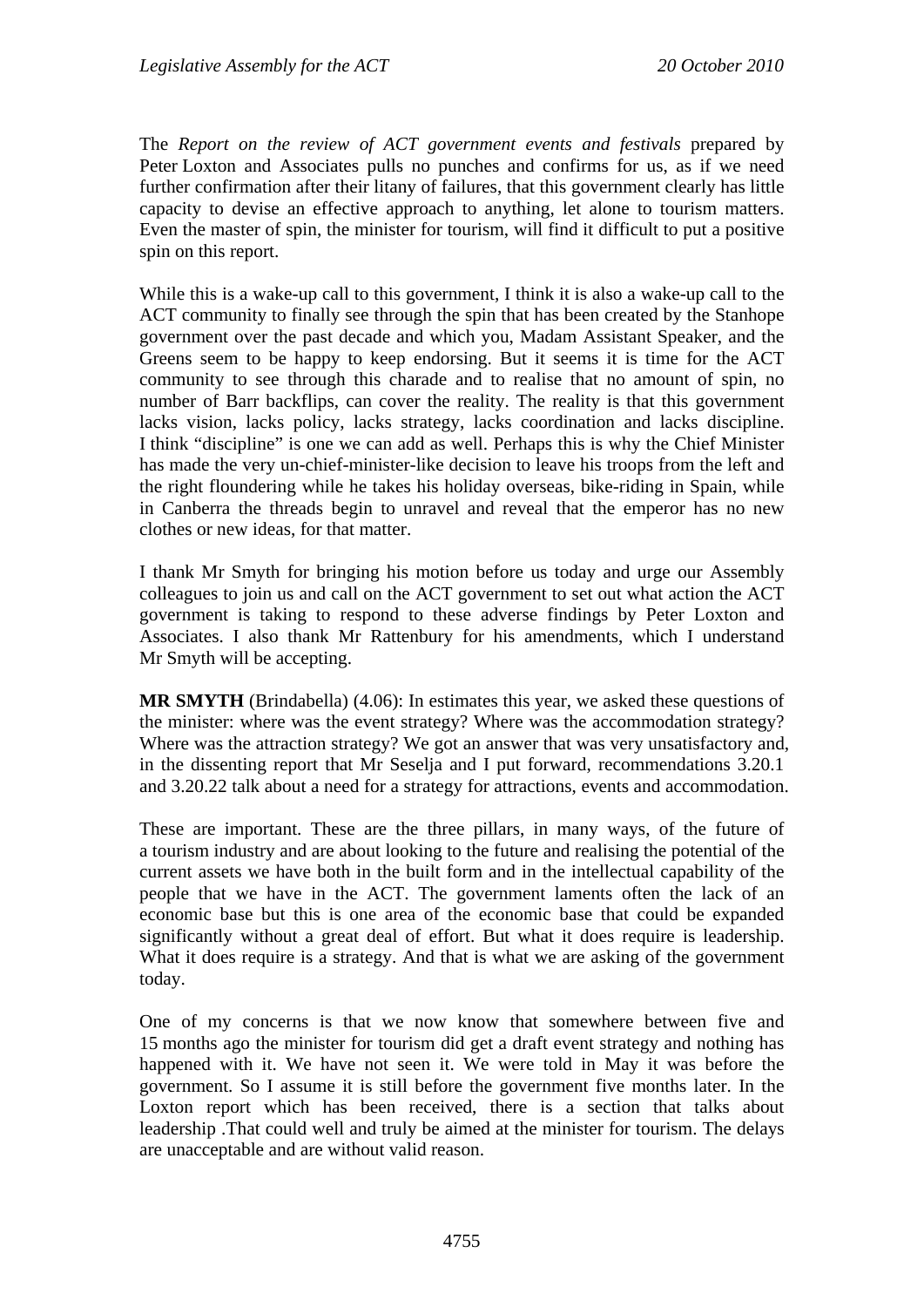The *Report on the review of ACT government events and festivals* prepared by Peter Loxton and Associates pulls no punches and confirms for us, as if we need further confirmation after their litany of failures, that this government clearly has little capacity to devise an effective approach to anything, let alone to tourism matters. Even the master of spin, the minister for tourism, will find it difficult to put a positive spin on this report.

While this is a wake-up call to this government, I think it is also a wake-up call to the ACT community to finally see through the spin that has been created by the Stanhope government over the past decade and which you, Madam Assistant Speaker, and the Greens seem to be happy to keep endorsing. But it seems it is time for the ACT community to see through this charade and to realise that no amount of spin, no number of Barr backflips, can cover the reality. The reality is that this government lacks vision, lacks policy, lacks strategy, lacks coordination and lacks discipline. I think "discipline" is one we can add as well. Perhaps this is why the Chief Minister has made the very un-chief-minister-like decision to leave his troops from the left and the right floundering while he takes his holiday overseas, bike-riding in Spain, while in Canberra the threads begin to unravel and reveal that the emperor has no new clothes or new ideas, for that matter.

I thank Mr Smyth for bringing his motion before us today and urge our Assembly colleagues to join us and call on the ACT government to set out what action the ACT government is taking to respond to these adverse findings by Peter Loxton and Associates. I also thank Mr Rattenbury for his amendments, which I understand Mr Smyth will be accepting.

**MR SMYTH** (Brindabella) (4.06): In estimates this year, we asked these questions of the minister: where was the event strategy? Where was the accommodation strategy? Where was the attraction strategy? We got an answer that was very unsatisfactory and, in the dissenting report that Mr Seselja and I put forward, recommendations 3.20.1 and 3.20.22 talk about a need for a strategy for attractions, events and accommodation.

These are important. These are the three pillars, in many ways, of the future of a tourism industry and are about looking to the future and realising the potential of the current assets we have both in the built form and in the intellectual capability of the people that we have in the ACT. The government laments often the lack of an economic base but this is one area of the economic base that could be expanded significantly without a great deal of effort. But what it does require is leadership. What it does require is a strategy. And that is what we are asking of the government today.

One of my concerns is that we now know that somewhere between five and 15 months ago the minister for tourism did get a draft event strategy and nothing has happened with it. We have not seen it. We were told in May it was before the government. So I assume it is still before the government five months later. In the Loxton report which has been received, there is a section that talks about leadership .That could well and truly be aimed at the minister for tourism. The delays are unacceptable and are without valid reason.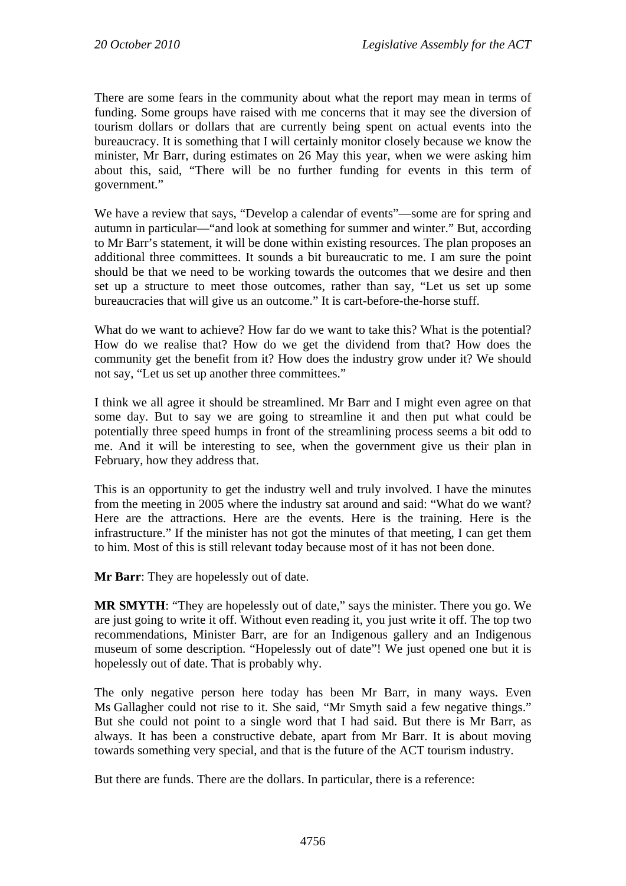There are some fears in the community about what the report may mean in terms of funding. Some groups have raised with me concerns that it may see the diversion of tourism dollars or dollars that are currently being spent on actual events into the bureaucracy. It is something that I will certainly monitor closely because we know the minister, Mr Barr, during estimates on 26 May this year, when we were asking him about this, said, "There will be no further funding for events in this term of government."

We have a review that says, "Develop a calendar of events"—some are for spring and autumn in particular—"and look at something for summer and winter." But, according to Mr Barr's statement, it will be done within existing resources. The plan proposes an additional three committees. It sounds a bit bureaucratic to me. I am sure the point should be that we need to be working towards the outcomes that we desire and then set up a structure to meet those outcomes, rather than say, "Let us set up some bureaucracies that will give us an outcome." It is cart-before-the-horse stuff.

What do we want to achieve? How far do we want to take this? What is the potential? How do we realise that? How do we get the dividend from that? How does the community get the benefit from it? How does the industry grow under it? We should not say, "Let us set up another three committees."

I think we all agree it should be streamlined. Mr Barr and I might even agree on that some day. But to say we are going to streamline it and then put what could be potentially three speed humps in front of the streamlining process seems a bit odd to me. And it will be interesting to see, when the government give us their plan in February, how they address that.

This is an opportunity to get the industry well and truly involved. I have the minutes from the meeting in 2005 where the industry sat around and said: "What do we want? Here are the attractions. Here are the events. Here is the training. Here is the infrastructure." If the minister has not got the minutes of that meeting, I can get them to him. Most of this is still relevant today because most of it has not been done.

**Mr Barr**: They are hopelessly out of date.

**MR SMYTH**: "They are hopelessly out of date," says the minister. There you go. We are just going to write it off. Without even reading it, you just write it off. The top two recommendations, Minister Barr, are for an Indigenous gallery and an Indigenous museum of some description. "Hopelessly out of date"! We just opened one but it is hopelessly out of date. That is probably why.

The only negative person here today has been Mr Barr, in many ways. Even Ms Gallagher could not rise to it. She said, "Mr Smyth said a few negative things." But she could not point to a single word that I had said. But there is Mr Barr, as always. It has been a constructive debate, apart from Mr Barr. It is about moving towards something very special, and that is the future of the ACT tourism industry.

But there are funds. There are the dollars. In particular, there is a reference: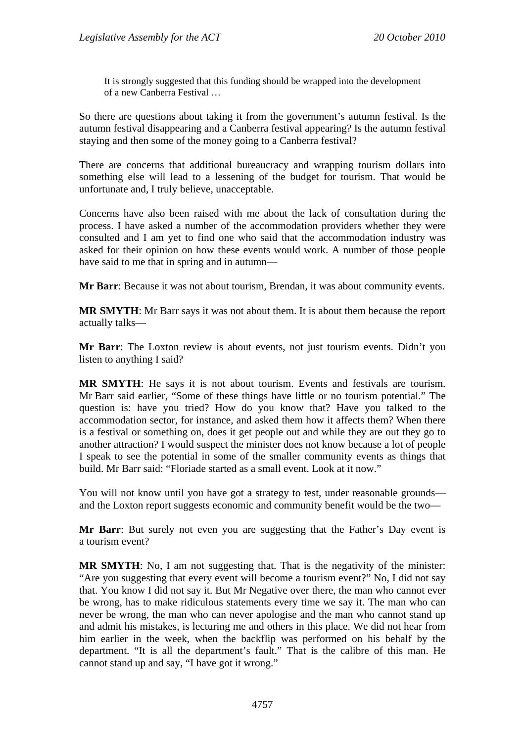> It is strongly suggested that this funding should be wrapped into the development of a new Canberra Festival …

So there are questions about taking it from the government's autumn festival. Is the autumn festival disappearing and a Canberra festival appearing? Is the autumn festival staying and then some of the money going to a Canberra festival?

There are concerns that additional bureaucracy and wrapping tourism dollars into something else will lead to a lessening of the budget for tourism. That would be unfortunate and, I truly believe, unacceptable.

Concerns have also been raised with me about the lack of consultation during the process. I have asked a number of the accommodation providers whether they were consulted and I am yet to find one who said that the accommodation industry was asked for their opinion on how these events would work. A number of those people have said to me that in spring and in autumn—

**Mr Barr**: Because it was not about tourism, Brendan, it was about community events.

**MR SMYTH**: Mr Barr says it was not about them. It is about them because the report actually talks—

**Mr Barr**: The Loxton review is about events, not just tourism events. Didn't you listen to anything I said?

**MR SMYTH**: He says it is not about tourism. Events and festivals are tourism. Mr Barr said earlier, "Some of these things have little or no tourism potential." The question is: have you tried? How do you know that? Have you talked to the accommodation sector, for instance, and asked them how it affects them? When there is a festival or something on, does it get people out and while they are out they go to another attraction? I would suspect the minister does not know because a lot of people I speak to see the potential in some of the smaller community events as things that build. Mr Barr said: "Floriade started as a small event. Look at it now."

You will not know until you have got a strategy to test, under reasonable grounds—and the Loxton report suggests economic and community benefit would be the two—

**Mr Barr**: But surely not even you are suggesting that the Father's Day event is a tourism event?

**MR SMYTH**: No, I am not suggesting that. That is the negativity of the minister: "Are you suggesting that every event will become a tourism event?" No, I did not say that. You know I did not say it. But Mr Negative over there, the man who cannot ever be wrong, has to make ridiculous statements every time we say it. The man who can never be wrong, the man who can never apologise and the man who cannot stand up and admit his mistakes, is lecturing me and others in this place. We did not hear from him earlier in the week, when the backflip was performed on his behalf by the department. "It is all the department's fault." That is the calibre of this man. He cannot stand up and say, "I have got it wrong."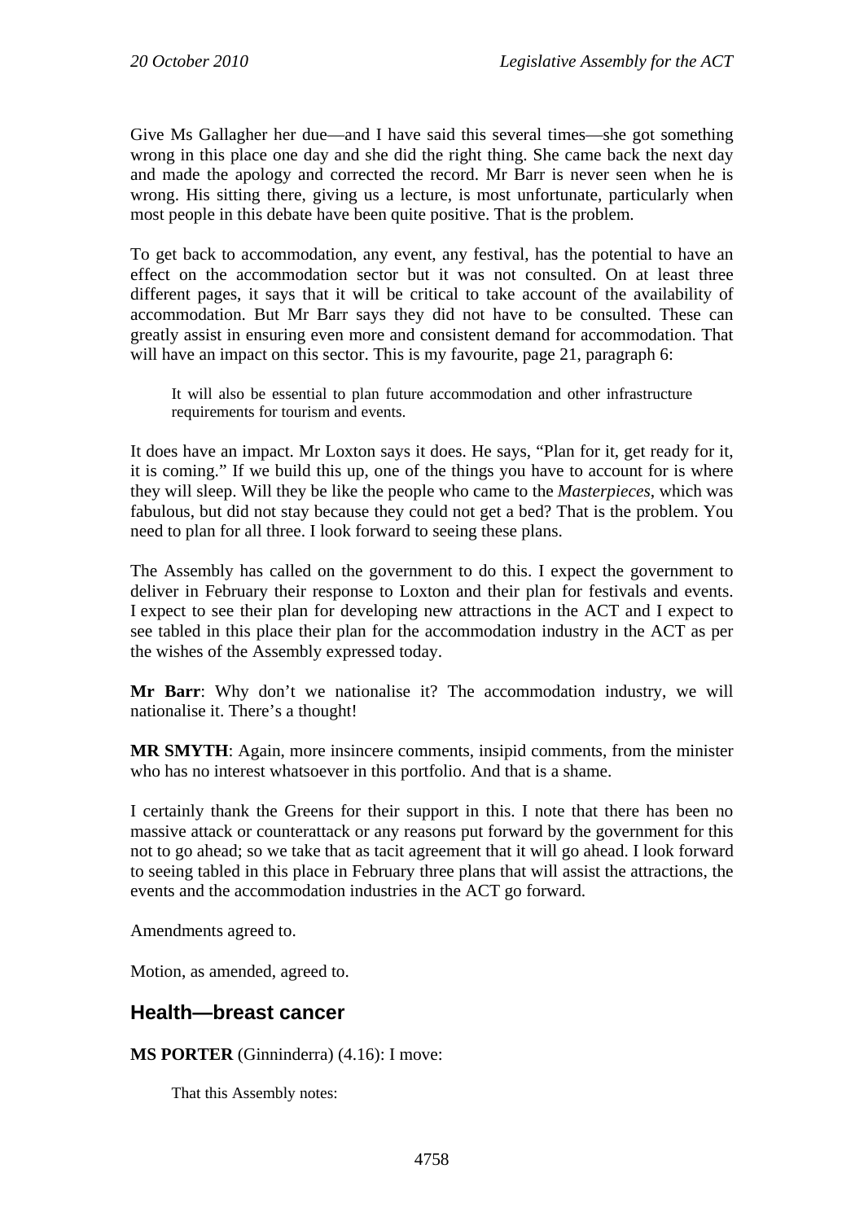Give Ms Gallagher her due—and I have said this several times—she got something wrong in this place one day and she did the right thing. She came back the next day and made the apology and corrected the record. Mr Barr is never seen when he is wrong. His sitting there, giving us a lecture, is most unfortunate, particularly when most people in this debate have been quite positive. That is the problem.

To get back to accommodation, any event, any festival, has the potential to have an effect on the accommodation sector but it was not consulted. On at least three different pages, it says that it will be critical to take account of the availability of accommodation. But Mr Barr says they did not have to be consulted. These can greatly assist in ensuring even more and consistent demand for accommodation. That will have an impact on this sector. This is my favourite, page 21, paragraph 6:

> It will also be essential to plan future accommodation and other infrastructure requirements for tourism and events.

It does have an impact. Mr Loxton says it does. He says, "Plan for it, get ready for it, it is coming." If we build this up, one of the things you have to account for is where they will sleep. Will they be like the people who came to the *Masterpieces*, which was fabulous, but did not stay because they could not get a bed? That is the problem. You need to plan for all three. I look forward to seeing these plans.

The Assembly has called on the government to do this. I expect the government to deliver in February their response to Loxton and their plan for festivals and events. I expect to see their plan for developing new attractions in the ACT and I expect to see tabled in this place their plan for the accommodation industry in the ACT as per the wishes of the Assembly expressed today.

**Mr Barr**: Why don't we nationalise it? The accommodation industry, we will nationalise it. There's a thought!

**MR SMYTH**: Again, more insincere comments, insipid comments, from the minister who has no interest whatsoever in this portfolio. And that is a shame.

I certainly thank the Greens for their support in this. I note that there has been no massive attack or counterattack or any reasons put forward by the government for this not to go ahead; so we take that as tacit agreement that it will go ahead. I look forward to seeing tabled in this place in February three plans that will assist the attractions, the events and the accommodation industries in the ACT go forward.

Amendments agreed to.

Motion, as amended, agreed to.

## Health—breast cancer

**MS PORTER** (Ginninderra) (4.16): I move:

> That this Assembly notes: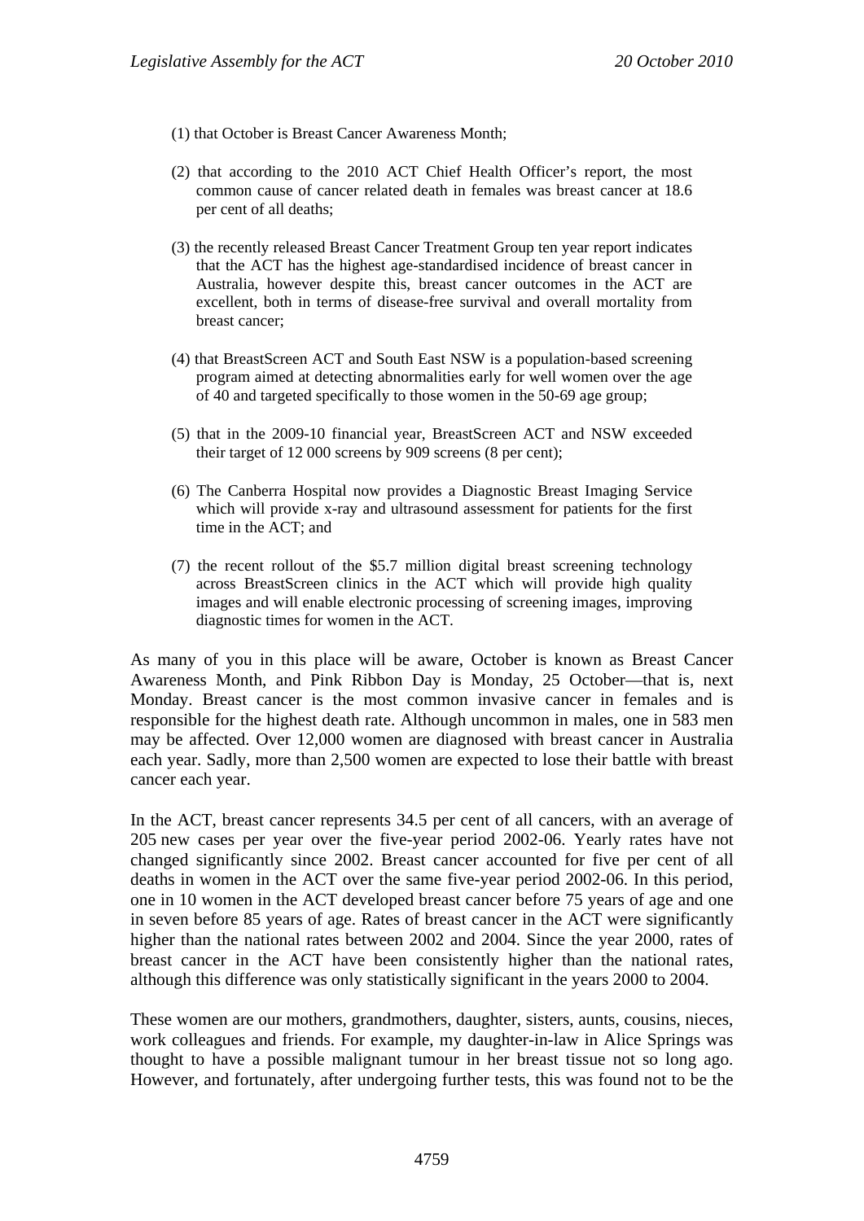(1) that October is Breast Cancer Awareness Month;

(2) that according to the 2010 ACT Chief Health Officer's report, the most common cause of cancer related death in females was breast cancer at 18.6 per cent of all deaths;

(3) the recently released Breast Cancer Treatment Group ten year report indicates that the ACT has the highest age-standardised incidence of breast cancer in Australia, however despite this, breast cancer outcomes in the ACT are excellent, both in terms of disease-free survival and overall mortality from breast cancer;

(4) that BreastScreen ACT and South East NSW is a population-based screening program aimed at detecting abnormalities early for well women over the age of 40 and targeted specifically to those women in the 50-69 age group;

(5) that in the 2009-10 financial year, BreastScreen ACT and NSW exceeded their target of 12 000 screens by 909 screens (8 per cent);

(6) The Canberra Hospital now provides a Diagnostic Breast Imaging Service which will provide x-ray and ultrasound assessment for patients for the first time in the ACT; and

(7) the recent rollout of the $5.7 million digital breast screening technology across BreastScreen clinics in the ACT which will provide high quality images and will enable electronic processing of screening images, improving diagnostic times for women in the ACT.

As many of you in this place will be aware, October is known as Breast Cancer Awareness Month, and Pink Ribbon Day is Monday, 25 October—that is, next Monday. Breast cancer is the most common invasive cancer in females and is responsible for the highest death rate. Although uncommon in males, one in 583 men may be affected. Over 12,000 women are diagnosed with breast cancer in Australia each year. Sadly, more than 2,500 women are expected to lose their battle with breast cancer each year.

In the ACT, breast cancer represents 34.5 per cent of all cancers, with an average of 205 new cases per year over the five-year period 2002-06. Yearly rates have not changed significantly since 2002. Breast cancer accounted for five per cent of all deaths in women in the ACT over the same five-year period 2002-06. In this period, one in 10 women in the ACT developed breast cancer before 75 years of age and one in seven before 85 years of age. Rates of breast cancer in the ACT were significantly higher than the national rates between 2002 and 2004. Since the year 2000, rates of breast cancer in the ACT have been consistently higher than the national rates, although this difference was only statistically significant in the years 2000 to 2004.

These women are our mothers, grandmothers, daughter, sisters, aunts, cousins, nieces, work colleagues and friends. For example, my daughter-in-law in Alice Springs was thought to have a possible malignant tumour in her breast tissue not so long ago. However, and fortunately, after undergoing further tests, this was found not to be the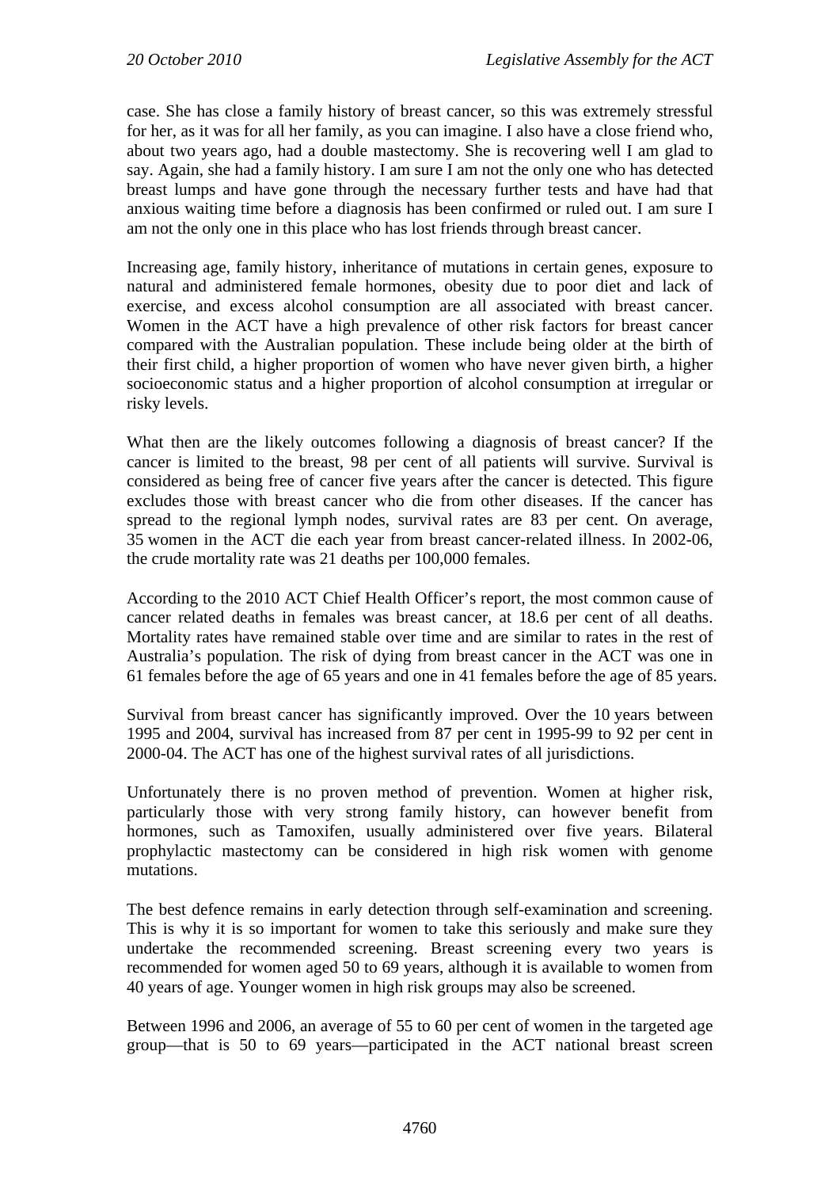case. She has close a family history of breast cancer, so this was extremely stressful for her, as it was for all her family, as you can imagine. I also have a close friend who, about two years ago, had a double mastectomy. She is recovering well I am glad to say. Again, she had a family history. I am sure I am not the only one who has detected breast lumps and have gone through the necessary further tests and have had that anxious waiting time before a diagnosis has been confirmed or ruled out. I am sure I am not the only one in this place who has lost friends through breast cancer.

Increasing age, family history, inheritance of mutations in certain genes, exposure to natural and administered female hormones, obesity due to poor diet and lack of exercise, and excess alcohol consumption are all associated with breast cancer. Women in the ACT have a high prevalence of other risk factors for breast cancer compared with the Australian population. These include being older at the birth of their first child, a higher proportion of women who have never given birth, a higher socioeconomic status and a higher proportion of alcohol consumption at irregular or risky levels.

What then are the likely outcomes following a diagnosis of breast cancer? If the cancer is limited to the breast, 98 per cent of all patients will survive. Survival is considered as being free of cancer five years after the cancer is detected. This figure excludes those with breast cancer who die from other diseases. If the cancer has spread to the regional lymph nodes, survival rates are 83 per cent. On average, 35 women in the ACT die each year from breast cancer-related illness. In 2002-06, the crude mortality rate was 21 deaths per 100,000 females.

According to the 2010 ACT Chief Health Officer's report, the most common cause of cancer related deaths in females was breast cancer, at 18.6 per cent of all deaths. Mortality rates have remained stable over time and are similar to rates in the rest of Australia's population. The risk of dying from breast cancer in the ACT was one in 61 females before the age of 65 years and one in 41 females before the age of 85 years.

Survival from breast cancer has significantly improved. Over the 10 years between 1995 and 2004, survival has increased from 87 per cent in 1995-99 to 92 per cent in 2000-04. The ACT has one of the highest survival rates of all jurisdictions.

Unfortunately there is no proven method of prevention. Women at higher risk, particularly those with very strong family history, can however benefit from hormones, such as Tamoxifen, usually administered over five years. Bilateral prophylactic mastectomy can be considered in high risk women with genome mutations.

The best defence remains in early detection through self-examination and screening. This is why it is so important for women to take this seriously and make sure they undertake the recommended screening. Breast screening every two years is recommended for women aged 50 to 69 years, although it is available to women from 40 years of age. Younger women in high risk groups may also be screened.

Between 1996 and 2006, an average of 55 to 60 per cent of women in the targeted age group—that is 50 to 69 years—participated in the ACT national breast screen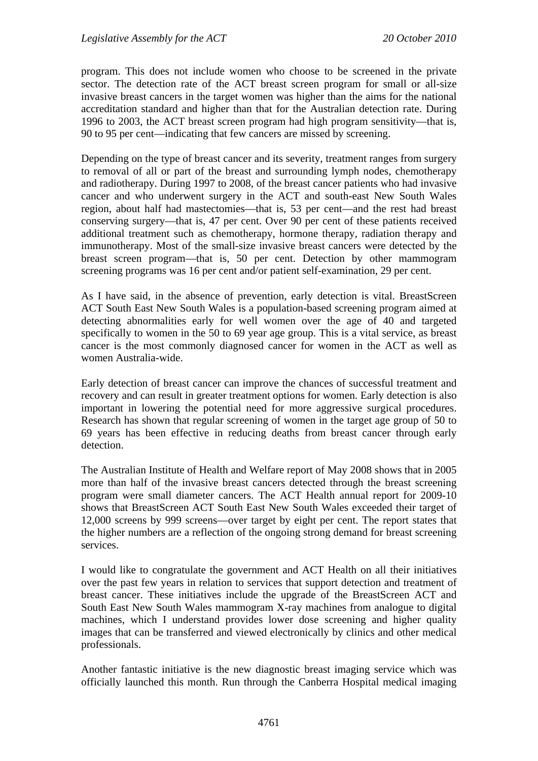program. This does not include women who choose to be screened in the private sector. The detection rate of the ACT breast screen program for small or all-size invasive breast cancers in the target women was higher than the aims for the national accreditation standard and higher than that for the Australian detection rate. During 1996 to 2003, the ACT breast screen program had high program sensitivity—that is, 90 to 95 per cent—indicating that few cancers are missed by screening.

Depending on the type of breast cancer and its severity, treatment ranges from surgery to removal of all or part of the breast and surrounding lymph nodes, chemotherapy and radiotherapy. During 1997 to 2008, of the breast cancer patients who had invasive cancer and who underwent surgery in the ACT and south-east New South Wales region, about half had mastectomies—that is, 53 per cent—and the rest had breast conserving surgery—that is, 47 per cent. Over 90 per cent of these patients received additional treatment such as chemotherapy, hormone therapy, radiation therapy and immunotherapy. Most of the small-size invasive breast cancers were detected by the breast screen program—that is, 50 per cent. Detection by other mammogram screening programs was 16 per cent and/or patient self-examination, 29 per cent.

As I have said, in the absence of prevention, early detection is vital. BreastScreen ACT South East New South Wales is a population-based screening program aimed at detecting abnormalities early for well women over the age of 40 and targeted specifically to women in the 50 to 69 year age group. This is a vital service, as breast cancer is the most commonly diagnosed cancer for women in the ACT as well as women Australia-wide.

Early detection of breast cancer can improve the chances of successful treatment and recovery and can result in greater treatment options for women. Early detection is also important in lowering the potential need for more aggressive surgical procedures. Research has shown that regular screening of women in the target age group of 50 to 69 years has been effective in reducing deaths from breast cancer through early detection.

The Australian Institute of Health and Welfare report of May 2008 shows that in 2005 more than half of the invasive breast cancers detected through the breast screening program were small diameter cancers. The ACT Health annual report for 2009-10 shows that BreastScreen ACT South East New South Wales exceeded their target of 12,000 screens by 999 screens—over target by eight per cent. The report states that the higher numbers are a reflection of the ongoing strong demand for breast screening services.

I would like to congratulate the government and ACT Health on all their initiatives over the past few years in relation to services that support detection and treatment of breast cancer. These initiatives include the upgrade of the BreastScreen ACT and South East New South Wales mammogram X-ray machines from analogue to digital machines, which I understand provides lower dose screening and higher quality images that can be transferred and viewed electronically by clinics and other medical professionals.

Another fantastic initiative is the new diagnostic breast imaging service which was officially launched this month. Run through the Canberra Hospital medical imaging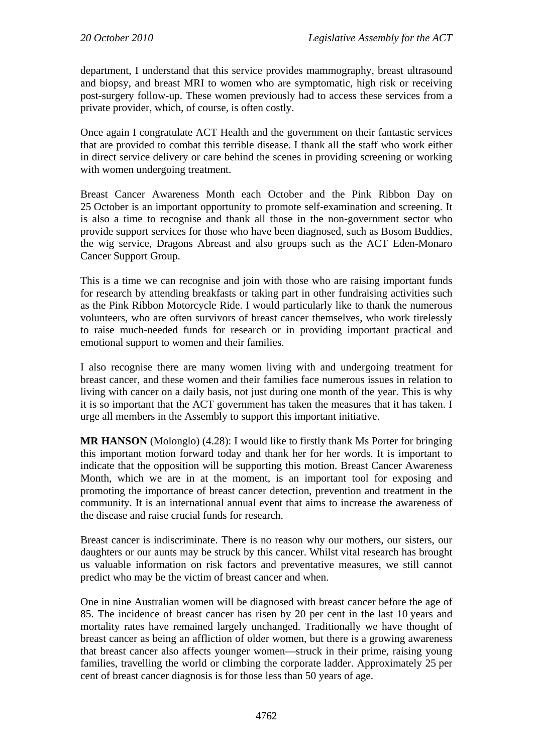department, I understand that this service provides mammography, breast ultrasound and biopsy, and breast MRI to women who are symptomatic, high risk or receiving post-surgery follow-up. These women previously had to access these services from a private provider, which, of course, is often costly.

Once again I congratulate ACT Health and the government on their fantastic services that are provided to combat this terrible disease. I thank all the staff who work either in direct service delivery or care behind the scenes in providing screening or working with women undergoing treatment.

Breast Cancer Awareness Month each October and the Pink Ribbon Day on 25 October is an important opportunity to promote self-examination and screening. It is also a time to recognise and thank all those in the non-government sector who provide support services for those who have been diagnosed, such as Bosom Buddies, the wig service, Dragons Abreast and also groups such as the ACT Eden-Monaro Cancer Support Group.

This is a time we can recognise and join with those who are raising important funds for research by attending breakfasts or taking part in other fundraising activities such as the Pink Ribbon Motorcycle Ride. I would particularly like to thank the numerous volunteers, who are often survivors of breast cancer themselves, who work tirelessly to raise much-needed funds for research or in providing important practical and emotional support to women and their families.

I also recognise there are many women living with and undergoing treatment for breast cancer, and these women and their families face numerous issues in relation to living with cancer on a daily basis, not just during one month of the year. This is why it is so important that the ACT government has taken the measures that it has taken. I urge all members in the Assembly to support this important initiative.

**MR HANSON** (Molonglo) (4.28): I would like to firstly thank Ms Porter for bringing this important motion forward today and thank her for her words. It is important to indicate that the opposition will be supporting this motion. Breast Cancer Awareness Month, which we are in at the moment, is an important tool for exposing and promoting the importance of breast cancer detection, prevention and treatment in the community. It is an international annual event that aims to increase the awareness of the disease and raise crucial funds for research.

Breast cancer is indiscriminate. There is no reason why our mothers, our sisters, our daughters or our aunts may be struck by this cancer. Whilst vital research has brought us valuable information on risk factors and preventative measures, we still cannot predict who may be the victim of breast cancer and when.

One in nine Australian women will be diagnosed with breast cancer before the age of 85. The incidence of breast cancer has risen by 20 per cent in the last 10 years and mortality rates have remained largely unchanged. Traditionally we have thought of breast cancer as being an affliction of older women, but there is a growing awareness that breast cancer also affects younger women—struck in their prime, raising young families, travelling the world or climbing the corporate ladder. Approximately 25 per cent of breast cancer diagnosis is for those less than 50 years of age.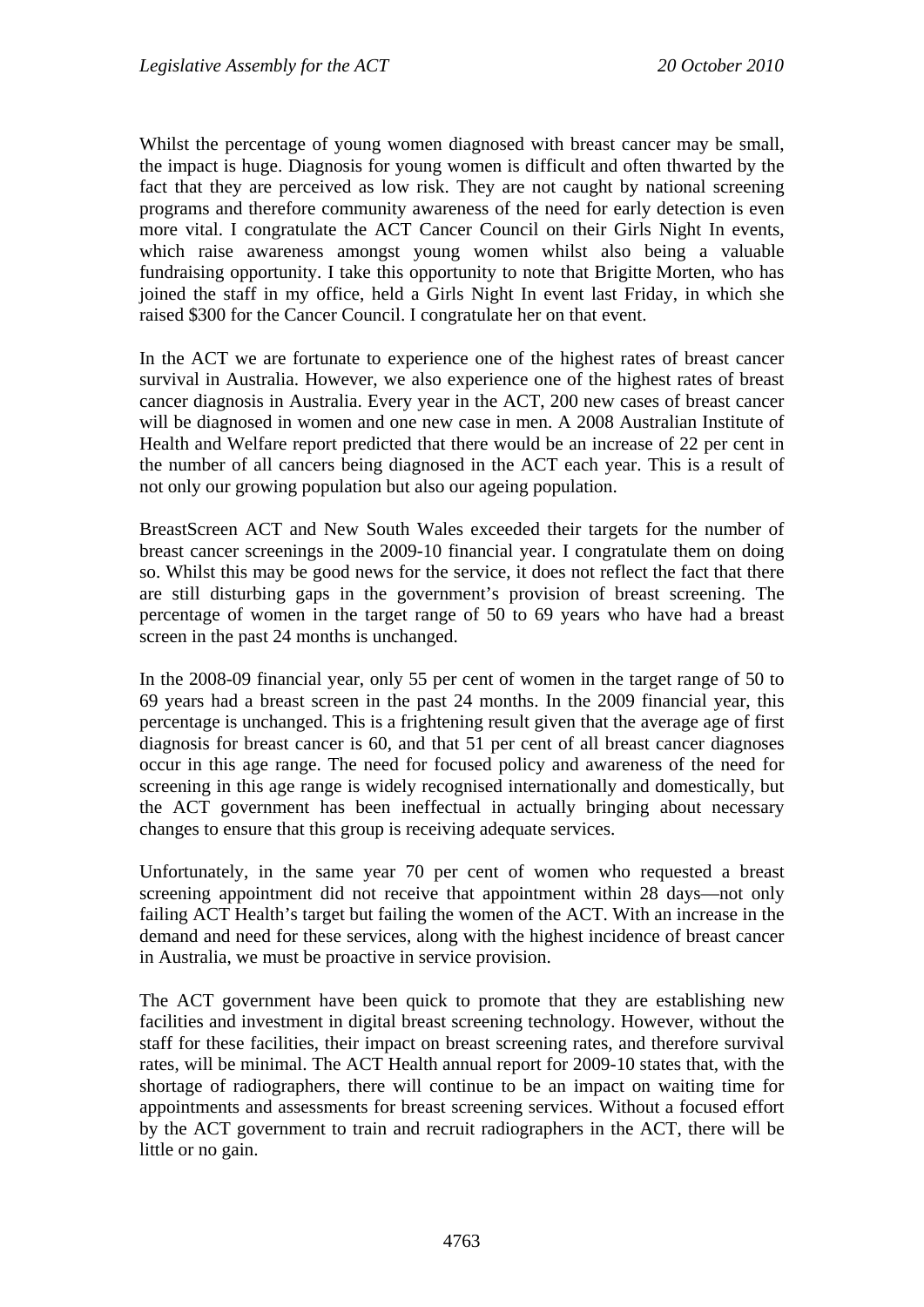Whilst the percentage of young women diagnosed with breast cancer may be small, the impact is huge. Diagnosis for young women is difficult and often thwarted by the fact that they are perceived as low risk. They are not caught by national screening programs and therefore community awareness of the need for early detection is even more vital. I congratulate the ACT Cancer Council on their Girls Night In events, which raise awareness amongst young women whilst also being a valuable fundraising opportunity. I take this opportunity to note that Brigitte Morten, who has joined the staff in my office, held a Girls Night In event last Friday, in which she raised $300 for the Cancer Council. I congratulate her on that event.

In the ACT we are fortunate to experience one of the highest rates of breast cancer survival in Australia. However, we also experience one of the highest rates of breast cancer diagnosis in Australia. Every year in the ACT, 200 new cases of breast cancer will be diagnosed in women and one new case in men. A 2008 Australian Institute of Health and Welfare report predicted that there would be an increase of 22 per cent in the number of all cancers being diagnosed in the ACT each year. This is a result of not only our growing population but also our ageing population.

BreastScreen ACT and New South Wales exceeded their targets for the number of breast cancer screenings in the 2009-10 financial year. I congratulate them on doing so. Whilst this may be good news for the service, it does not reflect the fact that there are still disturbing gaps in the government's provision of breast screening. The percentage of women in the target range of 50 to 69 years who have had a breast screen in the past 24 months is unchanged.

In the 2008-09 financial year, only 55 per cent of women in the target range of 50 to 69 years had a breast screen in the past 24 months. In the 2009 financial year, this percentage is unchanged. This is a frightening result given that the average age of first diagnosis for breast cancer is 60, and that 51 per cent of all breast cancer diagnoses occur in this age range. The need for focused policy and awareness of the need for screening in this age range is widely recognised internationally and domestically, but the ACT government has been ineffectual in actually bringing about necessary changes to ensure that this group is receiving adequate services.

Unfortunately, in the same year 70 per cent of women who requested a breast screening appointment did not receive that appointment within 28 days—not only failing ACT Health's target but failing the women of the ACT. With an increase in the demand and need for these services, along with the highest incidence of breast cancer in Australia, we must be proactive in service provision.

The ACT government have been quick to promote that they are establishing new facilities and investment in digital breast screening technology. However, without the staff for these facilities, their impact on breast screening rates, and therefore survival rates, will be minimal. The ACT Health annual report for 2009-10 states that, with the shortage of radiographers, there will continue to be an impact on waiting time for appointments and assessments for breast screening services. Without a focused effort by the ACT government to train and recruit radiographers in the ACT, there will be little or no gain.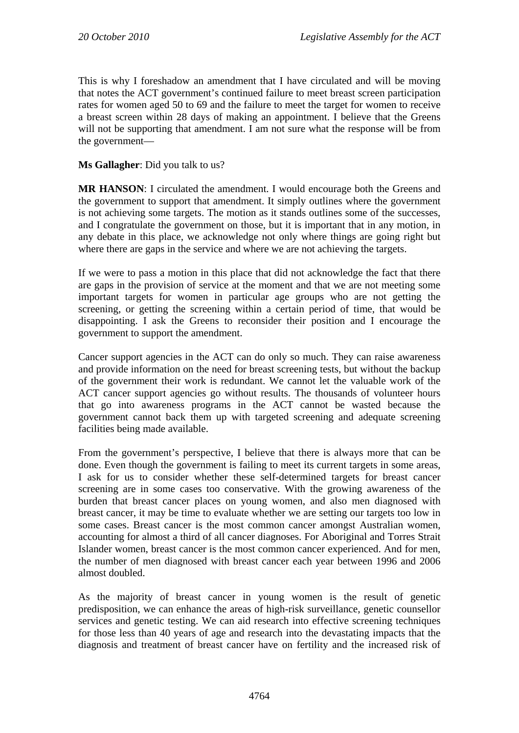This is why I foreshadow an amendment that I have circulated and will be moving that notes the ACT government's continued failure to meet breast screen participation rates for women aged 50 to 69 and the failure to meet the target for women to receive a breast screen within 28 days of making an appointment. I believe that the Greens will not be supporting that amendment. I am not sure what the response will be from the government—

**Ms Gallagher**: Did you talk to us?

**MR HANSON**: I circulated the amendment. I would encourage both the Greens and the government to support that amendment. It simply outlines where the government is not achieving some targets. The motion as it stands outlines some of the successes, and I congratulate the government on those, but it is important that in any motion, in any debate in this place, we acknowledge not only where things are going right but where there are gaps in the service and where we are not achieving the targets.

If we were to pass a motion in this place that did not acknowledge the fact that there are gaps in the provision of service at the moment and that we are not meeting some important targets for women in particular age groups who are not getting the screening, or getting the screening within a certain period of time, that would be disappointing. I ask the Greens to reconsider their position and I encourage the government to support the amendment.

Cancer support agencies in the ACT can do only so much. They can raise awareness and provide information on the need for breast screening tests, but without the backup of the government their work is redundant. We cannot let the valuable work of the ACT cancer support agencies go without results. The thousands of volunteer hours that go into awareness programs in the ACT cannot be wasted because the government cannot back them up with targeted screening and adequate screening facilities being made available.

From the government's perspective, I believe that there is always more that can be done. Even though the government is failing to meet its current targets in some areas, I ask for us to consider whether these self-determined targets for breast cancer screening are in some cases too conservative. With the growing awareness of the burden that breast cancer places on young women, and also men diagnosed with breast cancer, it may be time to evaluate whether we are setting our targets too low in some cases. Breast cancer is the most common cancer amongst Australian women, accounting for almost a third of all cancer diagnoses. For Aboriginal and Torres Strait Islander women, breast cancer is the most common cancer experienced. And for men, the number of men diagnosed with breast cancer each year between 1996 and 2006 almost doubled.

As the majority of breast cancer in young women is the result of genetic predisposition, we can enhance the areas of high-risk surveillance, genetic counsellor services and genetic testing. We can aid research into effective screening techniques for those less than 40 years of age and research into the devastating impacts that the diagnosis and treatment of breast cancer have on fertility and the increased risk of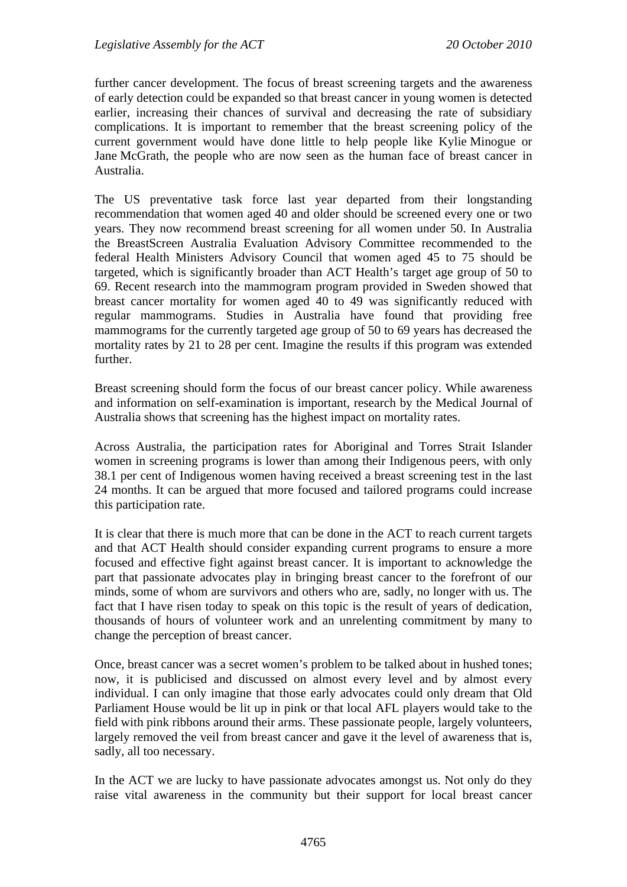further cancer development. The focus of breast screening targets and the awareness of early detection could be expanded so that breast cancer in young women is detected earlier, increasing their chances of survival and decreasing the rate of subsidiary complications. It is important to remember that the breast screening policy of the current government would have done little to help people like Kylie Minogue or Jane McGrath, the people who are now seen as the human face of breast cancer in Australia.

The US preventative task force last year departed from their longstanding recommendation that women aged 40 and older should be screened every one or two years. They now recommend breast screening for all women under 50. In Australia the BreastScreen Australia Evaluation Advisory Committee recommended to the federal Health Ministers Advisory Council that women aged 45 to 75 should be targeted, which is significantly broader than ACT Health's target age group of 50 to 69. Recent research into the mammogram program provided in Sweden showed that breast cancer mortality for women aged 40 to 49 was significantly reduced with regular mammograms. Studies in Australia have found that providing free mammograms for the currently targeted age group of 50 to 69 years has decreased the mortality rates by 21 to 28 per cent. Imagine the results if this program was extended further.

Breast screening should form the focus of our breast cancer policy. While awareness and information on self-examination is important, research by the Medical Journal of Australia shows that screening has the highest impact on mortality rates.

Across Australia, the participation rates for Aboriginal and Torres Strait Islander women in screening programs is lower than among their Indigenous peers, with only 38.1 per cent of Indigenous women having received a breast screening test in the last 24 months. It can be argued that more focused and tailored programs could increase this participation rate.

It is clear that there is much more that can be done in the ACT to reach current targets and that ACT Health should consider expanding current programs to ensure a more focused and effective fight against breast cancer. It is important to acknowledge the part that passionate advocates play in bringing breast cancer to the forefront of our minds, some of whom are survivors and others who are, sadly, no longer with us. The fact that I have risen today to speak on this topic is the result of years of dedication, thousands of hours of volunteer work and an unrelenting commitment by many to change the perception of breast cancer.

Once, breast cancer was a secret women's problem to be talked about in hushed tones; now, it is publicised and discussed on almost every level and by almost every individual. I can only imagine that those early advocates could only dream that Old Parliament House would be lit up in pink or that local AFL players would take to the field with pink ribbons around their arms. These passionate people, largely volunteers, largely removed the veil from breast cancer and gave it the level of awareness that is, sadly, all too necessary.

In the ACT we are lucky to have passionate advocates amongst us. Not only do they raise vital awareness in the community but their support for local breast cancer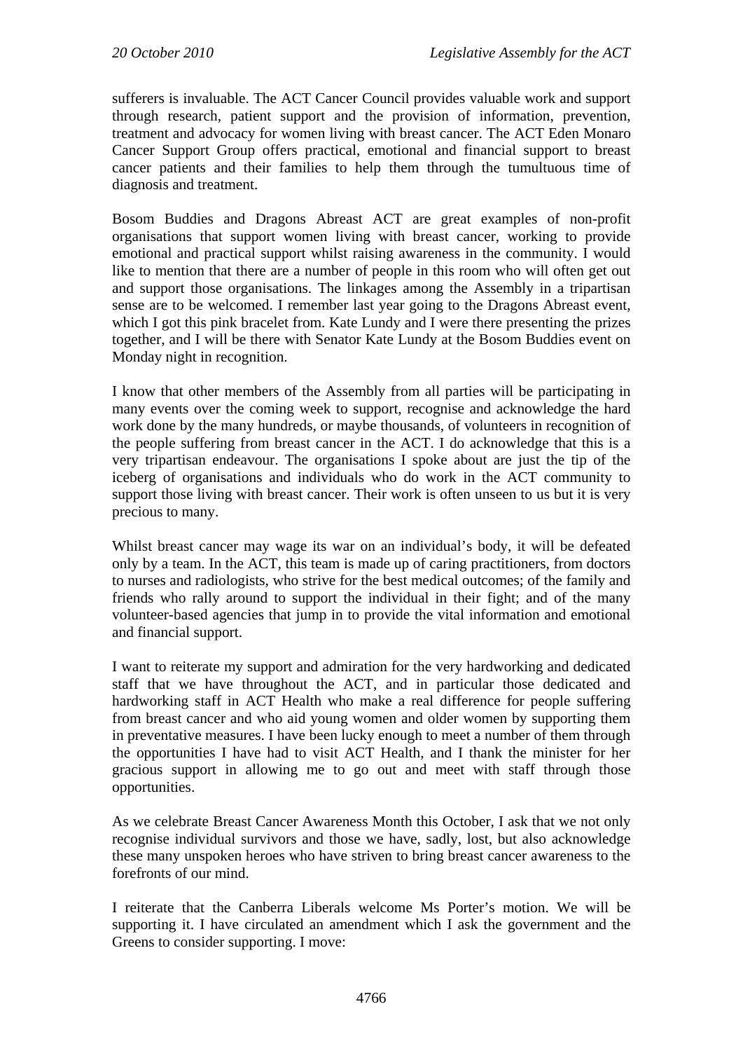sufferers is invaluable. The ACT Cancer Council provides valuable work and support through research, patient support and the provision of information, prevention, treatment and advocacy for women living with breast cancer. The ACT Eden Monaro Cancer Support Group offers practical, emotional and financial support to breast cancer patients and their families to help them through the tumultuous time of diagnosis and treatment.

Bosom Buddies and Dragons Abreast ACT are great examples of non-profit organisations that support women living with breast cancer, working to provide emotional and practical support whilst raising awareness in the community. I would like to mention that there are a number of people in this room who will often get out and support those organisations. The linkages among the Assembly in a tripartisan sense are to be welcomed. I remember last year going to the Dragons Abreast event, which I got this pink bracelet from. Kate Lundy and I were there presenting the prizes together, and I will be there with Senator Kate Lundy at the Bosom Buddies event on Monday night in recognition.

I know that other members of the Assembly from all parties will be participating in many events over the coming week to support, recognise and acknowledge the hard work done by the many hundreds, or maybe thousands, of volunteers in recognition of the people suffering from breast cancer in the ACT. I do acknowledge that this is a very tripartisan endeavour. The organisations I spoke about are just the tip of the iceberg of organisations and individuals who do work in the ACT community to support those living with breast cancer. Their work is often unseen to us but it is very precious to many.

Whilst breast cancer may wage its war on an individual's body, it will be defeated only by a team. In the ACT, this team is made up of caring practitioners, from doctors to nurses and radiologists, who strive for the best medical outcomes; of the family and friends who rally around to support the individual in their fight; and of the many volunteer-based agencies that jump in to provide the vital information and emotional and financial support.

I want to reiterate my support and admiration for the very hardworking and dedicated staff that we have throughout the ACT, and in particular those dedicated and hardworking staff in ACT Health who make a real difference for people suffering from breast cancer and who aid young women and older women by supporting them in preventative measures. I have been lucky enough to meet a number of them through the opportunities I have had to visit ACT Health, and I thank the minister for her gracious support in allowing me to go out and meet with staff through those opportunities.

As we celebrate Breast Cancer Awareness Month this October, I ask that we not only recognise individual survivors and those we have, sadly, lost, but also acknowledge these many unspoken heroes who have striven to bring breast cancer awareness to the forefronts of our mind.

I reiterate that the Canberra Liberals welcome Ms Porter's motion. We will be supporting it. I have circulated an amendment which I ask the government and the Greens to consider supporting. I move: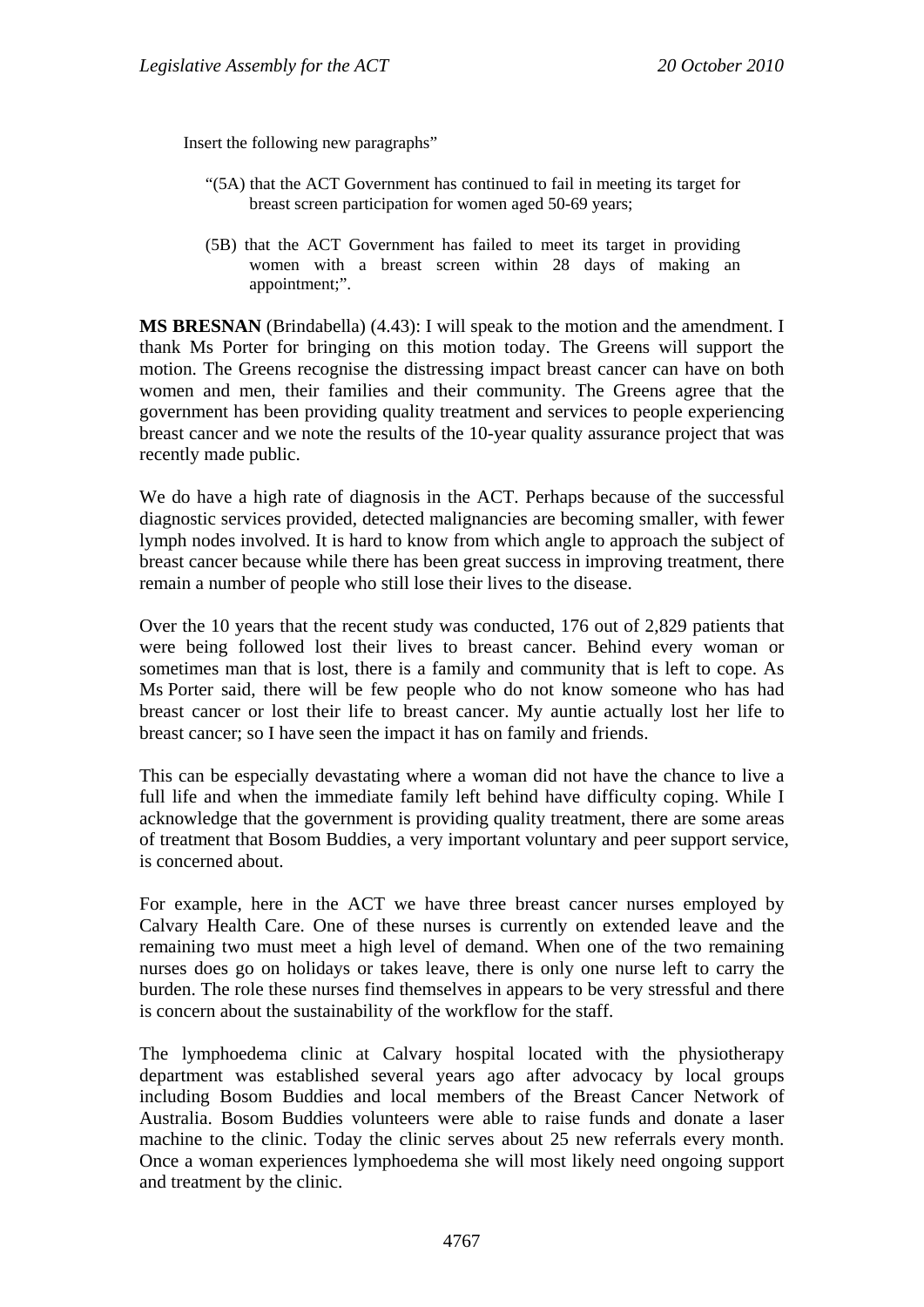Insert the following new paragraphs"

> "(5A) that the ACT Government has continued to fail in meeting its target for breast screen participation for women aged 50-69 years;
>
> (5B) that the ACT Government has failed to meet its target in providing women with a breast screen within 28 days of making an appointment;".

**MS BRESNAN** (Brindabella) (4.43): I will speak to the motion and the amendment. I thank Ms Porter for bringing on this motion today. The Greens will support the motion. The Greens recognise the distressing impact breast cancer can have on both women and men, their families and their community. The Greens agree that the government has been providing quality treatment and services to people experiencing breast cancer and we note the results of the 10-year quality assurance project that was recently made public.

We do have a high rate of diagnosis in the ACT. Perhaps because of the successful diagnostic services provided, detected malignancies are becoming smaller, with fewer lymph nodes involved. It is hard to know from which angle to approach the subject of breast cancer because while there has been great success in improving treatment, there remain a number of people who still lose their lives to the disease.

Over the 10 years that the recent study was conducted, 176 out of 2,829 patients that were being followed lost their lives to breast cancer. Behind every woman or sometimes man that is lost, there is a family and community that is left to cope. As Ms Porter said, there will be few people who do not know someone who has had breast cancer or lost their life to breast cancer. My auntie actually lost her life to breast cancer; so I have seen the impact it has on family and friends.

This can be especially devastating where a woman did not have the chance to live a full life and when the immediate family left behind have difficulty coping. While I acknowledge that the government is providing quality treatment, there are some areas of treatment that Bosom Buddies, a very important voluntary and peer support service, is concerned about.

For example, here in the ACT we have three breast cancer nurses employed by Calvary Health Care. One of these nurses is currently on extended leave and the remaining two must meet a high level of demand. When one of the two remaining nurses does go on holidays or takes leave, there is only one nurse left to carry the burden. The role these nurses find themselves in appears to be very stressful and there is concern about the sustainability of the workflow for the staff.

The lymphoedema clinic at Calvary hospital located with the physiotherapy department was established several years ago after advocacy by local groups including Bosom Buddies and local members of the Breast Cancer Network of Australia. Bosom Buddies volunteers were able to raise funds and donate a laser machine to the clinic. Today the clinic serves about 25 new referrals every month. Once a woman experiences lymphoedema she will most likely need ongoing support and treatment by the clinic.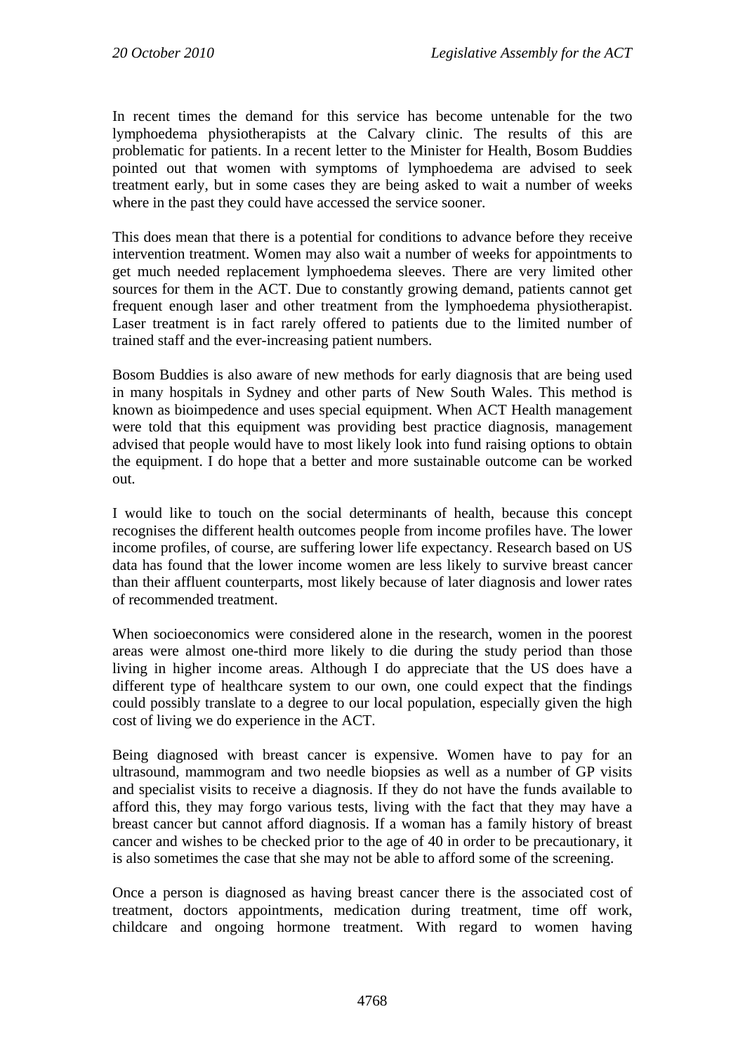In recent times the demand for this service has become untenable for the two lymphoedema physiotherapists at the Calvary clinic. The results of this are problematic for patients. In a recent letter to the Minister for Health, Bosom Buddies pointed out that women with symptoms of lymphoedema are advised to seek treatment early, but in some cases they are being asked to wait a number of weeks where in the past they could have accessed the service sooner.

This does mean that there is a potential for conditions to advance before they receive intervention treatment. Women may also wait a number of weeks for appointments to get much needed replacement lymphoedema sleeves. There are very limited other sources for them in the ACT. Due to constantly growing demand, patients cannot get frequent enough laser and other treatment from the lymphoedema physiotherapist. Laser treatment is in fact rarely offered to patients due to the limited number of trained staff and the ever-increasing patient numbers.

Bosom Buddies is also aware of new methods for early diagnosis that are being used in many hospitals in Sydney and other parts of New South Wales. This method is known as bioimpedence and uses special equipment. When ACT Health management were told that this equipment was providing best practice diagnosis, management advised that people would have to most likely look into fund raising options to obtain the equipment. I do hope that a better and more sustainable outcome can be worked out.

I would like to touch on the social determinants of health, because this concept recognises the different health outcomes people from income profiles have. The lower income profiles, of course, are suffering lower life expectancy. Research based on US data has found that the lower income women are less likely to survive breast cancer than their affluent counterparts, most likely because of later diagnosis and lower rates of recommended treatment.

When socioeconomics were considered alone in the research, women in the poorest areas were almost one-third more likely to die during the study period than those living in higher income areas. Although I do appreciate that the US does have a different type of healthcare system to our own, one could expect that the findings could possibly translate to a degree to our local population, especially given the high cost of living we do experience in the ACT.

Being diagnosed with breast cancer is expensive. Women have to pay for an ultrasound, mammogram and two needle biopsies as well as a number of GP visits and specialist visits to receive a diagnosis. If they do not have the funds available to afford this, they may forgo various tests, living with the fact that they may have a breast cancer but cannot afford diagnosis. If a woman has a family history of breast cancer and wishes to be checked prior to the age of 40 in order to be precautionary, it is also sometimes the case that she may not be able to afford some of the screening.

Once a person is diagnosed as having breast cancer there is the associated cost of treatment, doctors appointments, medication during treatment, time off work, childcare and ongoing hormone treatment. With regard to women having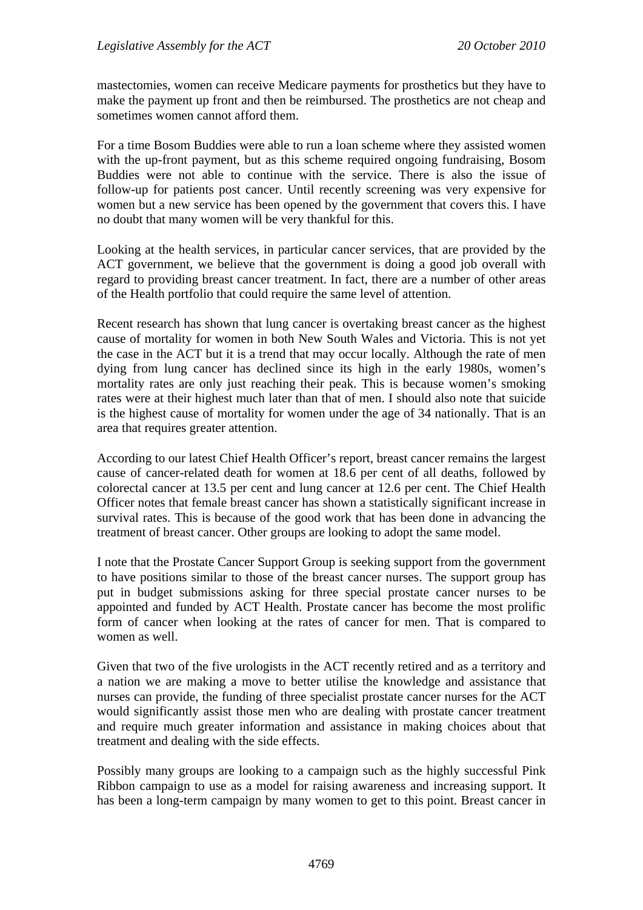mastectomies, women can receive Medicare payments for prosthetics but they have to make the payment up front and then be reimbursed. The prosthetics are not cheap and sometimes women cannot afford them.

For a time Bosom Buddies were able to run a loan scheme where they assisted women with the up-front payment, but as this scheme required ongoing fundraising, Bosom Buddies were not able to continue with the service. There is also the issue of follow-up for patients post cancer. Until recently screening was very expensive for women but a new service has been opened by the government that covers this. I have no doubt that many women will be very thankful for this.

Looking at the health services, in particular cancer services, that are provided by the ACT government, we believe that the government is doing a good job overall with regard to providing breast cancer treatment. In fact, there are a number of other areas of the Health portfolio that could require the same level of attention.

Recent research has shown that lung cancer is overtaking breast cancer as the highest cause of mortality for women in both New South Wales and Victoria. This is not yet the case in the ACT but it is a trend that may occur locally. Although the rate of men dying from lung cancer has declined since its high in the early 1980s, women's mortality rates are only just reaching their peak. This is because women's smoking rates were at their highest much later than that of men. I should also note that suicide is the highest cause of mortality for women under the age of 34 nationally. That is an area that requires greater attention.

According to our latest Chief Health Officer's report, breast cancer remains the largest cause of cancer-related death for women at 18.6 per cent of all deaths, followed by colorectal cancer at 13.5 per cent and lung cancer at 12.6 per cent. The Chief Health Officer notes that female breast cancer has shown a statistically significant increase in survival rates. This is because of the good work that has been done in advancing the treatment of breast cancer. Other groups are looking to adopt the same model.

I note that the Prostate Cancer Support Group is seeking support from the government to have positions similar to those of the breast cancer nurses. The support group has put in budget submissions asking for three special prostate cancer nurses to be appointed and funded by ACT Health. Prostate cancer has become the most prolific form of cancer when looking at the rates of cancer for men. That is compared to women as well.

Given that two of the five urologists in the ACT recently retired and as a territory and a nation we are making a move to better utilise the knowledge and assistance that nurses can provide, the funding of three specialist prostate cancer nurses for the ACT would significantly assist those men who are dealing with prostate cancer treatment and require much greater information and assistance in making choices about that treatment and dealing with the side effects.

Possibly many groups are looking to a campaign such as the highly successful Pink Ribbon campaign to use as a model for raising awareness and increasing support. It has been a long-term campaign by many women to get to this point. Breast cancer in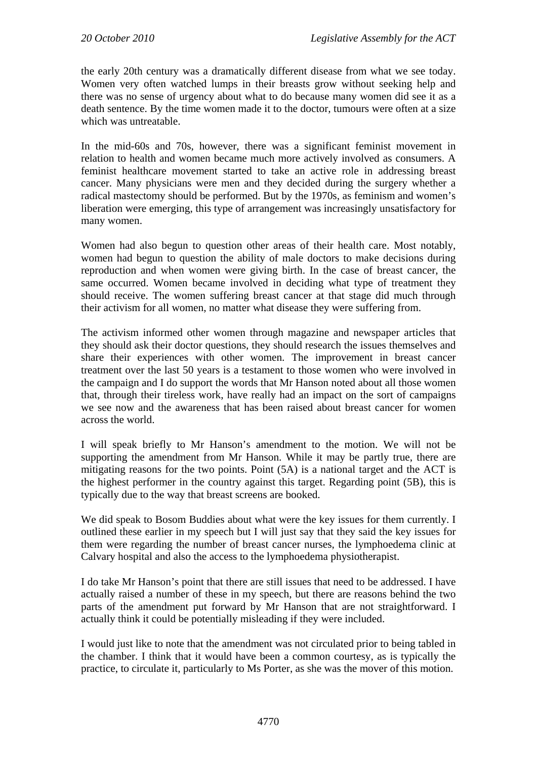the early 20th century was a dramatically different disease from what we see today. Women very often watched lumps in their breasts grow without seeking help and there was no sense of urgency about what to do because many women did see it as a death sentence. By the time women made it to the doctor, tumours were often at a size which was untreatable.

In the mid-60s and 70s, however, there was a significant feminist movement in relation to health and women became much more actively involved as consumers. A feminist healthcare movement started to take an active role in addressing breast cancer. Many physicians were men and they decided during the surgery whether a radical mastectomy should be performed. But by the 1970s, as feminism and women's liberation were emerging, this type of arrangement was increasingly unsatisfactory for many women.

Women had also begun to question other areas of their health care. Most notably, women had begun to question the ability of male doctors to make decisions during reproduction and when women were giving birth. In the case of breast cancer, the same occurred. Women became involved in deciding what type of treatment they should receive. The women suffering breast cancer at that stage did much through their activism for all women, no matter what disease they were suffering from.

The activism informed other women through magazine and newspaper articles that they should ask their doctor questions, they should research the issues themselves and share their experiences with other women. The improvement in breast cancer treatment over the last 50 years is a testament to those women who were involved in the campaign and I do support the words that Mr Hanson noted about all those women that, through their tireless work, have really had an impact on the sort of campaigns we see now and the awareness that has been raised about breast cancer for women across the world.

I will speak briefly to Mr Hanson's amendment to the motion. We will not be supporting the amendment from Mr Hanson. While it may be partly true, there are mitigating reasons for the two points. Point (5A) is a national target and the ACT is the highest performer in the country against this target. Regarding point (5B), this is typically due to the way that breast screens are booked.

We did speak to Bosom Buddies about what were the key issues for them currently. I outlined these earlier in my speech but I will just say that they said the key issues for them were regarding the number of breast cancer nurses, the lymphoedema clinic at Calvary hospital and also the access to the lymphoedema physiotherapist.

I do take Mr Hanson's point that there are still issues that need to be addressed. I have actually raised a number of these in my speech, but there are reasons behind the two parts of the amendment put forward by Mr Hanson that are not straightforward. I actually think it could be potentially misleading if they were included.

I would just like to note that the amendment was not circulated prior to being tabled in the chamber. I think that it would have been a common courtesy, as is typically the practice, to circulate it, particularly to Ms Porter, as she was the mover of this motion.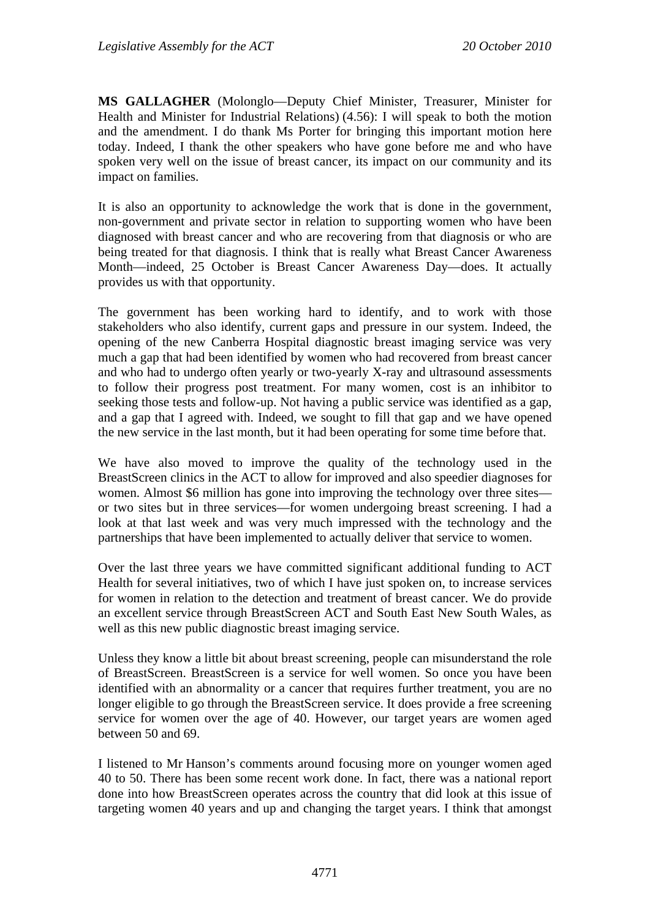**MS GALLAGHER** (Molonglo—Deputy Chief Minister, Treasurer, Minister for Health and Minister for Industrial Relations) (4.56): I will speak to both the motion and the amendment. I do thank Ms Porter for bringing this important motion here today. Indeed, I thank the other speakers who have gone before me and who have spoken very well on the issue of breast cancer, its impact on our community and its impact on families.

It is also an opportunity to acknowledge the work that is done in the government, non-government and private sector in relation to supporting women who have been diagnosed with breast cancer and who are recovering from that diagnosis or who are being treated for that diagnosis. I think that is really what Breast Cancer Awareness Month—indeed, 25 October is Breast Cancer Awareness Day—does. It actually provides us with that opportunity.

The government has been working hard to identify, and to work with those stakeholders who also identify, current gaps and pressure in our system. Indeed, the opening of the new Canberra Hospital diagnostic breast imaging service was very much a gap that had been identified by women who had recovered from breast cancer and who had to undergo often yearly or two-yearly X-ray and ultrasound assessments to follow their progress post treatment. For many women, cost is an inhibitor to seeking those tests and follow-up. Not having a public service was identified as a gap, and a gap that I agreed with. Indeed, we sought to fill that gap and we have opened the new service in the last month, but it had been operating for some time before that.

We have also moved to improve the quality of the technology used in the BreastScreen clinics in the ACT to allow for improved and also speedier diagnoses for women. Almost $6 million has gone into improving the technology over three sites—or two sites but in three services—for women undergoing breast screening. I had a look at that last week and was very much impressed with the technology and the partnerships that have been implemented to actually deliver that service to women.

Over the last three years we have committed significant additional funding to ACT Health for several initiatives, two of which I have just spoken on, to increase services for women in relation to the detection and treatment of breast cancer. We do provide an excellent service through BreastScreen ACT and South East New South Wales, as well as this new public diagnostic breast imaging service.

Unless they know a little bit about breast screening, people can misunderstand the role of BreastScreen. BreastScreen is a service for well women. So once you have been identified with an abnormality or a cancer that requires further treatment, you are no longer eligible to go through the BreastScreen service. It does provide a free screening service for women over the age of 40. However, our target years are women aged between 50 and 69.

I listened to Mr Hanson's comments around focusing more on younger women aged 40 to 50. There has been some recent work done. In fact, there was a national report done into how BreastScreen operates across the country that did look at this issue of targeting women 40 years and up and changing the target years. I think that amongst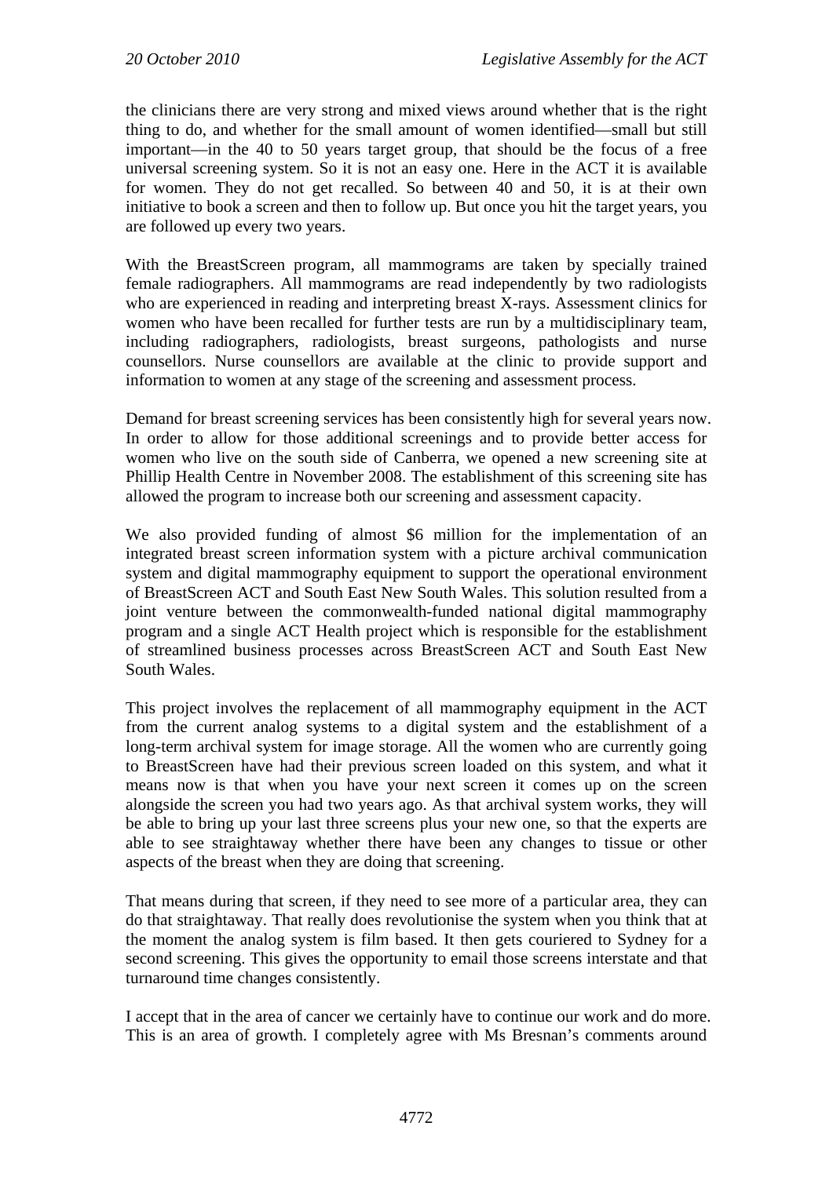the clinicians there are very strong and mixed views around whether that is the right thing to do, and whether for the small amount of women identified—small but still important—in the 40 to 50 years target group, that should be the focus of a free universal screening system. So it is not an easy one. Here in the ACT it is available for women. They do not get recalled. So between 40 and 50, it is at their own initiative to book a screen and then to follow up. But once you hit the target years, you are followed up every two years.

With the BreastScreen program, all mammograms are taken by specially trained female radiographers. All mammograms are read independently by two radiologists who are experienced in reading and interpreting breast X-rays. Assessment clinics for women who have been recalled for further tests are run by a multidisciplinary team, including radiographers, radiologists, breast surgeons, pathologists and nurse counsellors. Nurse counsellors are available at the clinic to provide support and information to women at any stage of the screening and assessment process.

Demand for breast screening services has been consistently high for several years now. In order to allow for those additional screenings and to provide better access for women who live on the south side of Canberra, we opened a new screening site at Phillip Health Centre in November 2008. The establishment of this screening site has allowed the program to increase both our screening and assessment capacity.

We also provided funding of almost $6 million for the implementation of an integrated breast screen information system with a picture archival communication system and digital mammography equipment to support the operational environment of BreastScreen ACT and South East New South Wales. This solution resulted from a joint venture between the commonwealth-funded national digital mammography program and a single ACT Health project which is responsible for the establishment of streamlined business processes across BreastScreen ACT and South East New South Wales.

This project involves the replacement of all mammography equipment in the ACT from the current analog systems to a digital system and the establishment of a long-term archival system for image storage. All the women who are currently going to BreastScreen have had their previous screen loaded on this system, and what it means now is that when you have your next screen it comes up on the screen alongside the screen you had two years ago. As that archival system works, they will be able to bring up your last three screens plus your new one, so that the experts are able to see straightaway whether there have been any changes to tissue or other aspects of the breast when they are doing that screening.

That means during that screen, if they need to see more of a particular area, they can do that straightaway. That really does revolutionise the system when you think that at the moment the analog system is film based. It then gets couriered to Sydney for a second screening. This gives the opportunity to email those screens interstate and that turnaround time changes consistently.

I accept that in the area of cancer we certainly have to continue our work and do more. This is an area of growth. I completely agree with Ms Bresnan's comments around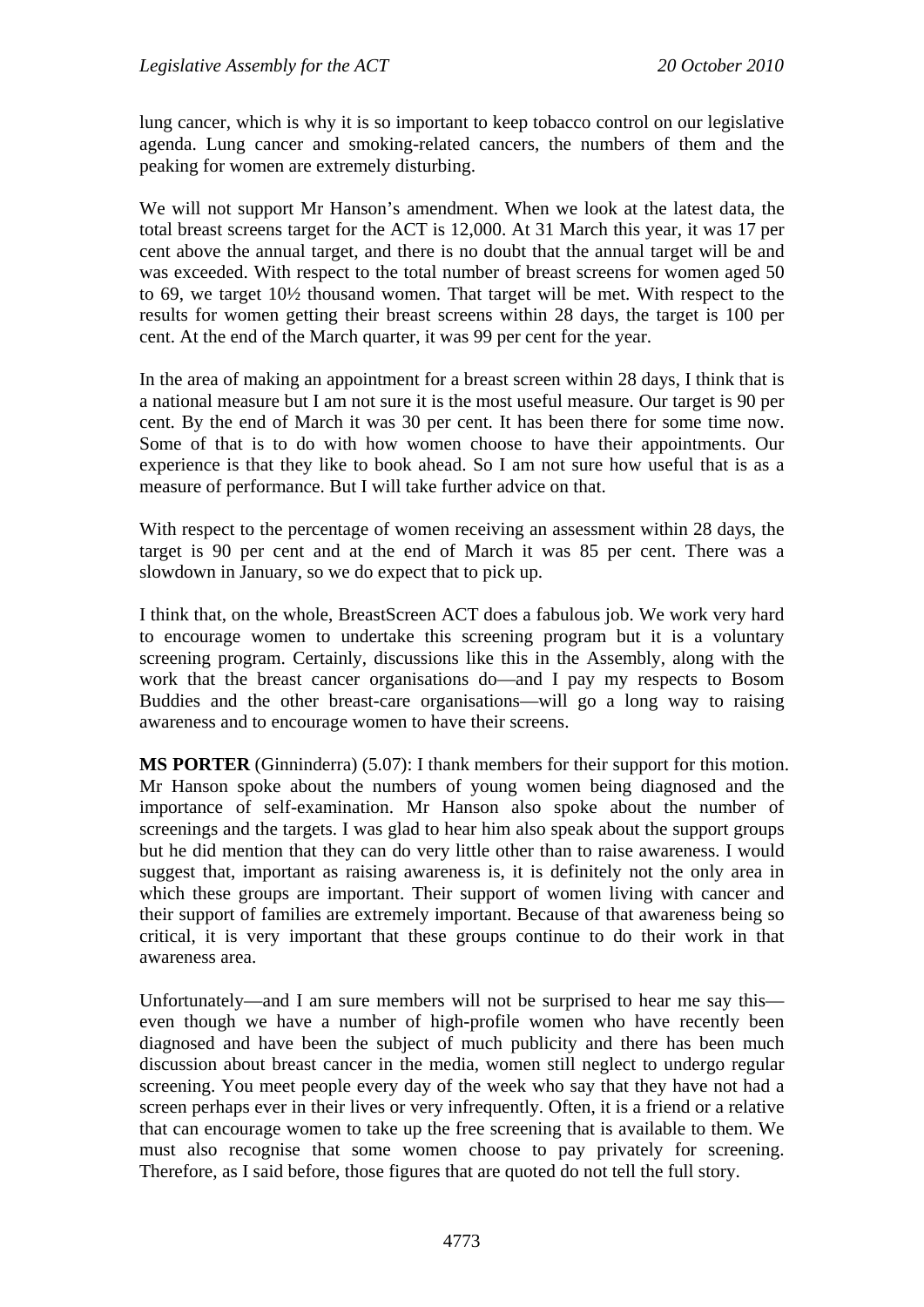lung cancer, which is why it is so important to keep tobacco control on our legislative agenda. Lung cancer and smoking-related cancers, the numbers of them and the peaking for women are extremely disturbing.

We will not support Mr Hanson's amendment. When we look at the latest data, the total breast screens target for the ACT is 12,000. At 31 March this year, it was 17 per cent above the annual target, and there is no doubt that the annual target will be and was exceeded. With respect to the total number of breast screens for women aged 50 to 69, we target 10½ thousand women. That target will be met. With respect to the results for women getting their breast screens within 28 days, the target is 100 per cent. At the end of the March quarter, it was 99 per cent for the year.

In the area of making an appointment for a breast screen within 28 days, I think that is a national measure but I am not sure it is the most useful measure. Our target is 90 per cent. By the end of March it was 30 per cent. It has been there for some time now. Some of that is to do with how women choose to have their appointments. Our experience is that they like to book ahead. So I am not sure how useful that is as a measure of performance. But I will take further advice on that.

With respect to the percentage of women receiving an assessment within 28 days, the target is 90 per cent and at the end of March it was 85 per cent. There was a slowdown in January, so we do expect that to pick up.

I think that, on the whole, BreastScreen ACT does a fabulous job. We work very hard to encourage women to undertake this screening program but it is a voluntary screening program. Certainly, discussions like this in the Assembly, along with the work that the breast cancer organisations do—and I pay my respects to Bosom Buddies and the other breast-care organisations—will go a long way to raising awareness and to encourage women to have their screens.

**MS PORTER** (Ginninderra) (5.07): I thank members for their support for this motion. Mr Hanson spoke about the numbers of young women being diagnosed and the importance of self-examination. Mr Hanson also spoke about the number of screenings and the targets. I was glad to hear him also speak about the support groups but he did mention that they can do very little other than to raise awareness. I would suggest that, important as raising awareness is, it is definitely not the only area in which these groups are important. Their support of women living with cancer and their support of families are extremely important. Because of that awareness being so critical, it is very important that these groups continue to do their work in that awareness area.

Unfortunately—and I am sure members will not be surprised to hear me say this—even though we have a number of high-profile women who have recently been diagnosed and have been the subject of much publicity and there has been much discussion about breast cancer in the media, women still neglect to undergo regular screening. You meet people every day of the week who say that they have not had a screen perhaps ever in their lives or very infrequently. Often, it is a friend or a relative that can encourage women to take up the free screening that is available to them. We must also recognise that some women choose to pay privately for screening. Therefore, as I said before, those figures that are quoted do not tell the full story.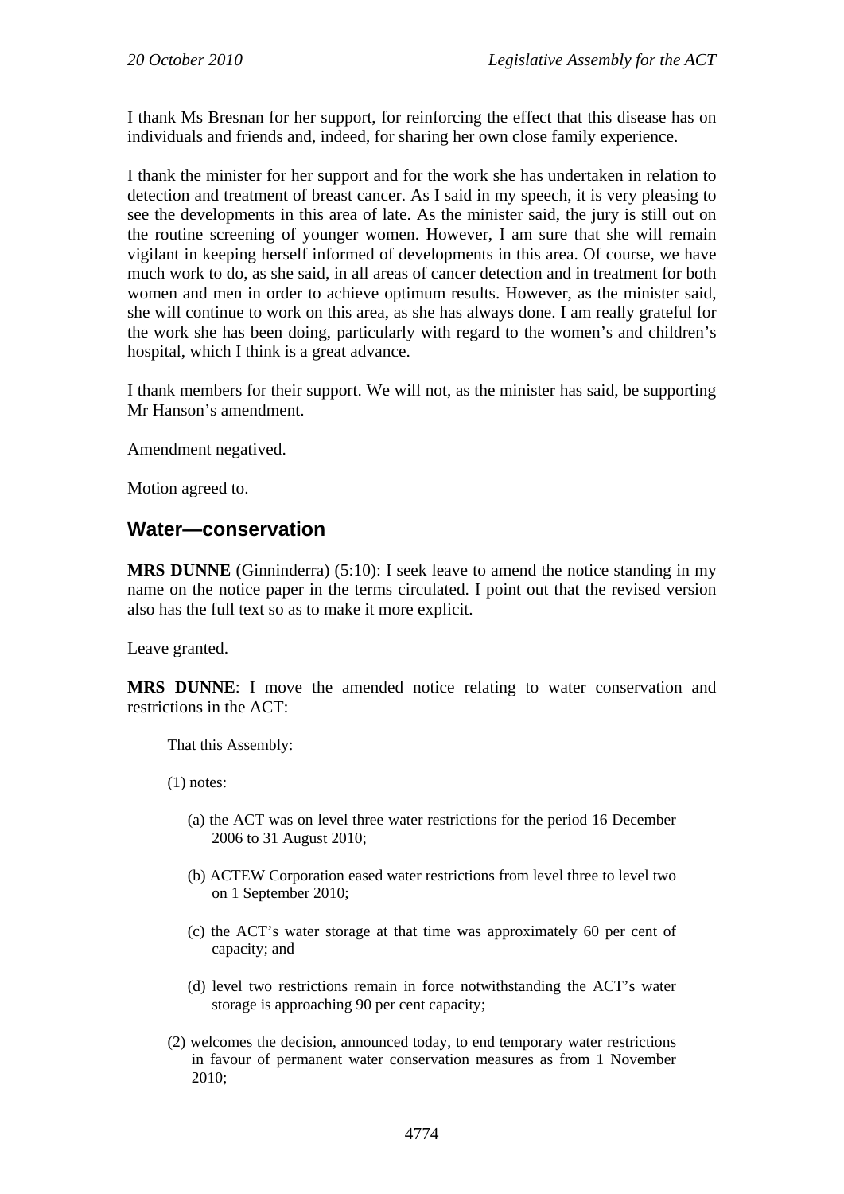I thank Ms Bresnan for her support, for reinforcing the effect that this disease has on individuals and friends and, indeed, for sharing her own close family experience.

I thank the minister for her support and for the work she has undertaken in relation to detection and treatment of breast cancer. As I said in my speech, it is very pleasing to see the developments in this area of late. As the minister said, the jury is still out on the routine screening of younger women. However, I am sure that she will remain vigilant in keeping herself informed of developments in this area. Of course, we have much work to do, as she said, in all areas of cancer detection and in treatment for both women and men in order to achieve optimum results. However, as the minister said, she will continue to work on this area, as she has always done. I am really grateful for the work she has been doing, particularly with regard to the women's and children's hospital, which I think is a great advance.

I thank members for their support. We will not, as the minister has said, be supporting Mr Hanson's amendment.

Amendment negatived.

Motion agreed to.

## Water—conservation

**MRS DUNNE** (Ginninderra) (5:10): I seek leave to amend the notice standing in my name on the notice paper in the terms circulated. I point out that the revised version also has the full text so as to make it more explicit.

Leave granted.

**MRS DUNNE**: I move the amended notice relating to water conservation and restrictions in the ACT:

> That this Assembly:
>
> (1) notes:
>
> (a) the ACT was on level three water restrictions for the period 16 December 2006 to 31 August 2010;
>
> (b) ACTEW Corporation eased water restrictions from level three to level two on 1 September 2010;
>
> (c) the ACT's water storage at that time was approximately 60 per cent of capacity; and
>
> (d) level two restrictions remain in force notwithstanding the ACT's water storage is approaching 90 per cent capacity;
>
> (2) welcomes the decision, announced today, to end temporary water restrictions in favour of permanent water conservation measures as from 1 November 2010;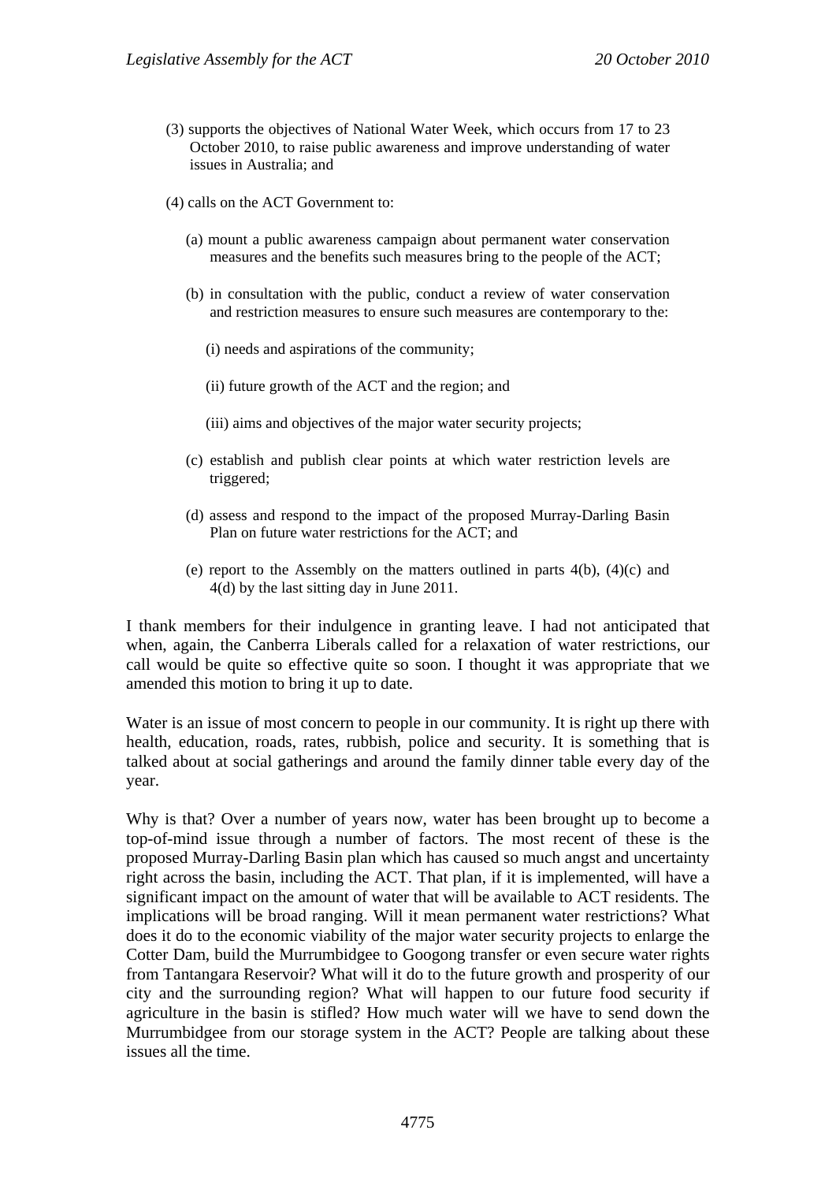(3) supports the objectives of National Water Week, which occurs from 17 to 23 October 2010, to raise public awareness and improve understanding of water issues in Australia; and

(4) calls on the ACT Government to:

(a) mount a public awareness campaign about permanent water conservation measures and the benefits such measures bring to the people of the ACT;

(b) in consultation with the public, conduct a review of water conservation and restriction measures to ensure such measures are contemporary to the:

(i) needs and aspirations of the community;

(ii) future growth of the ACT and the region; and

(iii) aims and objectives of the major water security projects;

(c) establish and publish clear points at which water restriction levels are triggered;

(d) assess and respond to the impact of the proposed Murray-Darling Basin Plan on future water restrictions for the ACT; and

(e) report to the Assembly on the matters outlined in parts 4(b), (4)(c) and 4(d) by the last sitting day in June 2011.

I thank members for their indulgence in granting leave. I had not anticipated that when, again, the Canberra Liberals called for a relaxation of water restrictions, our call would be quite so effective quite so soon. I thought it was appropriate that we amended this motion to bring it up to date.

Water is an issue of most concern to people in our community. It is right up there with health, education, roads, rates, rubbish, police and security. It is something that is talked about at social gatherings and around the family dinner table every day of the year.

Why is that? Over a number of years now, water has been brought up to become a top-of-mind issue through a number of factors. The most recent of these is the proposed Murray-Darling Basin plan which has caused so much angst and uncertainty right across the basin, including the ACT. That plan, if it is implemented, will have a significant impact on the amount of water that will be available to ACT residents. The implications will be broad ranging. Will it mean permanent water restrictions? What does it do to the economic viability of the major water security projects to enlarge the Cotter Dam, build the Murrumbidgee to Googong transfer or even secure water rights from Tantangara Reservoir? What will it do to the future growth and prosperity of our city and the surrounding region? What will happen to our future food security if agriculture in the basin is stifled? How much water will we have to send down the Murrumbidgee from our storage system in the ACT? People are talking about these issues all the time.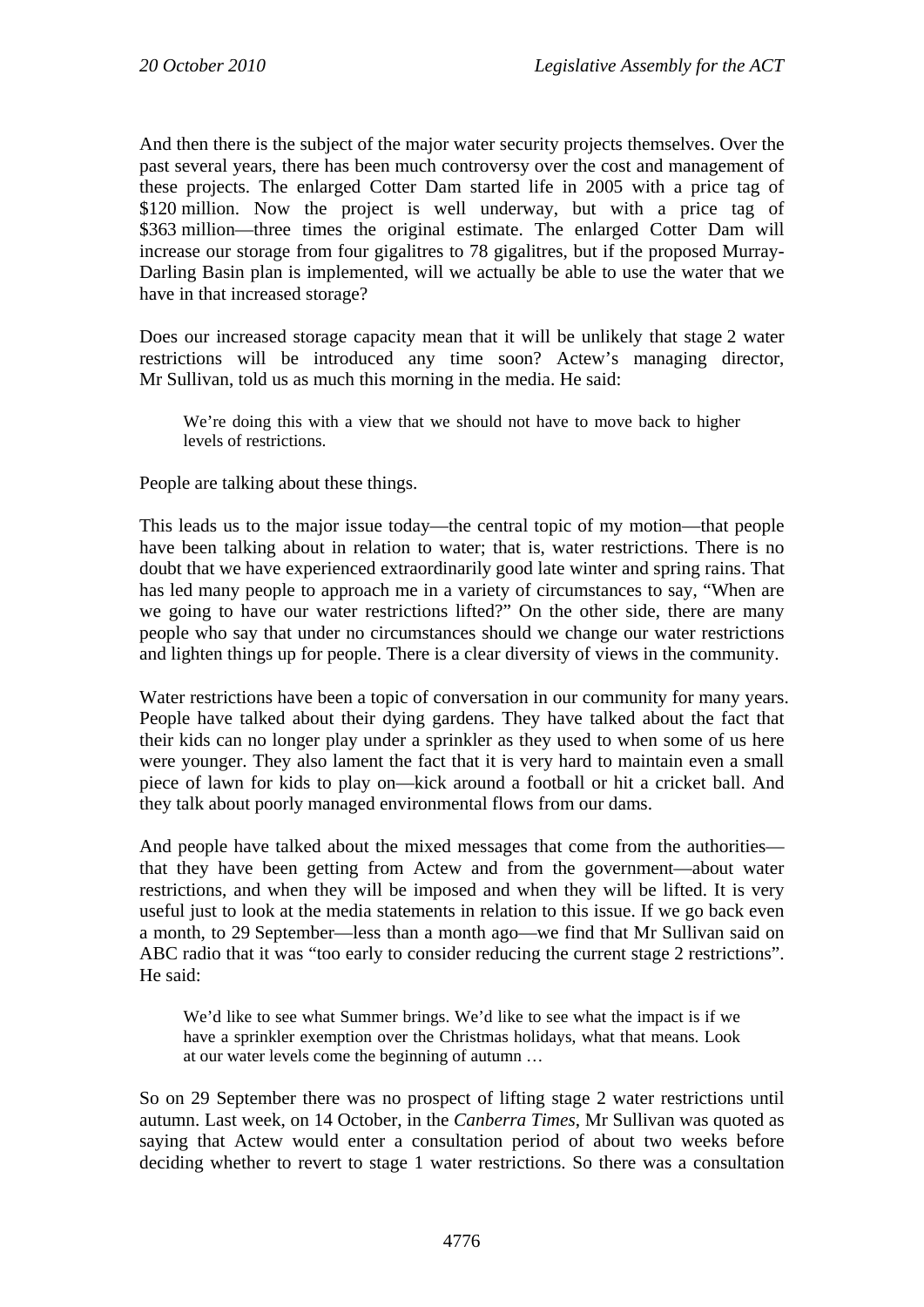And then there is the subject of the major water security projects themselves. Over the past several years, there has been much controversy over the cost and management of these projects. The enlarged Cotter Dam started life in 2005 with a price tag of $120 million. Now the project is well underway, but with a price tag of $363 million—three times the original estimate. The enlarged Cotter Dam will increase our storage from four gigalitres to 78 gigalitres, but if the proposed Murray-Darling Basin plan is implemented, will we actually be able to use the water that we have in that increased storage?

Does our increased storage capacity mean that it will be unlikely that stage 2 water restrictions will be introduced any time soon? Actew's managing director, Mr Sullivan, told us as much this morning in the media. He said:

> We're doing this with a view that we should not have to move back to higher levels of restrictions.

People are talking about these things.

This leads us to the major issue today—the central topic of my motion—that people have been talking about in relation to water; that is, water restrictions. There is no doubt that we have experienced extraordinarily good late winter and spring rains. That has led many people to approach me in a variety of circumstances to say, "When are we going to have our water restrictions lifted?" On the other side, there are many people who say that under no circumstances should we change our water restrictions and lighten things up for people. There is a clear diversity of views in the community.

Water restrictions have been a topic of conversation in our community for many years. People have talked about their dying gardens. They have talked about the fact that their kids can no longer play under a sprinkler as they used to when some of us here were younger. They also lament the fact that it is very hard to maintain even a small piece of lawn for kids to play on—kick around a football or hit a cricket ball. And they talk about poorly managed environmental flows from our dams.

And people have talked about the mixed messages that come from the authorities—that they have been getting from Actew and from the government—about water restrictions, and when they will be imposed and when they will be lifted. It is very useful just to look at the media statements in relation to this issue. If we go back even a month, to 29 September—less than a month ago—we find that Mr Sullivan said on ABC radio that it was "too early to consider reducing the current stage 2 restrictions". He said:

> We'd like to see what Summer brings. We'd like to see what the impact is if we have a sprinkler exemption over the Christmas holidays, what that means. Look at our water levels come the beginning of autumn …

So on 29 September there was no prospect of lifting stage 2 water restrictions until autumn. Last week, on 14 October, in the *Canberra Times*, Mr Sullivan was quoted as saying that Actew would enter a consultation period of about two weeks before deciding whether to revert to stage 1 water restrictions. So there was a consultation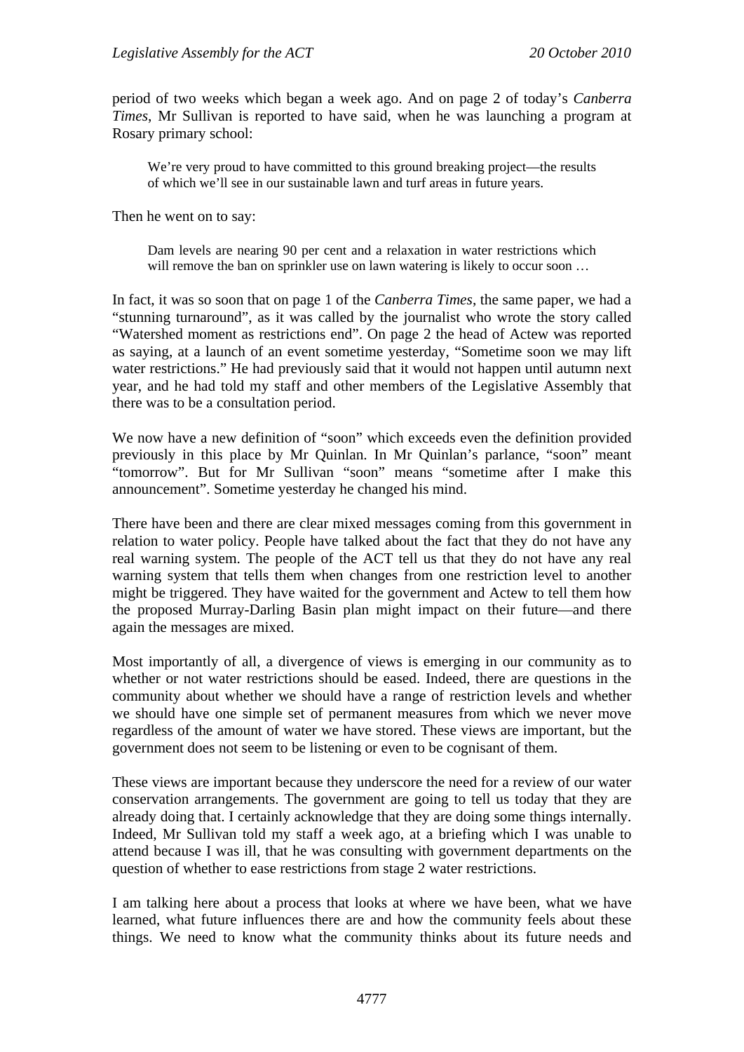period of two weeks which began a week ago. And on page 2 of today's *Canberra Times*, Mr Sullivan is reported to have said, when he was launching a program at Rosary primary school:

> We're very proud to have committed to this ground breaking project—the results of which we'll see in our sustainable lawn and turf areas in future years.

Then he went on to say:

> Dam levels are nearing 90 per cent and a relaxation in water restrictions which will remove the ban on sprinkler use on lawn watering is likely to occur soon …

In fact, it was so soon that on page 1 of the *Canberra Times*, the same paper, we had a "stunning turnaround", as it was called by the journalist who wrote the story called "Watershed moment as restrictions end". On page 2 the head of Actew was reported as saying, at a launch of an event sometime yesterday, "Sometime soon we may lift water restrictions." He had previously said that it would not happen until autumn next year, and he had told my staff and other members of the Legislative Assembly that there was to be a consultation period.

We now have a new definition of "soon" which exceeds even the definition provided previously in this place by Mr Quinlan. In Mr Quinlan's parlance, "soon" meant "tomorrow". But for Mr Sullivan "soon" means "sometime after I make this announcement". Sometime yesterday he changed his mind.

There have been and there are clear mixed messages coming from this government in relation to water policy. People have talked about the fact that they do not have any real warning system. The people of the ACT tell us that they do not have any real warning system that tells them when changes from one restriction level to another might be triggered. They have waited for the government and Actew to tell them how the proposed Murray-Darling Basin plan might impact on their future—and there again the messages are mixed.

Most importantly of all, a divergence of views is emerging in our community as to whether or not water restrictions should be eased. Indeed, there are questions in the community about whether we should have a range of restriction levels and whether we should have one simple set of permanent measures from which we never move regardless of the amount of water we have stored. These views are important, but the government does not seem to be listening or even to be cognisant of them.

These views are important because they underscore the need for a review of our water conservation arrangements. The government are going to tell us today that they are already doing that. I certainly acknowledge that they are doing some things internally. Indeed, Mr Sullivan told my staff a week ago, at a briefing which I was unable to attend because I was ill, that he was consulting with government departments on the question of whether to ease restrictions from stage 2 water restrictions.

I am talking here about a process that looks at where we have been, what we have learned, what future influences there are and how the community feels about these things. We need to know what the community thinks about its future needs and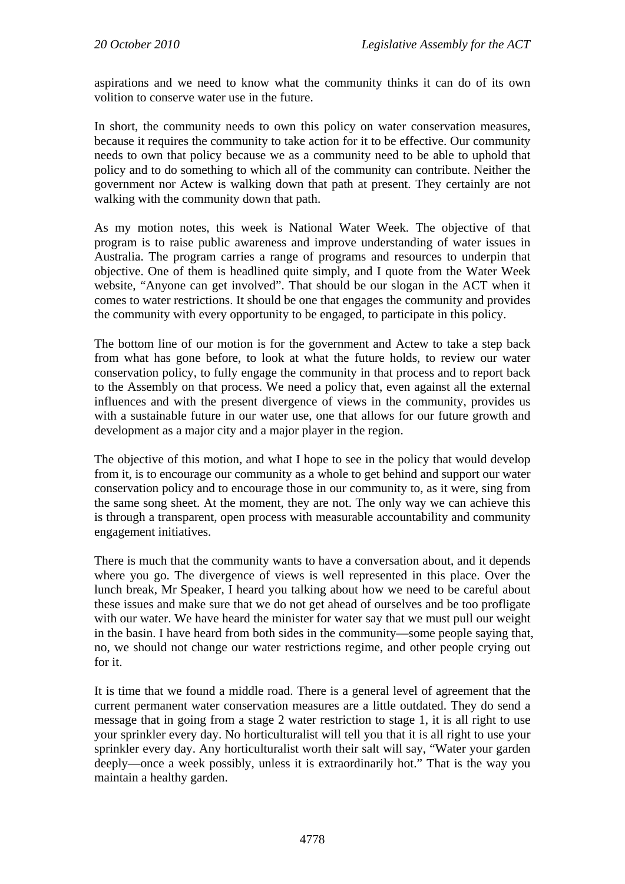aspirations and we need to know what the community thinks it can do of its own volition to conserve water use in the future.

In short, the community needs to own this policy on water conservation measures, because it requires the community to take action for it to be effective. Our community needs to own that policy because we as a community need to be able to uphold that policy and to do something to which all of the community can contribute. Neither the government nor Actew is walking down that path at present. They certainly are not walking with the community down that path.

As my motion notes, this week is National Water Week. The objective of that program is to raise public awareness and improve understanding of water issues in Australia. The program carries a range of programs and resources to underpin that objective. One of them is headlined quite simply, and I quote from the Water Week website, "Anyone can get involved". That should be our slogan in the ACT when it comes to water restrictions. It should be one that engages the community and provides the community with every opportunity to be engaged, to participate in this policy.

The bottom line of our motion is for the government and Actew to take a step back from what has gone before, to look at what the future holds, to review our water conservation policy, to fully engage the community in that process and to report back to the Assembly on that process. We need a policy that, even against all the external influences and with the present divergence of views in the community, provides us with a sustainable future in our water use, one that allows for our future growth and development as a major city and a major player in the region.

The objective of this motion, and what I hope to see in the policy that would develop from it, is to encourage our community as a whole to get behind and support our water conservation policy and to encourage those in our community to, as it were, sing from the same song sheet. At the moment, they are not. The only way we can achieve this is through a transparent, open process with measurable accountability and community engagement initiatives.

There is much that the community wants to have a conversation about, and it depends where you go. The divergence of views is well represented in this place. Over the lunch break, Mr Speaker, I heard you talking about how we need to be careful about these issues and make sure that we do not get ahead of ourselves and be too profligate with our water. We have heard the minister for water say that we must pull our weight in the basin. I have heard from both sides in the community—some people saying that, no, we should not change our water restrictions regime, and other people crying out for it.

It is time that we found a middle road. There is a general level of agreement that the current permanent water conservation measures are a little outdated. They do send a message that in going from a stage 2 water restriction to stage 1, it is all right to use your sprinkler every day. No horticulturalist will tell you that it is all right to use your sprinkler every day. Any horticulturalist worth their salt will say, "Water your garden deeply—once a week possibly, unless it is extraordinarily hot." That is the way you maintain a healthy garden.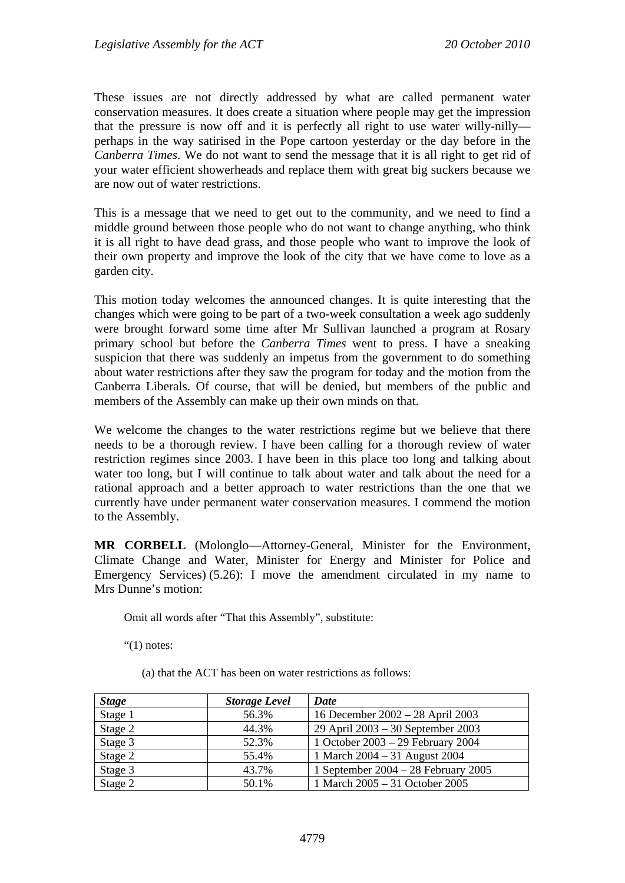These issues are not directly addressed by what are called permanent water conservation measures. It does create a situation where people may get the impression that the pressure is now off and it is perfectly all right to use water willy-nilly—perhaps in the way satirised in the Pope cartoon yesterday or the day before in the *Canberra Times*. We do not want to send the message that it is all right to get rid of your water efficient showerheads and replace them with great big suckers because we are now out of water restrictions.

This is a message that we need to get out to the community, and we need to find a middle ground between those people who do not want to change anything, who think it is all right to have dead grass, and those people who want to improve the look of their own property and improve the look of the city that we have come to love as a garden city.

This motion today welcomes the announced changes. It is quite interesting that the changes which were going to be part of a two-week consultation a week ago suddenly were brought forward some time after Mr Sullivan launched a program at Rosary primary school but before the *Canberra Times* went to press. I have a sneaking suspicion that there was suddenly an impetus from the government to do something about water restrictions after they saw the program for today and the motion from the Canberra Liberals. Of course, that will be denied, but members of the public and members of the Assembly can make up their own minds on that.

We welcome the changes to the water restrictions regime but we believe that there needs to be a thorough review. I have been calling for a thorough review of water restriction regimes since 2003. I have been in this place too long and talking about water too long, but I will continue to talk about water and talk about the need for a rational approach and a better approach to water restrictions than the one that we currently have under permanent water conservation measures. I commend the motion to the Assembly.

**MR CORBELL** (Molonglo—Attorney-General, Minister for the Environment, Climate Change and Water, Minister for Energy and Minister for Police and Emergency Services) (5.26): I move the amendment circulated in my name to Mrs Dunne's motion:

> Omit all words after "That this Assembly", substitute:
>
> "(1) notes:
>
> (a) that the ACT has been on water restrictions as follows:

| *Stage* | *Storage Level* | *Date* |
|---|---|---|
| Stage 1 | 56.3% | 16 December 2002 – 28 April 2003 |
| Stage 2 | 44.3% | 29 April 2003 – 30 September 2003 |
| Stage 3 | 52.3% | 1 October 2003 – 29 February 2004 |
| Stage 2 | 55.4% | 1 March 2004 – 31 August 2004 |
| Stage 3 | 43.7% | 1 September 2004 – 28 February 2005 |
| Stage 2 | 50.1% | 1 March 2005 – 31 October 2005 |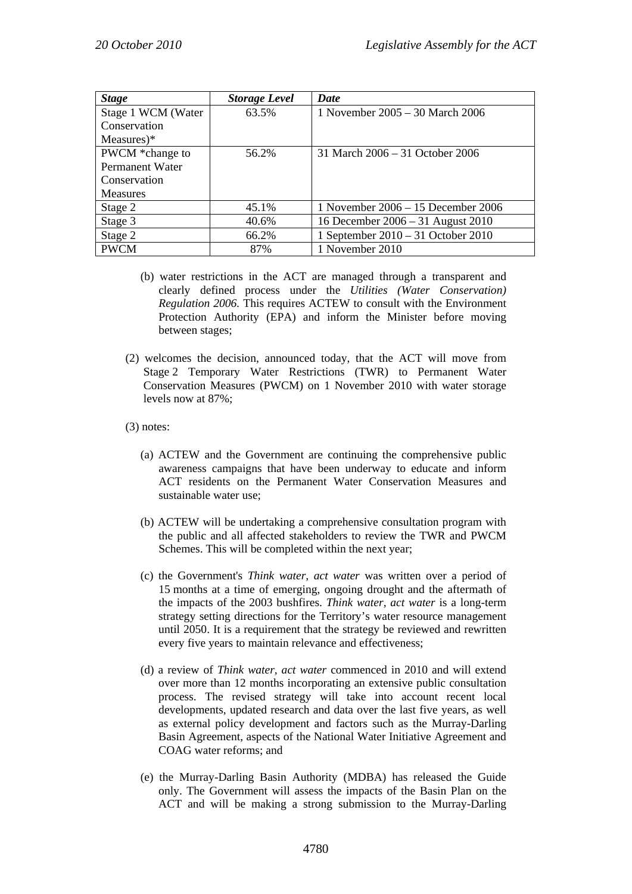| *Stage* | *Storage Level* | *Date* |
|---|---|---|
| Stage 1 WCM (Water Conservation Measures)* | 63.5% | 1 November 2005 – 30 March 2006 |
| PWCM *change to Permanent Water Conservation Measures | 56.2% | 31 March 2006 – 31 October 2006 |
| Stage 2 | 45.1% | 1 November 2006 – 15 December 2006 |
| Stage 3 | 40.6% | 16 December 2006 – 31 August 2010 |
| Stage 2 | 66.2% | 1 September 2010 – 31 October 2010 |
| PWCM | 87% | 1 November 2010 |

(b) water restrictions in the ACT are managed through a transparent and clearly defined process under the *Utilities (Water Conservation) Regulation 2006.* This requires ACTEW to consult with the Environment Protection Authority (EPA) and inform the Minister before moving between stages;

(2) welcomes the decision, announced today, that the ACT will move from Stage 2 Temporary Water Restrictions (TWR) to Permanent Water Conservation Measures (PWCM) on 1 November 2010 with water storage levels now at 87%;

(3) notes:

(a) ACTEW and the Government are continuing the comprehensive public awareness campaigns that have been underway to educate and inform ACT residents on the Permanent Water Conservation Measures and sustainable water use;

(b) ACTEW will be undertaking a comprehensive consultation program with the public and all affected stakeholders to review the TWR and PWCM Schemes. This will be completed within the next year;

(c) the Government's *Think water, act water* was written over a period of 15 months at a time of emerging, ongoing drought and the aftermath of the impacts of the 2003 bushfires. *Think water, act water* is a long-term strategy setting directions for the Territory's water resource management until 2050. It is a requirement that the strategy be reviewed and rewritten every five years to maintain relevance and effectiveness;

(d) a review of *Think water, act water* commenced in 2010 and will extend over more than 12 months incorporating an extensive public consultation process. The revised strategy will take into account recent local developments, updated research and data over the last five years, as well as external policy development and factors such as the Murray-Darling Basin Agreement, aspects of the National Water Initiative Agreement and COAG water reforms; and

(e) the Murray-Darling Basin Authority (MDBA) has released the Guide only. The Government will assess the impacts of the Basin Plan on the ACT and will be making a strong submission to the Murray-Darling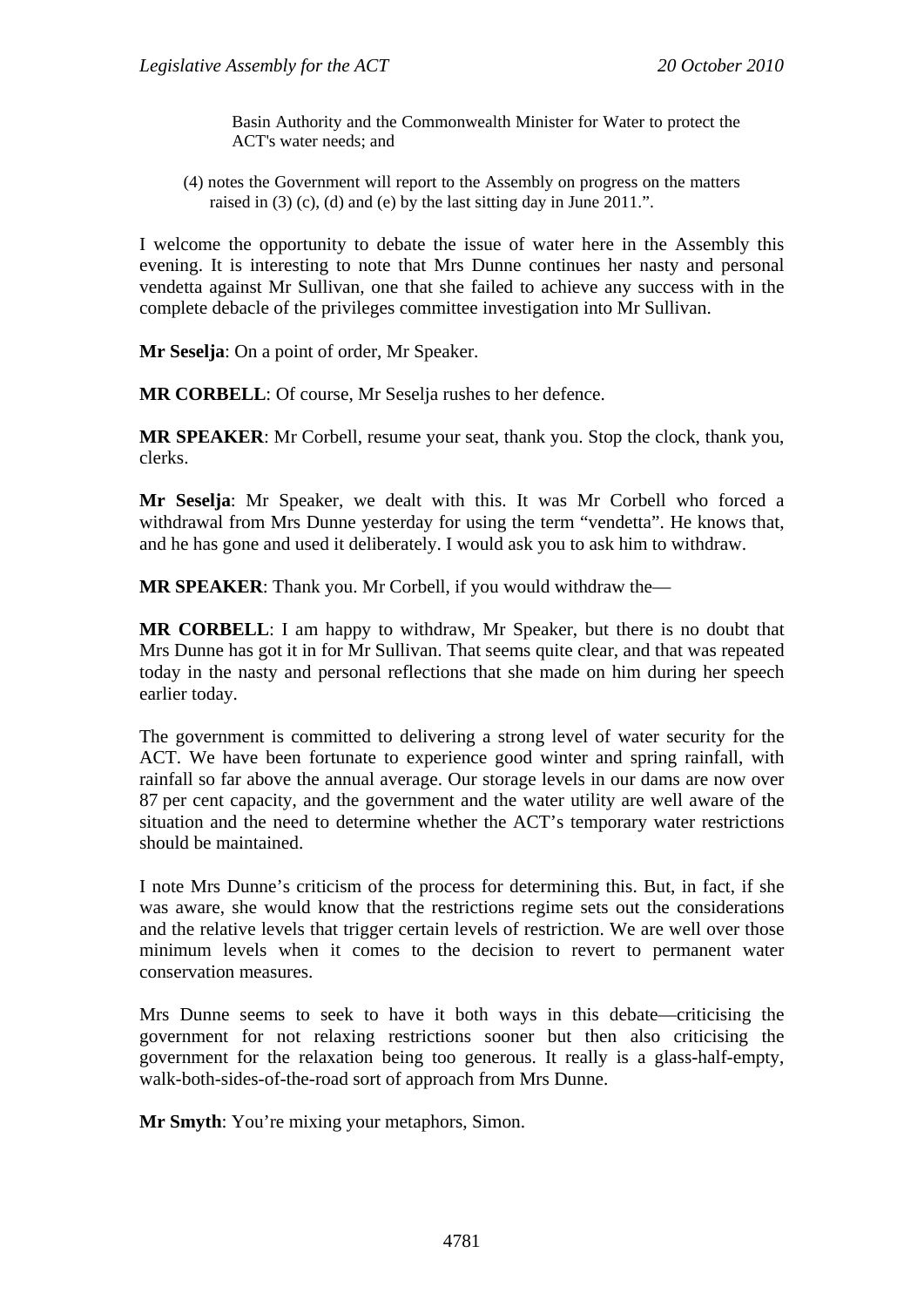Basin Authority and the Commonwealth Minister for Water to protect the ACT's water needs; and

(4) notes the Government will report to the Assembly on progress on the matters raised in (3) (c), (d) and (e) by the last sitting day in June 2011.".

I welcome the opportunity to debate the issue of water here in the Assembly this evening. It is interesting to note that Mrs Dunne continues her nasty and personal vendetta against Mr Sullivan, one that she failed to achieve any success with in the complete debacle of the privileges committee investigation into Mr Sullivan.

**Mr Seselja**: On a point of order, Mr Speaker.

**MR CORBELL**: Of course, Mr Seselja rushes to her defence.

**MR SPEAKER**: Mr Corbell, resume your seat, thank you. Stop the clock, thank you, clerks.

**Mr Seselja**: Mr Speaker, we dealt with this. It was Mr Corbell who forced a withdrawal from Mrs Dunne yesterday for using the term "vendetta". He knows that, and he has gone and used it deliberately. I would ask you to ask him to withdraw.

**MR SPEAKER**: Thank you. Mr Corbell, if you would withdraw the—

**MR CORBELL**: I am happy to withdraw, Mr Speaker, but there is no doubt that Mrs Dunne has got it in for Mr Sullivan. That seems quite clear, and that was repeated today in the nasty and personal reflections that she made on him during her speech earlier today.

The government is committed to delivering a strong level of water security for the ACT. We have been fortunate to experience good winter and spring rainfall, with rainfall so far above the annual average. Our storage levels in our dams are now over 87 per cent capacity, and the government and the water utility are well aware of the situation and the need to determine whether the ACT's temporary water restrictions should be maintained.

I note Mrs Dunne's criticism of the process for determining this. But, in fact, if she was aware, she would know that the restrictions regime sets out the considerations and the relative levels that trigger certain levels of restriction. We are well over those minimum levels when it comes to the decision to revert to permanent water conservation measures.

Mrs Dunne seems to seek to have it both ways in this debate—criticising the government for not relaxing restrictions sooner but then also criticising the government for the relaxation being too generous. It really is a glass-half-empty, walk-both-sides-of-the-road sort of approach from Mrs Dunne.

**Mr Smyth**: You're mixing your metaphors, Simon.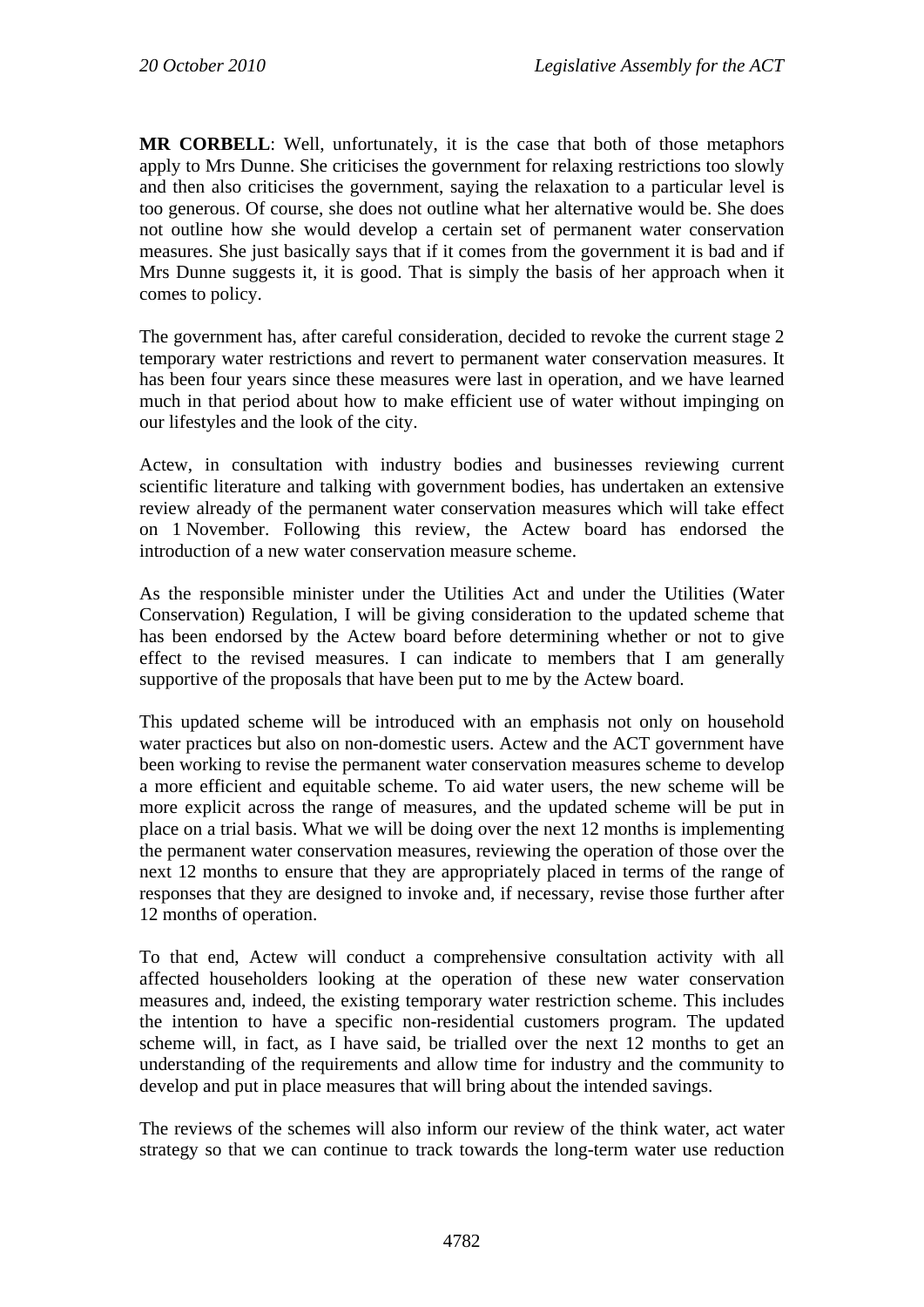**MR CORBELL**: Well, unfortunately, it is the case that both of those metaphors apply to Mrs Dunne. She criticises the government for relaxing restrictions too slowly and then also criticises the government, saying the relaxation to a particular level is too generous. Of course, she does not outline what her alternative would be. She does not outline how she would develop a certain set of permanent water conservation measures. She just basically says that if it comes from the government it is bad and if Mrs Dunne suggests it, it is good. That is simply the basis of her approach when it comes to policy.

The government has, after careful consideration, decided to revoke the current stage 2 temporary water restrictions and revert to permanent water conservation measures. It has been four years since these measures were last in operation, and we have learned much in that period about how to make efficient use of water without impinging on our lifestyles and the look of the city.

Actew, in consultation with industry bodies and businesses reviewing current scientific literature and talking with government bodies, has undertaken an extensive review already of the permanent water conservation measures which will take effect on 1 November. Following this review, the Actew board has endorsed the introduction of a new water conservation measure scheme.

As the responsible minister under the Utilities Act and under the Utilities (Water Conservation) Regulation, I will be giving consideration to the updated scheme that has been endorsed by the Actew board before determining whether or not to give effect to the revised measures. I can indicate to members that I am generally supportive of the proposals that have been put to me by the Actew board.

This updated scheme will be introduced with an emphasis not only on household water practices but also on non-domestic users. Actew and the ACT government have been working to revise the permanent water conservation measures scheme to develop a more efficient and equitable scheme. To aid water users, the new scheme will be more explicit across the range of measures, and the updated scheme will be put in place on a trial basis. What we will be doing over the next 12 months is implementing the permanent water conservation measures, reviewing the operation of those over the next 12 months to ensure that they are appropriately placed in terms of the range of responses that they are designed to invoke and, if necessary, revise those further after 12 months of operation.

To that end, Actew will conduct a comprehensive consultation activity with all affected householders looking at the operation of these new water conservation measures and, indeed, the existing temporary water restriction scheme. This includes the intention to have a specific non-residential customers program. The updated scheme will, in fact, as I have said, be trialled over the next 12 months to get an understanding of the requirements and allow time for industry and the community to develop and put in place measures that will bring about the intended savings.

The reviews of the schemes will also inform our review of the think water, act water strategy so that we can continue to track towards the long-term water use reduction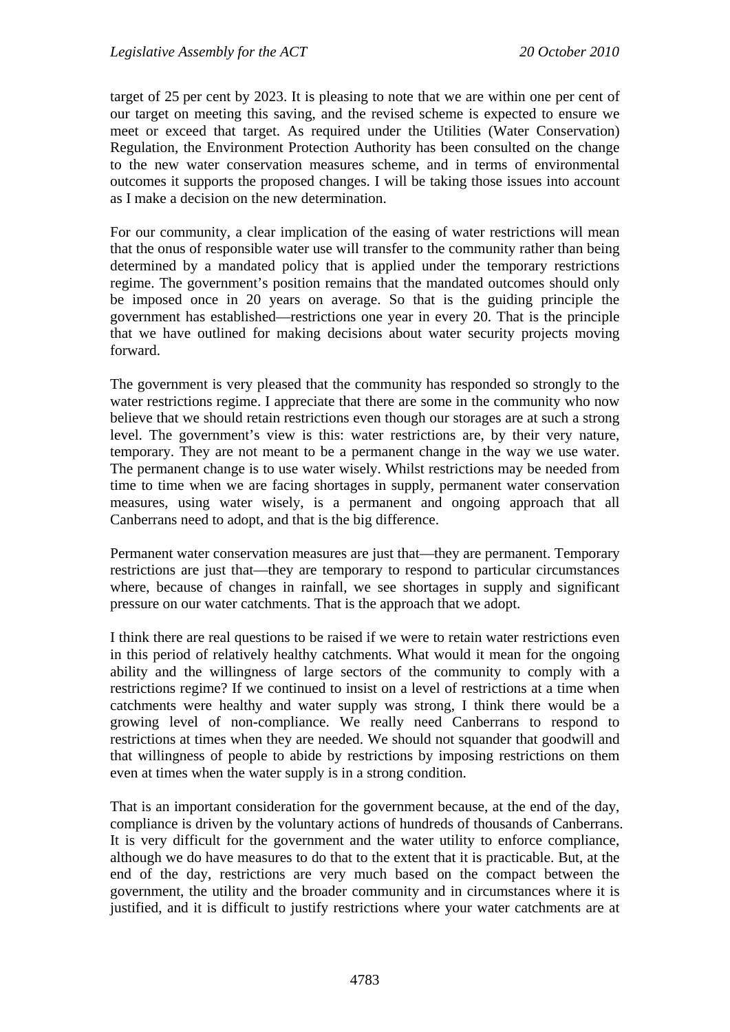target of 25 per cent by 2023. It is pleasing to note that we are within one per cent of our target on meeting this saving, and the revised scheme is expected to ensure we meet or exceed that target. As required under the Utilities (Water Conservation) Regulation, the Environment Protection Authority has been consulted on the change to the new water conservation measures scheme, and in terms of environmental outcomes it supports the proposed changes. I will be taking those issues into account as I make a decision on the new determination.

For our community, a clear implication of the easing of water restrictions will mean that the onus of responsible water use will transfer to the community rather than being determined by a mandated policy that is applied under the temporary restrictions regime. The government's position remains that the mandated outcomes should only be imposed once in 20 years on average. So that is the guiding principle the government has established—restrictions one year in every 20. That is the principle that we have outlined for making decisions about water security projects moving forward.

The government is very pleased that the community has responded so strongly to the water restrictions regime. I appreciate that there are some in the community who now believe that we should retain restrictions even though our storages are at such a strong level. The government's view is this: water restrictions are, by their very nature, temporary. They are not meant to be a permanent change in the way we use water. The permanent change is to use water wisely. Whilst restrictions may be needed from time to time when we are facing shortages in supply, permanent water conservation measures, using water wisely, is a permanent and ongoing approach that all Canberrans need to adopt, and that is the big difference.

Permanent water conservation measures are just that—they are permanent. Temporary restrictions are just that—they are temporary to respond to particular circumstances where, because of changes in rainfall, we see shortages in supply and significant pressure on our water catchments. That is the approach that we adopt.

I think there are real questions to be raised if we were to retain water restrictions even in this period of relatively healthy catchments. What would it mean for the ongoing ability and the willingness of large sectors of the community to comply with a restrictions regime? If we continued to insist on a level of restrictions at a time when catchments were healthy and water supply was strong, I think there would be a growing level of non-compliance. We really need Canberrans to respond to restrictions at times when they are needed. We should not squander that goodwill and that willingness of people to abide by restrictions by imposing restrictions on them even at times when the water supply is in a strong condition.

That is an important consideration for the government because, at the end of the day, compliance is driven by the voluntary actions of hundreds of thousands of Canberrans. It is very difficult for the government and the water utility to enforce compliance, although we do have measures to do that to the extent that it is practicable. But, at the end of the day, restrictions are very much based on the compact between the government, the utility and the broader community and in circumstances where it is justified, and it is difficult to justify restrictions where your water catchments are at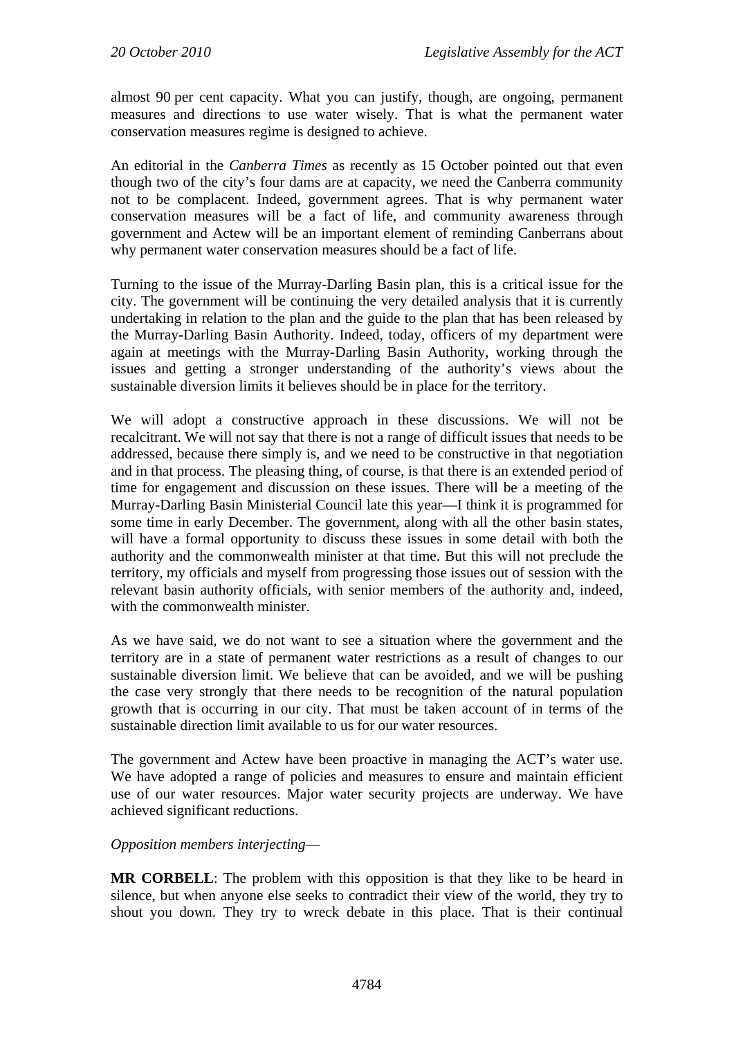almost 90 per cent capacity. What you can justify, though, are ongoing, permanent measures and directions to use water wisely. That is what the permanent water conservation measures regime is designed to achieve.

An editorial in the *Canberra Times* as recently as 15 October pointed out that even though two of the city's four dams are at capacity, we need the Canberra community not to be complacent. Indeed, government agrees. That is why permanent water conservation measures will be a fact of life, and community awareness through government and Actew will be an important element of reminding Canberrans about why permanent water conservation measures should be a fact of life.

Turning to the issue of the Murray-Darling Basin plan, this is a critical issue for the city. The government will be continuing the very detailed analysis that it is currently undertaking in relation to the plan and the guide to the plan that has been released by the Murray-Darling Basin Authority. Indeed, today, officers of my department were again at meetings with the Murray-Darling Basin Authority, working through the issues and getting a stronger understanding of the authority's views about the sustainable diversion limits it believes should be in place for the territory.

We will adopt a constructive approach in these discussions. We will not be recalcitrant. We will not say that there is not a range of difficult issues that needs to be addressed, because there simply is, and we need to be constructive in that negotiation and in that process. The pleasing thing, of course, is that there is an extended period of time for engagement and discussion on these issues. There will be a meeting of the Murray-Darling Basin Ministerial Council late this year—I think it is programmed for some time in early December. The government, along with all the other basin states, will have a formal opportunity to discuss these issues in some detail with both the authority and the commonwealth minister at that time. But this will not preclude the territory, my officials and myself from progressing those issues out of session with the relevant basin authority officials, with senior members of the authority and, indeed, with the commonwealth minister.

As we have said, we do not want to see a situation where the government and the territory are in a state of permanent water restrictions as a result of changes to our sustainable diversion limit. We believe that can be avoided, and we will be pushing the case very strongly that there needs to be recognition of the natural population growth that is occurring in our city. That must be taken account of in terms of the sustainable direction limit available to us for our water resources.

The government and Actew have been proactive in managing the ACT's water use. We have adopted a range of policies and measures to ensure and maintain efficient use of our water resources. Major water security projects are underway. We have achieved significant reductions.

*Opposition members interjecting*—

**MR CORBELL**: The problem with this opposition is that they like to be heard in silence, but when anyone else seeks to contradict their view of the world, they try to shout you down. They try to wreck debate in this place. That is their continual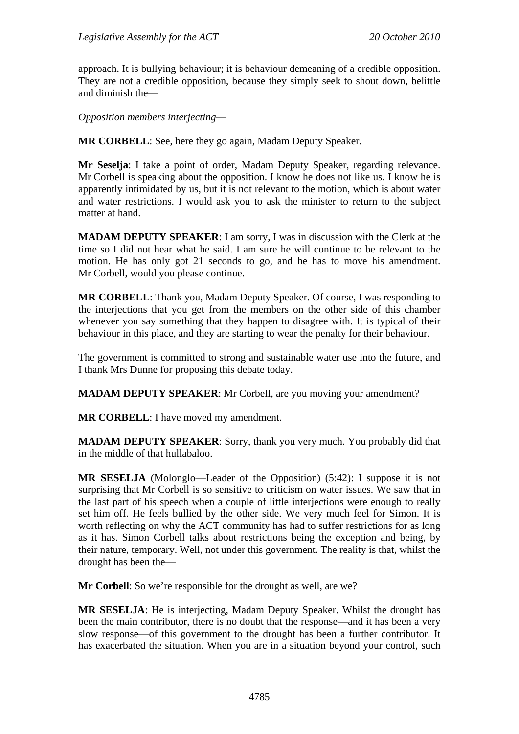approach. It is bullying behaviour; it is behaviour demeaning of a credible opposition. They are not a credible opposition, because they simply seek to shout down, belittle and diminish the—

*Opposition members interjecting*—

**MR CORBELL**: See, here they go again, Madam Deputy Speaker.

**Mr Seselja**: I take a point of order, Madam Deputy Speaker, regarding relevance. Mr Corbell is speaking about the opposition. I know he does not like us. I know he is apparently intimidated by us, but it is not relevant to the motion, which is about water and water restrictions. I would ask you to ask the minister to return to the subject matter at hand.

**MADAM DEPUTY SPEAKER**: I am sorry, I was in discussion with the Clerk at the time so I did not hear what he said. I am sure he will continue to be relevant to the motion. He has only got 21 seconds to go, and he has to move his amendment. Mr Corbell, would you please continue.

**MR CORBELL**: Thank you, Madam Deputy Speaker. Of course, I was responding to the interjections that you get from the members on the other side of this chamber whenever you say something that they happen to disagree with. It is typical of their behaviour in this place, and they are starting to wear the penalty for their behaviour.

The government is committed to strong and sustainable water use into the future, and I thank Mrs Dunne for proposing this debate today.

**MADAM DEPUTY SPEAKER**: Mr Corbell, are you moving your amendment?

**MR CORBELL**: I have moved my amendment.

**MADAM DEPUTY SPEAKER**: Sorry, thank you very much. You probably did that in the middle of that hullabaloo.

**MR SESELJA** (Molonglo—Leader of the Opposition) (5:42): I suppose it is not surprising that Mr Corbell is so sensitive to criticism on water issues. We saw that in the last part of his speech when a couple of little interjections were enough to really set him off. He feels bullied by the other side. We very much feel for Simon. It is worth reflecting on why the ACT community has had to suffer restrictions for as long as it has. Simon Corbell talks about restrictions being the exception and being, by their nature, temporary. Well, not under this government. The reality is that, whilst the drought has been the—

**Mr Corbell**: So we're responsible for the drought as well, are we?

**MR SESELJA**: He is interjecting, Madam Deputy Speaker. Whilst the drought has been the main contributor, there is no doubt that the response—and it has been a very slow response—of this government to the drought has been a further contributor. It has exacerbated the situation. When you are in a situation beyond your control, such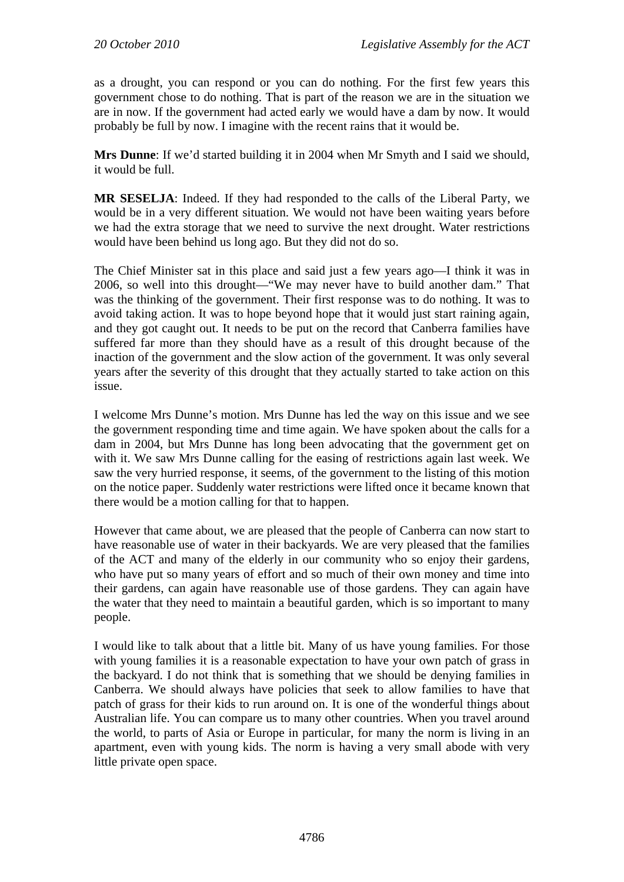as a drought, you can respond or you can do nothing. For the first few years this government chose to do nothing. That is part of the reason we are in the situation we are in now. If the government had acted early we would have a dam by now. It would probably be full by now. I imagine with the recent rains that it would be.

**Mrs Dunne**: If we'd started building it in 2004 when Mr Smyth and I said we should, it would be full.

**MR SESELJA**: Indeed. If they had responded to the calls of the Liberal Party, we would be in a very different situation. We would not have been waiting years before we had the extra storage that we need to survive the next drought. Water restrictions would have been behind us long ago. But they did not do so.

The Chief Minister sat in this place and said just a few years ago—I think it was in 2006, so well into this drought—"We may never have to build another dam." That was the thinking of the government. Their first response was to do nothing. It was to avoid taking action. It was to hope beyond hope that it would just start raining again, and they got caught out. It needs to be put on the record that Canberra families have suffered far more than they should have as a result of this drought because of the inaction of the government and the slow action of the government. It was only several years after the severity of this drought that they actually started to take action on this issue.

I welcome Mrs Dunne's motion. Mrs Dunne has led the way on this issue and we see the government responding time and time again. We have spoken about the calls for a dam in 2004, but Mrs Dunne has long been advocating that the government get on with it. We saw Mrs Dunne calling for the easing of restrictions again last week. We saw the very hurried response, it seems, of the government to the listing of this motion on the notice paper. Suddenly water restrictions were lifted once it became known that there would be a motion calling for that to happen.

However that came about, we are pleased that the people of Canberra can now start to have reasonable use of water in their backyards. We are very pleased that the families of the ACT and many of the elderly in our community who so enjoy their gardens, who have put so many years of effort and so much of their own money and time into their gardens, can again have reasonable use of those gardens. They can again have the water that they need to maintain a beautiful garden, which is so important to many people.

I would like to talk about that a little bit. Many of us have young families. For those with young families it is a reasonable expectation to have your own patch of grass in the backyard. I do not think that is something that we should be denying families in Canberra. We should always have policies that seek to allow families to have that patch of grass for their kids to run around on. It is one of the wonderful things about Australian life. You can compare us to many other countries. When you travel around the world, to parts of Asia or Europe in particular, for many the norm is living in an apartment, even with young kids. The norm is having a very small abode with very little private open space.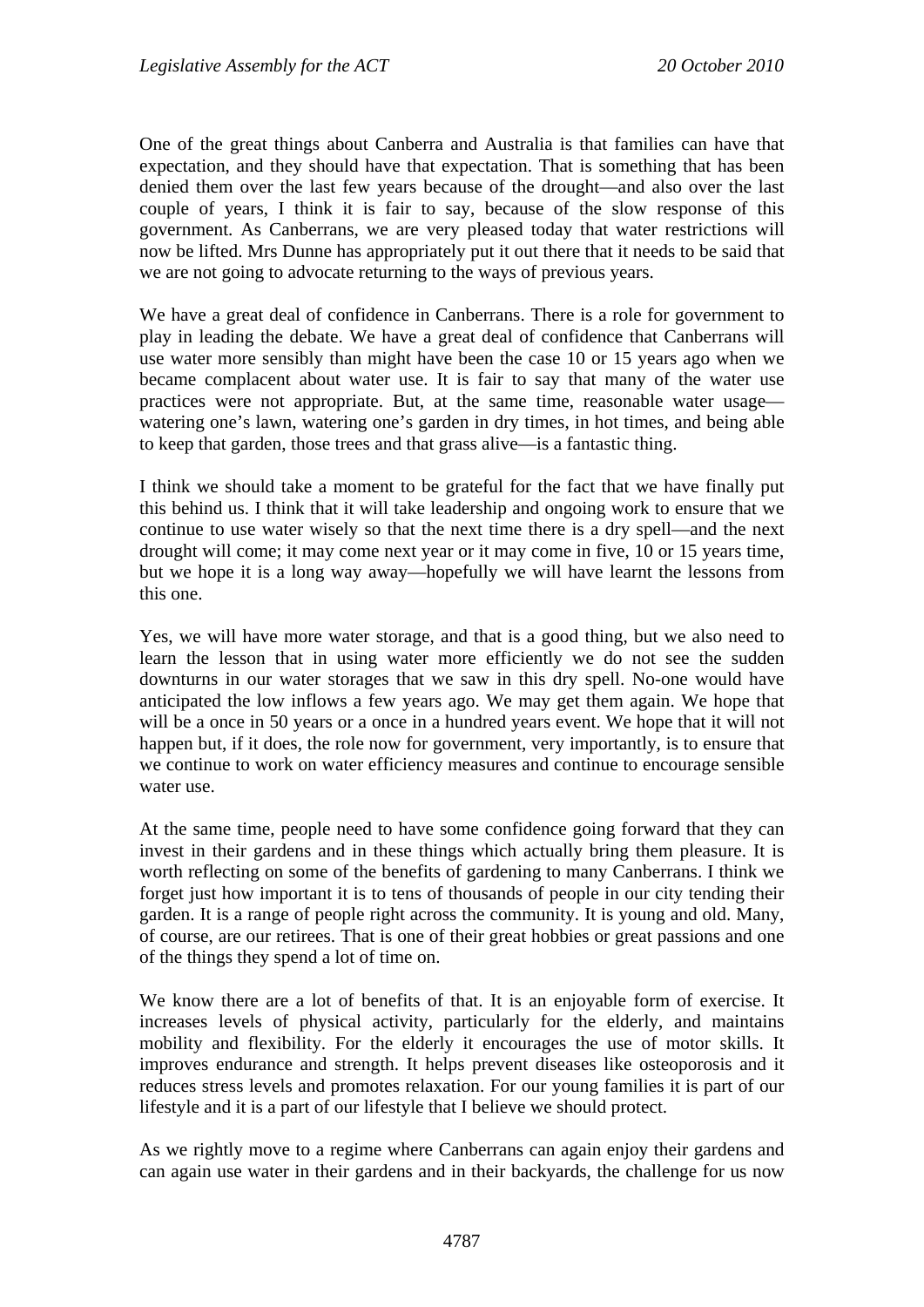One of the great things about Canberra and Australia is that families can have that expectation, and they should have that expectation. That is something that has been denied them over the last few years because of the drought—and also over the last couple of years, I think it is fair to say, because of the slow response of this government. As Canberrans, we are very pleased today that water restrictions will now be lifted. Mrs Dunne has appropriately put it out there that it needs to be said that we are not going to advocate returning to the ways of previous years.

We have a great deal of confidence in Canberrans. There is a role for government to play in leading the debate. We have a great deal of confidence that Canberrans will use water more sensibly than might have been the case 10 or 15 years ago when we became complacent about water use. It is fair to say that many of the water use practices were not appropriate. But, at the same time, reasonable water usage—watering one's lawn, watering one's garden in dry times, in hot times, and being able to keep that garden, those trees and that grass alive—is a fantastic thing.

I think we should take a moment to be grateful for the fact that we have finally put this behind us. I think that it will take leadership and ongoing work to ensure that we continue to use water wisely so that the next time there is a dry spell—and the next drought will come; it may come next year or it may come in five, 10 or 15 years time, but we hope it is a long way away—hopefully we will have learnt the lessons from this one.

Yes, we will have more water storage, and that is a good thing, but we also need to learn the lesson that in using water more efficiently we do not see the sudden downturns in our water storages that we saw in this dry spell. No-one would have anticipated the low inflows a few years ago. We may get them again. We hope that will be a once in 50 years or a once in a hundred years event. We hope that it will not happen but, if it does, the role now for government, very importantly, is to ensure that we continue to work on water efficiency measures and continue to encourage sensible water use.

At the same time, people need to have some confidence going forward that they can invest in their gardens and in these things which actually bring them pleasure. It is worth reflecting on some of the benefits of gardening to many Canberrans. I think we forget just how important it is to tens of thousands of people in our city tending their garden. It is a range of people right across the community. It is young and old. Many, of course, are our retirees. That is one of their great hobbies or great passions and one of the things they spend a lot of time on.

We know there are a lot of benefits of that. It is an enjoyable form of exercise. It increases levels of physical activity, particularly for the elderly, and maintains mobility and flexibility. For the elderly it encourages the use of motor skills. It improves endurance and strength. It helps prevent diseases like osteoporosis and it reduces stress levels and promotes relaxation. For our young families it is part of our lifestyle and it is a part of our lifestyle that I believe we should protect.

As we rightly move to a regime where Canberrans can again enjoy their gardens and can again use water in their gardens and in their backyards, the challenge for us now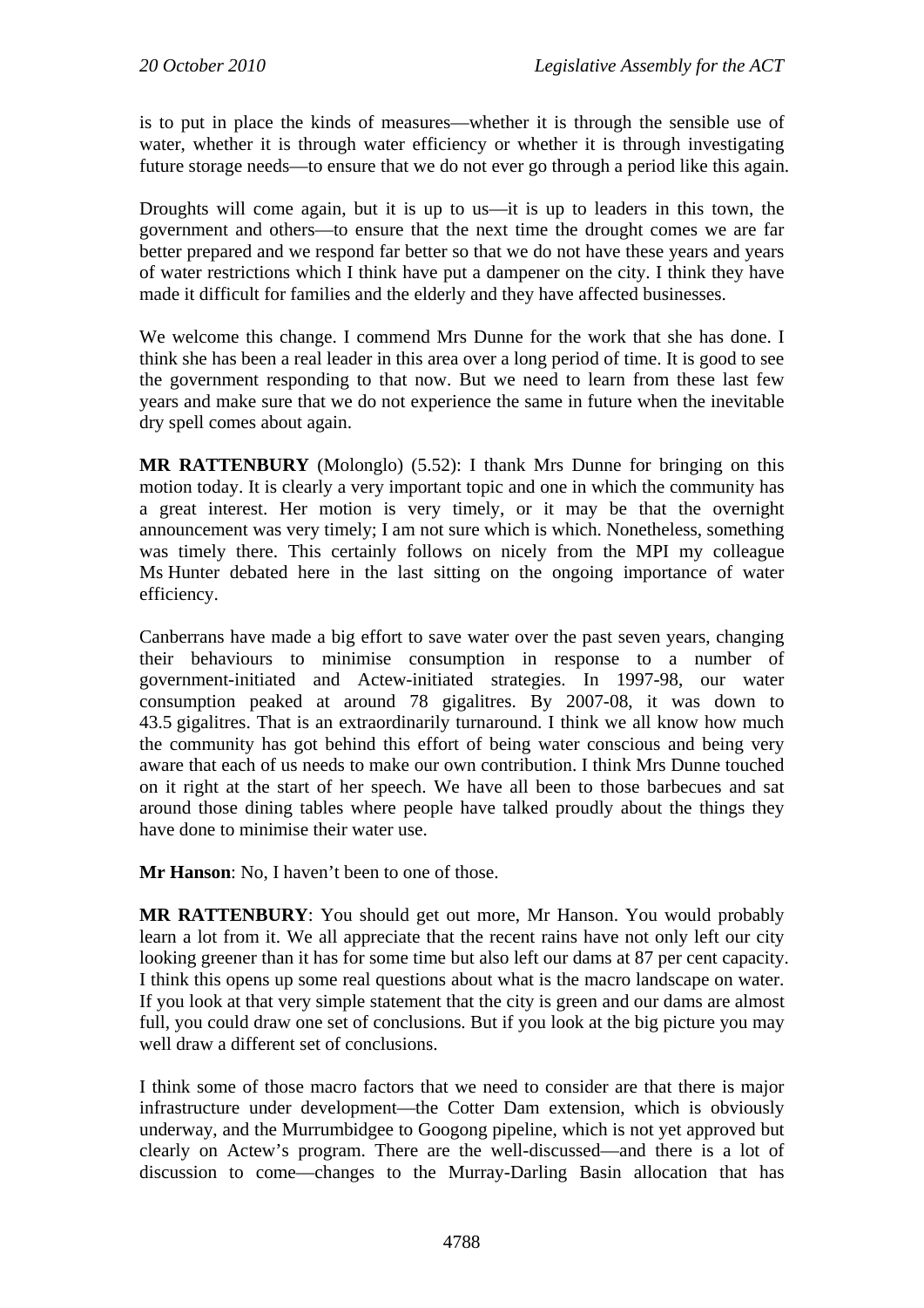is to put in place the kinds of measures—whether it is through the sensible use of water, whether it is through water efficiency or whether it is through investigating future storage needs—to ensure that we do not ever go through a period like this again.

Droughts will come again, but it is up to us—it is up to leaders in this town, the government and others—to ensure that the next time the drought comes we are far better prepared and we respond far better so that we do not have these years and years of water restrictions which I think have put a dampener on the city. I think they have made it difficult for families and the elderly and they have affected businesses.

We welcome this change. I commend Mrs Dunne for the work that she has done. I think she has been a real leader in this area over a long period of time. It is good to see the government responding to that now. But we need to learn from these last few years and make sure that we do not experience the same in future when the inevitable dry spell comes about again.

**MR RATTENBURY** (Molonglo) (5.52): I thank Mrs Dunne for bringing on this motion today. It is clearly a very important topic and one in which the community has a great interest. Her motion is very timely, or it may be that the overnight announcement was very timely; I am not sure which is which. Nonetheless, something was timely there. This certainly follows on nicely from the MPI my colleague Ms Hunter debated here in the last sitting on the ongoing importance of water efficiency.

Canberrans have made a big effort to save water over the past seven years, changing their behaviours to minimise consumption in response to a number of government-initiated and Actew-initiated strategies. In 1997-98, our water consumption peaked at around 78 gigalitres. By 2007-08, it was down to 43.5 gigalitres. That is an extraordinarily turnaround. I think we all know how much the community has got behind this effort of being water conscious and being very aware that each of us needs to make our own contribution. I think Mrs Dunne touched on it right at the start of her speech. We have all been to those barbecues and sat around those dining tables where people have talked proudly about the things they have done to minimise their water use.

**Mr Hanson**: No, I haven't been to one of those.

**MR RATTENBURY**: You should get out more, Mr Hanson. You would probably learn a lot from it. We all appreciate that the recent rains have not only left our city looking greener than it has for some time but also left our dams at 87 per cent capacity. I think this opens up some real questions about what is the macro landscape on water. If you look at that very simple statement that the city is green and our dams are almost full, you could draw one set of conclusions. But if you look at the big picture you may well draw a different set of conclusions.

I think some of those macro factors that we need to consider are that there is major infrastructure under development—the Cotter Dam extension, which is obviously underway, and the Murrumbidgee to Googong pipeline, which is not yet approved but clearly on Actew's program. There are the well-discussed—and there is a lot of discussion to come—changes to the Murray-Darling Basin allocation that has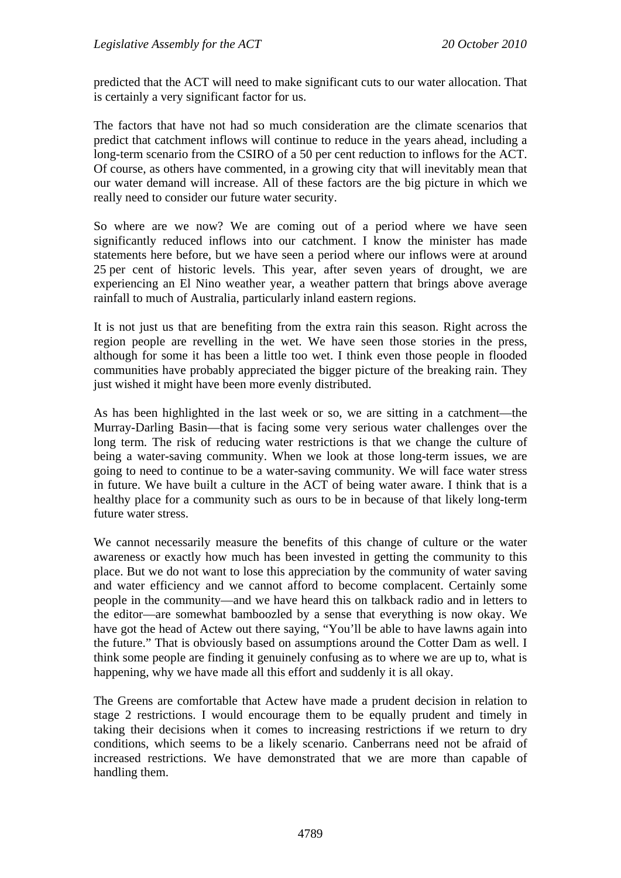predicted that the ACT will need to make significant cuts to our water allocation. That is certainly a very significant factor for us.

The factors that have not had so much consideration are the climate scenarios that predict that catchment inflows will continue to reduce in the years ahead, including a long-term scenario from the CSIRO of a 50 per cent reduction to inflows for the ACT. Of course, as others have commented, in a growing city that will inevitably mean that our water demand will increase. All of these factors are the big picture in which we really need to consider our future water security.

So where are we now? We are coming out of a period where we have seen significantly reduced inflows into our catchment. I know the minister has made statements here before, but we have seen a period where our inflows were at around 25 per cent of historic levels. This year, after seven years of drought, we are experiencing an El Nino weather year, a weather pattern that brings above average rainfall to much of Australia, particularly inland eastern regions.

It is not just us that are benefiting from the extra rain this season. Right across the region people are revelling in the wet. We have seen those stories in the press, although for some it has been a little too wet. I think even those people in flooded communities have probably appreciated the bigger picture of the breaking rain. They just wished it might have been more evenly distributed.

As has been highlighted in the last week or so, we are sitting in a catchment—the Murray-Darling Basin—that is facing some very serious water challenges over the long term. The risk of reducing water restrictions is that we change the culture of being a water-saving community. When we look at those long-term issues, we are going to need to continue to be a water-saving community. We will face water stress in future. We have built a culture in the ACT of being water aware. I think that is a healthy place for a community such as ours to be in because of that likely long-term future water stress.

We cannot necessarily measure the benefits of this change of culture or the water awareness or exactly how much has been invested in getting the community to this place. But we do not want to lose this appreciation by the community of water saving and water efficiency and we cannot afford to become complacent. Certainly some people in the community—and we have heard this on talkback radio and in letters to the editor—are somewhat bamboozled by a sense that everything is now okay. We have got the head of Actew out there saying, "You'll be able to have lawns again into the future." That is obviously based on assumptions around the Cotter Dam as well. I think some people are finding it genuinely confusing as to where we are up to, what is happening, why we have made all this effort and suddenly it is all okay.

The Greens are comfortable that Actew have made a prudent decision in relation to stage 2 restrictions. I would encourage them to be equally prudent and timely in taking their decisions when it comes to increasing restrictions if we return to dry conditions, which seems to be a likely scenario. Canberrans need not be afraid of increased restrictions. We have demonstrated that we are more than capable of handling them.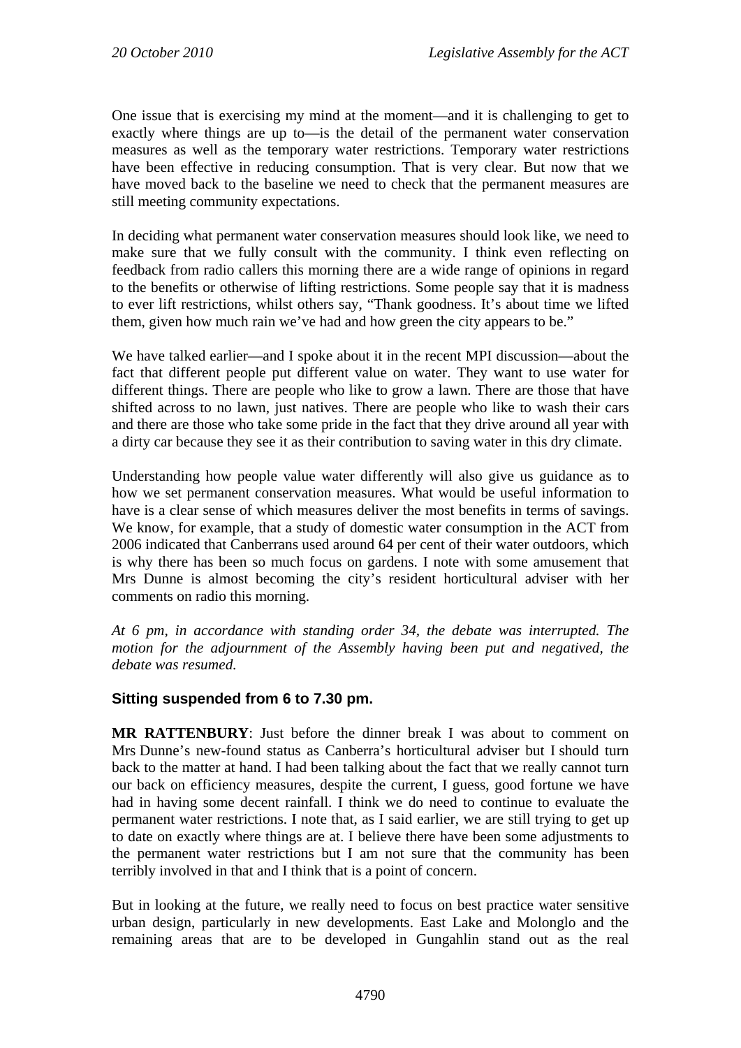One issue that is exercising my mind at the moment—and it is challenging to get to exactly where things are up to—is the detail of the permanent water conservation measures as well as the temporary water restrictions. Temporary water restrictions have been effective in reducing consumption. That is very clear. But now that we have moved back to the baseline we need to check that the permanent measures are still meeting community expectations.

In deciding what permanent water conservation measures should look like, we need to make sure that we fully consult with the community. I think even reflecting on feedback from radio callers this morning there are a wide range of opinions in regard to the benefits or otherwise of lifting restrictions. Some people say that it is madness to ever lift restrictions, whilst others say, "Thank goodness. It's about time we lifted them, given how much rain we've had and how green the city appears to be."

We have talked earlier—and I spoke about it in the recent MPI discussion—about the fact that different people put different value on water. They want to use water for different things. There are people who like to grow a lawn. There are those that have shifted across to no lawn, just natives. There are people who like to wash their cars and there are those who take some pride in the fact that they drive around all year with a dirty car because they see it as their contribution to saving water in this dry climate.

Understanding how people value water differently will also give us guidance as to how we set permanent conservation measures. What would be useful information to have is a clear sense of which measures deliver the most benefits in terms of savings. We know, for example, that a study of domestic water consumption in the ACT from 2006 indicated that Canberrans used around 64 per cent of their water outdoors, which is why there has been so much focus on gardens. I note with some amusement that Mrs Dunne is almost becoming the city's resident horticultural adviser with her comments on radio this morning.

*At 6 pm, in accordance with standing order 34, the debate was interrupted. The motion for the adjournment of the Assembly having been put and negatived, the debate was resumed.*

### Sitting suspended from 6 to 7.30 pm.

**MR RATTENBURY**: Just before the dinner break I was about to comment on Mrs Dunne's new-found status as Canberra's horticultural adviser but I should turn back to the matter at hand. I had been talking about the fact that we really cannot turn our back on efficiency measures, despite the current, I guess, good fortune we have had in having some decent rainfall. I think we do need to continue to evaluate the permanent water restrictions. I note that, as I said earlier, we are still trying to get up to date on exactly where things are at. I believe there have been some adjustments to the permanent water restrictions but I am not sure that the community has been terribly involved in that and I think that is a point of concern.

But in looking at the future, we really need to focus on best practice water sensitive urban design, particularly in new developments. East Lake and Molonglo and the remaining areas that are to be developed in Gungahlin stand out as the real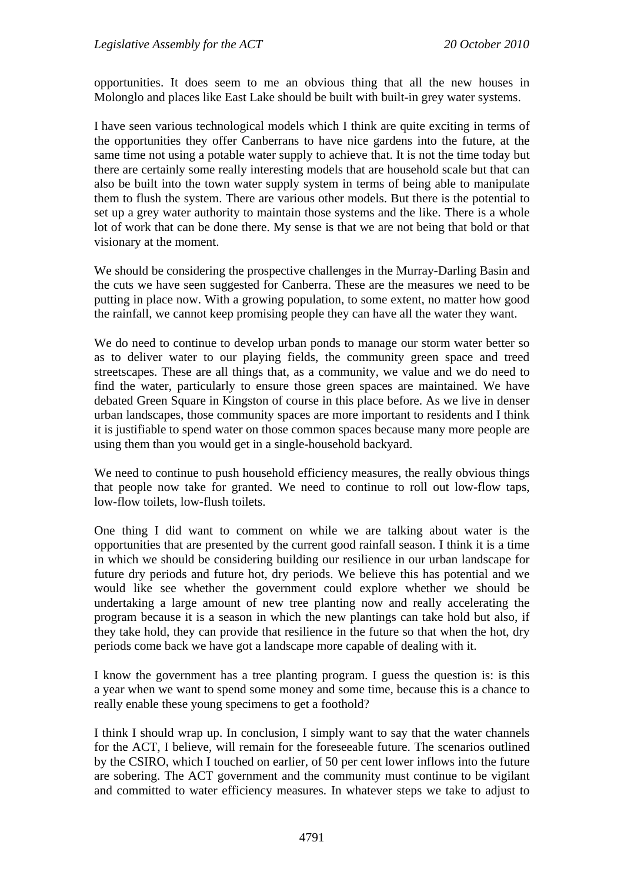opportunities. It does seem to me an obvious thing that all the new houses in Molonglo and places like East Lake should be built with built-in grey water systems.

I have seen various technological models which I think are quite exciting in terms of the opportunities they offer Canberrans to have nice gardens into the future, at the same time not using a potable water supply to achieve that. It is not the time today but there are certainly some really interesting models that are household scale but that can also be built into the town water supply system in terms of being able to manipulate them to flush the system. There are various other models. But there is the potential to set up a grey water authority to maintain those systems and the like. There is a whole lot of work that can be done there. My sense is that we are not being that bold or that visionary at the moment.

We should be considering the prospective challenges in the Murray-Darling Basin and the cuts we have seen suggested for Canberra. These are the measures we need to be putting in place now. With a growing population, to some extent, no matter how good the rainfall, we cannot keep promising people they can have all the water they want.

We do need to continue to develop urban ponds to manage our storm water better so as to deliver water to our playing fields, the community green space and treed streetscapes. These are all things that, as a community, we value and we do need to find the water, particularly to ensure those green spaces are maintained. We have debated Green Square in Kingston of course in this place before. As we live in denser urban landscapes, those community spaces are more important to residents and I think it is justifiable to spend water on those common spaces because many more people are using them than you would get in a single-household backyard.

We need to continue to push household efficiency measures, the really obvious things that people now take for granted. We need to continue to roll out low-flow taps, low-flow toilets, low-flush toilets.

One thing I did want to comment on while we are talking about water is the opportunities that are presented by the current good rainfall season. I think it is a time in which we should be considering building our resilience in our urban landscape for future dry periods and future hot, dry periods. We believe this has potential and we would like see whether the government could explore whether we should be undertaking a large amount of new tree planting now and really accelerating the program because it is a season in which the new plantings can take hold but also, if they take hold, they can provide that resilience in the future so that when the hot, dry periods come back we have got a landscape more capable of dealing with it.

I know the government has a tree planting program. I guess the question is: is this a year when we want to spend some money and some time, because this is a chance to really enable these young specimens to get a foothold?

I think I should wrap up. In conclusion, I simply want to say that the water channels for the ACT, I believe, will remain for the foreseeable future. The scenarios outlined by the CSIRO, which I touched on earlier, of 50 per cent lower inflows into the future are sobering. The ACT government and the community must continue to be vigilant and committed to water efficiency measures. In whatever steps we take to adjust to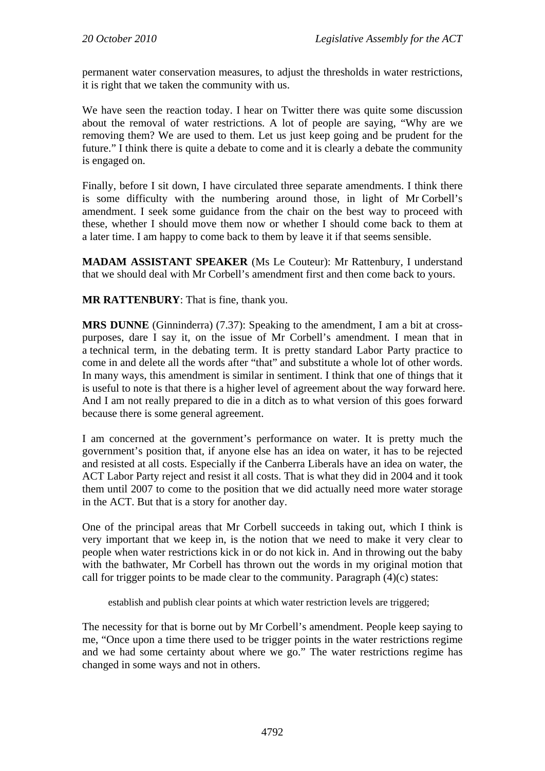permanent water conservation measures, to adjust the thresholds in water restrictions, it is right that we taken the community with us.

We have seen the reaction today. I hear on Twitter there was quite some discussion about the removal of water restrictions. A lot of people are saying, "Why are we removing them? We are used to them. Let us just keep going and be prudent for the future." I think there is quite a debate to come and it is clearly a debate the community is engaged on.

Finally, before I sit down, I have circulated three separate amendments. I think there is some difficulty with the numbering around those, in light of Mr Corbell's amendment. I seek some guidance from the chair on the best way to proceed with these, whether I should move them now or whether I should come back to them at a later time. I am happy to come back to them by leave it if that seems sensible.

**MADAM ASSISTANT SPEAKER** (Ms Le Couteur): Mr Rattenbury, I understand that we should deal with Mr Corbell's amendment first and then come back to yours.

**MR RATTENBURY**: That is fine, thank you.

**MRS DUNNE** (Ginninderra) (7.37): Speaking to the amendment, I am a bit at cross-purposes, dare I say it, on the issue of Mr Corbell's amendment. I mean that in a technical term, in the debating term. It is pretty standard Labor Party practice to come in and delete all the words after "that" and substitute a whole lot of other words. In many ways, this amendment is similar in sentiment. I think that one of things that it is useful to note is that there is a higher level of agreement about the way forward here. And I am not really prepared to die in a ditch as to what version of this goes forward because there is some general agreement.

I am concerned at the government's performance on water. It is pretty much the government's position that, if anyone else has an idea on water, it has to be rejected and resisted at all costs. Especially if the Canberra Liberals have an idea on water, the ACT Labor Party reject and resist it all costs. That is what they did in 2004 and it took them until 2007 to come to the position that we did actually need more water storage in the ACT. But that is a story for another day.

One of the principal areas that Mr Corbell succeeds in taking out, which I think is very important that we keep in, is the notion that we need to make it very clear to people when water restrictions kick in or do not kick in. And in throwing out the baby with the bathwater, Mr Corbell has thrown out the words in my original motion that call for trigger points to be made clear to the community. Paragraph (4)(c) states:

> establish and publish clear points at which water restriction levels are triggered;

The necessity for that is borne out by Mr Corbell's amendment. People keep saying to me, "Once upon a time there used to be trigger points in the water restrictions regime and we had some certainty about where we go." The water restrictions regime has changed in some ways and not in others.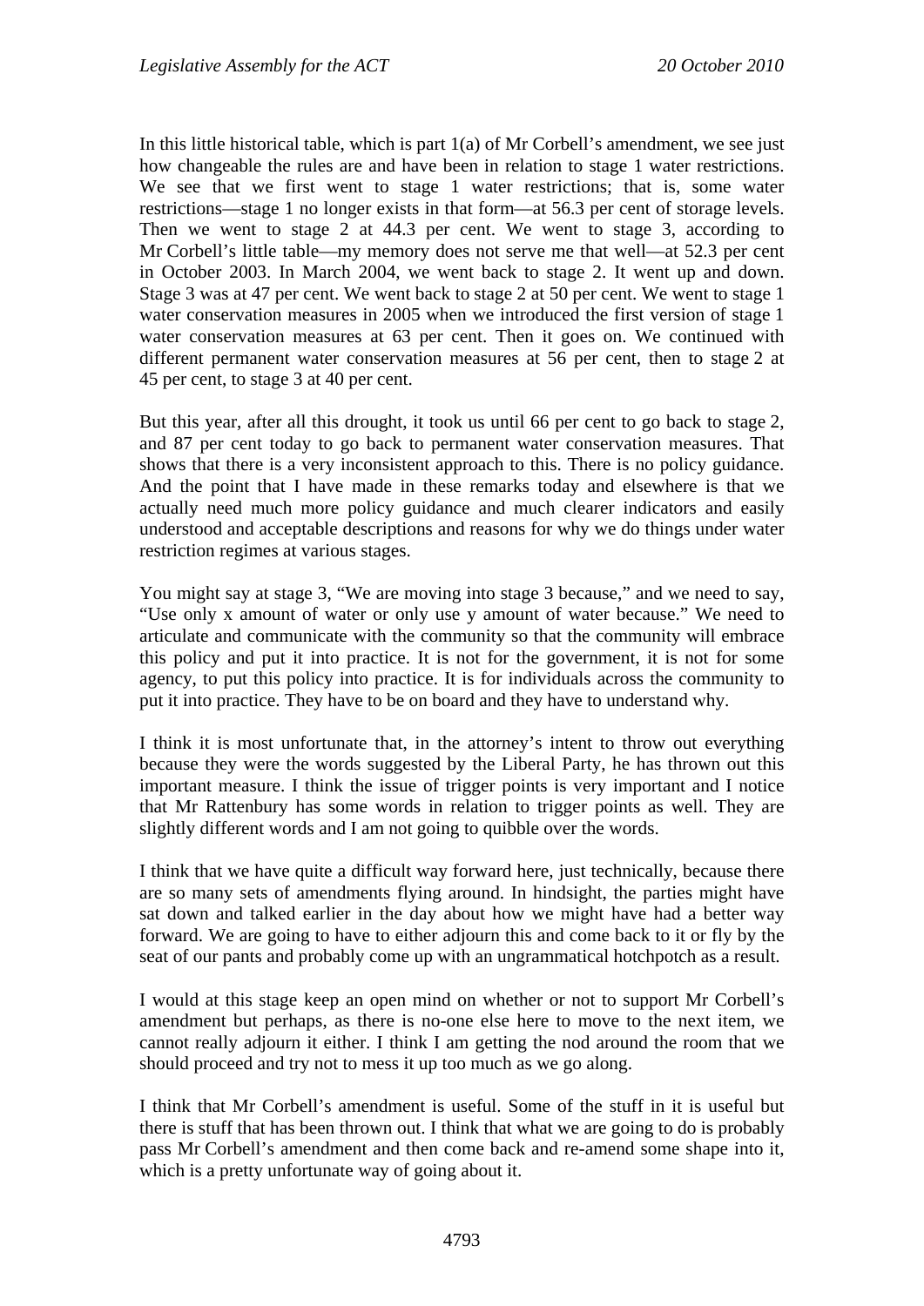In this little historical table, which is part 1(a) of Mr Corbell's amendment, we see just how changeable the rules are and have been in relation to stage 1 water restrictions. We see that we first went to stage 1 water restrictions; that is, some water restrictions—stage 1 no longer exists in that form—at 56.3 per cent of storage levels. Then we went to stage 2 at 44.3 per cent. We went to stage 3, according to Mr Corbell's little table—my memory does not serve me that well—at 52.3 per cent in October 2003. In March 2004, we went back to stage 2. It went up and down. Stage 3 was at 47 per cent. We went back to stage 2 at 50 per cent. We went to stage 1 water conservation measures in 2005 when we introduced the first version of stage 1 water conservation measures at 63 per cent. Then it goes on. We continued with different permanent water conservation measures at 56 per cent, then to stage 2 at 45 per cent, to stage 3 at 40 per cent.

But this year, after all this drought, it took us until 66 per cent to go back to stage 2, and 87 per cent today to go back to permanent water conservation measures. That shows that there is a very inconsistent approach to this. There is no policy guidance. And the point that I have made in these remarks today and elsewhere is that we actually need much more policy guidance and much clearer indicators and easily understood and acceptable descriptions and reasons for why we do things under water restriction regimes at various stages.

You might say at stage 3, "We are moving into stage 3 because," and we need to say, "Use only x amount of water or only use y amount of water because." We need to articulate and communicate with the community so that the community will embrace this policy and put it into practice. It is not for the government, it is not for some agency, to put this policy into practice. It is for individuals across the community to put it into practice. They have to be on board and they have to understand why.

I think it is most unfortunate that, in the attorney's intent to throw out everything because they were the words suggested by the Liberal Party, he has thrown out this important measure. I think the issue of trigger points is very important and I notice that Mr Rattenbury has some words in relation to trigger points as well. They are slightly different words and I am not going to quibble over the words.

I think that we have quite a difficult way forward here, just technically, because there are so many sets of amendments flying around. In hindsight, the parties might have sat down and talked earlier in the day about how we might have had a better way forward. We are going to have to either adjourn this and come back to it or fly by the seat of our pants and probably come up with an ungrammatical hotchpotch as a result.

I would at this stage keep an open mind on whether or not to support Mr Corbell's amendment but perhaps, as there is no-one else here to move to the next item, we cannot really adjourn it either. I think I am getting the nod around the room that we should proceed and try not to mess it up too much as we go along.

I think that Mr Corbell's amendment is useful. Some of the stuff in it is useful but there is stuff that has been thrown out. I think that what we are going to do is probably pass Mr Corbell's amendment and then come back and re-amend some shape into it, which is a pretty unfortunate way of going about it.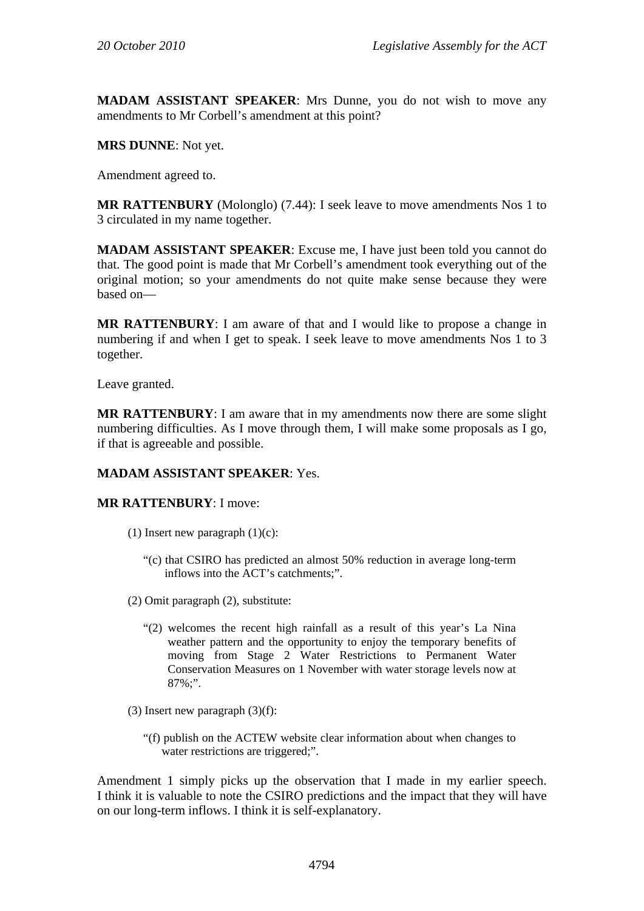**MADAM ASSISTANT SPEAKER**: Mrs Dunne, you do not wish to move any amendments to Mr Corbell's amendment at this point?

**MRS DUNNE**: Not yet.

Amendment agreed to.

**MR RATTENBURY** (Molonglo) (7.44): I seek leave to move amendments Nos 1 to 3 circulated in my name together.

**MADAM ASSISTANT SPEAKER**: Excuse me, I have just been told you cannot do that. The good point is made that Mr Corbell's amendment took everything out of the original motion; so your amendments do not quite make sense because they were based on—

**MR RATTENBURY**: I am aware of that and I would like to propose a change in numbering if and when I get to speak. I seek leave to move amendments Nos 1 to 3 together.

Leave granted.

**MR RATTENBURY**: I am aware that in my amendments now there are some slight numbering difficulties. As I move through them, I will make some proposals as I go, if that is agreeable and possible.

**MADAM ASSISTANT SPEAKER**: Yes.

**MR RATTENBURY**: I move:

> (1) Insert new paragraph (1)(c):
>
> "(c) that CSIRO has predicted an almost 50% reduction in average long-term inflows into the ACT's catchments;".
>
> (2) Omit paragraph (2), substitute:
>
> "(2) welcomes the recent high rainfall as a result of this year's La Nina weather pattern and the opportunity to enjoy the temporary benefits of moving from Stage 2 Water Restrictions to Permanent Water Conservation Measures on 1 November with water storage levels now at 87%;".
>
> (3) Insert new paragraph (3)(f):
>
> "(f) publish on the ACTEW website clear information about when changes to water restrictions are triggered;".

Amendment 1 simply picks up the observation that I made in my earlier speech. I think it is valuable to note the CSIRO predictions and the impact that they will have on our long-term inflows. I think it is self-explanatory.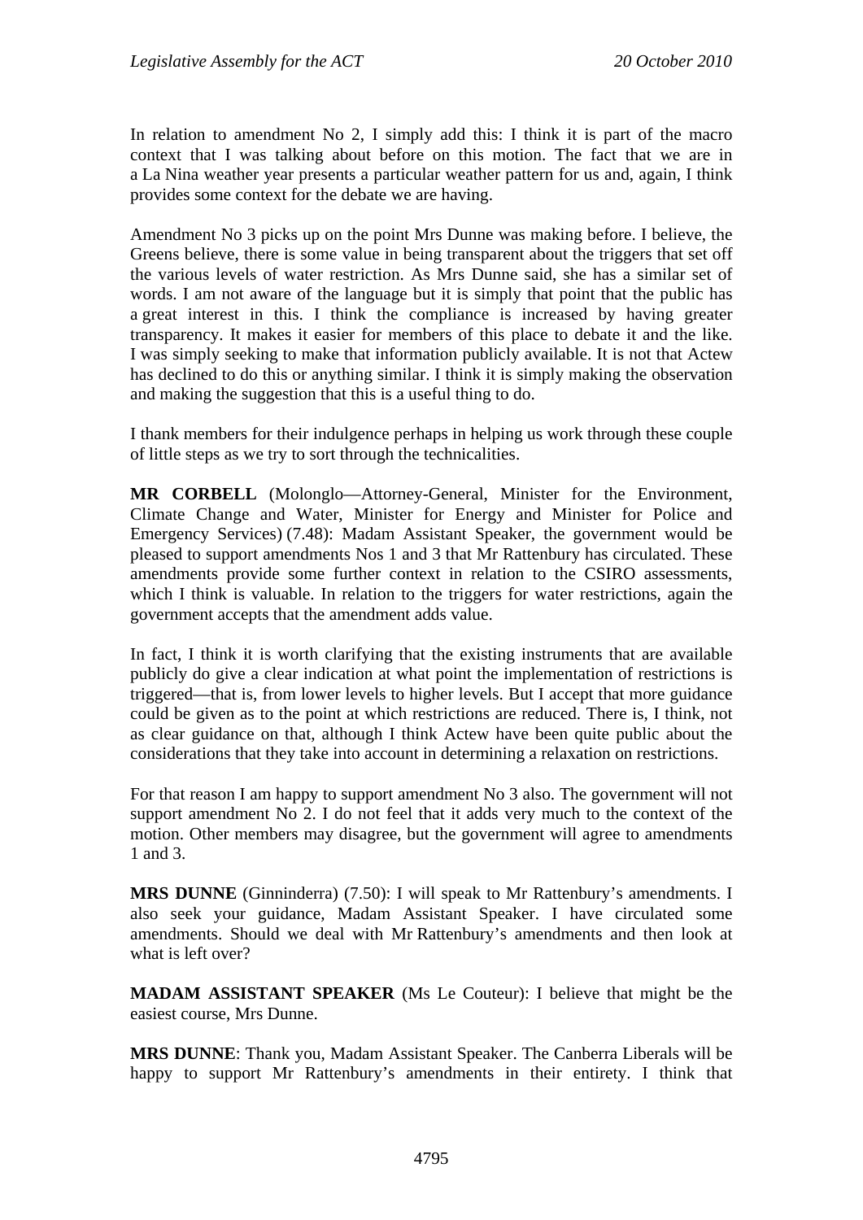In relation to amendment No 2, I simply add this: I think it is part of the macro context that I was talking about before on this motion. The fact that we are in a La Nina weather year presents a particular weather pattern for us and, again, I think provides some context for the debate we are having.

Amendment No 3 picks up on the point Mrs Dunne was making before. I believe, the Greens believe, there is some value in being transparent about the triggers that set off the various levels of water restriction. As Mrs Dunne said, she has a similar set of words. I am not aware of the language but it is simply that point that the public has a great interest in this. I think the compliance is increased by having greater transparency. It makes it easier for members of this place to debate it and the like. I was simply seeking to make that information publicly available. It is not that Actew has declined to do this or anything similar. I think it is simply making the observation and making the suggestion that this is a useful thing to do.

I thank members for their indulgence perhaps in helping us work through these couple of little steps as we try to sort through the technicalities.

**MR CORBELL** (Molonglo—Attorney-General, Minister for the Environment, Climate Change and Water, Minister for Energy and Minister for Police and Emergency Services) (7.48): Madam Assistant Speaker, the government would be pleased to support amendments Nos 1 and 3 that Mr Rattenbury has circulated. These amendments provide some further context in relation to the CSIRO assessments, which I think is valuable. In relation to the triggers for water restrictions, again the government accepts that the amendment adds value.

In fact, I think it is worth clarifying that the existing instruments that are available publicly do give a clear indication at what point the implementation of restrictions is triggered—that is, from lower levels to higher levels. But I accept that more guidance could be given as to the point at which restrictions are reduced. There is, I think, not as clear guidance on that, although I think Actew have been quite public about the considerations that they take into account in determining a relaxation on restrictions.

For that reason I am happy to support amendment No 3 also. The government will not support amendment No 2. I do not feel that it adds very much to the context of the motion. Other members may disagree, but the government will agree to amendments 1 and 3.

**MRS DUNNE** (Ginninderra) (7.50): I will speak to Mr Rattenbury's amendments. I also seek your guidance, Madam Assistant Speaker. I have circulated some amendments. Should we deal with Mr Rattenbury's amendments and then look at what is left over?

**MADAM ASSISTANT SPEAKER** (Ms Le Couteur): I believe that might be the easiest course, Mrs Dunne.

**MRS DUNNE**: Thank you, Madam Assistant Speaker. The Canberra Liberals will be happy to support Mr Rattenbury's amendments in their entirety. I think that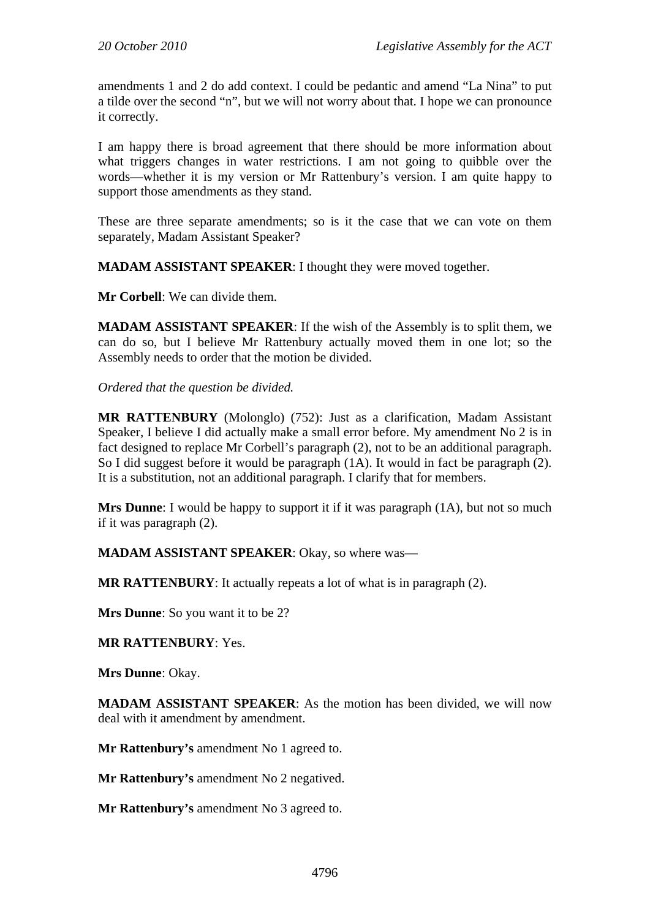amendments 1 and 2 do add context. I could be pedantic and amend "La Nina" to put a tilde over the second "n", but we will not worry about that. I hope we can pronounce it correctly.

I am happy there is broad agreement that there should be more information about what triggers changes in water restrictions. I am not going to quibble over the words—whether it is my version or Mr Rattenbury's version. I am quite happy to support those amendments as they stand.

These are three separate amendments; so is it the case that we can vote on them separately, Madam Assistant Speaker?

**MADAM ASSISTANT SPEAKER**: I thought they were moved together.

**Mr Corbell**: We can divide them.

**MADAM ASSISTANT SPEAKER**: If the wish of the Assembly is to split them, we can do so, but I believe Mr Rattenbury actually moved them in one lot; so the Assembly needs to order that the motion be divided.

*Ordered that the question be divided.*

**MR RATTENBURY** (Molonglo) (752): Just as a clarification, Madam Assistant Speaker, I believe I did actually make a small error before. My amendment No 2 is in fact designed to replace Mr Corbell's paragraph (2), not to be an additional paragraph. So I did suggest before it would be paragraph (1A). It would in fact be paragraph (2). It is a substitution, not an additional paragraph. I clarify that for members.

**Mrs Dunne**: I would be happy to support it if it was paragraph (1A), but not so much if it was paragraph (2).

**MADAM ASSISTANT SPEAKER**: Okay, so where was—

**MR RATTENBURY**: It actually repeats a lot of what is in paragraph (2).

**Mrs Dunne**: So you want it to be 2?

**MR RATTENBURY**: Yes.

**Mrs Dunne**: Okay.

**MADAM ASSISTANT SPEAKER**: As the motion has been divided, we will now deal with it amendment by amendment.

**Mr Rattenbury's** amendment No 1 agreed to.

**Mr Rattenbury's** amendment No 2 negatived.

**Mr Rattenbury's** amendment No 3 agreed to.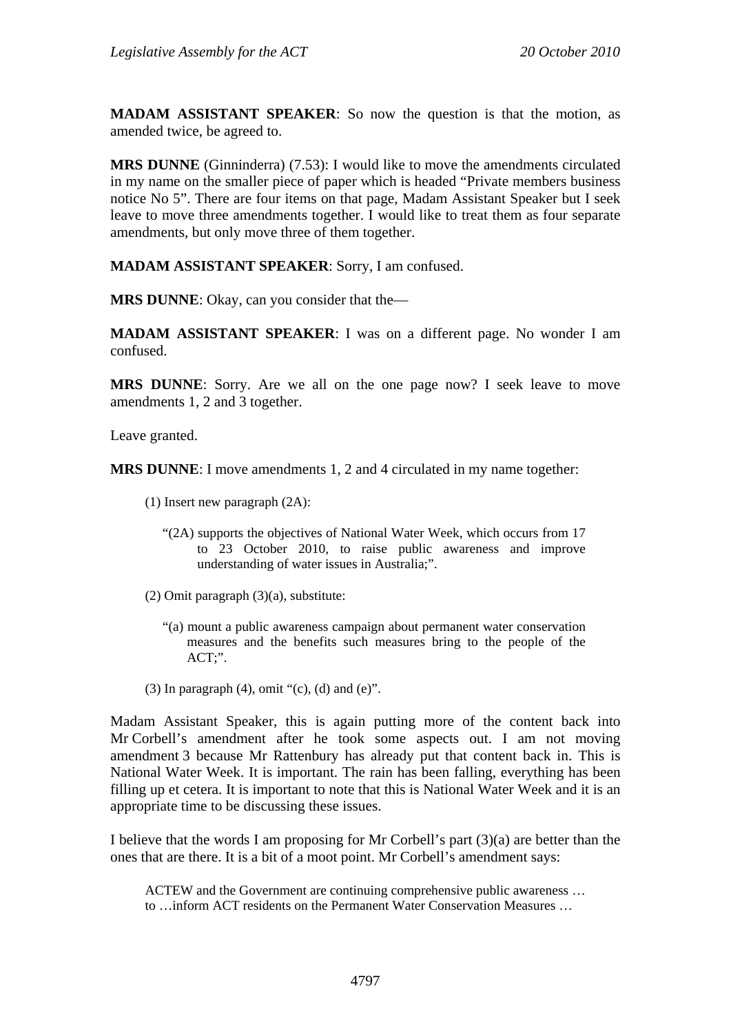**MADAM ASSISTANT SPEAKER**: So now the question is that the motion, as amended twice, be agreed to.

**MRS DUNNE** (Ginninderra) (7.53): I would like to move the amendments circulated in my name on the smaller piece of paper which is headed "Private members business notice No 5". There are four items on that page, Madam Assistant Speaker but I seek leave to move three amendments together. I would like to treat them as four separate amendments, but only move three of them together.

**MADAM ASSISTANT SPEAKER**: Sorry, I am confused.

**MRS DUNNE**: Okay, can you consider that the—

**MADAM ASSISTANT SPEAKER**: I was on a different page. No wonder I am confused.

**MRS DUNNE**: Sorry. Are we all on the one page now? I seek leave to move amendments 1, 2 and 3 together.

Leave granted.

**MRS DUNNE**: I move amendments 1, 2 and 4 circulated in my name together:

> (1) Insert new paragraph (2A):
>
> > "(2A) supports the objectives of National Water Week, which occurs from 17 to 23 October 2010, to raise public awareness and improve understanding of water issues in Australia;".
>
> (2) Omit paragraph (3)(a), substitute:
>
> > "(a) mount a public awareness campaign about permanent water conservation measures and the benefits such measures bring to the people of the ACT;".
>
> (3) In paragraph (4), omit "(c), (d) and (e)".

Madam Assistant Speaker, this is again putting more of the content back into Mr Corbell's amendment after he took some aspects out. I am not moving amendment 3 because Mr Rattenbury has already put that content back in. This is National Water Week. It is important. The rain has been falling, everything has been filling up et cetera. It is important to note that this is National Water Week and it is an appropriate time to be discussing these issues.

I believe that the words I am proposing for Mr Corbell's part (3)(a) are better than the ones that are there. It is a bit of a moot point. Mr Corbell's amendment says:

> ACTEW and the Government are continuing comprehensive public awareness … to …inform ACT residents on the Permanent Water Conservation Measures …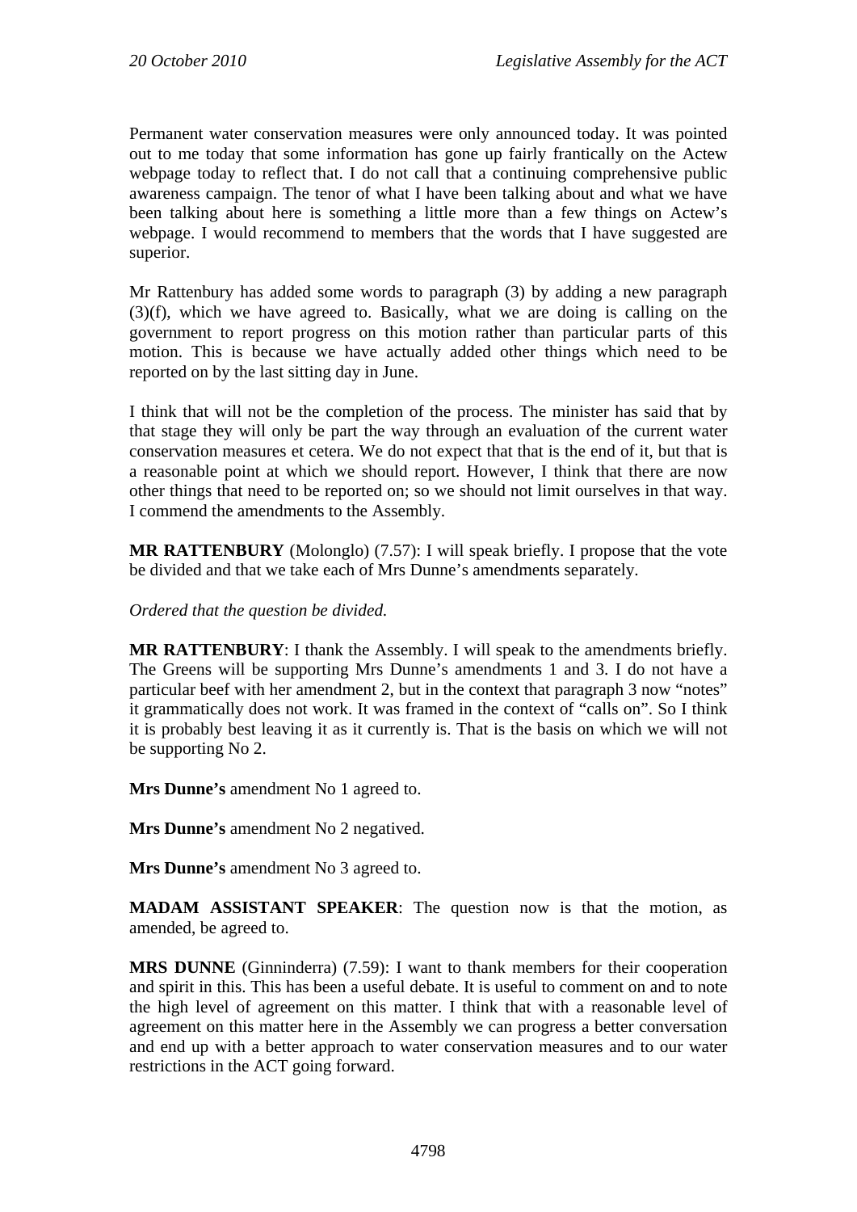Permanent water conservation measures were only announced today. It was pointed out to me today that some information has gone up fairly frantically on the Actew webpage today to reflect that. I do not call that a continuing comprehensive public awareness campaign. The tenor of what I have been talking about and what we have been talking about here is something a little more than a few things on Actew's webpage. I would recommend to members that the words that I have suggested are superior.

Mr Rattenbury has added some words to paragraph (3) by adding a new paragraph (3)(f), which we have agreed to. Basically, what we are doing is calling on the government to report progress on this motion rather than particular parts of this motion. This is because we have actually added other things which need to be reported on by the last sitting day in June.

I think that will not be the completion of the process. The minister has said that by that stage they will only be part the way through an evaluation of the current water conservation measures et cetera. We do not expect that that is the end of it, but that is a reasonable point at which we should report. However, I think that there are now other things that need to be reported on; so we should not limit ourselves in that way. I commend the amendments to the Assembly.

**MR RATTENBURY** (Molonglo) (7.57): I will speak briefly. I propose that the vote be divided and that we take each of Mrs Dunne's amendments separately.

*Ordered that the question be divided.*

**MR RATTENBURY**: I thank the Assembly. I will speak to the amendments briefly. The Greens will be supporting Mrs Dunne's amendments 1 and 3. I do not have a particular beef with her amendment 2, but in the context that paragraph 3 now "notes" it grammatically does not work. It was framed in the context of "calls on". So I think it is probably best leaving it as it currently is. That is the basis on which we will not be supporting No 2.

**Mrs Dunne's** amendment No 1 agreed to.

**Mrs Dunne's** amendment No 2 negatived.

**Mrs Dunne's** amendment No 3 agreed to.

**MADAM ASSISTANT SPEAKER**: The question now is that the motion, as amended, be agreed to.

**MRS DUNNE** (Ginninderra) (7.59): I want to thank members for their cooperation and spirit in this. This has been a useful debate. It is useful to comment on and to note the high level of agreement on this matter. I think that with a reasonable level of agreement on this matter here in the Assembly we can progress a better conversation and end up with a better approach to water conservation measures and to our water restrictions in the ACT going forward.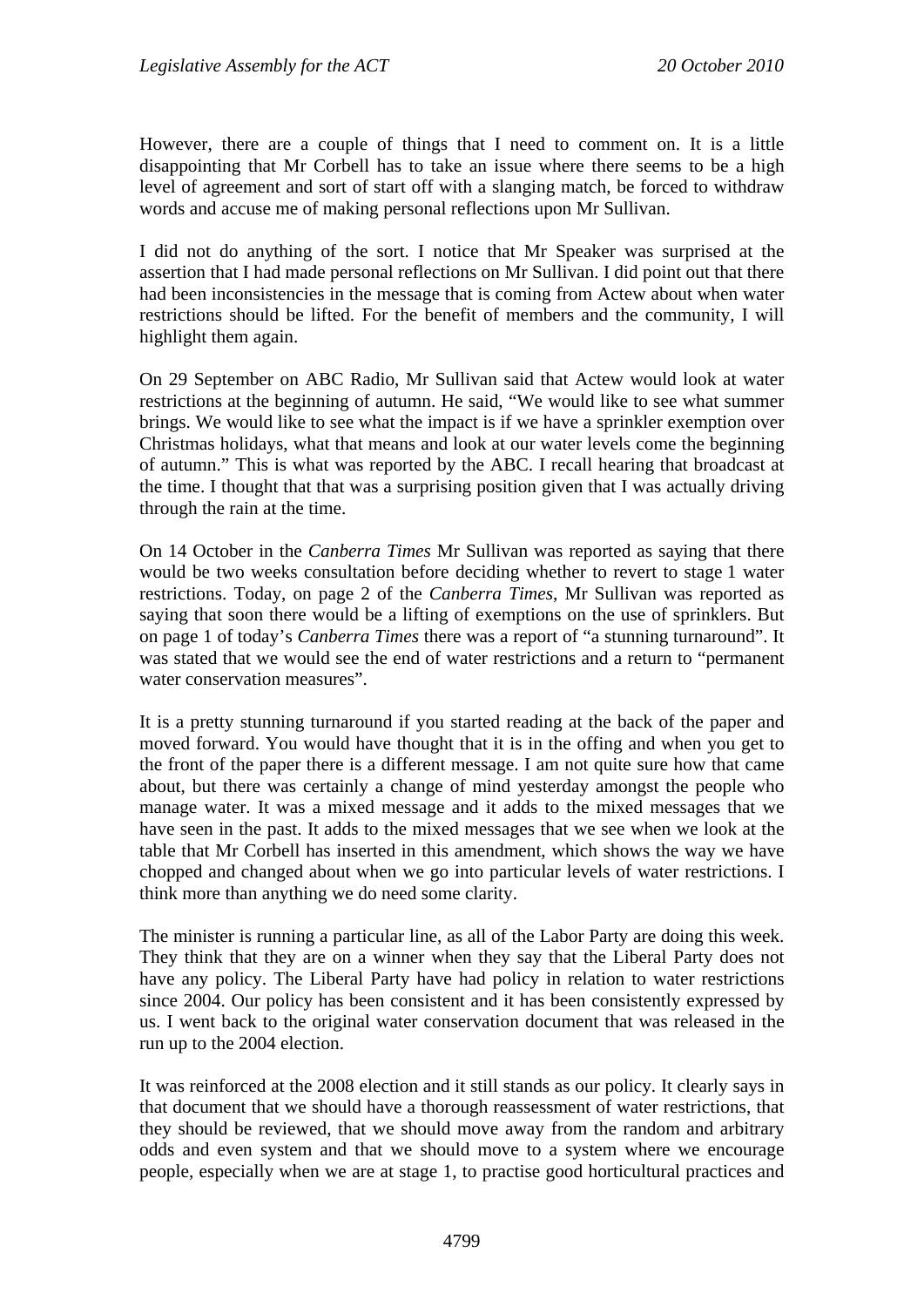However, there are a couple of things that I need to comment on. It is a little disappointing that Mr Corbell has to take an issue where there seems to be a high level of agreement and sort of start off with a slanging match, be forced to withdraw words and accuse me of making personal reflections upon Mr Sullivan.

I did not do anything of the sort. I notice that Mr Speaker was surprised at the assertion that I had made personal reflections on Mr Sullivan. I did point out that there had been inconsistencies in the message that is coming from Actew about when water restrictions should be lifted. For the benefit of members and the community, I will highlight them again.

On 29 September on ABC Radio, Mr Sullivan said that Actew would look at water restrictions at the beginning of autumn. He said, "We would like to see what summer brings. We would like to see what the impact is if we have a sprinkler exemption over Christmas holidays, what that means and look at our water levels come the beginning of autumn." This is what was reported by the ABC. I recall hearing that broadcast at the time. I thought that that was a surprising position given that I was actually driving through the rain at the time.

On 14 October in the *Canberra Times* Mr Sullivan was reported as saying that there would be two weeks consultation before deciding whether to revert to stage 1 water restrictions. Today, on page 2 of the *Canberra Times*, Mr Sullivan was reported as saying that soon there would be a lifting of exemptions on the use of sprinklers. But on page 1 of today's *Canberra Times* there was a report of "a stunning turnaround". It was stated that we would see the end of water restrictions and a return to "permanent water conservation measures".

It is a pretty stunning turnaround if you started reading at the back of the paper and moved forward. You would have thought that it is in the offing and when you get to the front of the paper there is a different message. I am not quite sure how that came about, but there was certainly a change of mind yesterday amongst the people who manage water. It was a mixed message and it adds to the mixed messages that we have seen in the past. It adds to the mixed messages that we see when we look at the table that Mr Corbell has inserted in this amendment, which shows the way we have chopped and changed about when we go into particular levels of water restrictions. I think more than anything we do need some clarity.

The minister is running a particular line, as all of the Labor Party are doing this week. They think that they are on a winner when they say that the Liberal Party does not have any policy. The Liberal Party have had policy in relation to water restrictions since 2004. Our policy has been consistent and it has been consistently expressed by us. I went back to the original water conservation document that was released in the run up to the 2004 election.

It was reinforced at the 2008 election and it still stands as our policy. It clearly says in that document that we should have a thorough reassessment of water restrictions, that they should be reviewed, that we should move away from the random and arbitrary odds and even system and that we should move to a system where we encourage people, especially when we are at stage 1, to practise good horticultural practices and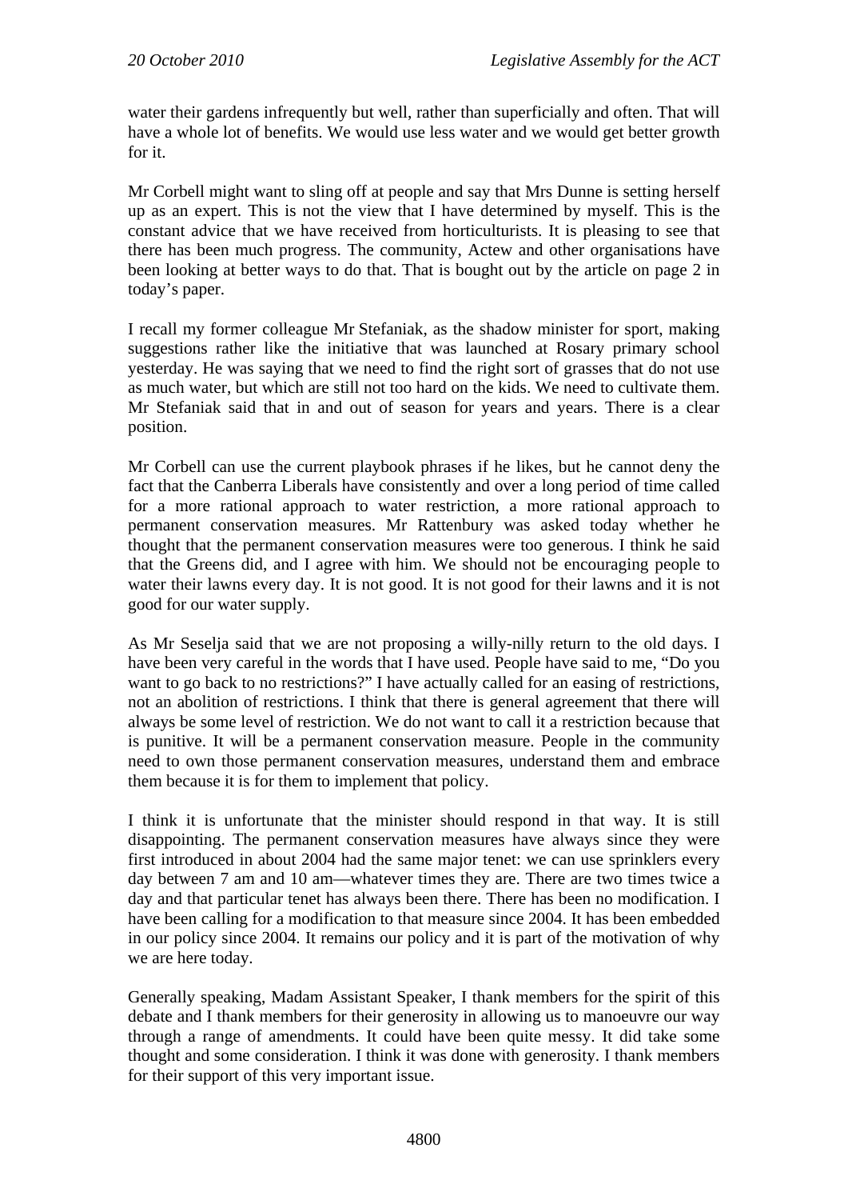water their gardens infrequently but well, rather than superficially and often. That will have a whole lot of benefits. We would use less water and we would get better growth for it.

Mr Corbell might want to sling off at people and say that Mrs Dunne is setting herself up as an expert. This is not the view that I have determined by myself. This is the constant advice that we have received from horticulturists. It is pleasing to see that there has been much progress. The community, Actew and other organisations have been looking at better ways to do that. That is bought out by the article on page 2 in today's paper.

I recall my former colleague Mr Stefaniak, as the shadow minister for sport, making suggestions rather like the initiative that was launched at Rosary primary school yesterday. He was saying that we need to find the right sort of grasses that do not use as much water, but which are still not too hard on the kids. We need to cultivate them. Mr Stefaniak said that in and out of season for years and years. There is a clear position.

Mr Corbell can use the current playbook phrases if he likes, but he cannot deny the fact that the Canberra Liberals have consistently and over a long period of time called for a more rational approach to water restriction, a more rational approach to permanent conservation measures. Mr Rattenbury was asked today whether he thought that the permanent conservation measures were too generous. I think he said that the Greens did, and I agree with him. We should not be encouraging people to water their lawns every day. It is not good. It is not good for their lawns and it is not good for our water supply.

As Mr Seselja said that we are not proposing a willy-nilly return to the old days. I have been very careful in the words that I have used. People have said to me, "Do you want to go back to no restrictions?" I have actually called for an easing of restrictions, not an abolition of restrictions. I think that there is general agreement that there will always be some level of restriction. We do not want to call it a restriction because that is punitive. It will be a permanent conservation measure. People in the community need to own those permanent conservation measures, understand them and embrace them because it is for them to implement that policy.

I think it is unfortunate that the minister should respond in that way. It is still disappointing. The permanent conservation measures have always since they were first introduced in about 2004 had the same major tenet: we can use sprinklers every day between 7 am and 10 am—whatever times they are. There are two times twice a day and that particular tenet has always been there. There has been no modification. I have been calling for a modification to that measure since 2004. It has been embedded in our policy since 2004. It remains our policy and it is part of the motivation of why we are here today.

Generally speaking, Madam Assistant Speaker, I thank members for the spirit of this debate and I thank members for their generosity in allowing us to manoeuvre our way through a range of amendments. It could have been quite messy. It did take some thought and some consideration. I think it was done with generosity. I thank members for their support of this very important issue.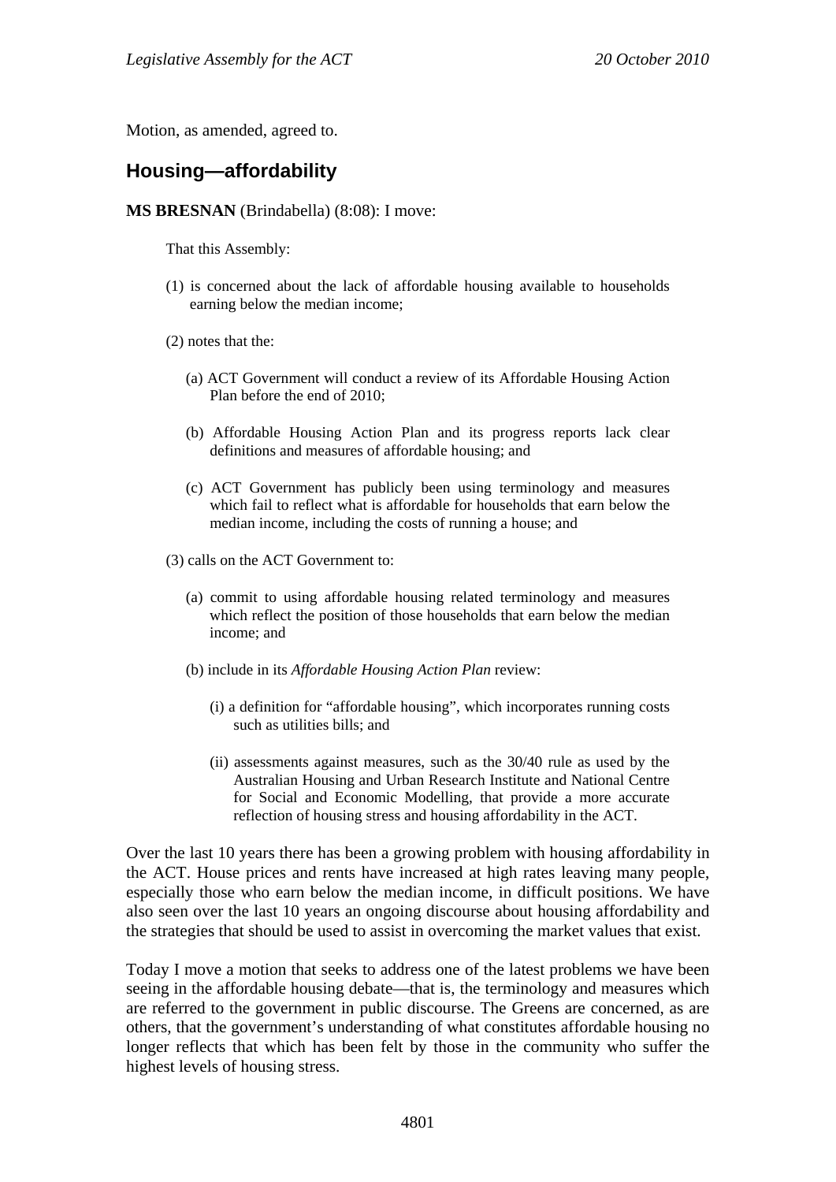Motion, as amended, agreed to.

## Housing—affordability

**MS BRESNAN** (Brindabella) (8:08): I move:

> That this Assembly:
>
> (1) is concerned about the lack of affordable housing available to households earning below the median income;
>
> (2) notes that the:
>
> (a) ACT Government will conduct a review of its Affordable Housing Action Plan before the end of 2010;
>
> (b) Affordable Housing Action Plan and its progress reports lack clear definitions and measures of affordable housing; and
>
> (c) ACT Government has publicly been using terminology and measures which fail to reflect what is affordable for households that earn below the median income, including the costs of running a house; and
>
> (3) calls on the ACT Government to:
>
> (a) commit to using affordable housing related terminology and measures which reflect the position of those households that earn below the median income; and
>
> (b) include in its *Affordable Housing Action Plan* review:
>
> (i) a definition for "affordable housing", which incorporates running costs such as utilities bills; and
>
> (ii) assessments against measures, such as the 30/40 rule as used by the Australian Housing and Urban Research Institute and National Centre for Social and Economic Modelling, that provide a more accurate reflection of housing stress and housing affordability in the ACT.

Over the last 10 years there has been a growing problem with housing affordability in the ACT. House prices and rents have increased at high rates leaving many people, especially those who earn below the median income, in difficult positions. We have also seen over the last 10 years an ongoing discourse about housing affordability and the strategies that should be used to assist in overcoming the market values that exist.

Today I move a motion that seeks to address one of the latest problems we have been seeing in the affordable housing debate—that is, the terminology and measures which are referred to the government in public discourse. The Greens are concerned, as are others, that the government's understanding of what constitutes affordable housing no longer reflects that which has been felt by those in the community who suffer the highest levels of housing stress.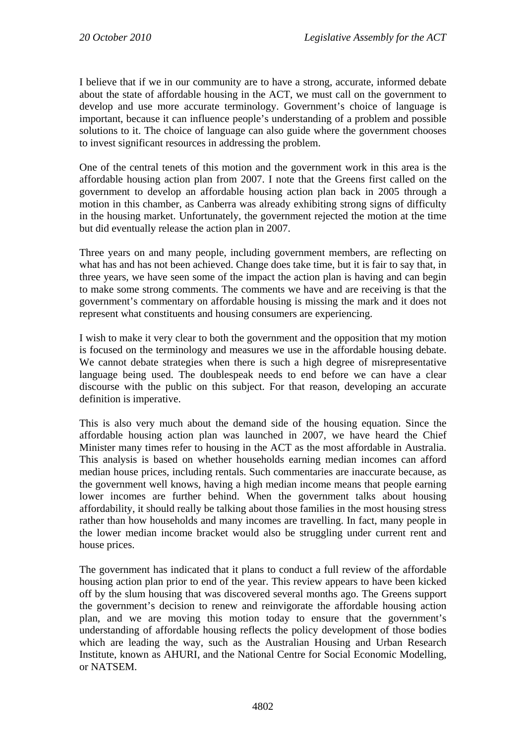I believe that if we in our community are to have a strong, accurate, informed debate about the state of affordable housing in the ACT, we must call on the government to develop and use more accurate terminology. Government's choice of language is important, because it can influence people's understanding of a problem and possible solutions to it. The choice of language can also guide where the government chooses to invest significant resources in addressing the problem.

One of the central tenets of this motion and the government work in this area is the affordable housing action plan from 2007. I note that the Greens first called on the government to develop an affordable housing action plan back in 2005 through a motion in this chamber, as Canberra was already exhibiting strong signs of difficulty in the housing market. Unfortunately, the government rejected the motion at the time but did eventually release the action plan in 2007.

Three years on and many people, including government members, are reflecting on what has and has not been achieved. Change does take time, but it is fair to say that, in three years, we have seen some of the impact the action plan is having and can begin to make some strong comments. The comments we have and are receiving is that the government's commentary on affordable housing is missing the mark and it does not represent what constituents and housing consumers are experiencing.

I wish to make it very clear to both the government and the opposition that my motion is focused on the terminology and measures we use in the affordable housing debate. We cannot debate strategies when there is such a high degree of misrepresentative language being used. The doublespeak needs to end before we can have a clear discourse with the public on this subject. For that reason, developing an accurate definition is imperative.

This is also very much about the demand side of the housing equation. Since the affordable housing action plan was launched in 2007, we have heard the Chief Minister many times refer to housing in the ACT as the most affordable in Australia. This analysis is based on whether households earning median incomes can afford median house prices, including rentals. Such commentaries are inaccurate because, as the government well knows, having a high median income means that people earning lower incomes are further behind. When the government talks about housing affordability, it should really be talking about those families in the most housing stress rather than how households and many incomes are travelling. In fact, many people in the lower median income bracket would also be struggling under current rent and house prices.

The government has indicated that it plans to conduct a full review of the affordable housing action plan prior to end of the year. This review appears to have been kicked off by the slum housing that was discovered several months ago. The Greens support the government's decision to renew and reinvigorate the affordable housing action plan, and we are moving this motion today to ensure that the government's understanding of affordable housing reflects the policy development of those bodies which are leading the way, such as the Australian Housing and Urban Research Institute, known as AHURI, and the National Centre for Social Economic Modelling, or NATSEM.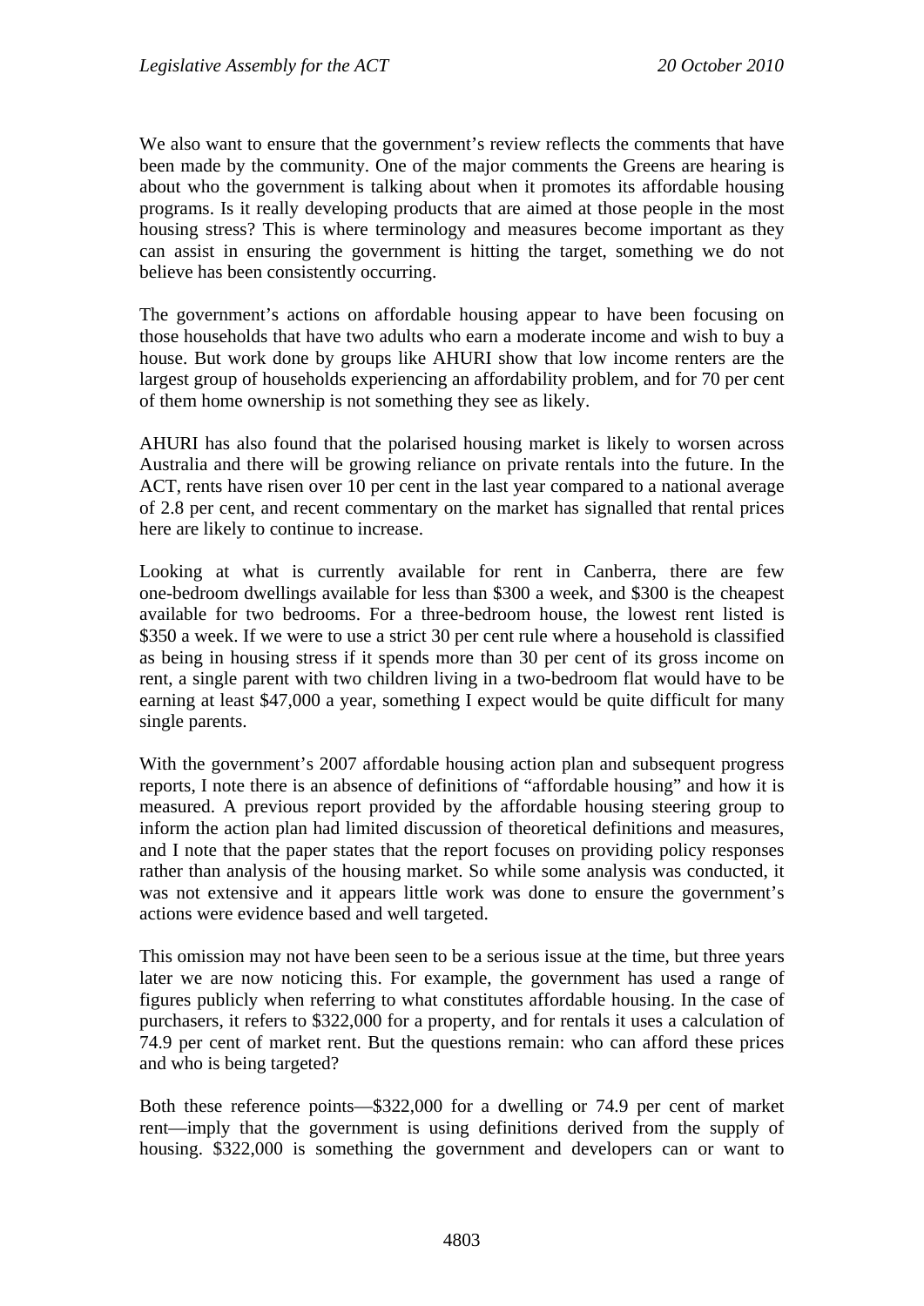We also want to ensure that the government's review reflects the comments that have been made by the community. One of the major comments the Greens are hearing is about who the government is talking about when it promotes its affordable housing programs. Is it really developing products that are aimed at those people in the most housing stress? This is where terminology and measures become important as they can assist in ensuring the government is hitting the target, something we do not believe has been consistently occurring.

The government's actions on affordable housing appear to have been focusing on those households that have two adults who earn a moderate income and wish to buy a house. But work done by groups like AHURI show that low income renters are the largest group of households experiencing an affordability problem, and for 70 per cent of them home ownership is not something they see as likely.

AHURI has also found that the polarised housing market is likely to worsen across Australia and there will be growing reliance on private rentals into the future. In the ACT, rents have risen over 10 per cent in the last year compared to a national average of 2.8 per cent, and recent commentary on the market has signalled that rental prices here are likely to continue to increase.

Looking at what is currently available for rent in Canberra, there are few one-bedroom dwellings available for less than $300 a week, and $300 is the cheapest available for two bedrooms. For a three-bedroom house, the lowest rent listed is $350 a week. If we were to use a strict 30 per cent rule where a household is classified as being in housing stress if it spends more than 30 per cent of its gross income on rent, a single parent with two children living in a two-bedroom flat would have to be earning at least $47,000 a year, something I expect would be quite difficult for many single parents.

With the government's 2007 affordable housing action plan and subsequent progress reports, I note there is an absence of definitions of "affordable housing" and how it is measured. A previous report provided by the affordable housing steering group to inform the action plan had limited discussion of theoretical definitions and measures, and I note that the paper states that the report focuses on providing policy responses rather than analysis of the housing market. So while some analysis was conducted, it was not extensive and it appears little work was done to ensure the government's actions were evidence based and well targeted.

This omission may not have been seen to be a serious issue at the time, but three years later we are now noticing this. For example, the government has used a range of figures publicly when referring to what constitutes affordable housing. In the case of purchasers, it refers to $322,000 for a property, and for rentals it uses a calculation of 74.9 per cent of market rent. But the questions remain: who can afford these prices and who is being targeted?

Both these reference points—$322,000 for a dwelling or 74.9 per cent of market rent—imply that the government is using definitions derived from the supply of housing. $322,000 is something the government and developers can or want to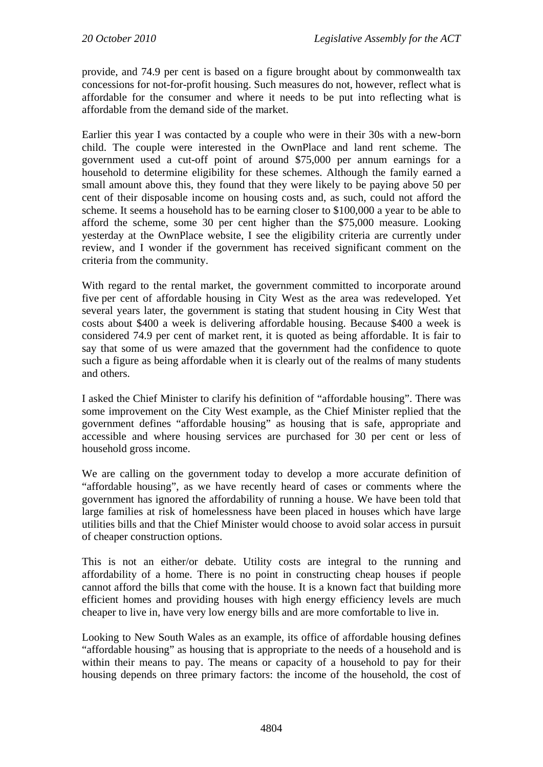provide, and 74.9 per cent is based on a figure brought about by commonwealth tax concessions for not-for-profit housing. Such measures do not, however, reflect what is affordable for the consumer and where it needs to be put into reflecting what is affordable from the demand side of the market.

Earlier this year I was contacted by a couple who were in their 30s with a new-born child. The couple were interested in the OwnPlace and land rent scheme. The government used a cut-off point of around $75,000 per annum earnings for a household to determine eligibility for these schemes. Although the family earned a small amount above this, they found that they were likely to be paying above 50 per cent of their disposable income on housing costs and, as such, could not afford the scheme. It seems a household has to be earning closer to $100,000 a year to be able to afford the scheme, some 30 per cent higher than the $75,000 measure. Looking yesterday at the OwnPlace website, I see the eligibility criteria are currently under review, and I wonder if the government has received significant comment on the criteria from the community.

With regard to the rental market, the government committed to incorporate around five per cent of affordable housing in City West as the area was redeveloped. Yet several years later, the government is stating that student housing in City West that costs about $400 a week is delivering affordable housing. Because $400 a week is considered 74.9 per cent of market rent, it is quoted as being affordable. It is fair to say that some of us were amazed that the government had the confidence to quote such a figure as being affordable when it is clearly out of the realms of many students and others.

I asked the Chief Minister to clarify his definition of "affordable housing". There was some improvement on the City West example, as the Chief Minister replied that the government defines "affordable housing" as housing that is safe, appropriate and accessible and where housing services are purchased for 30 per cent or less of household gross income.

We are calling on the government today to develop a more accurate definition of "affordable housing", as we have recently heard of cases or comments where the government has ignored the affordability of running a house. We have been told that large families at risk of homelessness have been placed in houses which have large utilities bills and that the Chief Minister would choose to avoid solar access in pursuit of cheaper construction options.

This is not an either/or debate. Utility costs are integral to the running and affordability of a home. There is no point in constructing cheap houses if people cannot afford the bills that come with the house. It is a known fact that building more efficient homes and providing houses with high energy efficiency levels are much cheaper to live in, have very low energy bills and are more comfortable to live in.

Looking to New South Wales as an example, its office of affordable housing defines "affordable housing" as housing that is appropriate to the needs of a household and is within their means to pay. The means or capacity of a household to pay for their housing depends on three primary factors: the income of the household, the cost of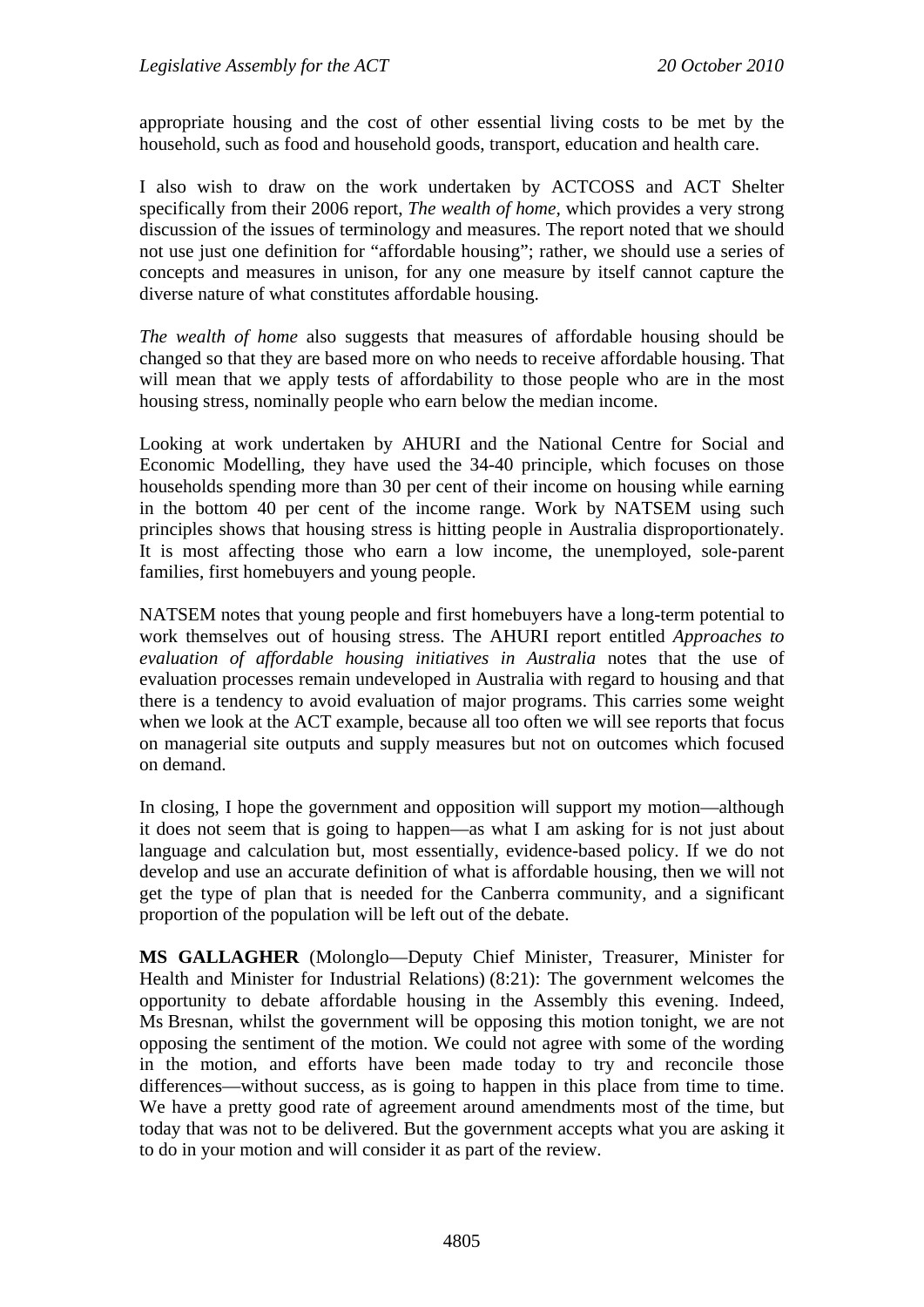appropriate housing and the cost of other essential living costs to be met by the household, such as food and household goods, transport, education and health care.

I also wish to draw on the work undertaken by ACTCOSS and ACT Shelter specifically from their 2006 report, *The wealth of home*, which provides a very strong discussion of the issues of terminology and measures. The report noted that we should not use just one definition for "affordable housing"; rather, we should use a series of concepts and measures in unison, for any one measure by itself cannot capture the diverse nature of what constitutes affordable housing.

*The wealth of home* also suggests that measures of affordable housing should be changed so that they are based more on who needs to receive affordable housing. That will mean that we apply tests of affordability to those people who are in the most housing stress, nominally people who earn below the median income.

Looking at work undertaken by AHURI and the National Centre for Social and Economic Modelling, they have used the 34-40 principle, which focuses on those households spending more than 30 per cent of their income on housing while earning in the bottom 40 per cent of the income range. Work by NATSEM using such principles shows that housing stress is hitting people in Australia disproportionately. It is most affecting those who earn a low income, the unemployed, sole-parent families, first homebuyers and young people.

NATSEM notes that young people and first homebuyers have a long-term potential to work themselves out of housing stress. The AHURI report entitled *Approaches to evaluation of affordable housing initiatives in Australia* notes that the use of evaluation processes remain undeveloped in Australia with regard to housing and that there is a tendency to avoid evaluation of major programs. This carries some weight when we look at the ACT example, because all too often we will see reports that focus on managerial site outputs and supply measures but not on outcomes which focused on demand.

In closing, I hope the government and opposition will support my motion—although it does not seem that is going to happen—as what I am asking for is not just about language and calculation but, most essentially, evidence-based policy. If we do not develop and use an accurate definition of what is affordable housing, then we will not get the type of plan that is needed for the Canberra community, and a significant proportion of the population will be left out of the debate.

**MS GALLAGHER** (Molonglo—Deputy Chief Minister, Treasurer, Minister for Health and Minister for Industrial Relations) (8:21): The government welcomes the opportunity to debate affordable housing in the Assembly this evening. Indeed, Ms Bresnan, whilst the government will be opposing this motion tonight, we are not opposing the sentiment of the motion. We could not agree with some of the wording in the motion, and efforts have been made today to try and reconcile those differences—without success, as is going to happen in this place from time to time. We have a pretty good rate of agreement around amendments most of the time, but today that was not to be delivered. But the government accepts what you are asking it to do in your motion and will consider it as part of the review.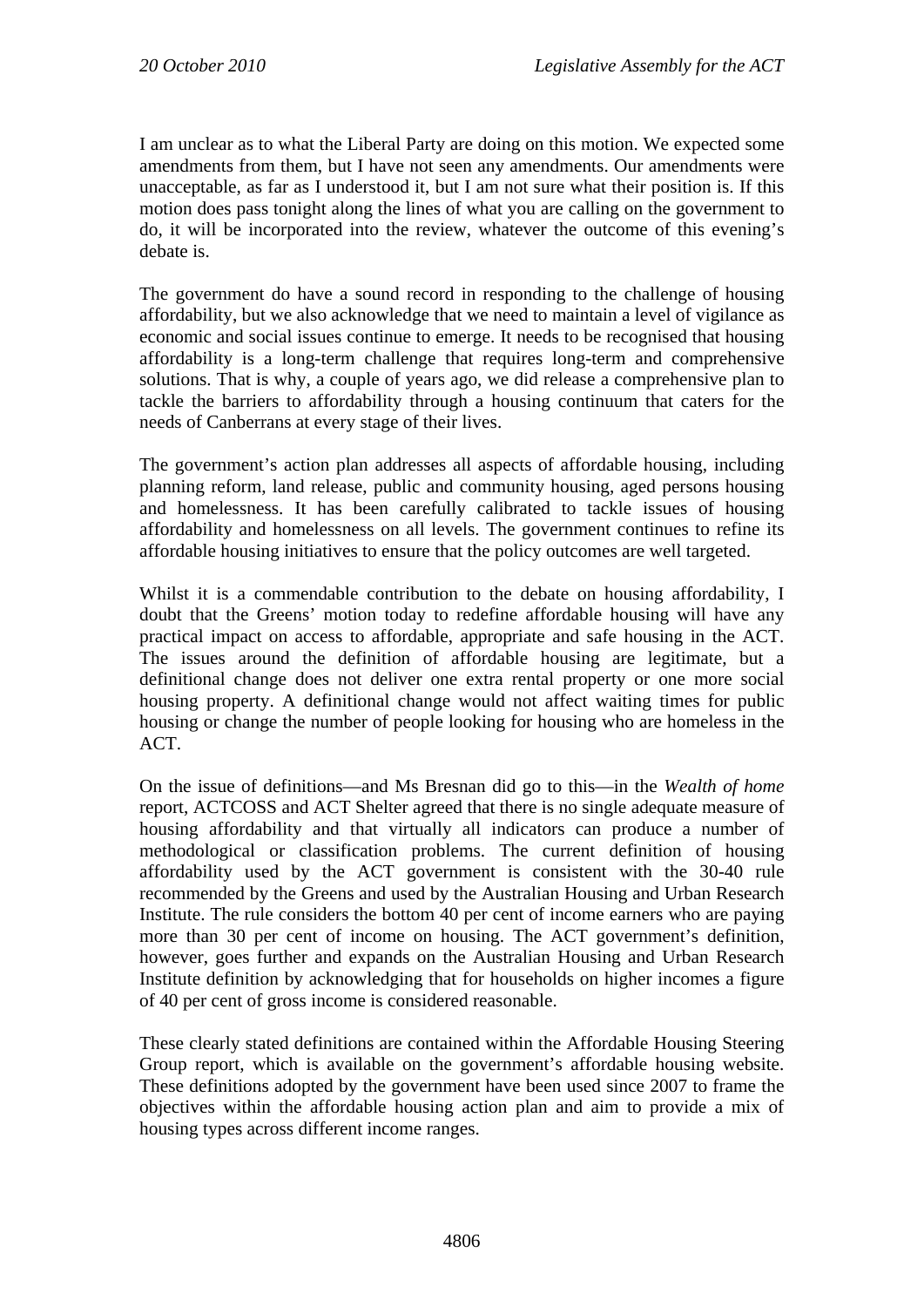I am unclear as to what the Liberal Party are doing on this motion. We expected some amendments from them, but I have not seen any amendments. Our amendments were unacceptable, as far as I understood it, but I am not sure what their position is. If this motion does pass tonight along the lines of what you are calling on the government to do, it will be incorporated into the review, whatever the outcome of this evening's debate is.

The government do have a sound record in responding to the challenge of housing affordability, but we also acknowledge that we need to maintain a level of vigilance as economic and social issues continue to emerge. It needs to be recognised that housing affordability is a long-term challenge that requires long-term and comprehensive solutions. That is why, a couple of years ago, we did release a comprehensive plan to tackle the barriers to affordability through a housing continuum that caters for the needs of Canberrans at every stage of their lives.

The government's action plan addresses all aspects of affordable housing, including planning reform, land release, public and community housing, aged persons housing and homelessness. It has been carefully calibrated to tackle issues of housing affordability and homelessness on all levels. The government continues to refine its affordable housing initiatives to ensure that the policy outcomes are well targeted.

Whilst it is a commendable contribution to the debate on housing affordability, I doubt that the Greens' motion today to redefine affordable housing will have any practical impact on access to affordable, appropriate and safe housing in the ACT. The issues around the definition of affordable housing are legitimate, but a definitional change does not deliver one extra rental property or one more social housing property. A definitional change would not affect waiting times for public housing or change the number of people looking for housing who are homeless in the ACT.

On the issue of definitions—and Ms Bresnan did go to this—in the *Wealth of home* report, ACTCOSS and ACT Shelter agreed that there is no single adequate measure of housing affordability and that virtually all indicators can produce a number of methodological or classification problems. The current definition of housing affordability used by the ACT government is consistent with the 30-40 rule recommended by the Greens and used by the Australian Housing and Urban Research Institute. The rule considers the bottom 40 per cent of income earners who are paying more than 30 per cent of income on housing. The ACT government's definition, however, goes further and expands on the Australian Housing and Urban Research Institute definition by acknowledging that for households on higher incomes a figure of 40 per cent of gross income is considered reasonable.

These clearly stated definitions are contained within the Affordable Housing Steering Group report, which is available on the government's affordable housing website. These definitions adopted by the government have been used since 2007 to frame the objectives within the affordable housing action plan and aim to provide a mix of housing types across different income ranges.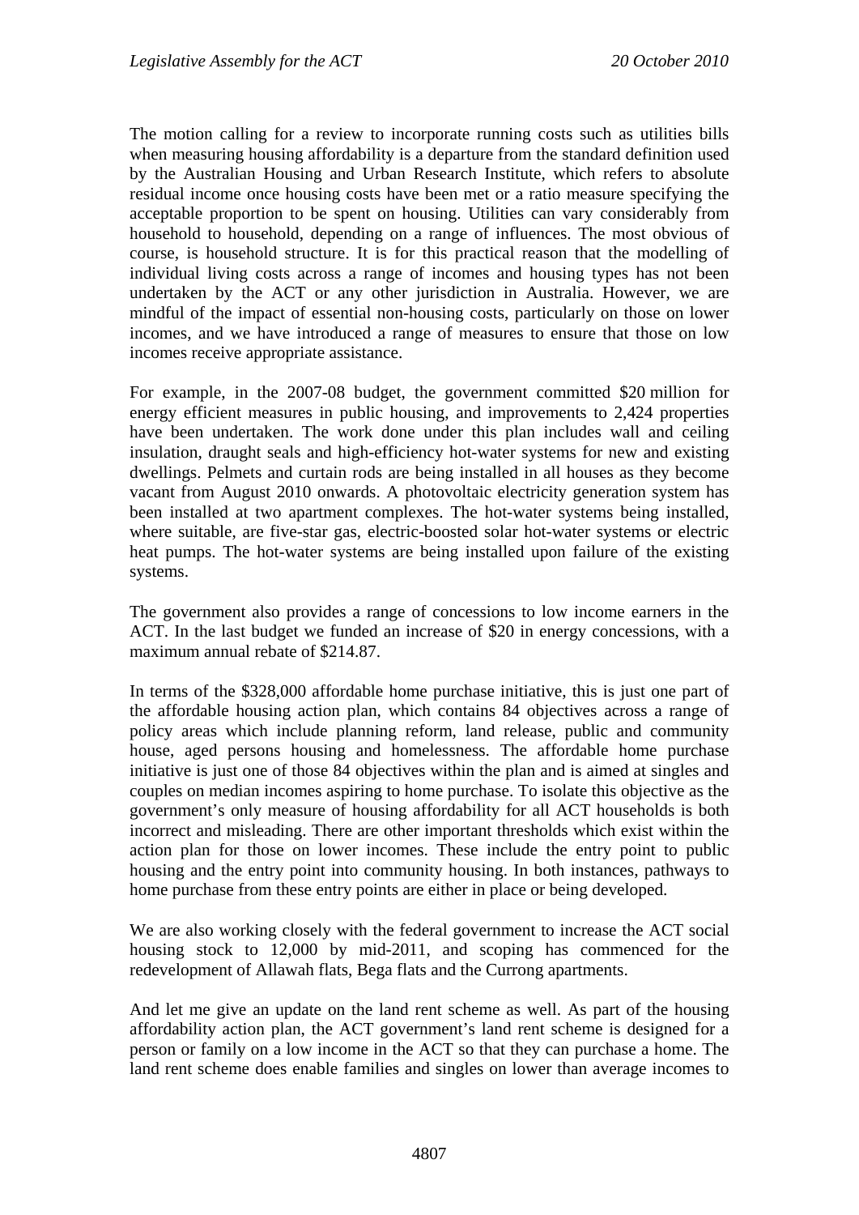The motion calling for a review to incorporate running costs such as utilities bills when measuring housing affordability is a departure from the standard definition used by the Australian Housing and Urban Research Institute, which refers to absolute residual income once housing costs have been met or a ratio measure specifying the acceptable proportion to be spent on housing. Utilities can vary considerably from household to household, depending on a range of influences. The most obvious of course, is household structure. It is for this practical reason that the modelling of individual living costs across a range of incomes and housing types has not been undertaken by the ACT or any other jurisdiction in Australia. However, we are mindful of the impact of essential non-housing costs, particularly on those on lower incomes, and we have introduced a range of measures to ensure that those on low incomes receive appropriate assistance.

For example, in the 2007-08 budget, the government committed $20 million for energy efficient measures in public housing, and improvements to 2,424 properties have been undertaken. The work done under this plan includes wall and ceiling insulation, draught seals and high-efficiency hot-water systems for new and existing dwellings. Pelmets and curtain rods are being installed in all houses as they become vacant from August 2010 onwards. A photovoltaic electricity generation system has been installed at two apartment complexes. The hot-water systems being installed, where suitable, are five-star gas, electric-boosted solar hot-water systems or electric heat pumps. The hot-water systems are being installed upon failure of the existing systems.

The government also provides a range of concessions to low income earners in the ACT. In the last budget we funded an increase of $20 in energy concessions, with a maximum annual rebate of $214.87.

In terms of the $328,000 affordable home purchase initiative, this is just one part of the affordable housing action plan, which contains 84 objectives across a range of policy areas which include planning reform, land release, public and community house, aged persons housing and homelessness. The affordable home purchase initiative is just one of those 84 objectives within the plan and is aimed at singles and couples on median incomes aspiring to home purchase. To isolate this objective as the government's only measure of housing affordability for all ACT households is both incorrect and misleading. There are other important thresholds which exist within the action plan for those on lower incomes. These include the entry point to public housing and the entry point into community housing. In both instances, pathways to home purchase from these entry points are either in place or being developed.

We are also working closely with the federal government to increase the ACT social housing stock to 12,000 by mid-2011, and scoping has commenced for the redevelopment of Allawah flats, Bega flats and the Currong apartments.

And let me give an update on the land rent scheme as well. As part of the housing affordability action plan, the ACT government's land rent scheme is designed for a person or family on a low income in the ACT so that they can purchase a home. The land rent scheme does enable families and singles on lower than average incomes to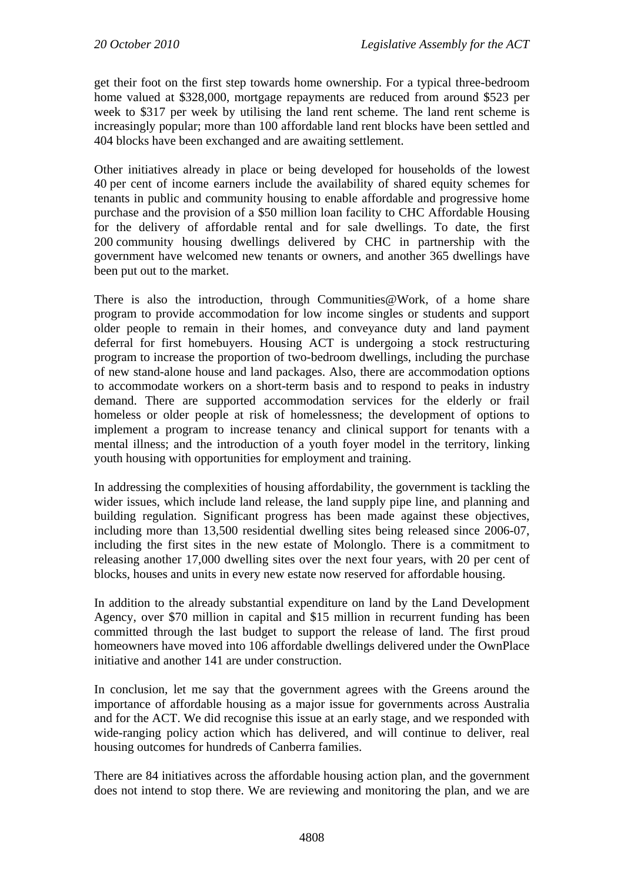get their foot on the first step towards home ownership. For a typical three-bedroom home valued at $328,000, mortgage repayments are reduced from around $523 per week to $317 per week by utilising the land rent scheme. The land rent scheme is increasingly popular; more than 100 affordable land rent blocks have been settled and 404 blocks have been exchanged and are awaiting settlement.

Other initiatives already in place or being developed for households of the lowest 40 per cent of income earners include the availability of shared equity schemes for tenants in public and community housing to enable affordable and progressive home purchase and the provision of a $50 million loan facility to CHC Affordable Housing for the delivery of affordable rental and for sale dwellings. To date, the first 200 community housing dwellings delivered by CHC in partnership with the government have welcomed new tenants or owners, and another 365 dwellings have been put out to the market.

There is also the introduction, through Communities@Work, of a home share program to provide accommodation for low income singles or students and support older people to remain in their homes, and conveyance duty and land payment deferral for first homebuyers. Housing ACT is undergoing a stock restructuring program to increase the proportion of two-bedroom dwellings, including the purchase of new stand-alone house and land packages. Also, there are accommodation options to accommodate workers on a short-term basis and to respond to peaks in industry demand. There are supported accommodation services for the elderly or frail homeless or older people at risk of homelessness; the development of options to implement a program to increase tenancy and clinical support for tenants with a mental illness; and the introduction of a youth foyer model in the territory, linking youth housing with opportunities for employment and training.

In addressing the complexities of housing affordability, the government is tackling the wider issues, which include land release, the land supply pipe line, and planning and building regulation. Significant progress has been made against these objectives, including more than 13,500 residential dwelling sites being released since 2006-07, including the first sites in the new estate of Molonglo. There is a commitment to releasing another 17,000 dwelling sites over the next four years, with 20 per cent of blocks, houses and units in every new estate now reserved for affordable housing.

In addition to the already substantial expenditure on land by the Land Development Agency, over $70 million in capital and $15 million in recurrent funding has been committed through the last budget to support the release of land. The first proud homeowners have moved into 106 affordable dwellings delivered under the OwnPlace initiative and another 141 are under construction.

In conclusion, let me say that the government agrees with the Greens around the importance of affordable housing as a major issue for governments across Australia and for the ACT. We did recognise this issue at an early stage, and we responded with wide-ranging policy action which has delivered, and will continue to deliver, real housing outcomes for hundreds of Canberra families.

There are 84 initiatives across the affordable housing action plan, and the government does not intend to stop there. We are reviewing and monitoring the plan, and we are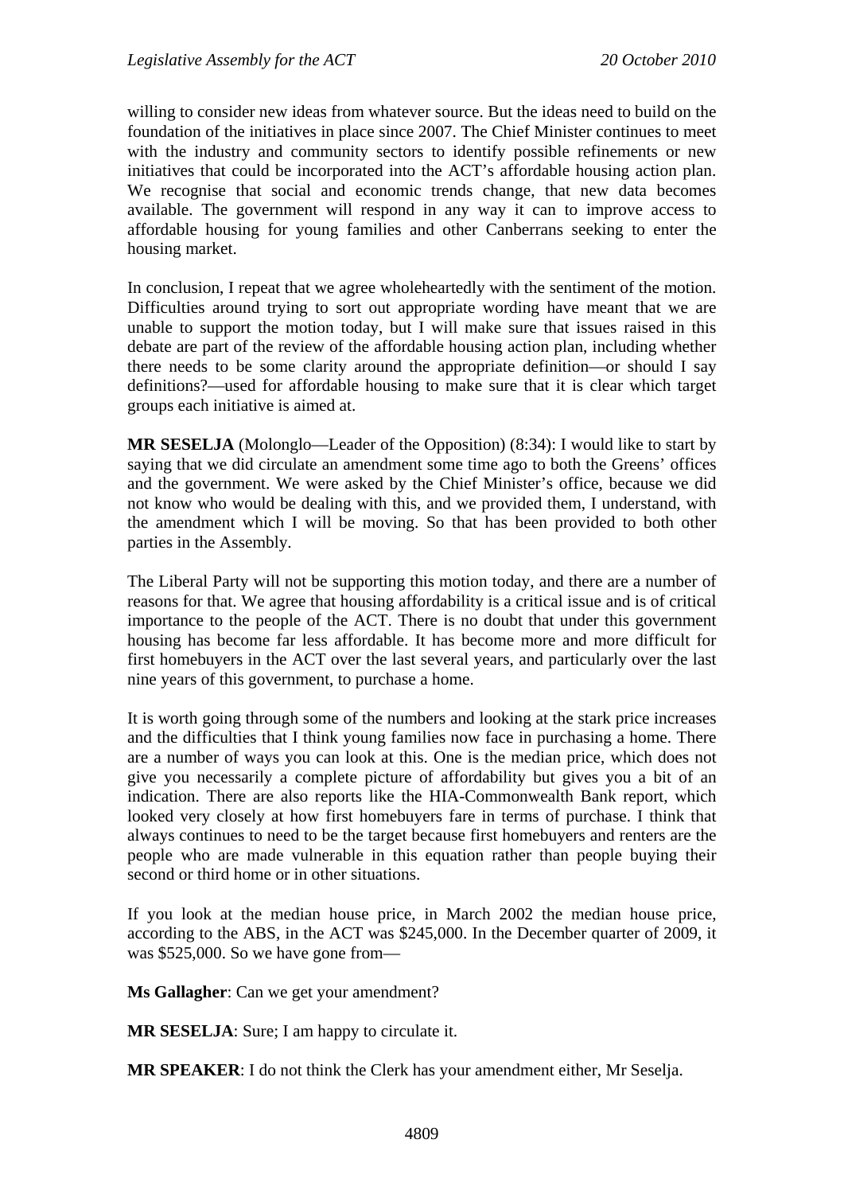willing to consider new ideas from whatever source. But the ideas need to build on the foundation of the initiatives in place since 2007. The Chief Minister continues to meet with the industry and community sectors to identify possible refinements or new initiatives that could be incorporated into the ACT's affordable housing action plan. We recognise that social and economic trends change, that new data becomes available. The government will respond in any way it can to improve access to affordable housing for young families and other Canberrans seeking to enter the housing market.

In conclusion, I repeat that we agree wholeheartedly with the sentiment of the motion. Difficulties around trying to sort out appropriate wording have meant that we are unable to support the motion today, but I will make sure that issues raised in this debate are part of the review of the affordable housing action plan, including whether there needs to be some clarity around the appropriate definition—or should I say definitions?—used for affordable housing to make sure that it is clear which target groups each initiative is aimed at.

**MR SESELJA** (Molonglo—Leader of the Opposition) (8:34): I would like to start by saying that we did circulate an amendment some time ago to both the Greens' offices and the government. We were asked by the Chief Minister's office, because we did not know who would be dealing with this, and we provided them, I understand, with the amendment which I will be moving. So that has been provided to both other parties in the Assembly.

The Liberal Party will not be supporting this motion today, and there are a number of reasons for that. We agree that housing affordability is a critical issue and is of critical importance to the people of the ACT. There is no doubt that under this government housing has become far less affordable. It has become more and more difficult for first homebuyers in the ACT over the last several years, and particularly over the last nine years of this government, to purchase a home.

It is worth going through some of the numbers and looking at the stark price increases and the difficulties that I think young families now face in purchasing a home. There are a number of ways you can look at this. One is the median price, which does not give you necessarily a complete picture of affordability but gives you a bit of an indication. There are also reports like the HIA-Commonwealth Bank report, which looked very closely at how first homebuyers fare in terms of purchase. I think that always continues to need to be the target because first homebuyers and renters are the people who are made vulnerable in this equation rather than people buying their second or third home or in other situations.

If you look at the median house price, in March 2002 the median house price, according to the ABS, in the ACT was $245,000. In the December quarter of 2009, it was $525,000. So we have gone from—

**Ms Gallagher**: Can we get your amendment?

**MR SESELJA**: Sure; I am happy to circulate it.

**MR SPEAKER**: I do not think the Clerk has your amendment either, Mr Seselja.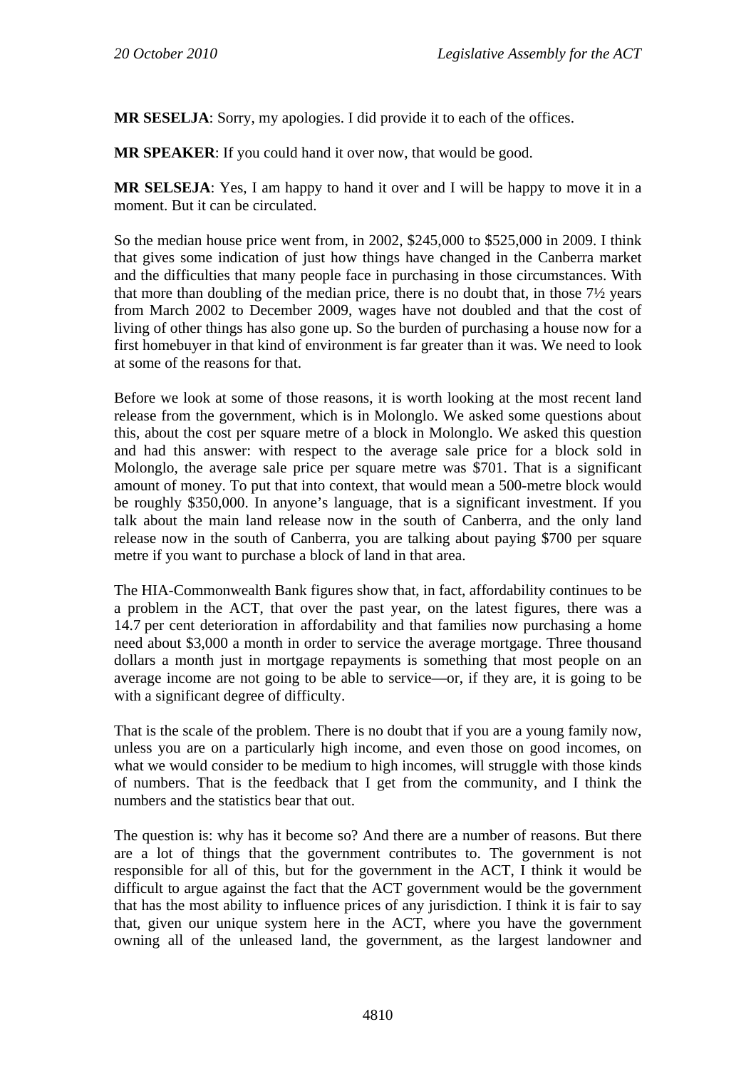**MR SESELJA**: Sorry, my apologies. I did provide it to each of the offices.

**MR SPEAKER**: If you could hand it over now, that would be good.

**MR SELSEJA**: Yes, I am happy to hand it over and I will be happy to move it in a moment. But it can be circulated.

So the median house price went from, in 2002, $245,000 to $525,000 in 2009. I think that gives some indication of just how things have changed in the Canberra market and the difficulties that many people face in purchasing in those circumstances. With that more than doubling of the median price, there is no doubt that, in those 7½ years from March 2002 to December 2009, wages have not doubled and that the cost of living of other things has also gone up. So the burden of purchasing a house now for a first homebuyer in that kind of environment is far greater than it was. We need to look at some of the reasons for that.

Before we look at some of those reasons, it is worth looking at the most recent land release from the government, which is in Molonglo. We asked some questions about this, about the cost per square metre of a block in Molonglo. We asked this question and had this answer: with respect to the average sale price for a block sold in Molonglo, the average sale price per square metre was $701. That is a significant amount of money. To put that into context, that would mean a 500-metre block would be roughly $350,000. In anyone's language, that is a significant investment. If you talk about the main land release now in the south of Canberra, and the only land release now in the south of Canberra, you are talking about paying $700 per square metre if you want to purchase a block of land in that area.

The HIA-Commonwealth Bank figures show that, in fact, affordability continues to be a problem in the ACT, that over the past year, on the latest figures, there was a 14.7 per cent deterioration in affordability and that families now purchasing a home need about $3,000 a month in order to service the average mortgage. Three thousand dollars a month just in mortgage repayments is something that most people on an average income are not going to be able to service—or, if they are, it is going to be with a significant degree of difficulty.

That is the scale of the problem. There is no doubt that if you are a young family now, unless you are on a particularly high income, and even those on good incomes, on what we would consider to be medium to high incomes, will struggle with those kinds of numbers. That is the feedback that I get from the community, and I think the numbers and the statistics bear that out.

The question is: why has it become so? And there are a number of reasons. But there are a lot of things that the government contributes to. The government is not responsible for all of this, but for the government in the ACT, I think it would be difficult to argue against the fact that the ACT government would be the government that has the most ability to influence prices of any jurisdiction. I think it is fair to say that, given our unique system here in the ACT, where you have the government owning all of the unleased land, the government, as the largest landowner and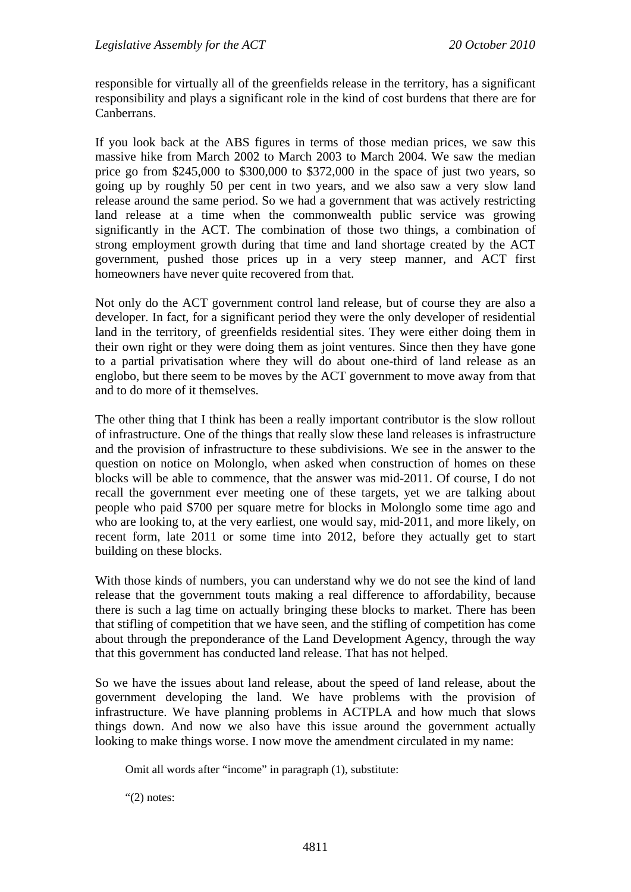responsible for virtually all of the greenfields release in the territory, has a significant responsibility and plays a significant role in the kind of cost burdens that there are for Canberrans.

If you look back at the ABS figures in terms of those median prices, we saw this massive hike from March 2002 to March 2003 to March 2004. We saw the median price go from $245,000 to $300,000 to $372,000 in the space of just two years, so going up by roughly 50 per cent in two years, and we also saw a very slow land release around the same period. So we had a government that was actively restricting land release at a time when the commonwealth public service was growing significantly in the ACT. The combination of those two things, a combination of strong employment growth during that time and land shortage created by the ACT government, pushed those prices up in a very steep manner, and ACT first homeowners have never quite recovered from that.

Not only do the ACT government control land release, but of course they are also a developer. In fact, for a significant period they were the only developer of residential land in the territory, of greenfields residential sites. They were either doing them in their own right or they were doing them as joint ventures. Since then they have gone to a partial privatisation where they will do about one-third of land release as an englobo, but there seem to be moves by the ACT government to move away from that and to do more of it themselves.

The other thing that I think has been a really important contributor is the slow rollout of infrastructure. One of the things that really slow these land releases is infrastructure and the provision of infrastructure to these subdivisions. We see in the answer to the question on notice on Molonglo, when asked when construction of homes on these blocks will be able to commence, that the answer was mid-2011. Of course, I do not recall the government ever meeting one of these targets, yet we are talking about people who paid $700 per square metre for blocks in Molonglo some time ago and who are looking to, at the very earliest, one would say, mid-2011, and more likely, on recent form, late 2011 or some time into 2012, before they actually get to start building on these blocks.

With those kinds of numbers, you can understand why we do not see the kind of land release that the government touts making a real difference to affordability, because there is such a lag time on actually bringing these blocks to market. There has been that stifling of competition that we have seen, and the stifling of competition has come about through the preponderance of the Land Development Agency, through the way that this government has conducted land release. That has not helped.

So we have the issues about land release, about the speed of land release, about the government developing the land. We have problems with the provision of infrastructure. We have planning problems in ACTPLA and how much that slows things down. And now we also have this issue around the government actually looking to make things worse. I now move the amendment circulated in my name:

> Omit all words after "income" in paragraph (1), substitute:
>
> "(2) notes: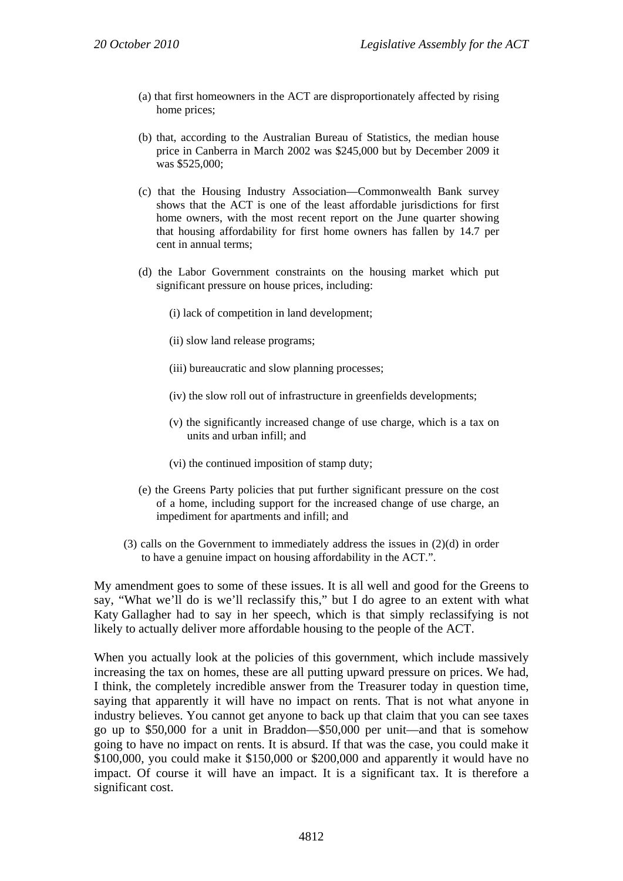(a) that first homeowners in the ACT are disproportionately affected by rising home prices;

(b) that, according to the Australian Bureau of Statistics, the median house price in Canberra in March 2002 was $245,000 but by December 2009 it was $525,000;

(c) that the Housing Industry Association—Commonwealth Bank survey shows that the ACT is one of the least affordable jurisdictions for first home owners, with the most recent report on the June quarter showing that housing affordability for first home owners has fallen by 14.7 per cent in annual terms;

(d) the Labor Government constraints on the housing market which put significant pressure on house prices, including:

(i) lack of competition in land development;

(ii) slow land release programs;

(iii) bureaucratic and slow planning processes;

(iv) the slow roll out of infrastructure in greenfields developments;

(v) the significantly increased change of use charge, which is a tax on units and urban infill; and

(vi) the continued imposition of stamp duty;

(e) the Greens Party policies that put further significant pressure on the cost of a home, including support for the increased change of use charge, an impediment for apartments and infill; and

(3) calls on the Government to immediately address the issues in (2)(d) in order to have a genuine impact on housing affordability in the ACT.".

My amendment goes to some of these issues. It is all well and good for the Greens to say, "What we'll do is we'll reclassify this," but I do agree to an extent with what Katy Gallagher had to say in her speech, which is that simply reclassifying is not likely to actually deliver more affordable housing to the people of the ACT.

When you actually look at the policies of this government, which include massively increasing the tax on homes, these are all putting upward pressure on prices. We had, I think, the completely incredible answer from the Treasurer today in question time, saying that apparently it will have no impact on rents. That is not what anyone in industry believes. You cannot get anyone to back up that claim that you can see taxes go up to $50,000 for a unit in Braddon—$50,000 per unit—and that is somehow going to have no impact on rents. It is absurd. If that was the case, you could make it $100,000, you could make it $150,000 or $200,000 and apparently it would have no impact. Of course it will have an impact. It is a significant tax. It is therefore a significant cost.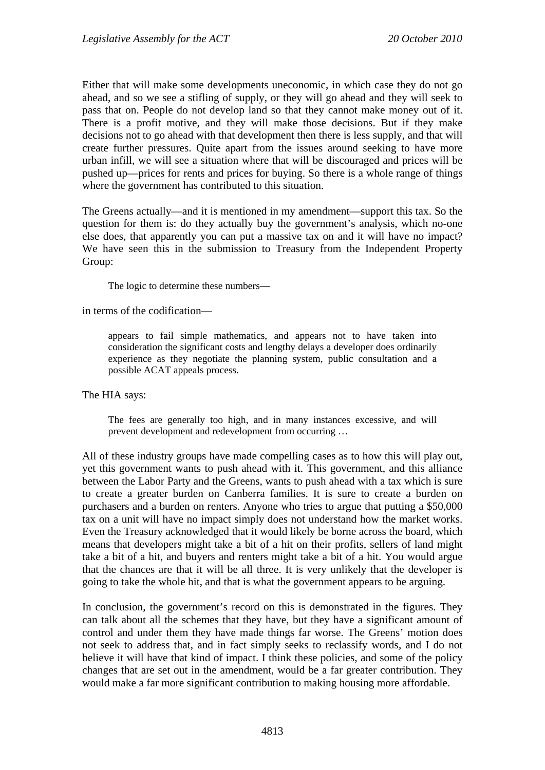Either that will make some developments uneconomic, in which case they do not go ahead, and so we see a stifling of supply, or they will go ahead and they will seek to pass that on. People do not develop land so that they cannot make money out of it. There is a profit motive, and they will make those decisions. But if they make decisions not to go ahead with that development then there is less supply, and that will create further pressures. Quite apart from the issues around seeking to have more urban infill, we will see a situation where that will be discouraged and prices will be pushed up—prices for rents and prices for buying. So there is a whole range of things where the government has contributed to this situation.

The Greens actually—and it is mentioned in my amendment—support this tax. So the question for them is: do they actually buy the government's analysis, which no-one else does, that apparently you can put a massive tax on and it will have no impact? We have seen this in the submission to Treasury from the Independent Property Group:

> The logic to determine these numbers—

in terms of the codification—

> appears to fail simple mathematics, and appears not to have taken into consideration the significant costs and lengthy delays a developer does ordinarily experience as they negotiate the planning system, public consultation and a possible ACAT appeals process.

The HIA says:

> The fees are generally too high, and in many instances excessive, and will prevent development and redevelopment from occurring …

All of these industry groups have made compelling cases as to how this will play out, yet this government wants to push ahead with it. This government, and this alliance between the Labor Party and the Greens, wants to push ahead with a tax which is sure to create a greater burden on Canberra families. It is sure to create a burden on purchasers and a burden on renters. Anyone who tries to argue that putting a $50,000 tax on a unit will have no impact simply does not understand how the market works. Even the Treasury acknowledged that it would likely be borne across the board, which means that developers might take a bit of a hit on their profits, sellers of land might take a bit of a hit, and buyers and renters might take a bit of a hit. You would argue that the chances are that it will be all three. It is very unlikely that the developer is going to take the whole hit, and that is what the government appears to be arguing.

In conclusion, the government's record on this is demonstrated in the figures. They can talk about all the schemes that they have, but they have a significant amount of control and under them they have made things far worse. The Greens' motion does not seek to address that, and in fact simply seeks to reclassify words, and I do not believe it will have that kind of impact. I think these policies, and some of the policy changes that are set out in the amendment, would be a far greater contribution. They would make a far more significant contribution to making housing more affordable.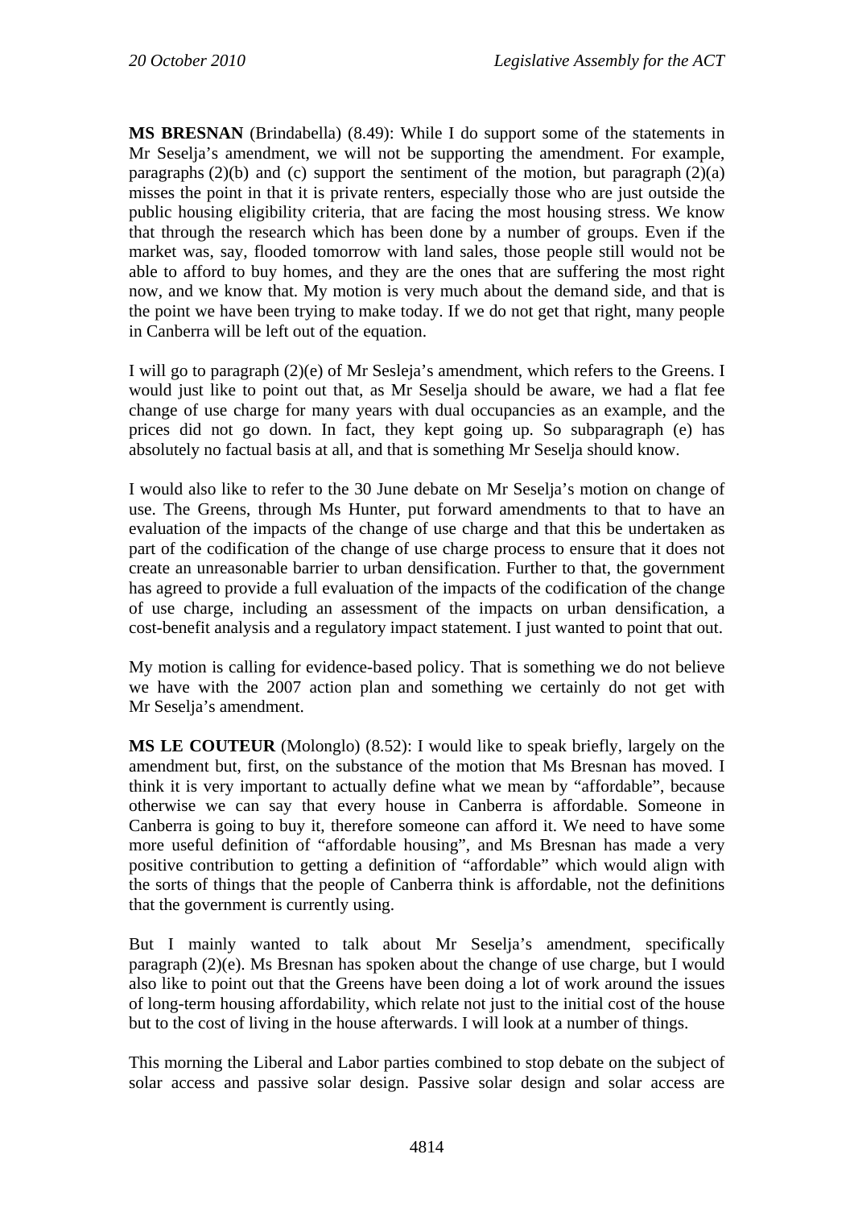**MS BRESNAN** (Brindabella) (8.49): While I do support some of the statements in Mr Seselja's amendment, we will not be supporting the amendment. For example, paragraphs (2)(b) and (c) support the sentiment of the motion, but paragraph (2)(a) misses the point in that it is private renters, especially those who are just outside the public housing eligibility criteria, that are facing the most housing stress. We know that through the research which has been done by a number of groups. Even if the market was, say, flooded tomorrow with land sales, those people still would not be able to afford to buy homes, and they are the ones that are suffering the most right now, and we know that. My motion is very much about the demand side, and that is the point we have been trying to make today. If we do not get that right, many people in Canberra will be left out of the equation.

I will go to paragraph (2)(e) of Mr Sesleja's amendment, which refers to the Greens. I would just like to point out that, as Mr Seselja should be aware, we had a flat fee change of use charge for many years with dual occupancies as an example, and the prices did not go down. In fact, they kept going up. So subparagraph (e) has absolutely no factual basis at all, and that is something Mr Seselja should know.

I would also like to refer to the 30 June debate on Mr Seselja's motion on change of use. The Greens, through Ms Hunter, put forward amendments to that to have an evaluation of the impacts of the change of use charge and that this be undertaken as part of the codification of the change of use charge process to ensure that it does not create an unreasonable barrier to urban densification. Further to that, the government has agreed to provide a full evaluation of the impacts of the codification of the change of use charge, including an assessment of the impacts on urban densification, a cost-benefit analysis and a regulatory impact statement. I just wanted to point that out.

My motion is calling for evidence-based policy. That is something we do not believe we have with the 2007 action plan and something we certainly do not get with Mr Seselja's amendment.

**MS LE COUTEUR** (Molonglo) (8.52): I would like to speak briefly, largely on the amendment but, first, on the substance of the motion that Ms Bresnan has moved. I think it is very important to actually define what we mean by "affordable", because otherwise we can say that every house in Canberra is affordable. Someone in Canberra is going to buy it, therefore someone can afford it. We need to have some more useful definition of "affordable housing", and Ms Bresnan has made a very positive contribution to getting a definition of "affordable" which would align with the sorts of things that the people of Canberra think is affordable, not the definitions that the government is currently using.

But I mainly wanted to talk about Mr Seselja's amendment, specifically paragraph (2)(e). Ms Bresnan has spoken about the change of use charge, but I would also like to point out that the Greens have been doing a lot of work around the issues of long-term housing affordability, which relate not just to the initial cost of the house but to the cost of living in the house afterwards. I will look at a number of things.

This morning the Liberal and Labor parties combined to stop debate on the subject of solar access and passive solar design. Passive solar design and solar access are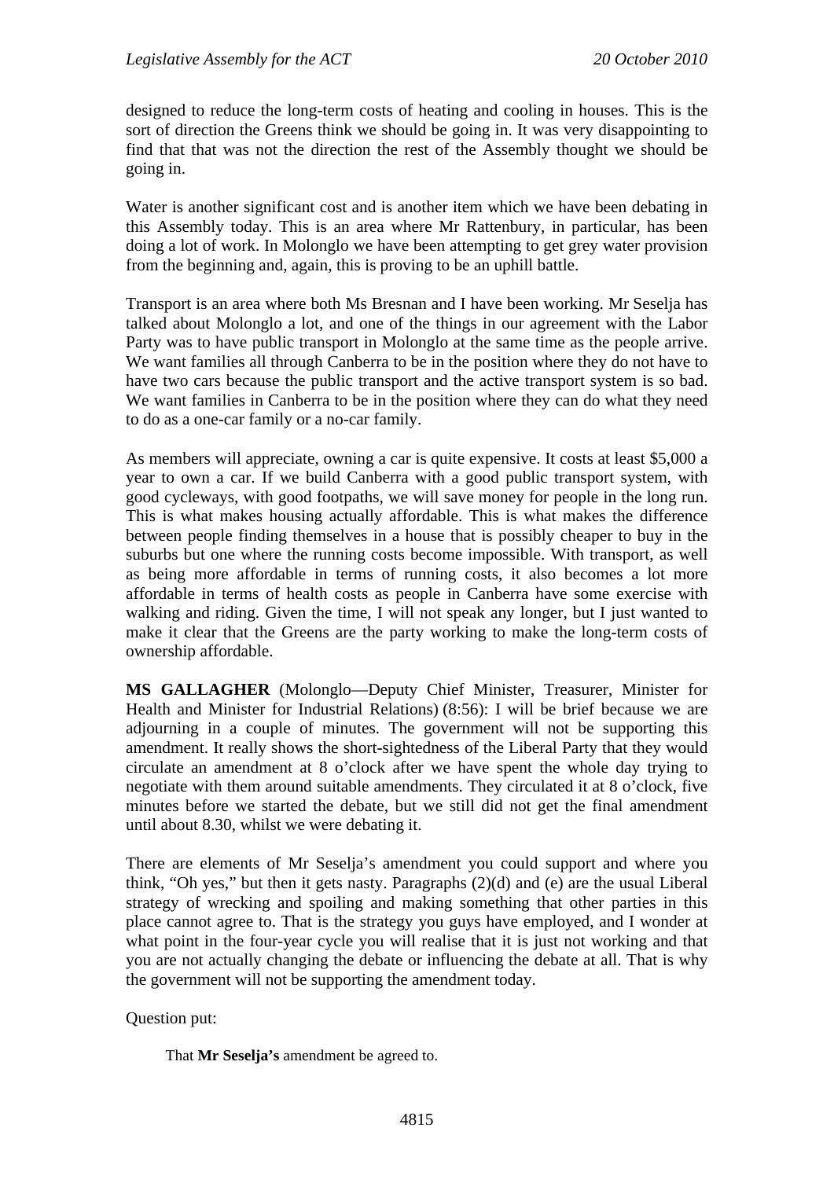designed to reduce the long-term costs of heating and cooling in houses. This is the sort of direction the Greens think we should be going in. It was very disappointing to find that that was not the direction the rest of the Assembly thought we should be going in.

Water is another significant cost and is another item which we have been debating in this Assembly today. This is an area where Mr Rattenbury, in particular, has been doing a lot of work. In Molonglo we have been attempting to get grey water provision from the beginning and, again, this is proving to be an uphill battle.

Transport is an area where both Ms Bresnan and I have been working. Mr Seselja has talked about Molonglo a lot, and one of the things in our agreement with the Labor Party was to have public transport in Molonglo at the same time as the people arrive. We want families all through Canberra to be in the position where they do not have to have two cars because the public transport and the active transport system is so bad. We want families in Canberra to be in the position where they can do what they need to do as a one-car family or a no-car family.

As members will appreciate, owning a car is quite expensive. It costs at least $5,000 a year to own a car. If we build Canberra with a good public transport system, with good cycleways, with good footpaths, we will save money for people in the long run. This is what makes housing actually affordable. This is what makes the difference between people finding themselves in a house that is possibly cheaper to buy in the suburbs but one where the running costs become impossible. With transport, as well as being more affordable in terms of running costs, it also becomes a lot more affordable in terms of health costs as people in Canberra have some exercise with walking and riding. Given the time, I will not speak any longer, but I just wanted to make it clear that the Greens are the party working to make the long-term costs of ownership affordable.

**MS GALLAGHER** (Molonglo—Deputy Chief Minister, Treasurer, Minister for Health and Minister for Industrial Relations) (8:56): I will be brief because we are adjourning in a couple of minutes. The government will not be supporting this amendment. It really shows the short-sightedness of the Liberal Party that they would circulate an amendment at 8 o'clock after we have spent the whole day trying to negotiate with them around suitable amendments. They circulated it at 8 o'clock, five minutes before we started the debate, but we still did not get the final amendment until about 8.30, whilst we were debating it.

There are elements of Mr Seselja's amendment you could support and where you think, "Oh yes," but then it gets nasty. Paragraphs (2)(d) and (e) are the usual Liberal strategy of wrecking and spoiling and making something that other parties in this place cannot agree to. That is the strategy you guys have employed, and I wonder at what point in the four-year cycle you will realise that it is just not working and that you are not actually changing the debate or influencing the debate at all. That is why the government will not be supporting the amendment today.

Question put:

> That **Mr Seselja's** amendment be agreed to.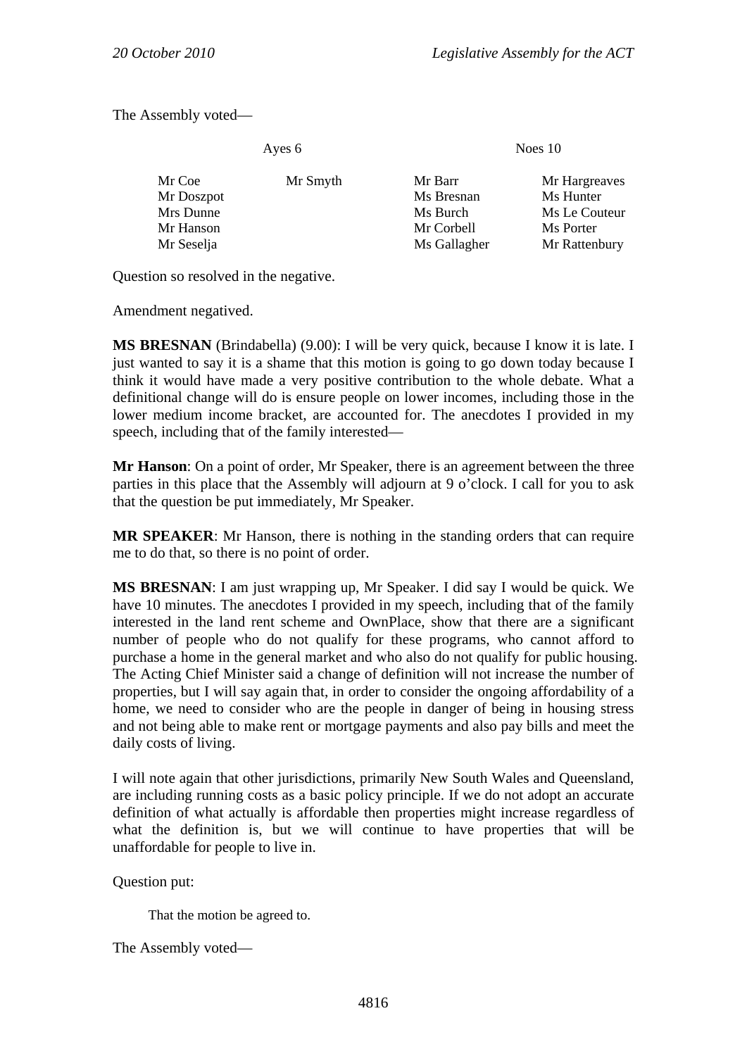The Assembly voted—

| Ayes 6 | | Noes 10 | |
|---|---|---|---|
| Mr Coe | Mr Smyth | Mr Barr | Mr Hargreaves |
| Mr Doszpot | | Ms Bresnan | Ms Hunter |
| Mrs Dunne | | Ms Burch | Ms Le Couteur |
| Mr Hanson | | Mr Corbell | Ms Porter |
| Mr Seselja | | Ms Gallagher | Mr Rattenbury |

Question so resolved in the negative.

Amendment negatived.

**MS BRESNAN** (Brindabella) (9.00): I will be very quick, because I know it is late. I just wanted to say it is a shame that this motion is going to go down today because I think it would have made a very positive contribution to the whole debate. What a definitional change will do is ensure people on lower incomes, including those in the lower medium income bracket, are accounted for. The anecdotes I provided in my speech, including that of the family interested—

**Mr Hanson**: On a point of order, Mr Speaker, there is an agreement between the three parties in this place that the Assembly will adjourn at 9 o'clock. I call for you to ask that the question be put immediately, Mr Speaker.

**MR SPEAKER**: Mr Hanson, there is nothing in the standing orders that can require me to do that, so there is no point of order.

**MS BRESNAN**: I am just wrapping up, Mr Speaker. I did say I would be quick. We have 10 minutes. The anecdotes I provided in my speech, including that of the family interested in the land rent scheme and OwnPlace, show that there are a significant number of people who do not qualify for these programs, who cannot afford to purchase a home in the general market and who also do not qualify for public housing. The Acting Chief Minister said a change of definition will not increase the number of properties, but I will say again that, in order to consider the ongoing affordability of a home, we need to consider who are the people in danger of being in housing stress and not being able to make rent or mortgage payments and also pay bills and meet the daily costs of living.

I will note again that other jurisdictions, primarily New South Wales and Queensland, are including running costs as a basic policy principle. If we do not adopt an accurate definition of what actually is affordable then properties might increase regardless of what the definition is, but we will continue to have properties that will be unaffordable for people to live in.

Question put:

> That the motion be agreed to.

The Assembly voted—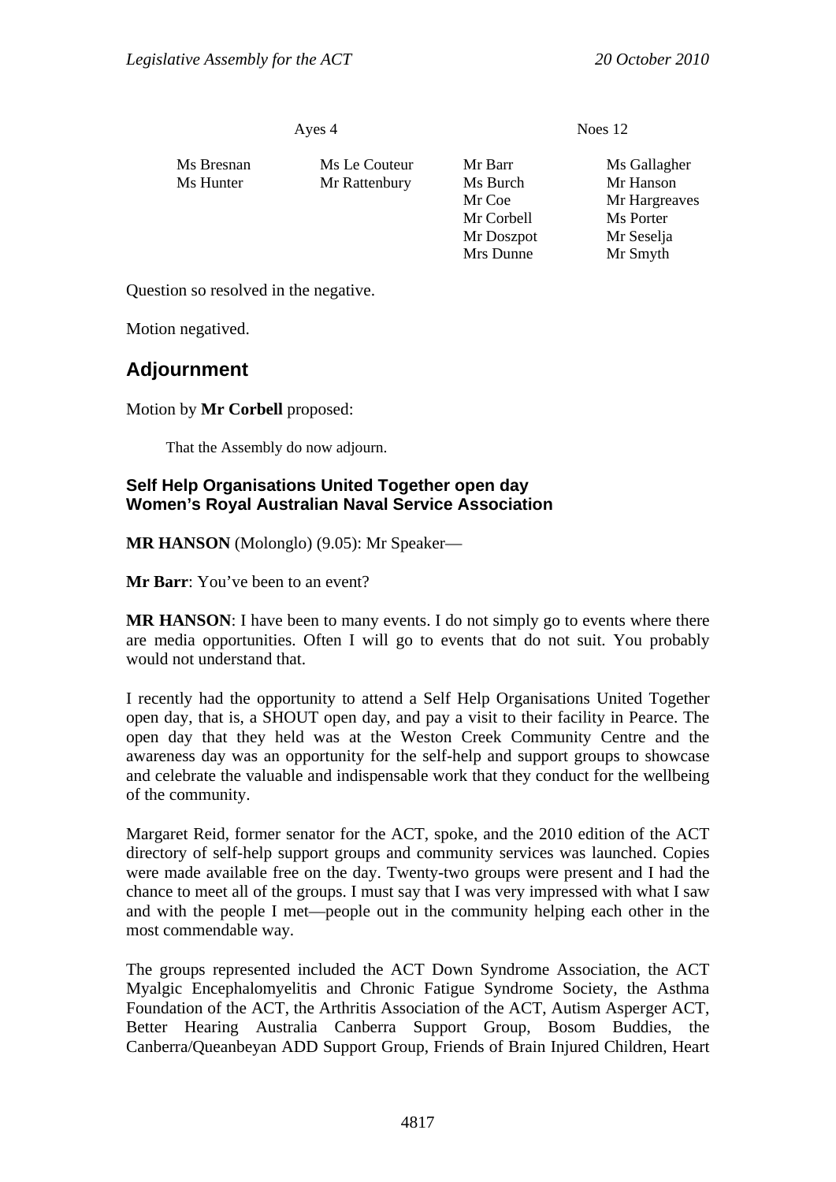| Ayes 4 | | Noes 12 | |
|---|---|---|---|
| Ms Bresnan | Ms Le Couteur | Mr Barr | Ms Gallagher |
| Ms Hunter | Mr Rattenbury | Ms Burch | Mr Hanson |
| | | Mr Coe | Mr Hargreaves |
| | | Mr Corbell | Ms Porter |
| | | Mr Doszpot | Mr Seselja |
| | | Mrs Dunne | Mr Smyth |

Question so resolved in the negative.

Motion negatived.

## Adjournment

Motion by **Mr Corbell** proposed:

> That the Assembly do now adjourn.

### Self Help Organisations United Together open day
### Women's Royal Australian Naval Service Association

**MR HANSON** (Molonglo) (9.05): Mr Speaker—

**Mr Barr**: You've been to an event?

**MR HANSON**: I have been to many events. I do not simply go to events where there are media opportunities. Often I will go to events that do not suit. You probably would not understand that.

I recently had the opportunity to attend a Self Help Organisations United Together open day, that is, a SHOUT open day, and pay a visit to their facility in Pearce. The open day that they held was at the Weston Creek Community Centre and the awareness day was an opportunity for the self-help and support groups to showcase and celebrate the valuable and indispensable work that they conduct for the wellbeing of the community.

Margaret Reid, former senator for the ACT, spoke, and the 2010 edition of the ACT directory of self-help support groups and community services was launched. Copies were made available free on the day. Twenty-two groups were present and I had the chance to meet all of the groups. I must say that I was very impressed with what I saw and with the people I met—people out in the community helping each other in the most commendable way.

The groups represented included the ACT Down Syndrome Association, the ACT Myalgic Encephalomyelitis and Chronic Fatigue Syndrome Society, the Asthma Foundation of the ACT, the Arthritis Association of the ACT, Autism Asperger ACT, Better Hearing Australia Canberra Support Group, Bosom Buddies, the Canberra/Queanbeyan ADD Support Group, Friends of Brain Injured Children, Heart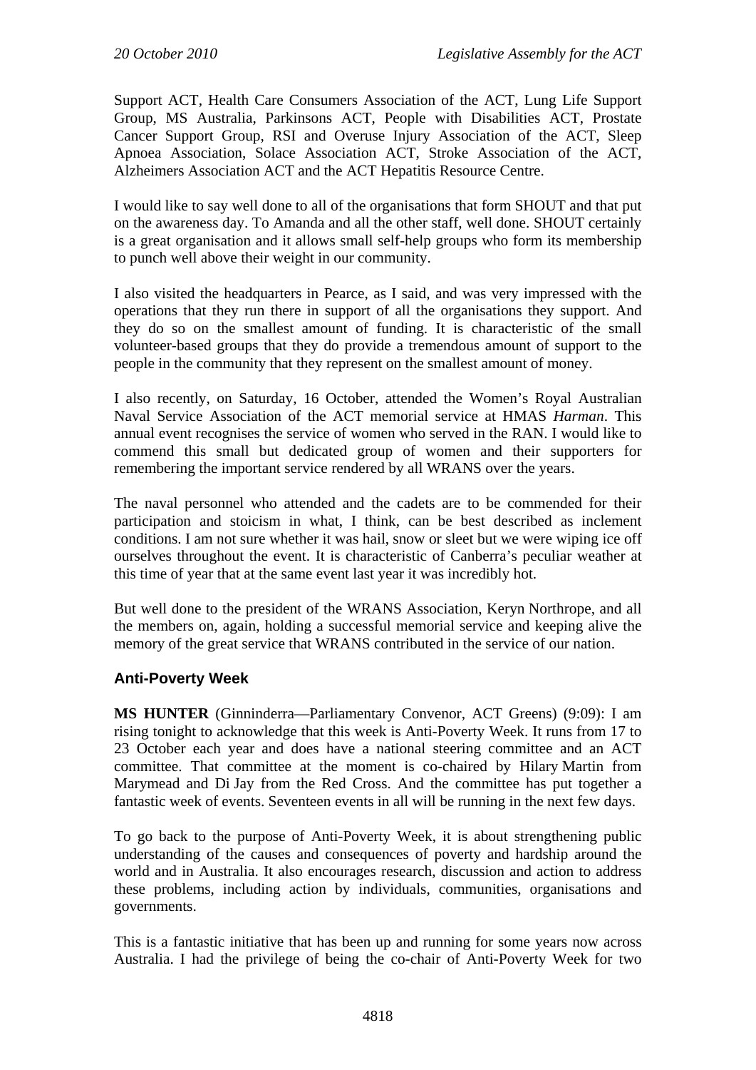Support ACT, Health Care Consumers Association of the ACT, Lung Life Support Group, MS Australia, Parkinsons ACT, People with Disabilities ACT, Prostate Cancer Support Group, RSI and Overuse Injury Association of the ACT, Sleep Apnoea Association, Solace Association ACT, Stroke Association of the ACT, Alzheimers Association ACT and the ACT Hepatitis Resource Centre.

I would like to say well done to all of the organisations that form SHOUT and that put on the awareness day. To Amanda and all the other staff, well done. SHOUT certainly is a great organisation and it allows small self-help groups who form its membership to punch well above their weight in our community.

I also visited the headquarters in Pearce, as I said, and was very impressed with the operations that they run there in support of all the organisations they support. And they do so on the smallest amount of funding. It is characteristic of the small volunteer-based groups that they do provide a tremendous amount of support to the people in the community that they represent on the smallest amount of money.

I also recently, on Saturday, 16 October, attended the Women's Royal Australian Naval Service Association of the ACT memorial service at HMAS *Harman*. This annual event recognises the service of women who served in the RAN. I would like to commend this small but dedicated group of women and their supporters for remembering the important service rendered by all WRANS over the years.

The naval personnel who attended and the cadets are to be commended for their participation and stoicism in what, I think, can be best described as inclement conditions. I am not sure whether it was hail, snow or sleet but we were wiping ice off ourselves throughout the event. It is characteristic of Canberra's peculiar weather at this time of year that at the same event last year it was incredibly hot.

But well done to the president of the WRANS Association, Keryn Northrope, and all the members on, again, holding a successful memorial service and keeping alive the memory of the great service that WRANS contributed in the service of our nation.

### Anti-Poverty Week

**MS HUNTER** (Ginninderra—Parliamentary Convenor, ACT Greens) (9:09): I am rising tonight to acknowledge that this week is Anti-Poverty Week. It runs from 17 to 23 October each year and does have a national steering committee and an ACT committee. That committee at the moment is co-chaired by Hilary Martin from Marymead and Di Jay from the Red Cross. And the committee has put together a fantastic week of events. Seventeen events in all will be running in the next few days.

To go back to the purpose of Anti-Poverty Week, it is about strengthening public understanding of the causes and consequences of poverty and hardship around the world and in Australia. It also encourages research, discussion and action to address these problems, including action by individuals, communities, organisations and governments.

This is a fantastic initiative that has been up and running for some years now across Australia. I had the privilege of being the co-chair of Anti-Poverty Week for two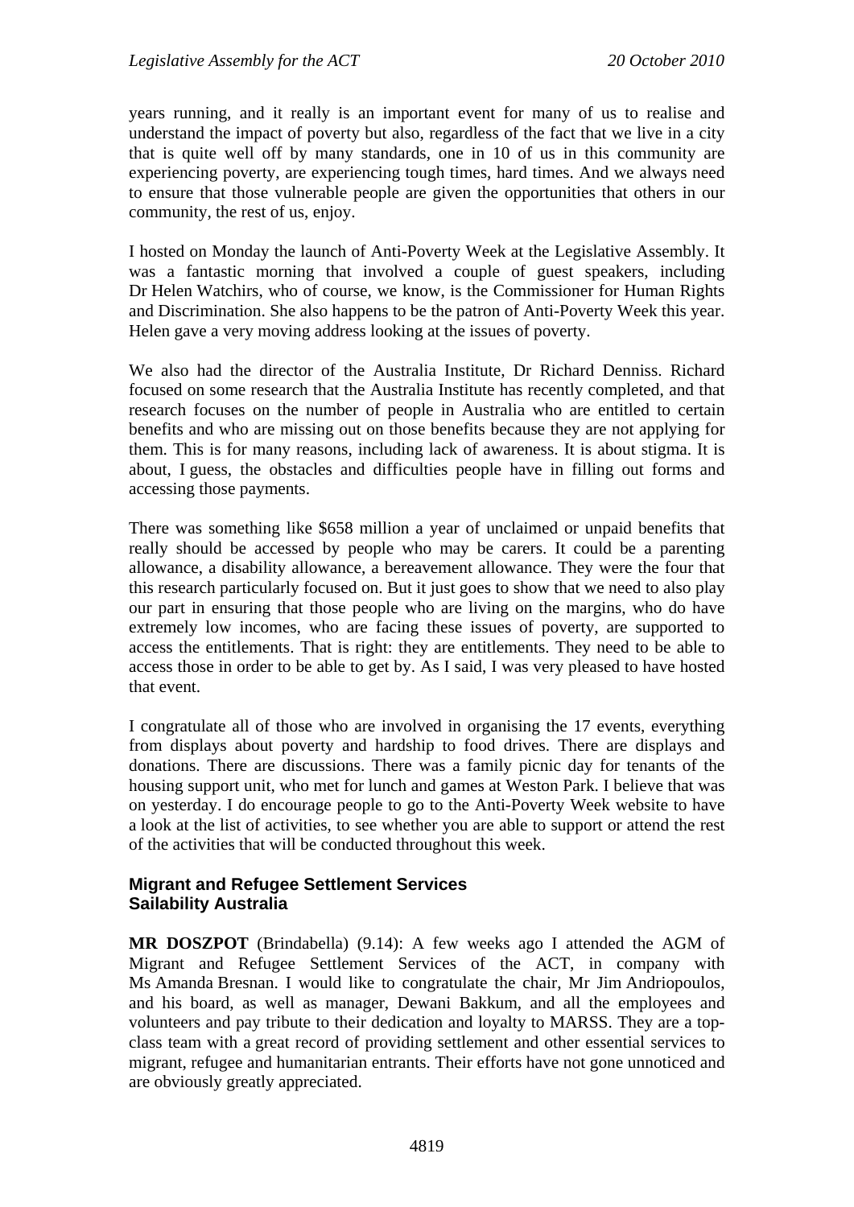years running, and it really is an important event for many of us to realise and understand the impact of poverty but also, regardless of the fact that we live in a city that is quite well off by many standards, one in 10 of us in this community are experiencing poverty, are experiencing tough times, hard times. And we always need to ensure that those vulnerable people are given the opportunities that others in our community, the rest of us, enjoy.

I hosted on Monday the launch of Anti-Poverty Week at the Legislative Assembly. It was a fantastic morning that involved a couple of guest speakers, including Dr Helen Watchirs, who of course, we know, is the Commissioner for Human Rights and Discrimination. She also happens to be the patron of Anti-Poverty Week this year. Helen gave a very moving address looking at the issues of poverty.

We also had the director of the Australia Institute, Dr Richard Denniss. Richard focused on some research that the Australia Institute has recently completed, and that research focuses on the number of people in Australia who are entitled to certain benefits and who are missing out on those benefits because they are not applying for them. This is for many reasons, including lack of awareness. It is about stigma. It is about, I guess, the obstacles and difficulties people have in filling out forms and accessing those payments.

There was something like $658 million a year of unclaimed or unpaid benefits that really should be accessed by people who may be carers. It could be a parenting allowance, a disability allowance, a bereavement allowance. They were the four that this research particularly focused on. But it just goes to show that we need to also play our part in ensuring that those people who are living on the margins, who do have extremely low incomes, who are facing these issues of poverty, are supported to access the entitlements. That is right: they are entitlements. They need to be able to access those in order to be able to get by. As I said, I was very pleased to have hosted that event.

I congratulate all of those who are involved in organising the 17 events, everything from displays about poverty and hardship to food drives. There are displays and donations. There are discussions. There was a family picnic day for tenants of the housing support unit, who met for lunch and games at Weston Park. I believe that was on yesterday. I do encourage people to go to the Anti-Poverty Week website to have a look at the list of activities, to see whether you are able to support or attend the rest of the activities that will be conducted throughout this week.

### Migrant and Refugee Settlement Services
### Sailability Australia

**MR DOSZPOT** (Brindabella) (9.14): A few weeks ago I attended the AGM of Migrant and Refugee Settlement Services of the ACT, in company with Ms Amanda Bresnan. I would like to congratulate the chair, Mr Jim Andriopoulos, and his board, as well as manager, Dewani Bakkum, and all the employees and volunteers and pay tribute to their dedication and loyalty to MARSS. They are a top-class team with a great record of providing settlement and other essential services to migrant, refugee and humanitarian entrants. Their efforts have not gone unnoticed and are obviously greatly appreciated.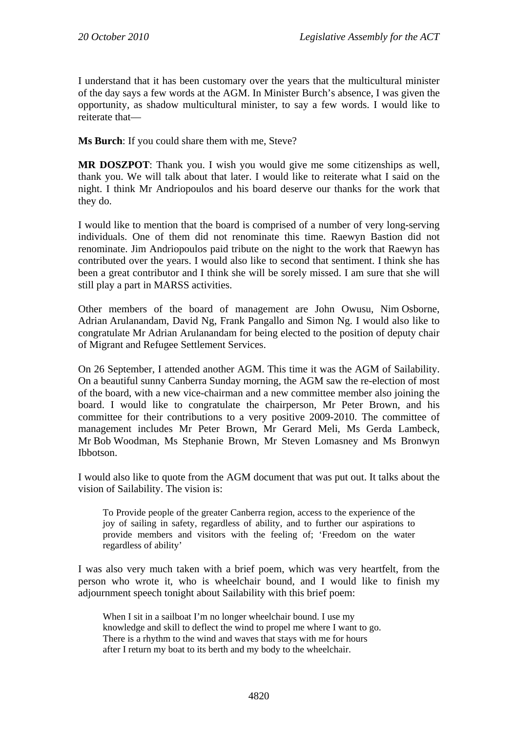I understand that it has been customary over the years that the multicultural minister of the day says a few words at the AGM. In Minister Burch's absence, I was given the opportunity, as shadow multicultural minister, to say a few words. I would like to reiterate that—

**Ms Burch**: If you could share them with me, Steve?

**MR DOSZPOT**: Thank you. I wish you would give me some citizenships as well, thank you. We will talk about that later. I would like to reiterate what I said on the night. I think Mr Andriopoulos and his board deserve our thanks for the work that they do.

I would like to mention that the board is comprised of a number of very long-serving individuals. One of them did not renominate this time. Raewyn Bastion did not renominate. Jim Andriopoulos paid tribute on the night to the work that Raewyn has contributed over the years. I would also like to second that sentiment. I think she has been a great contributor and I think she will be sorely missed. I am sure that she will still play a part in MARSS activities.

Other members of the board of management are John Owusu, Nim Osborne, Adrian Arulanandam, David Ng, Frank Pangallo and Simon Ng. I would also like to congratulate Mr Adrian Arulanandam for being elected to the position of deputy chair of Migrant and Refugee Settlement Services.

On 26 September, I attended another AGM. This time it was the AGM of Sailability. On a beautiful sunny Canberra Sunday morning, the AGM saw the re-election of most of the board, with a new vice-chairman and a new committee member also joining the board. I would like to congratulate the chairperson, Mr Peter Brown, and his committee for their contributions to a very positive 2009-2010. The committee of management includes Mr Peter Brown, Mr Gerard Meli, Ms Gerda Lambeck, Mr Bob Woodman, Ms Stephanie Brown, Mr Steven Lomasney and Ms Bronwyn Ibbotson.

I would also like to quote from the AGM document that was put out. It talks about the vision of Sailability. The vision is:

> To Provide people of the greater Canberra region, access to the experience of the joy of sailing in safety, regardless of ability, and to further our aspirations to provide members and visitors with the feeling of; 'Freedom on the water regardless of ability'

I was also very much taken with a brief poem, which was very heartfelt, from the person who wrote it, who is wheelchair bound, and I would like to finish my adjournment speech tonight about Sailability with this brief poem:

> When I sit in a sailboat I'm no longer wheelchair bound. I use my
> knowledge and skill to deflect the wind to propel me where I want to go.
> There is a rhythm to the wind and waves that stays with me for hours
> after I return my boat to its berth and my body to the wheelchair.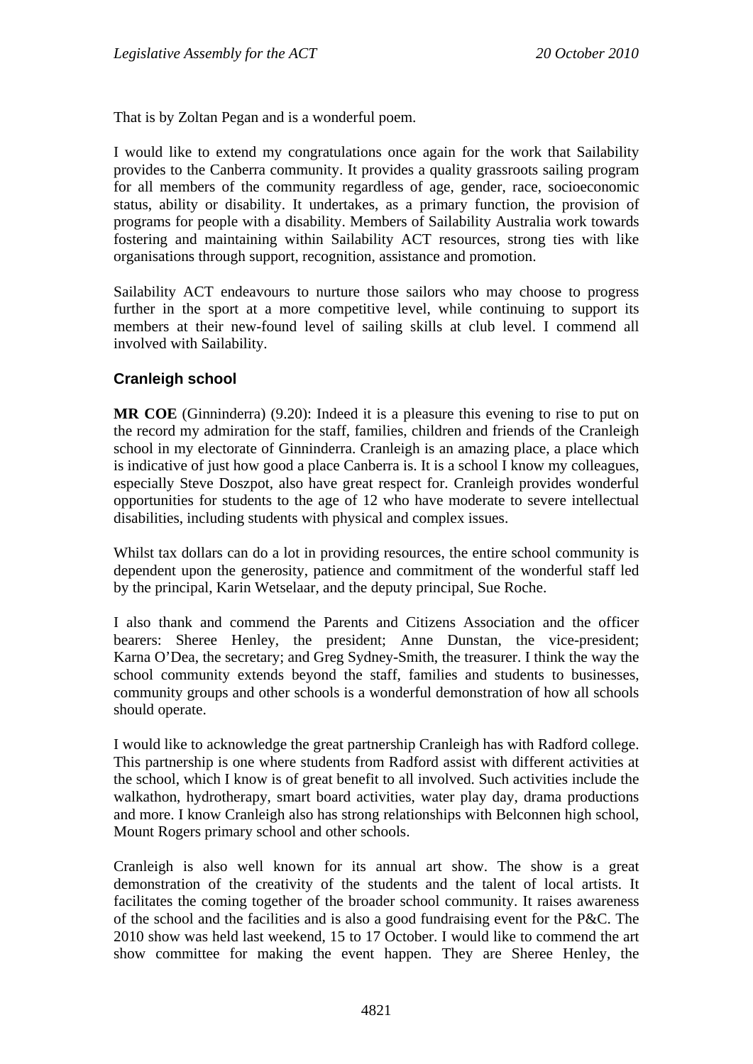That is by Zoltan Pegan and is a wonderful poem.

I would like to extend my congratulations once again for the work that Sailability provides to the Canberra community. It provides a quality grassroots sailing program for all members of the community regardless of age, gender, race, socioeconomic status, ability or disability. It undertakes, as a primary function, the provision of programs for people with a disability. Members of Sailability Australia work towards fostering and maintaining within Sailability ACT resources, strong ties with like organisations through support, recognition, assistance and promotion.

Sailability ACT endeavours to nurture those sailors who may choose to progress further in the sport at a more competitive level, while continuing to support its members at their new-found level of sailing skills at club level. I commend all involved with Sailability.

### Cranleigh school

**MR COE** (Ginninderra) (9.20): Indeed it is a pleasure this evening to rise to put on the record my admiration for the staff, families, children and friends of the Cranleigh school in my electorate of Ginninderra. Cranleigh is an amazing place, a place which is indicative of just how good a place Canberra is. It is a school I know my colleagues, especially Steve Doszpot, also have great respect for. Cranleigh provides wonderful opportunities for students to the age of 12 who have moderate to severe intellectual disabilities, including students with physical and complex issues.

Whilst tax dollars can do a lot in providing resources, the entire school community is dependent upon the generosity, patience and commitment of the wonderful staff led by the principal, Karin Wetselaar, and the deputy principal, Sue Roche.

I also thank and commend the Parents and Citizens Association and the officer bearers: Sheree Henley, the president; Anne Dunstan, the vice-president; Karna O'Dea, the secretary; and Greg Sydney-Smith, the treasurer. I think the way the school community extends beyond the staff, families and students to businesses, community groups and other schools is a wonderful demonstration of how all schools should operate.

I would like to acknowledge the great partnership Cranleigh has with Radford college. This partnership is one where students from Radford assist with different activities at the school, which I know is of great benefit to all involved. Such activities include the walkathon, hydrotherapy, smart board activities, water play day, drama productions and more. I know Cranleigh also has strong relationships with Belconnen high school, Mount Rogers primary school and other schools.

Cranleigh is also well known for its annual art show. The show is a great demonstration of the creativity of the students and the talent of local artists. It facilitates the coming together of the broader school community. It raises awareness of the school and the facilities and is also a good fundraising event for the P&C. The 2010 show was held last weekend, 15 to 17 October. I would like to commend the art show committee for making the event happen. They are Sheree Henley, the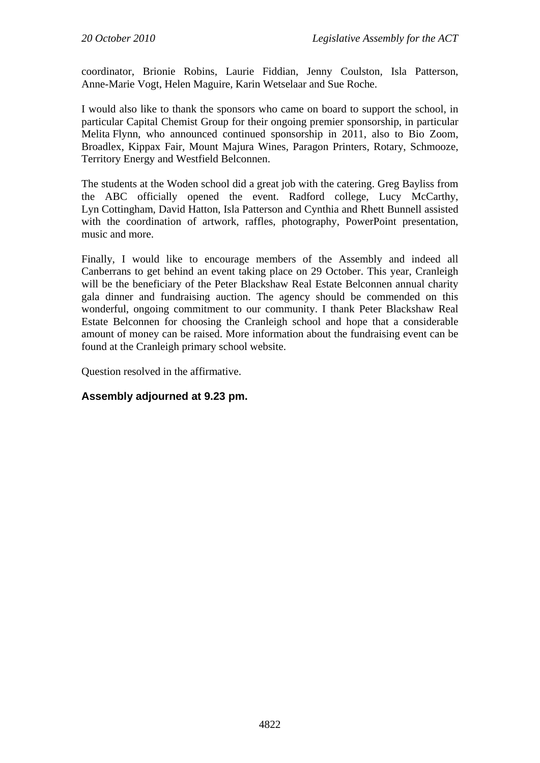coordinator, Brionie Robins, Laurie Fiddian, Jenny Coulston, Isla Patterson, Anne-Marie Vogt, Helen Maguire, Karin Wetselaar and Sue Roche.

I would also like to thank the sponsors who came on board to support the school, in particular Capital Chemist Group for their ongoing premier sponsorship, in particular Melita Flynn, who announced continued sponsorship in 2011, also to Bio Zoom, Broadlex, Kippax Fair, Mount Majura Wines, Paragon Printers, Rotary, Schmooze, Territory Energy and Westfield Belconnen.

The students at the Woden school did a great job with the catering. Greg Bayliss from the ABC officially opened the event. Radford college, Lucy McCarthy, Lyn Cottingham, David Hatton, Isla Patterson and Cynthia and Rhett Bunnell assisted with the coordination of artwork, raffles, photography, PowerPoint presentation, music and more.

Finally, I would like to encourage members of the Assembly and indeed all Canberrans to get behind an event taking place on 29 October. This year, Cranleigh will be the beneficiary of the Peter Blackshaw Real Estate Belconnen annual charity gala dinner and fundraising auction. The agency should be commended on this wonderful, ongoing commitment to our community. I thank Peter Blackshaw Real Estate Belconnen for choosing the Cranleigh school and hope that a considerable amount of money can be raised. More information about the fundraising event can be found at the Cranleigh primary school website.

Question resolved in the affirmative.

**Assembly adjourned at 9.23 pm.**